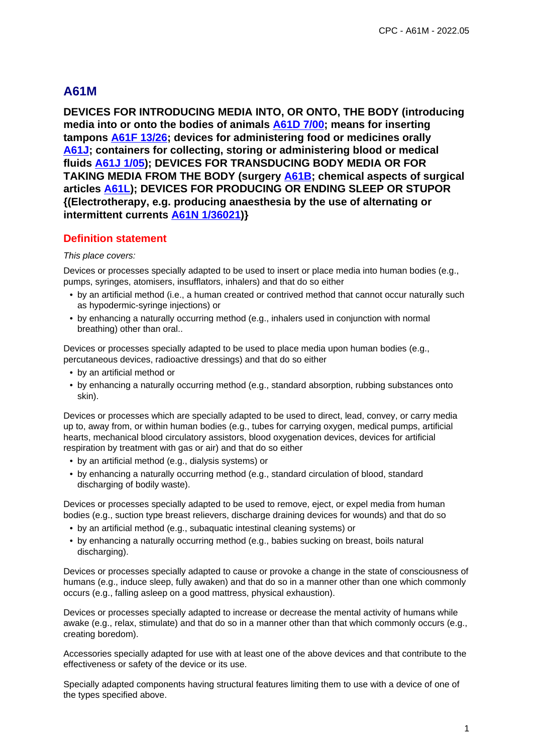# A61M

**DEVICES FOR INTRODUCING MEDIA INTO, OR ONTO, THE BODY (introducing media into or onto the bodies of animals A61D 7/00; means for inserting tampons A61F 13/26; devices for administering food or medicines orally A61J; containers for collecting, storing or administering blood or medical fluids A61J 1/05); DEVICES FOR TRANSDUCING BODY MEDIA OR FOR TAKING MEDIA FROM THE BODY (surgery A61B; chemical aspects of surgical articles A61L); DEVICES FOR PRODUCING OR ENDING SLEEP OR STUPOR {(Electrotherapy, e.g. producing anaesthesia by the use of alternating or intermittent currents A61N 1/36021)}**

## Definition statement

*This place covers:*

Devices or processes specially adapted to be used to insert or place media into human bodies (e.g., pumps, syringes, atomisers, insufflators, inhalers) and that do so either

- by an artificial method (i.e., a human created or contrived method that cannot occur naturally such as hypodermic-syringe injections) or
- by enhancing a naturally occurring method (e.g., inhalers used in conjunction with normal breathing) other than oral..

Devices or processes specially adapted to be used to place media upon human bodies (e.g., percutaneous devices, radioactive dressings) and that do so either

- by an artificial method or
- by enhancing a naturally occurring method (e.g., standard absorption, rubbing substances onto skin).

Devices or processes which are specially adapted to be used to direct, lead, convey, or carry media up to, away from, or within human bodies (e.g., tubes for carrying oxygen, medical pumps, artificial hearts, mechanical blood circulatory assistors, blood oxygenation devices, devices for artificial respiration by treatment with gas or air) and that do so either

- by an artificial method (e.g., dialysis systems) or
- by enhancing a naturally occurring method (e.g., standard circulation of blood, standard discharging of bodily waste).

Devices or processes specially adapted to be used to remove, eject, or expel media from human bodies (e.g., suction type breast relievers, discharge draining devices for wounds) and that do so

- by an artificial method (e.g., subaquatic intestinal cleaning systems) or
- by enhancing a naturally occurring method (e.g., babies sucking on breast, boils natural discharging).

Devices or processes specially adapted to cause or provoke a change in the state of consciousness of humans (e.g., induce sleep, fully awaken) and that do so in a manner other than one which commonly occurs (e.g., falling asleep on a good mattress, physical exhaustion).

Devices or processes specially adapted to increase or decrease the mental activity of humans while awake (e.g., relax, stimulate) and that do so in a manner other than that which commonly occurs (e.g., creating boredom).

Accessories specially adapted for use with at least one of the above devices and that contribute to the effectiveness or safety of the device or its use.

Specially adapted components having structural features limiting them to use with a device of one of the types specified above.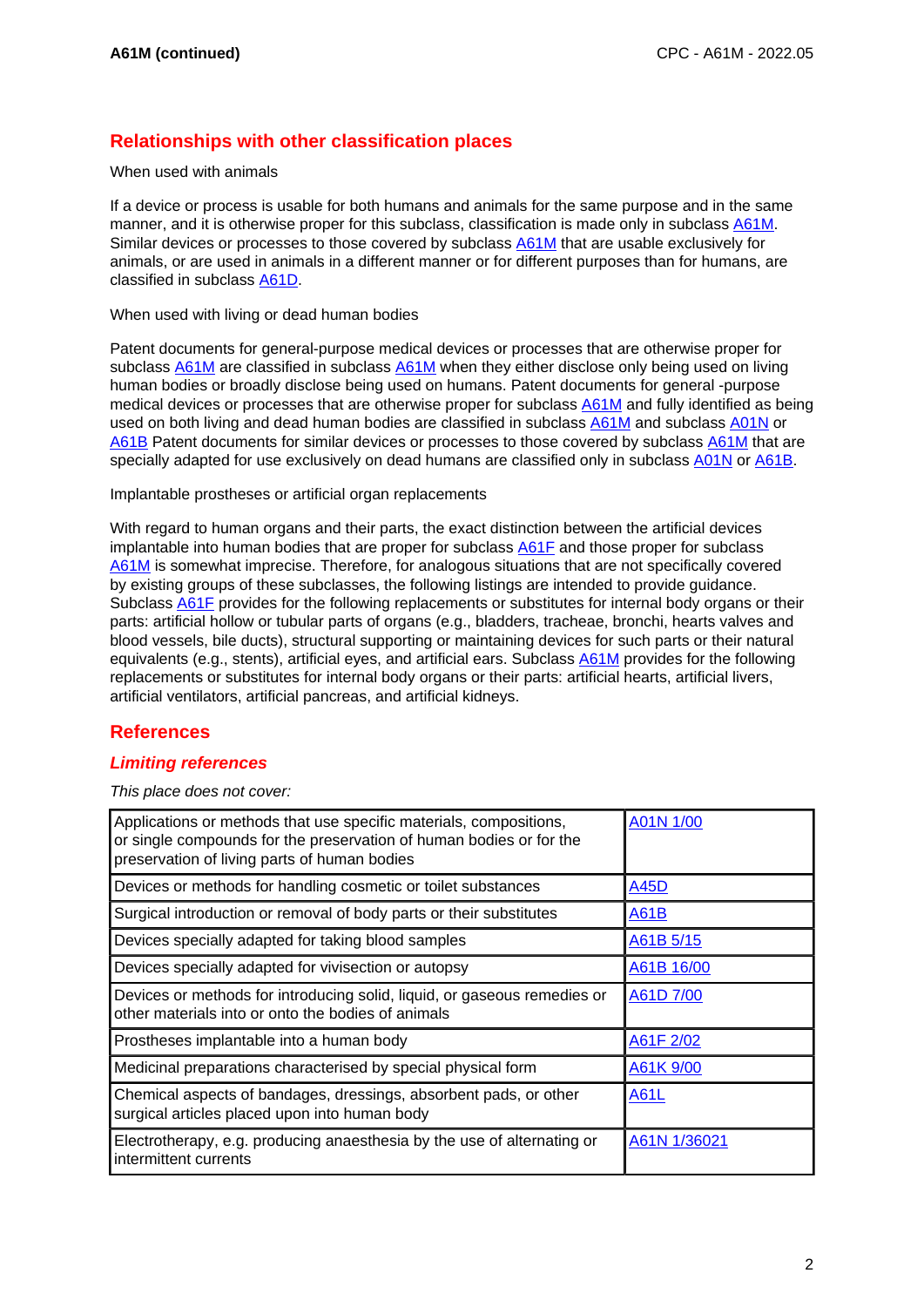## Relationships with other classification places

When used with animals

If a device or process is usable for both humans and animals for the same purpose and in the same manner, and it is otherwise proper for this subclass, classification is made only in subclass A61M. Similar devices or processes to those covered by subclass A61M that are usable exclusively for animals, or are used in animals in a different manner or for different purposes than for humans, are classified in subclass A61D.

When used with living or dead human bodies

Patent documents for general-purpose medical devices or processes that are otherwise proper for subclass A61M are classified in subclass A61M when they either disclose only being used on living human bodies or broadly disclose being used on humans. Patent documents for general -purpose medical devices or processes that are otherwise proper for subclass A61M and fully identified as being used on both living and dead human bodies are classified in subclass A61M and subclass A01N or A61B Patent documents for similar devices or processes to those covered by subclass A61M that are specially adapted for use exclusively on dead humans are classified only in subclass A01N or A61B.

Implantable prostheses or artificial organ replacements

With regard to human organs and their parts, the exact distinction between the artificial devices implantable into human bodies that are proper for subclass A61F and those proper for subclass A61M is somewhat imprecise. Therefore, for analogous situations that are not specifically covered by existing groups of these subclasses, the following listings are intended to provide guidance. Subclass A61F provides for the following replacements or substitutes for internal body organs or their parts: artificial hollow or tubular parts of organs (e.g., bladders, tracheae, bronchi, hearts valves and blood vessels, bile ducts), structural supporting or maintaining devices for such parts or their natural equivalents (e.g., stents), artificial eyes, and artificial ears. Subclass A61M provides for the following replacements or substitutes for internal body organs or their parts: artificial hearts, artificial livers, artificial ventilators, artificial pancreas, and artificial kidneys.

## References

### *Limiting references*

*This place does not cover:*

| | |
|---|---|
| Applications or methods that use specific materials, compositions, or single compounds for the preservation of human bodies or for the preservation of living parts of human bodies | A01N 1/00 |
| Devices or methods for handling cosmetic or toilet substances | A45D |
| Surgical introduction or removal of body parts or their substitutes | A61B |
| Devices specially adapted for taking blood samples | A61B 5/15 |
| Devices specially adapted for vivisection or autopsy | A61B 16/00 |
| Devices or methods for introducing solid, liquid, or gaseous remedies or other materials into or onto the bodies of animals | A61D 7/00 |
| Prostheses implantable into a human body | A61F 2/02 |
| Medicinal preparations characterised by special physical form | A61K 9/00 |
| Chemical aspects of bandages, dressings, absorbent pads, or other surgical articles placed upon into human body | A61L |
| Electrotherapy, e.g. producing anaesthesia by the use of alternating or intermittent currents | A61N 1/36021 |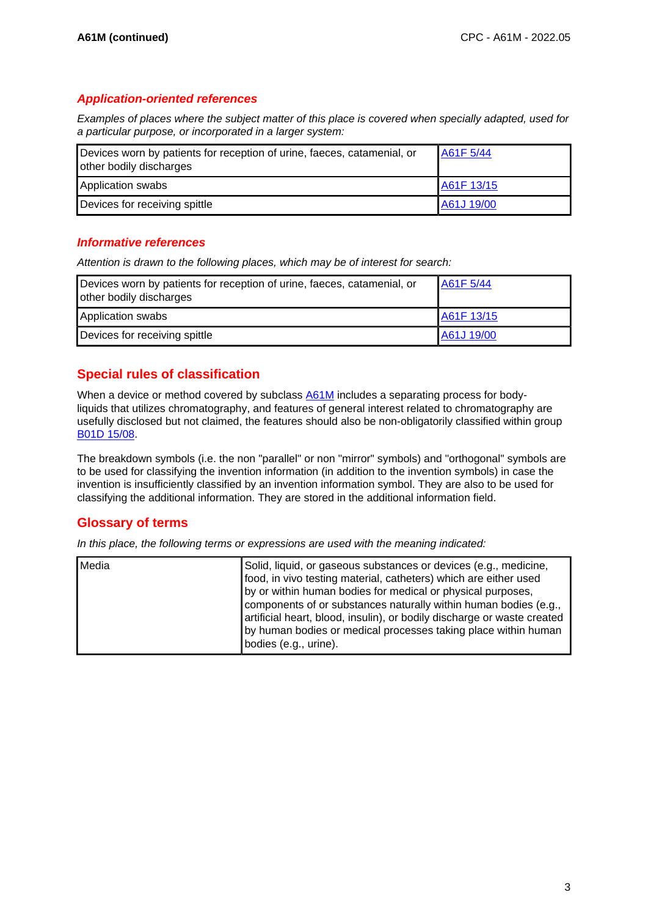### *Application-oriented references*

*Examples of places where the subject matter of this place is covered when specially adapted, used for a particular purpose, or incorporated in a larger system:*

| | |
|---|---|
| Devices worn by patients for reception of urine, faeces, catamenial, or other bodily discharges | A61F 5/44 |
| Application swabs | A61F 13/15 |
| Devices for receiving spittle | A61J 19/00 |

### *Informative references*

*Attention is drawn to the following places, which may be of interest for search:*

| | |
|---|---|
| Devices worn by patients for reception of urine, faeces, catamenial, or other bodily discharges | A61F 5/44 |
| Application swabs | A61F 13/15 |
| Devices for receiving spittle | A61J 19/00 |

## Special rules of classification

When a device or method covered by subclass A61M includes a separating process for body-liquids that utilizes chromatography, and features of general interest related to chromatography are usefully disclosed but not claimed, the features should also be non-obligatorily classified within group B01D 15/08.

The breakdown symbols (i.e. the non "parallel" or non "mirror" symbols) and "orthogonal" symbols are to be used for classifying the invention information (in addition to the invention symbols) in case the invention is insufficiently classified by an invention information symbol. They are also to be used for classifying the additional information. They are stored in the additional information field.

## Glossary of terms

*In this place, the following terms or expressions are used with the meaning indicated:*

| | |
|---|---|
| Media | Solid, liquid, or gaseous substances or devices (e.g., medicine, food, in vivo testing material, catheters) which are either used by or within human bodies for medical or physical purposes, components of or substances naturally within human bodies (e.g., artificial heart, blood, insulin), or bodily discharge or waste created by human bodies or medical processes taking place within human bodies (e.g., urine). |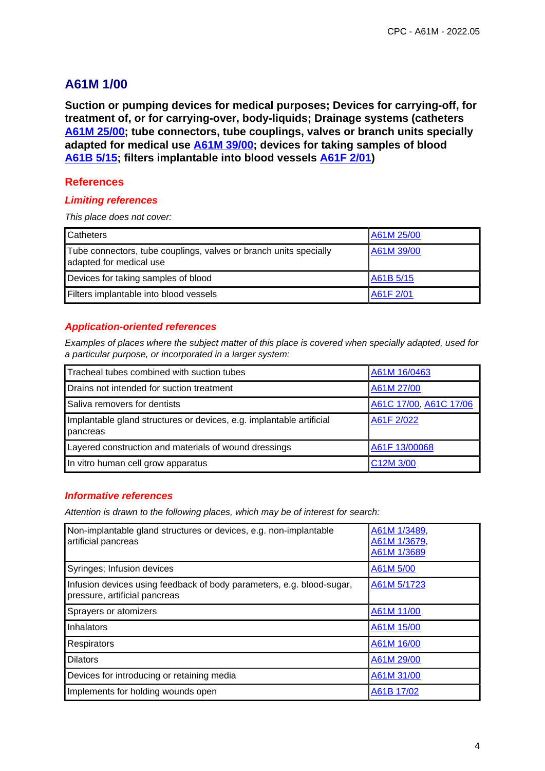## A61M 1/00

**Suction or pumping devices for medical purposes; Devices for carrying-off, for treatment of, or for carrying-over, body-liquids; Drainage systems (catheters A61M 25/00; tube connectors, tube couplings, valves or branch units specially adapted for medical use A61M 39/00; devices for taking samples of blood A61B 5/15; filters implantable into blood vessels A61F 2/01)**

### References

#### *Limiting references*

*This place does not cover:*

| | |
|---|---|
| Catheters | A61M 25/00 |
| Tube connectors, tube couplings, valves or branch units specially adapted for medical use | A61M 39/00 |
| Devices for taking samples of blood | A61B 5/15 |
| Filters implantable into blood vessels | A61F 2/01 |

#### *Application-oriented references*

*Examples of places where the subject matter of this place is covered when specially adapted, used for a particular purpose, or incorporated in a larger system:*

| | |
|---|---|
| Tracheal tubes combined with suction tubes | A61M 16/0463 |
| Drains not intended for suction treatment | A61M 27/00 |
| Saliva removers for dentists | A61C 17/00, A61C 17/06 |
| Implantable gland structures or devices, e.g. implantable artificial pancreas | A61F 2/022 |
| Layered construction and materials of wound dressings | A61F 13/00068 |
| In vitro human cell grow apparatus | C12M 3/00 |

#### *Informative references*

*Attention is drawn to the following places, which may be of interest for search:*

| | |
|---|---|
| Non-implantable gland structures or devices, e.g. non-implantable artificial pancreas | A61M 1/3489, A61M 1/3679, A61M 1/3689 |
| Syringes; Infusion devices | A61M 5/00 |
| Infusion devices using feedback of body parameters, e.g. blood-sugar, pressure, artificial pancreas | A61M 5/1723 |
| Sprayers or atomizers | A61M 11/00 |
| Inhalators | A61M 15/00 |
| Respirators | A61M 16/00 |
| Dilators | A61M 29/00 |
| Devices for introducing or retaining media | A61M 31/00 |
| Implements for holding wounds open | A61B 17/02 |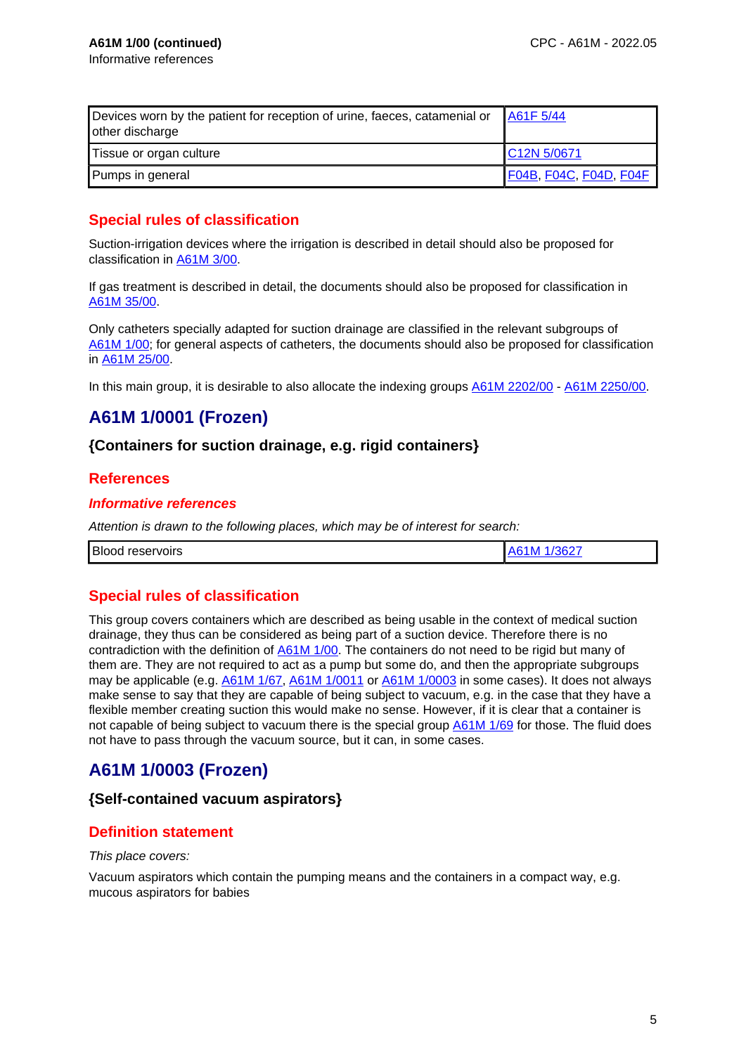**A61M 1/00 (continued)**
Informative references

| Devices worn by the patient for reception of urine, faeces, catamenial or other discharge | A61F 5/44 |
|---|---|
| Tissue or organ culture | C12N 5/0671 |
| Pumps in general | F04B, F04C, F04D, F04F |

## Special rules of classification

Suction-irrigation devices where the irrigation is described in detail should also be proposed for classification in A61M 3/00.

If gas treatment is described in detail, the documents should also be proposed for classification in A61M 35/00.

Only catheters specially adapted for suction drainage are classified in the relevant subgroups of A61M 1/00; for general aspects of catheters, the documents should also be proposed for classification in A61M 25/00.

In this main group, it is desirable to also allocate the indexing groups A61M 2202/00 - A61M 2250/00.

# A61M 1/0001 (Frozen)

### {Containers for suction drainage, e.g. rigid containers}

## References

### *Informative references*

*Attention is drawn to the following places, which may be of interest for search:*

| Blood reservoirs | A61M 1/3627 |
|---|---|

## Special rules of classification

This group covers containers which are described as being usable in the context of medical suction drainage, they thus can be considered as being part of a suction device. Therefore there is no contradiction with the definition of A61M 1/00. The containers do not need to be rigid but many of them are. They are not required to act as a pump but some do, and then the appropriate subgroups may be applicable (e.g. A61M 1/67, A61M 1/0011 or A61M 1/0003 in some cases). It does not always make sense to say that they are capable of being subject to vacuum, e.g. in the case that they have a flexible member creating suction this would make no sense. However, if it is clear that a container is not capable of being subject to vacuum there is the special group A61M 1/69 for those. The fluid does not have to pass through the vacuum source, but it can, in some cases.

# A61M 1/0003 (Frozen)

### {Self-contained vacuum aspirators}

## Definition statement

*This place covers:*

Vacuum aspirators which contain the pumping means and the containers in a compact way, e.g. mucous aspirators for babies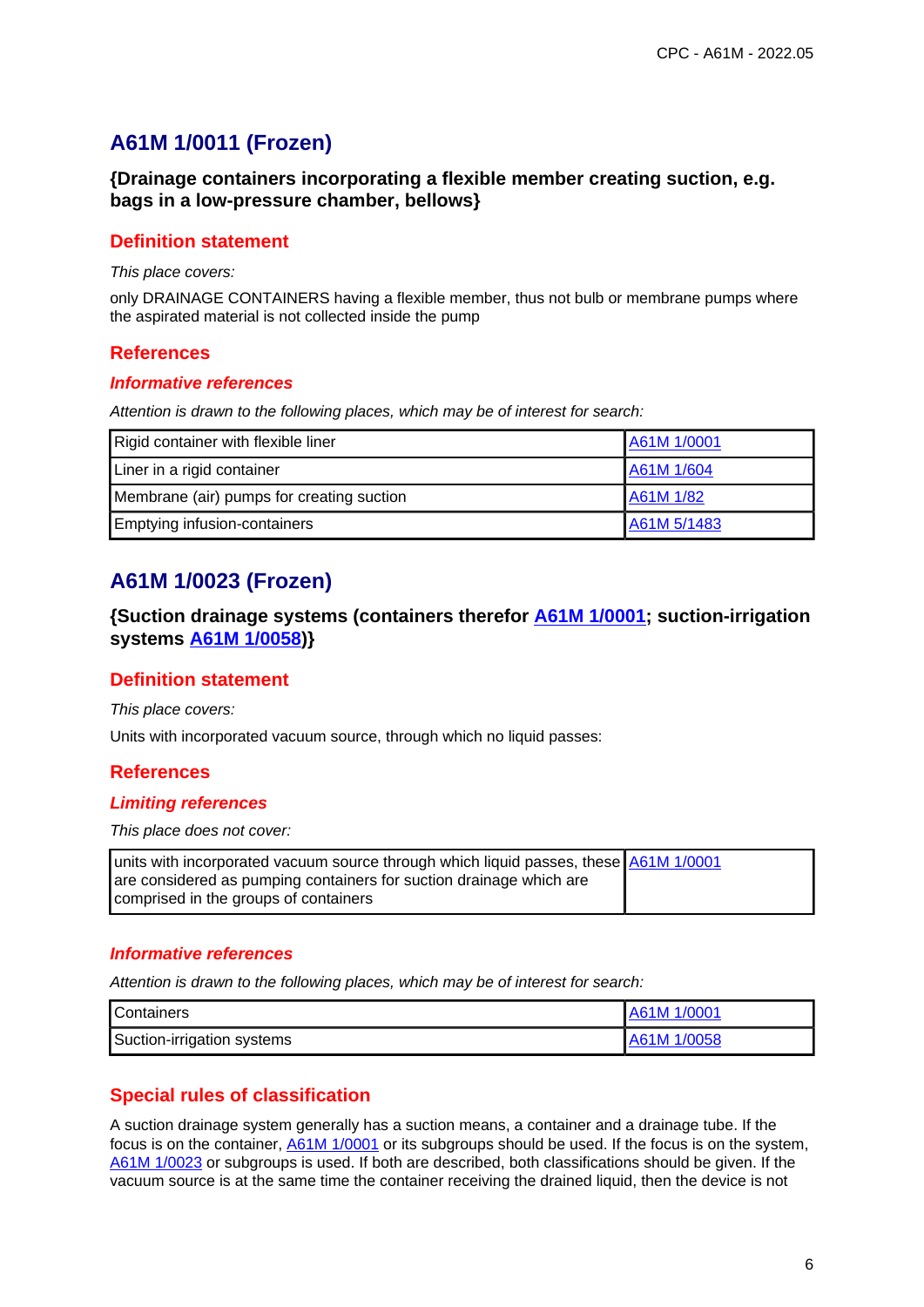## A61M 1/0011 (Frozen)

### {Drainage containers incorporating a flexible member creating suction, e.g. bags in a low-pressure chamber, bellows}

### Definition statement

*This place covers:*

only DRAINAGE CONTAINERS having a flexible member, thus not bulb or membrane pumps where the aspirated material is not collected inside the pump

### References

#### *Informative references*

*Attention is drawn to the following places, which may be of interest for search:*

| | |
|---|---|
| Rigid container with flexible liner | A61M 1/0001 |
| Liner in a rigid container | A61M 1/604 |
| Membrane (air) pumps for creating suction | A61M 1/82 |
| Emptying infusion-containers | A61M 5/1483 |

## A61M 1/0023 (Frozen)

### {Suction drainage systems (containers therefor A61M 1/0001; suction-irrigation systems A61M 1/0058)}

### Definition statement

*This place covers:*

Units with incorporated vacuum source, through which no liquid passes:

### References

#### *Limiting references*

*This place does not cover:*

| | |
|---|---|
| units with incorporated vacuum source through which liquid passes, these are considered as pumping containers for suction drainage which are comprised in the groups of containers | A61M 1/0001 |

#### *Informative references*

*Attention is drawn to the following places, which may be of interest for search:*

| | |
|---|---|
| Containers | A61M 1/0001 |
| Suction-irrigation systems | A61M 1/0058 |

### Special rules of classification

A suction drainage system generally has a suction means, a container and a drainage tube. If the focus is on the container, A61M 1/0001 or its subgroups should be used. If the focus is on the system, A61M 1/0023 or subgroups is used. If both are described, both classifications should be given. If the vacuum source is at the same time the container receiving the drained liquid, then the device is not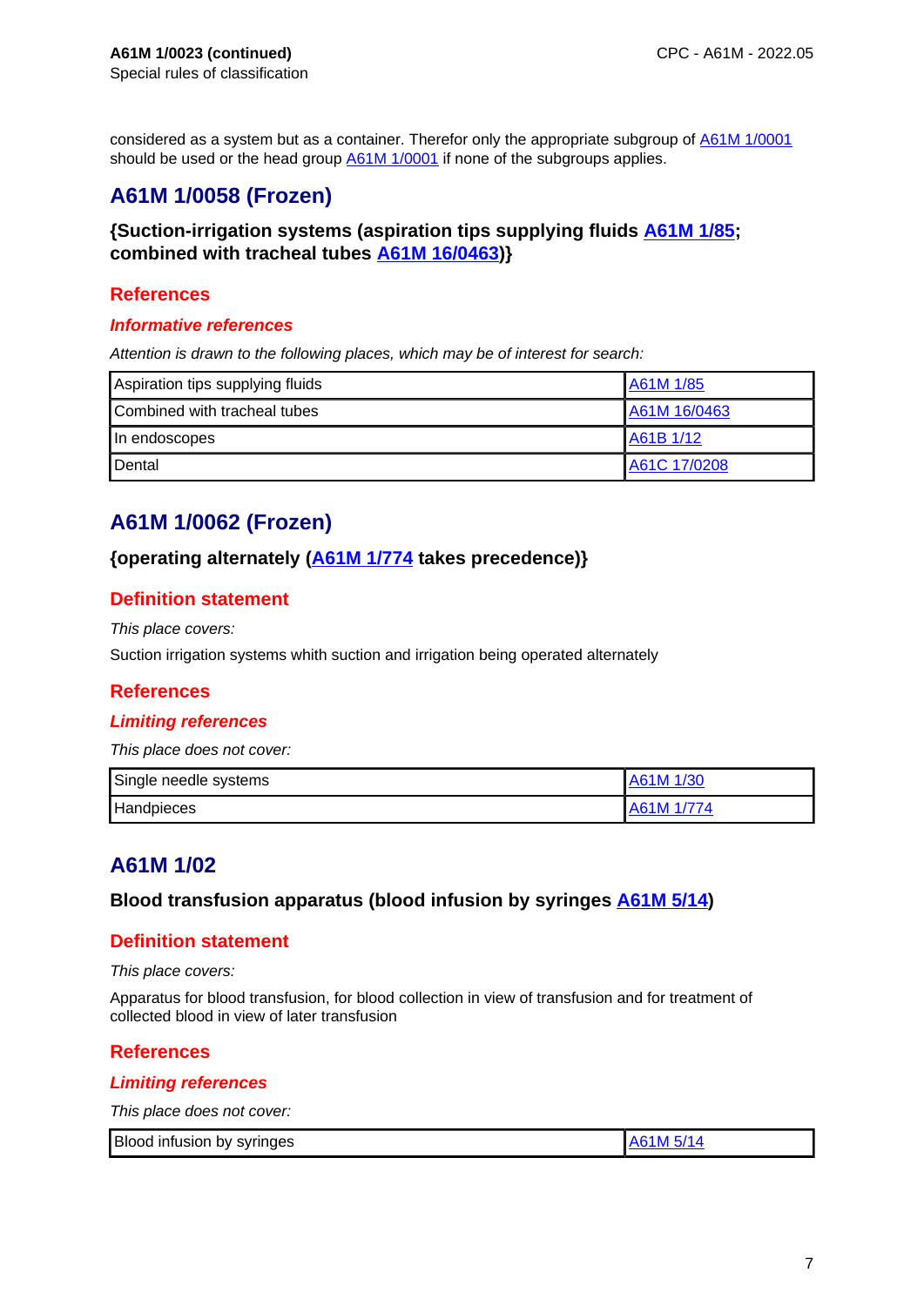considered as a system but as a container. Therefor only the appropriate subgroup of A61M 1/0001 should be used or the head group A61M 1/0001 if none of the subgroups applies.

## A61M 1/0058 (Frozen)

### {Suction-irrigation systems (aspiration tips supplying fluids A61M 1/85; combined with tracheal tubes A61M 16/0463)}

### References

#### *Informative references*

*Attention is drawn to the following places, which may be of interest for search:*

| | |
|---|---|
| Aspiration tips supplying fluids | A61M 1/85 |
| Combined with tracheal tubes | A61M 16/0463 |
| In endoscopes | A61B 1/12 |
| Dental | A61C 17/0208 |

## A61M 1/0062 (Frozen)

### {operating alternately (A61M 1/774 takes precedence)}

### Definition statement

*This place covers:*

Suction irrigation systems whith suction and irrigation being operated alternately

### References

#### *Limiting references*

*This place does not cover:*

| | |
|---|---|
| Single needle systems | A61M 1/30 |
| Handpieces | A61M 1/774 |

## A61M 1/02

### Blood transfusion apparatus (blood infusion by syringes A61M 5/14)

### Definition statement

*This place covers:*

Apparatus for blood transfusion, for blood collection in view of transfusion and for treatment of collected blood in view of later transfusion

### References

#### *Limiting references*

*This place does not cover:*

| | |
|---|---|
| Blood infusion by syringes | A61M 5/14 |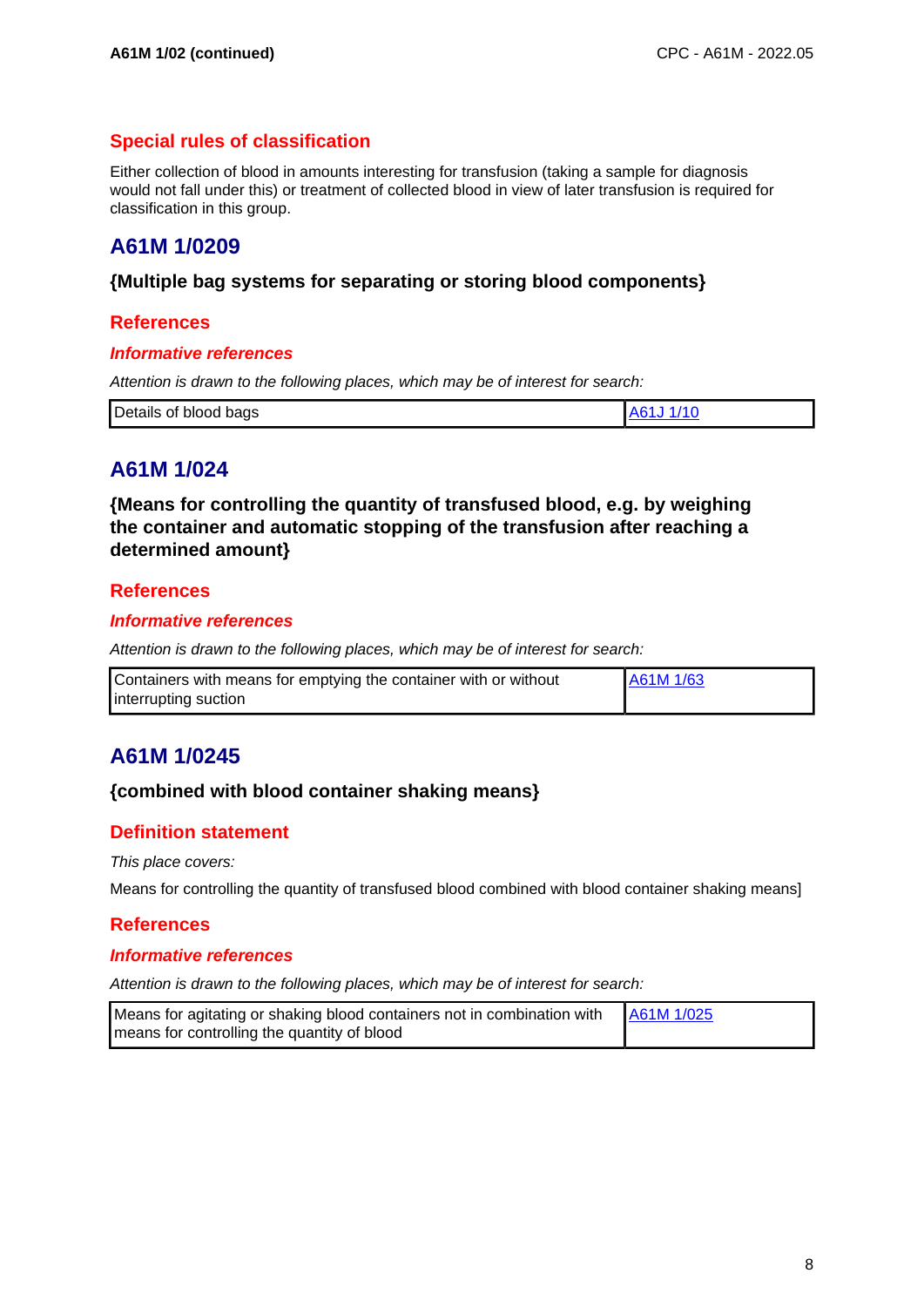## Special rules of classification

Either collection of blood in amounts interesting for transfusion (taking a sample for diagnosis would not fall under this) or treatment of collected blood in view of later transfusion is required for classification in this group.

# A61M 1/0209

### {Multiple bag systems for separating or storing blood components}

## References

### *Informative references*

*Attention is drawn to the following places, which may be of interest for search:*

| Details of blood bags | A61J 1/10 |
|---|---|

# A61M 1/024

### {Means for controlling the quantity of transfused blood, e.g. by weighing the container and automatic stopping of the transfusion after reaching a determined amount}

## References

### *Informative references*

*Attention is drawn to the following places, which may be of interest for search:*

| Containers with means for emptying the container with or without interrupting suction | A61M 1/63 |
|---|---|

# A61M 1/0245

### {combined with blood container shaking means}

## Definition statement

*This place covers:*

Means for controlling the quantity of transfused blood combined with blood container shaking means]

## References

### *Informative references*

*Attention is drawn to the following places, which may be of interest for search:*

| Means for agitating or shaking blood containers not in combination with means for controlling the quantity of blood | A61M 1/025 |
|---|---|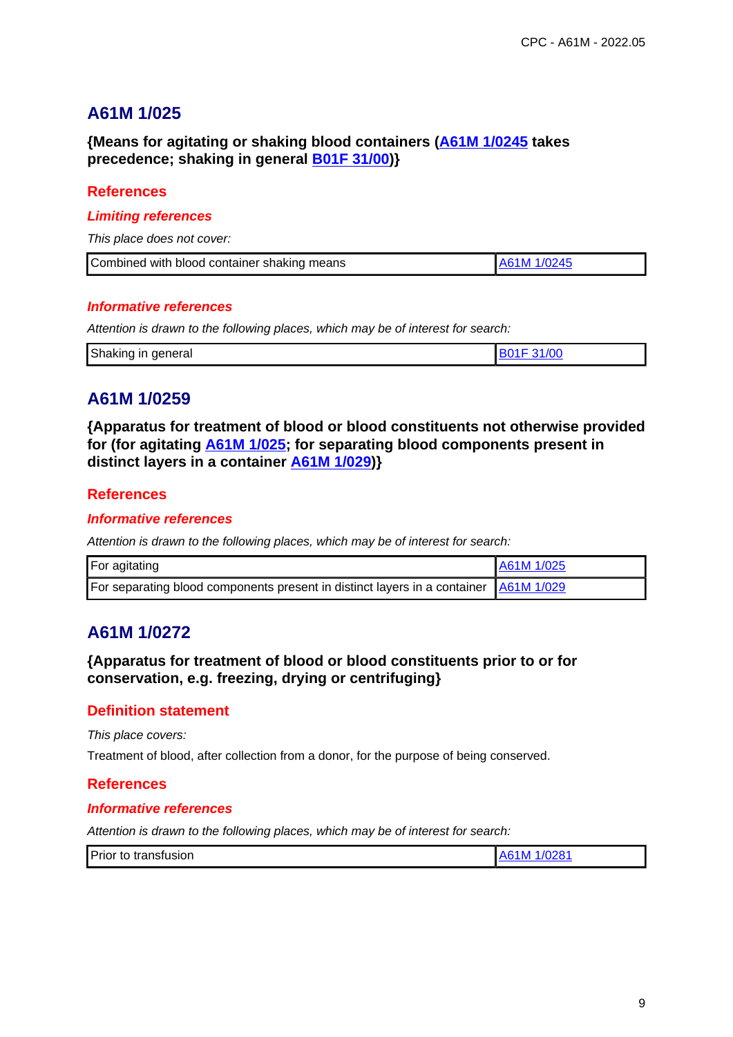## A61M 1/025

**{Means for agitating or shaking blood containers (A61M 1/0245 takes precedence; shaking in general B01F 31/00)}**

### References

#### *Limiting references*

*This place does not cover:*

| Combined with blood container shaking means | A61M 1/0245 |
|---|---|

#### *Informative references*

*Attention is drawn to the following places, which may be of interest for search:*

| Shaking in general | B01F 31/00 |
|---|---|

## A61M 1/0259

**{Apparatus for treatment of blood or blood constituents not otherwise provided for (for agitating A61M 1/025; for separating blood components present in distinct layers in a container A61M 1/029)}**

### References

#### *Informative references*

*Attention is drawn to the following places, which may be of interest for search:*

| For agitating | A61M 1/025 |
|---|---|
| For separating blood components present in distinct layers in a container | A61M 1/029 |

## A61M 1/0272

**{Apparatus for treatment of blood or blood constituents prior to or for conservation, e.g. freezing, drying or centrifuging}**

### Definition statement

*This place covers:*

Treatment of blood, after collection from a donor, for the purpose of being conserved.

### References

#### *Informative references*

*Attention is drawn to the following places, which may be of interest for search:*

| Prior to transfusion | A61M 1/0281 |
|---|---|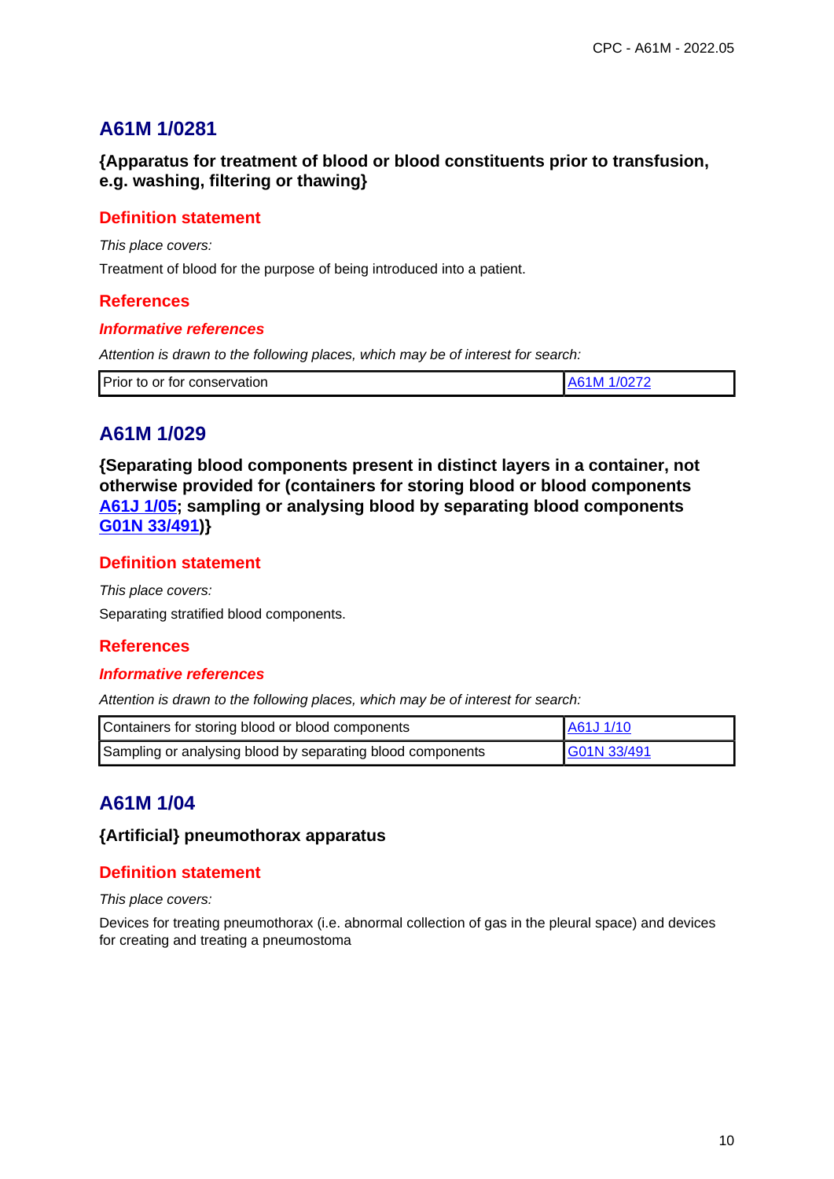## A61M 1/0281

### {Apparatus for treatment of blood or blood constituents prior to transfusion, e.g. washing, filtering or thawing}

### Definition statement

*This place covers:*

Treatment of blood for the purpose of being introduced into a patient.

### References

#### *Informative references*

*Attention is drawn to the following places, which may be of interest for search:*

| Prior to or for conservation | A61M 1/0272 |
|---|---|

## A61M 1/029

### {Separating blood components present in distinct layers in a container, not otherwise provided for (containers for storing blood or blood components A61J 1/05; sampling or analysing blood by separating blood components G01N 33/491)}

### Definition statement

*This place covers:*

Separating stratified blood components.

### References

#### *Informative references*

*Attention is drawn to the following places, which may be of interest for search:*

| Containers for storing blood or blood components | A61J 1/10 |
|---|---|
| Sampling or analysing blood by separating blood components | G01N 33/491 |

## A61M 1/04

### {Artificial} pneumothorax apparatus

### Definition statement

*This place covers:*

Devices for treating pneumothorax (i.e. abnormal collection of gas in the pleural space) and devices for creating and treating a pneumostoma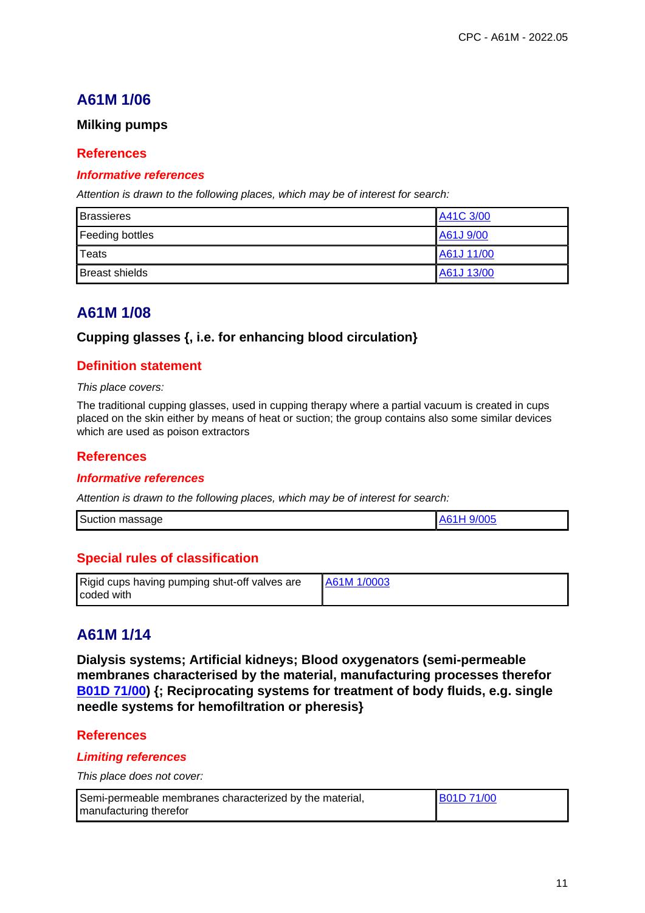## A61M 1/06

**Milking pumps**

### References

#### *Informative references*

*Attention is drawn to the following places, which may be of interest for search:*

| | |
|---|---|
| Brassieres | A41C 3/00 |
| Feeding bottles | A61J 9/00 |
| Teats | A61J 11/00 |
| Breast shields | A61J 13/00 |

## A61M 1/08

**Cupping glasses {, i.e. for enhancing blood circulation}**

### Definition statement

*This place covers:*

The traditional cupping glasses, used in cupping therapy where a partial vacuum is created in cups placed on the skin either by means of heat or suction; the group contains also some similar devices which are used as poison extractors

### References

#### *Informative references*

*Attention is drawn to the following places, which may be of interest for search:*

| | |
|---|---|
| Suction massage | A61H 9/005 |

### Special rules of classification

| | |
|---|---|
| Rigid cups having pumping shut-off valves are coded with | A61M 1/0003 |

## A61M 1/14

**Dialysis systems; Artificial kidneys; Blood oxygenators (semi-permeable membranes characterised by the material, manufacturing processes therefor B01D 71/00) {; Reciprocating systems for treatment of body fluids, e.g. single needle systems for hemofiltration or pheresis}**

### References

#### *Limiting references*

*This place does not cover:*

| | |
|---|---|
| Semi-permeable membranes characterized by the material, manufacturing therefor | B01D 71/00 |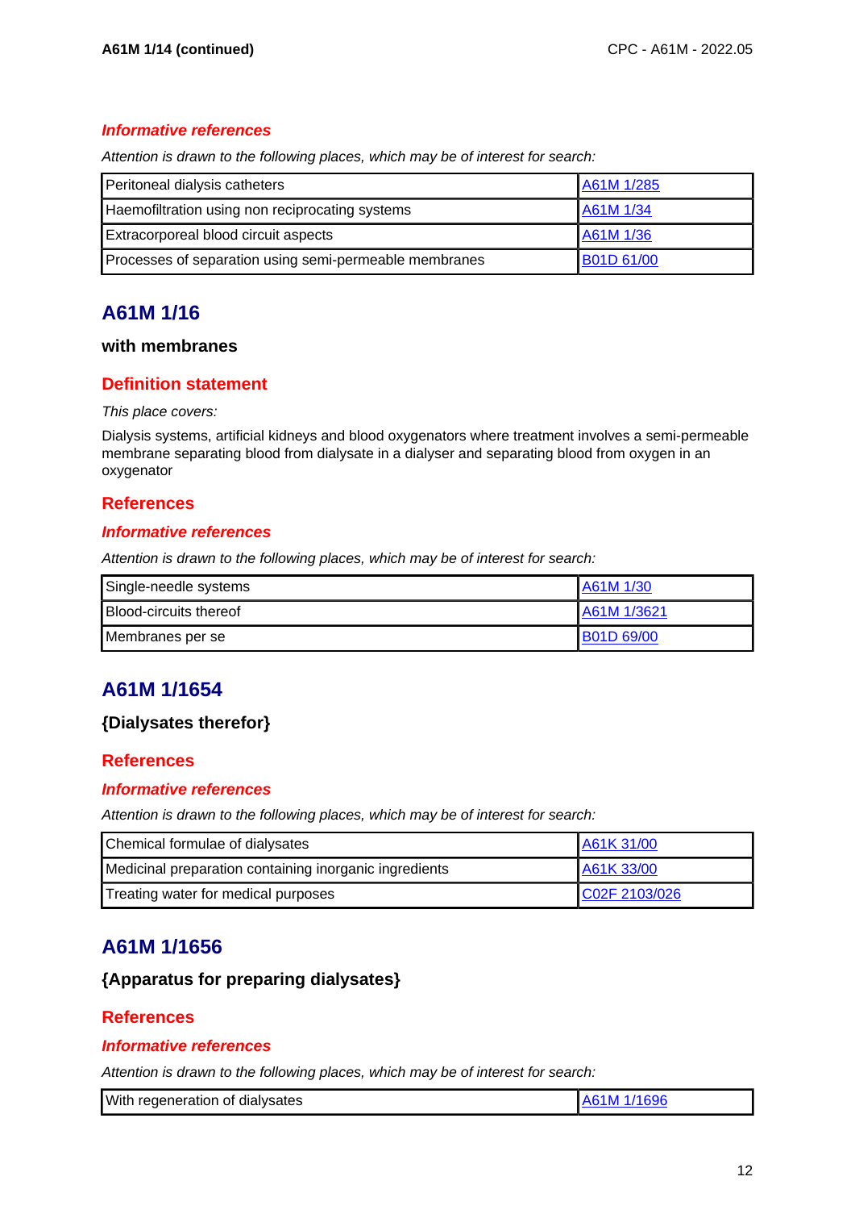### *Informative references*

*Attention is drawn to the following places, which may be of interest for search:*

| | |
|---|---|
| Peritoneal dialysis catheters | A61M 1/285 |
| Haemofiltration using non reciprocating systems | A61M 1/34 |
| Extracorporeal blood circuit aspects | A61M 1/36 |
| Processes of separation using semi-permeable membranes | B01D 61/00 |

# A61M 1/16

**with membranes**

## Definition statement

*This place covers:*

Dialysis systems, artificial kidneys and blood oxygenators where treatment involves a semi-permeable membrane separating blood from dialysate in a dialyser and separating blood from oxygen in an oxygenator

## References

### *Informative references*

*Attention is drawn to the following places, which may be of interest for search:*

| | |
|---|---|
| Single-needle systems | A61M 1/30 |
| Blood-circuits thereof | A61M 1/3621 |
| Membranes per se | B01D 69/00 |

# A61M 1/1654

**{Dialysates therefor}**

## References

### *Informative references*

*Attention is drawn to the following places, which may be of interest for search:*

| | |
|---|---|
| Chemical formulae of dialysates | A61K 31/00 |
| Medicinal preparation containing inorganic ingredients | A61K 33/00 |
| Treating water for medical purposes | C02F 2103/026 |

# A61M 1/1656

**{Apparatus for preparing dialysates}**

## References

### *Informative references*

*Attention is drawn to the following places, which may be of interest for search:*

| | |
|---|---|
| With regeneration of dialysates | A61M 1/1696 |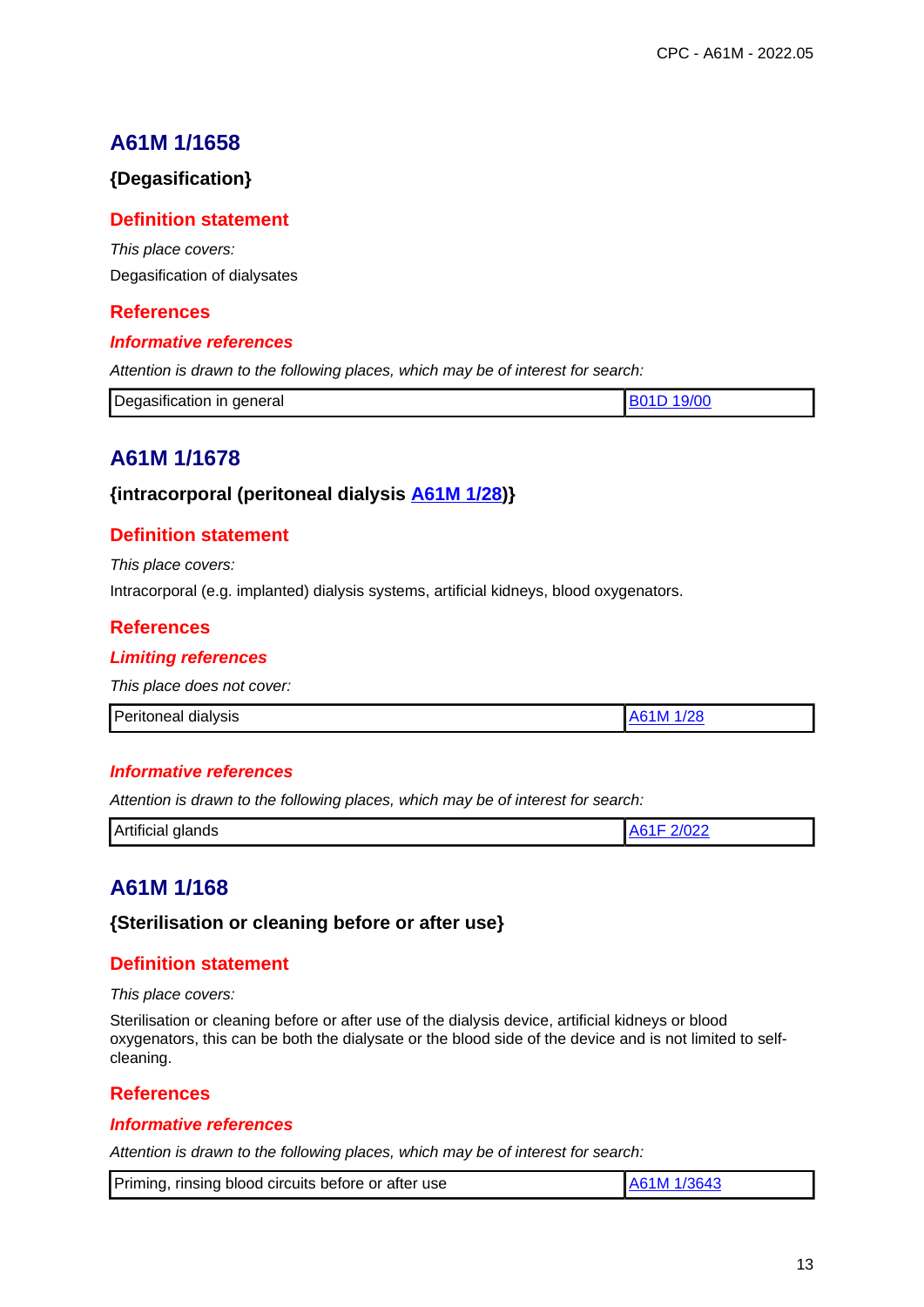## A61M 1/1658

### {Degasification}

### Definition statement

*This place covers:*

Degasification of dialysates

### References

#### *Informative references*

*Attention is drawn to the following places, which may be of interest for search:*

| Degasification in general | B01D 19/00 |
|---|---|

## A61M 1/1678

### {intracorporal (peritoneal dialysis A61M 1/28)}

### Definition statement

*This place covers:*

Intracorporal (e.g. implanted) dialysis systems, artificial kidneys, blood oxygenators.

### References

#### *Limiting references*

*This place does not cover:*

| Peritoneal dialysis | A61M 1/28 |
|---|---|

#### *Informative references*

*Attention is drawn to the following places, which may be of interest for search:*

| Artificial glands | A61F 2/022 |
|---|---|

## A61M 1/168

### {Sterilisation or cleaning before or after use}

### Definition statement

*This place covers:*

Sterilisation or cleaning before or after use of the dialysis device, artificial kidneys or blood oxygenators, this can be both the dialysate or the blood side of the device and is not limited to self-cleaning.

### References

#### *Informative references*

*Attention is drawn to the following places, which may be of interest for search:*

| Priming, rinsing blood circuits before or after use | A61M 1/3643 |
|---|---|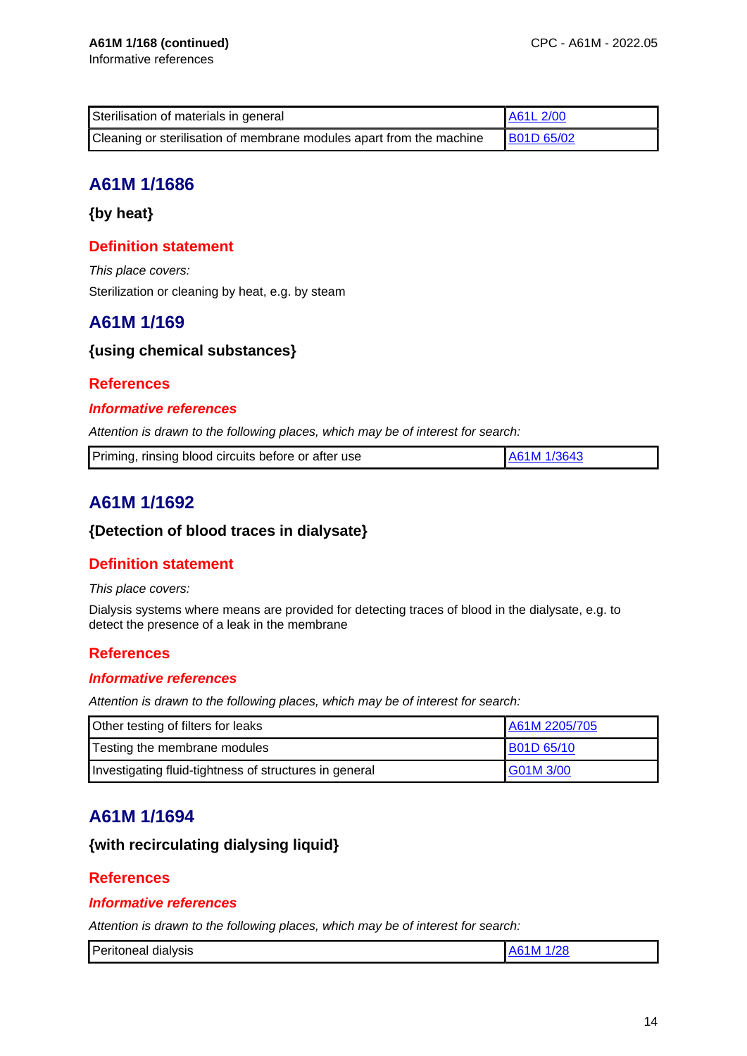**A61M 1/168 (continued)**
Informative references

| | |
|---|---|
| Sterilisation of materials in general | A61L 2/00 |
| Cleaning or sterilisation of membrane modules apart from the machine | B01D 65/02 |

## A61M 1/1686

### {by heat}

#### Definition statement

*This place covers:*

Sterilization or cleaning by heat, e.g. by steam

## A61M 1/169

### {using chemical substances}

#### References

##### *Informative references*

*Attention is drawn to the following places, which may be of interest for search:*

| | |
|---|---|
| Priming, rinsing blood circuits before or after use | A61M 1/3643 |

## A61M 1/1692

### {Detection of blood traces in dialysate}

#### Definition statement

*This place covers:*

Dialysis systems where means are provided for detecting traces of blood in the dialysate, e.g. to detect the presence of a leak in the membrane

#### References

##### *Informative references*

*Attention is drawn to the following places, which may be of interest for search:*

| | |
|---|---|
| Other testing of filters for leaks | A61M 2205/705 |
| Testing the membrane modules | B01D 65/10 |
| Investigating fluid-tightness of structures in general | G01M 3/00 |

## A61M 1/1694

### {with recirculating dialysing liquid}

#### References

##### *Informative references*

*Attention is drawn to the following places, which may be of interest for search:*

| | |
|---|---|
| Peritoneal dialysis | A61M 1/28 |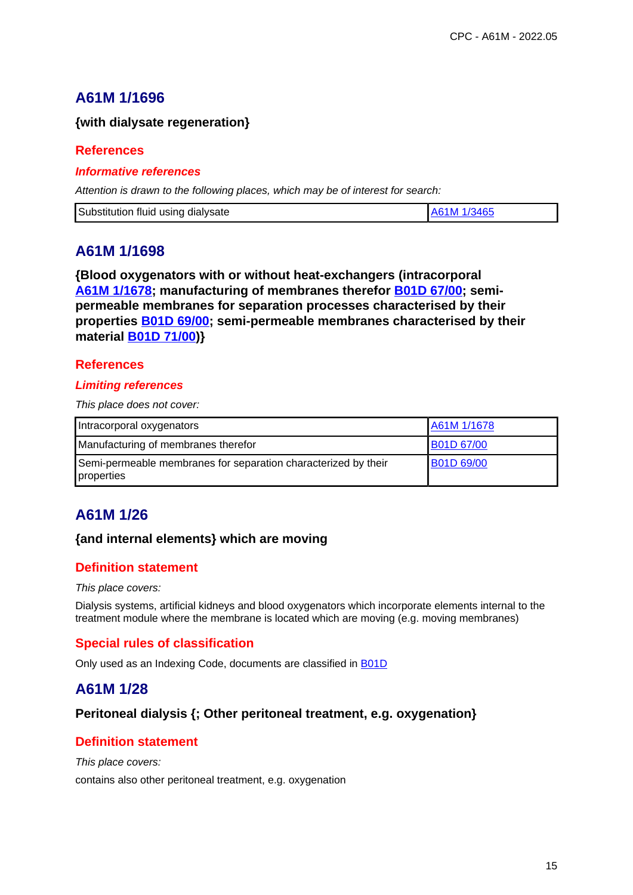## A61M 1/1696

**{with dialysate regeneration}**

### References

#### *Informative references*

*Attention is drawn to the following places, which may be of interest for search:*

| | |
|---|---|
| Substitution fluid using dialysate | A61M 1/3465 |

## A61M 1/1698

**{Blood oxygenators with or without heat-exchangers (intracorporal A61M 1/1678; manufacturing of membranes therefor B01D 67/00; semi-permeable membranes for separation processes characterised by their properties B01D 69/00; semi-permeable membranes characterised by their material B01D 71/00)}**

### References

#### *Limiting references*

*This place does not cover:*

| | |
|---|---|
| Intracorporal oxygenators | A61M 1/1678 |
| Manufacturing of membranes therefor | B01D 67/00 |
| Semi-permeable membranes for separation characterized by their properties | B01D 69/00 |

## A61M 1/26

**{and internal elements} which are moving**

### Definition statement

*This place covers:*

Dialysis systems, artificial kidneys and blood oxygenators which incorporate elements internal to the treatment module where the membrane is located which are moving (e.g. moving membranes)

### Special rules of classification

Only used as an Indexing Code, documents are classified in B01D

## A61M 1/28

**Peritoneal dialysis {; Other peritoneal treatment, e.g. oxygenation}**

### Definition statement

*This place covers:*

contains also other peritoneal treatment, e.g. oxygenation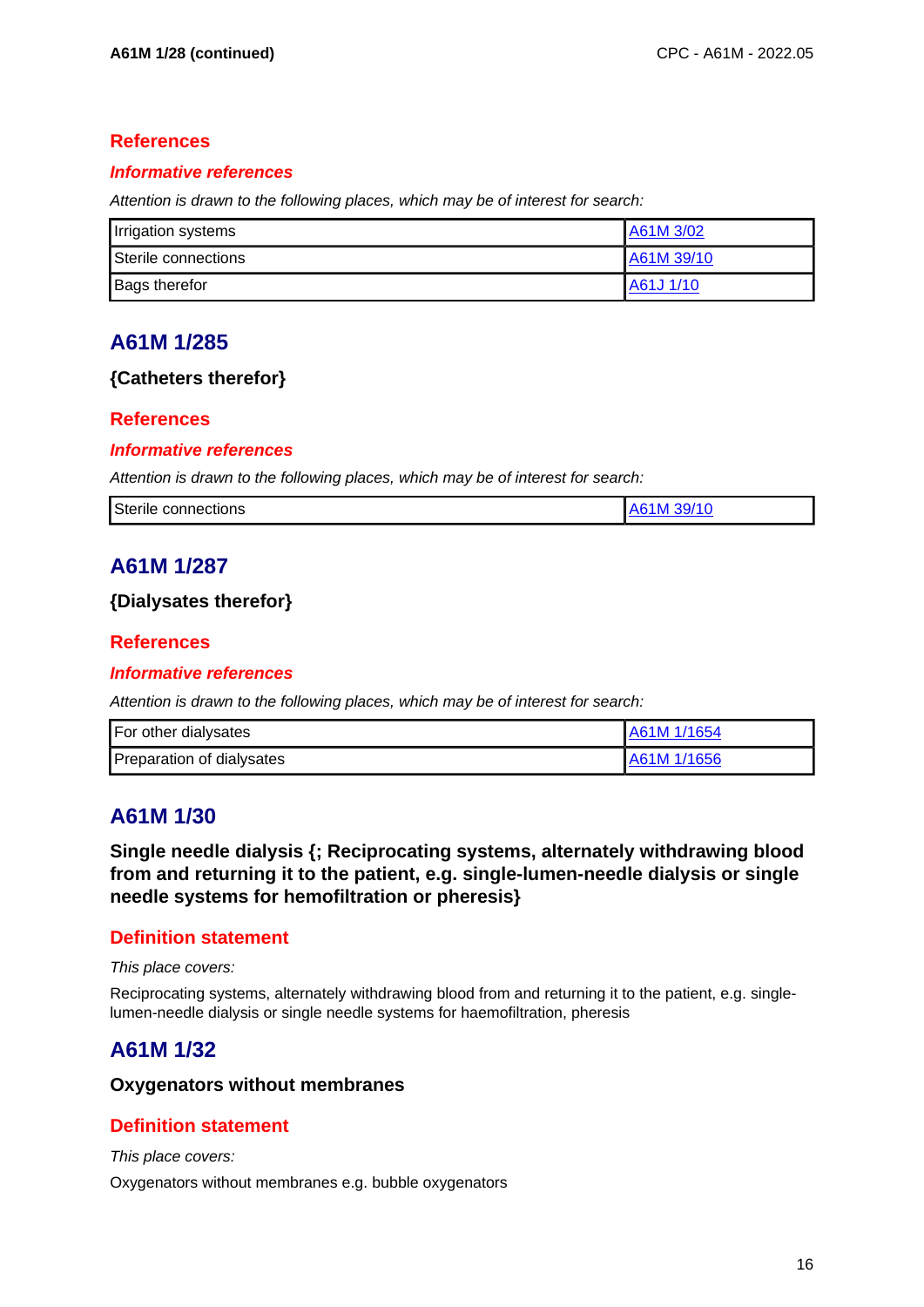## References

### *Informative references*

*Attention is drawn to the following places, which may be of interest for search:*

| | |
|---|---|
| Irrigation systems | A61M 3/02 |
| Sterile connections | A61M 39/10 |
| Bags therefor | A61J 1/10 |

# A61M 1/285

**{Catheters therefor}**

## References

### *Informative references*

*Attention is drawn to the following places, which may be of interest for search:*

| | |
|---|---|
| Sterile connections | A61M 39/10 |

# A61M 1/287

**{Dialysates therefor}**

## References

### *Informative references*

*Attention is drawn to the following places, which may be of interest for search:*

| | |
|---|---|
| For other dialysates | A61M 1/1654 |
| Preparation of dialysates | A61M 1/1656 |

# A61M 1/30

**Single needle dialysis {; Reciprocating systems, alternately withdrawing blood from and returning it to the patient, e.g. single-lumen-needle dialysis or single needle systems for hemofiltration or pheresis}**

## Definition statement

*This place covers:*

Reciprocating systems, alternately withdrawing blood from and returning it to the patient, e.g. single-lumen-needle dialysis or single needle systems for haemofiltration, pheresis

# A61M 1/32

**Oxygenators without membranes**

## Definition statement

*This place covers:*

Oxygenators without membranes e.g. bubble oxygenators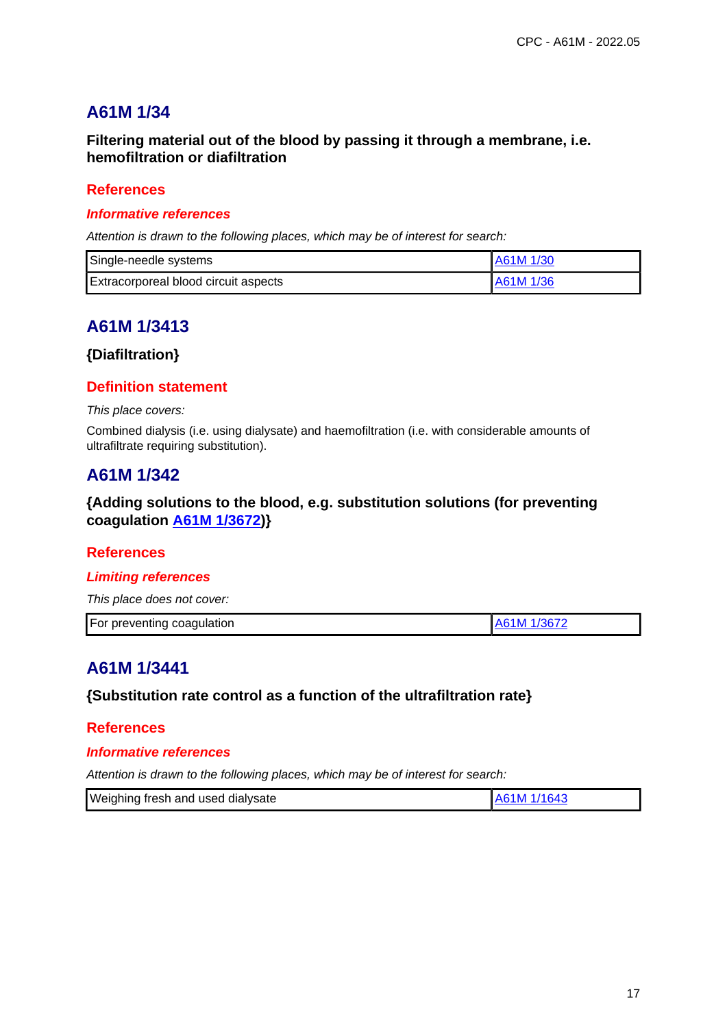## A61M 1/34

### Filtering material out of the blood by passing it through a membrane, i.e. hemofiltration or diafiltration

#### References

##### *Informative references*

*Attention is drawn to the following places, which may be of interest for search:*

| | |
|---|---|
| Single-needle systems | A61M 1/30 |
| Extracorporeal blood circuit aspects | A61M 1/36 |

## A61M 1/3413

### {Diafiltration}

#### Definition statement

*This place covers:*

Combined dialysis (i.e. using dialysate) and haemofiltration (i.e. with considerable amounts of ultrafiltrate requiring substitution).

## A61M 1/342

### {Adding solutions to the blood, e.g. substitution solutions (for preventing coagulation A61M 1/3672)}

#### References

##### *Limiting references*

*This place does not cover:*

| | |
|---|---|
| For preventing coagulation | A61M 1/3672 |

## A61M 1/3441

### {Substitution rate control as a function of the ultrafiltration rate}

#### References

##### *Informative references*

*Attention is drawn to the following places, which may be of interest for search:*

| | |
|---|---|
| Weighing fresh and used dialysate | A61M 1/1643 |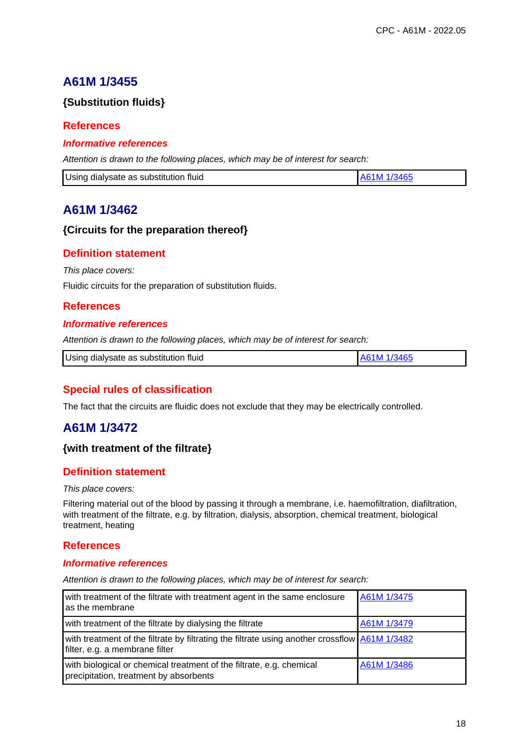## A61M 1/3455

### {Substitution fluids}

### References

#### *Informative references*

*Attention is drawn to the following places, which may be of interest for search:*

| | |
|---|---|
| Using dialysate as substitution fluid | A61M 1/3465 |

## A61M 1/3462

### {Circuits for the preparation thereof}

### Definition statement

*This place covers:*

Fluidic circuits for the preparation of substitution fluids.

### References

#### *Informative references*

*Attention is drawn to the following places, which may be of interest for search:*

| | |
|---|---|
| Using dialysate as substitution fluid | A61M 1/3465 |

### Special rules of classification

The fact that the circuits are fluidic does not exclude that they may be electrically controlled.

## A61M 1/3472

### {with treatment of the filtrate}

### Definition statement

*This place covers:*

Filtering material out of the blood by passing it through a membrane, i.e. haemofiltration, diafiltration, with treatment of the filtrate, e.g. by filtration, dialysis, absorption, chemical treatment, biological treatment, heating

### References

#### *Informative references*

*Attention is drawn to the following places, which may be of interest for search:*

| | |
|---|---|
| with treatment of the filtrate with treatment agent in the same enclosure as the membrane | A61M 1/3475 |
| with treatment of the filtrate by dialysing the filtrate | A61M 1/3479 |
| with treatment of the filtrate by filtrating the filtrate using another crossflow filter, e.g. a membrane filter | A61M 1/3482 |
| with biological or chemical treatment of the filtrate, e.g. chemical precipitation, treatment by absorbents | A61M 1/3486 |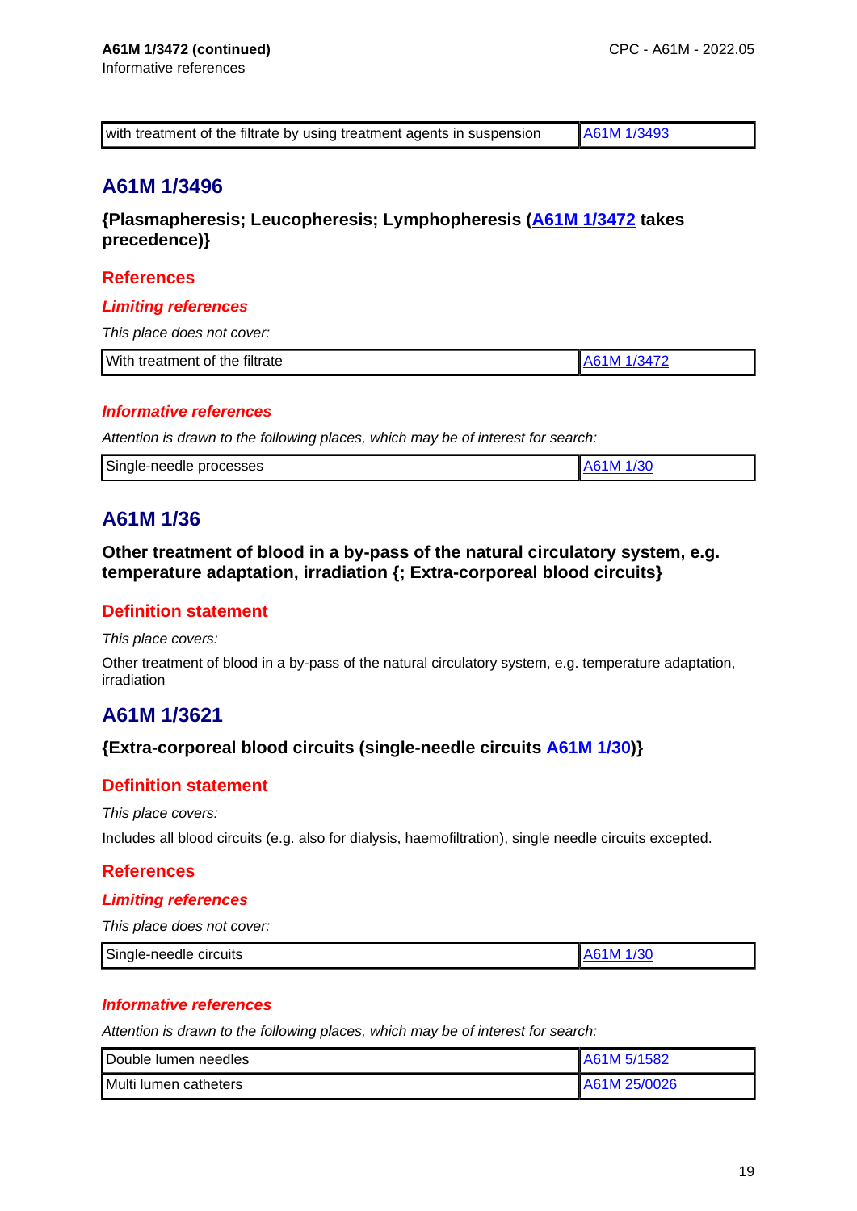**A61M 1/3472 (continued)**
Informative references

| with treatment of the filtrate by using treatment agents in suspension | A61M 1/3493 |
|---|---|

## A61M 1/3496

**{Plasmapheresis; Leucopheresis; Lymphopheresis (A61M 1/3472 takes precedence)}**

### References

#### *Limiting references*

*This place does not cover:*

| With treatment of the filtrate | A61M 1/3472 |
|---|---|

#### *Informative references*

*Attention is drawn to the following places, which may be of interest for search:*

| Single-needle processes | A61M 1/30 |
|---|---|

## A61M 1/36

**Other treatment of blood in a by-pass of the natural circulatory system, e.g. temperature adaptation, irradiation {; Extra-corporeal blood circuits}**

### Definition statement

*This place covers:*

Other treatment of blood in a by-pass of the natural circulatory system, e.g. temperature adaptation, irradiation

## A61M 1/3621

**{Extra-corporeal blood circuits (single-needle circuits A61M 1/30)}**

### Definition statement

*This place covers:*

Includes all blood circuits (e.g. also for dialysis, haemofiltration), single needle circuits excepted.

### References

#### *Limiting references*

*This place does not cover:*

| Single-needle circuits | A61M 1/30 |
|---|---|

#### *Informative references*

*Attention is drawn to the following places, which may be of interest for search:*

| Double lumen needles | A61M 5/1582 |
|---|---|
| Multi lumen catheters | A61M 25/0026 |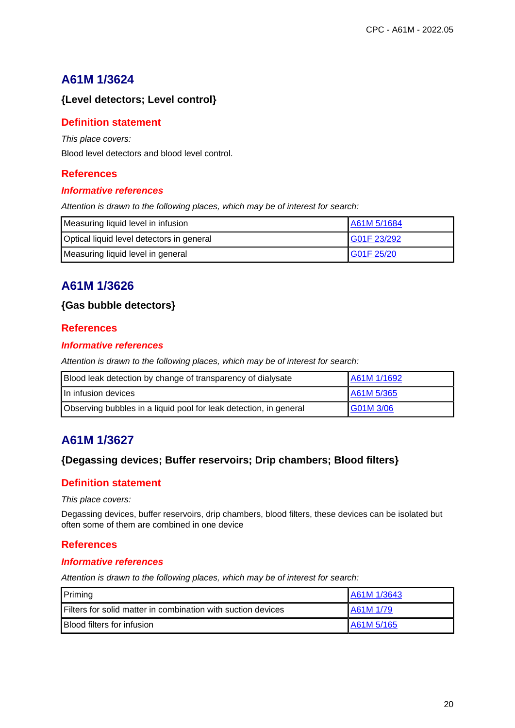## A61M 1/3624

### {Level detectors; Level control}

#### Definition statement

*This place covers:*

Blood level detectors and blood level control.

#### References

##### *Informative references*

*Attention is drawn to the following places, which may be of interest for search:*

| | |
|---|---|
| Measuring liquid level in infusion | A61M 5/1684 |
| Optical liquid level detectors in general | G01F 23/292 |
| Measuring liquid level in general | G01F 25/20 |

## A61M 1/3626

### {Gas bubble detectors}

#### References

##### *Informative references*

*Attention is drawn to the following places, which may be of interest for search:*

| | |
|---|---|
| Blood leak detection by change of transparency of dialysate | A61M 1/1692 |
| In infusion devices | A61M 5/365 |
| Observing bubbles in a liquid pool for leak detection, in general | G01M 3/06 |

## A61M 1/3627

### {Degassing devices; Buffer reservoirs; Drip chambers; Blood filters}

#### Definition statement

*This place covers:*

Degassing devices, buffer reservoirs, drip chambers, blood filters, these devices can be isolated but often some of them are combined in one device

#### References

##### *Informative references*

*Attention is drawn to the following places, which may be of interest for search:*

| | |
|---|---|
| Priming | A61M 1/3643 |
| Filters for solid matter in combination with suction devices | A61M 1/79 |
| Blood filters for infusion | A61M 5/165 |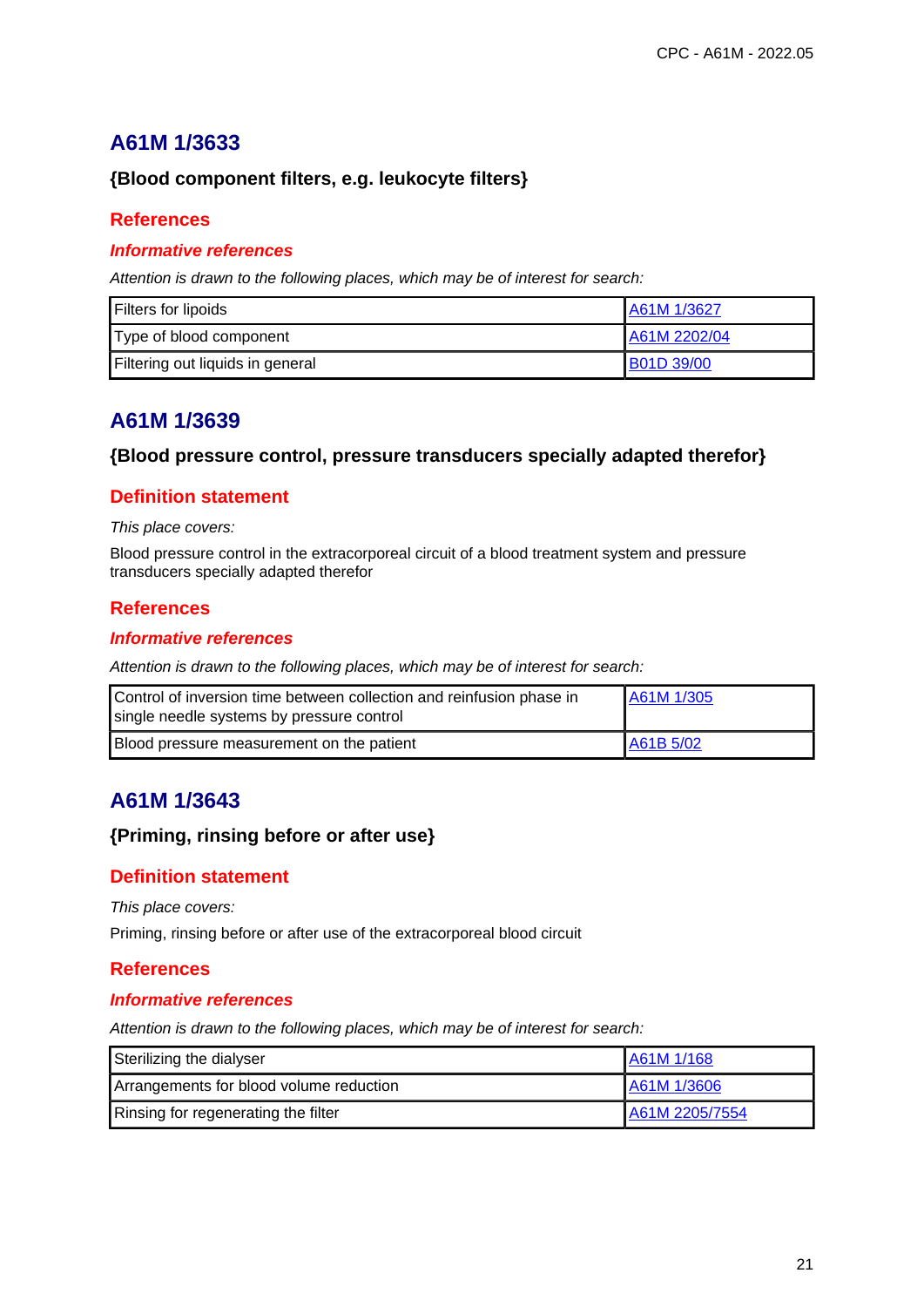## A61M 1/3633

### {Blood component filters, e.g. leukocyte filters}

### References

#### *Informative references*

*Attention is drawn to the following places, which may be of interest for search:*

| | |
|---|---|
| Filters for lipoids | A61M 1/3627 |
| Type of blood component | A61M 2202/04 |
| Filtering out liquids in general | B01D 39/00 |

## A61M 1/3639

### {Blood pressure control, pressure transducers specially adapted therefor}

### Definition statement

*This place covers:*

Blood pressure control in the extracorporeal circuit of a blood treatment system and pressure transducers specially adapted therefor

### References

#### *Informative references*

*Attention is drawn to the following places, which may be of interest for search:*

| | |
|---|---|
| Control of inversion time between collection and reinfusion phase in single needle systems by pressure control | A61M 1/305 |
| Blood pressure measurement on the patient | A61B 5/02 |

## A61M 1/3643

### {Priming, rinsing before or after use}

### Definition statement

*This place covers:*

Priming, rinsing before or after use of the extracorporeal blood circuit

### References

#### *Informative references*

*Attention is drawn to the following places, which may be of interest for search:*

| | |
|---|---|
| Sterilizing the dialyser | A61M 1/168 |
| Arrangements for blood volume reduction | A61M 1/3606 |
| Rinsing for regenerating the filter | A61M 2205/7554 |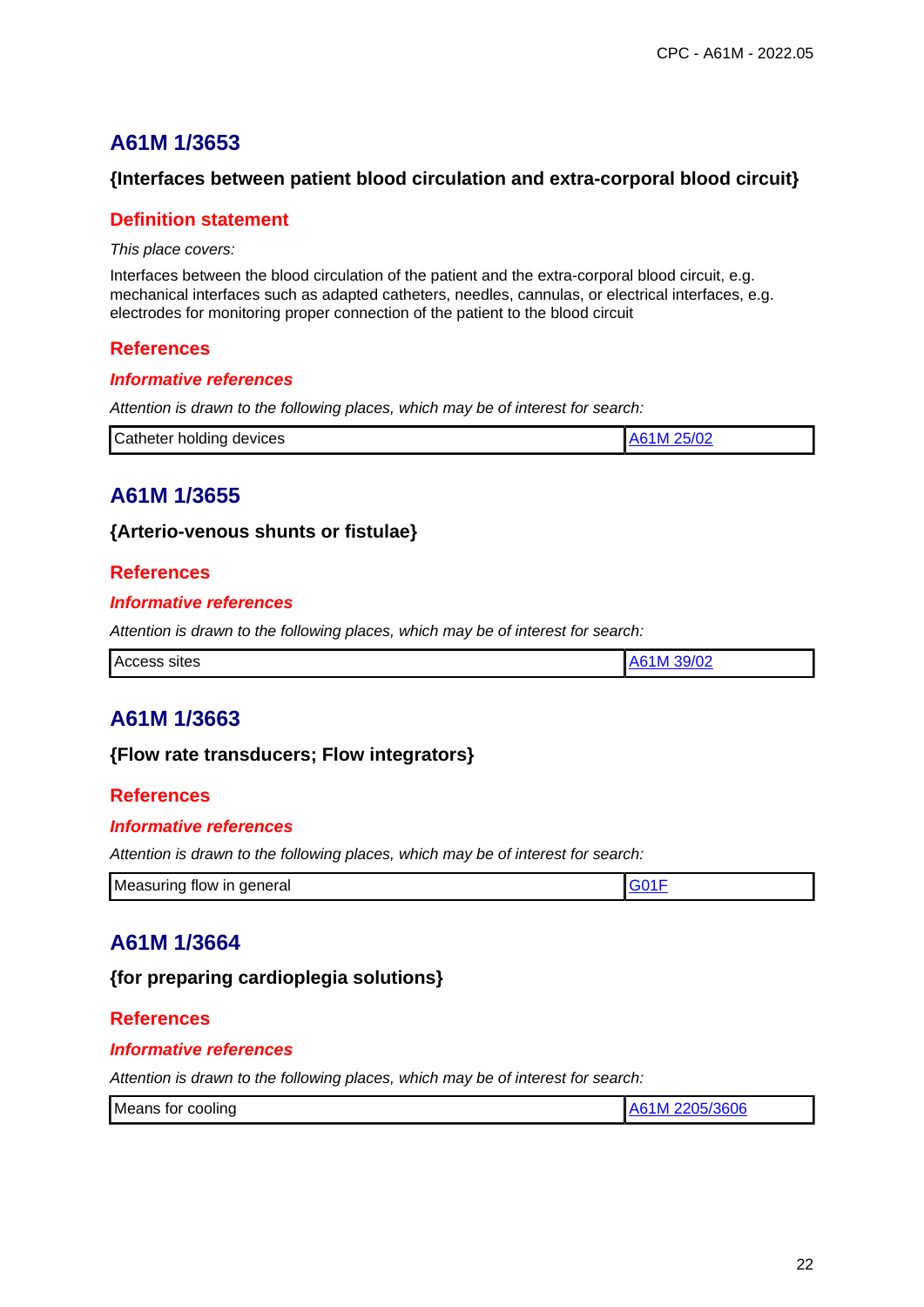## A61M 1/3653

### {Interfaces between patient blood circulation and extra-corporal blood circuit}

#### Definition statement

*This place covers:*

Interfaces between the blood circulation of the patient and the extra-corporal blood circuit, e.g. mechanical interfaces such as adapted catheters, needles, cannulas, or electrical interfaces, e.g. electrodes for monitoring proper connection of the patient to the blood circuit

#### References

##### *Informative references*

*Attention is drawn to the following places, which may be of interest for search:*

| | |
|---|---|
| Catheter holding devices | A61M 25/02 |

## A61M 1/3655

### {Arterio-venous shunts or fistulae}

#### References

##### *Informative references*

*Attention is drawn to the following places, which may be of interest for search:*

| | |
|---|---|
| Access sites | A61M 39/02 |

## A61M 1/3663

### {Flow rate transducers; Flow integrators}

#### References

##### *Informative references*

*Attention is drawn to the following places, which may be of interest for search:*

| | |
|---|---|
| Measuring flow in general | G01F |

## A61M 1/3664

### {for preparing cardioplegia solutions}

#### References

##### *Informative references*

*Attention is drawn to the following places, which may be of interest for search:*

| | |
|---|---|
| Means for cooling | A61M 2205/3606 |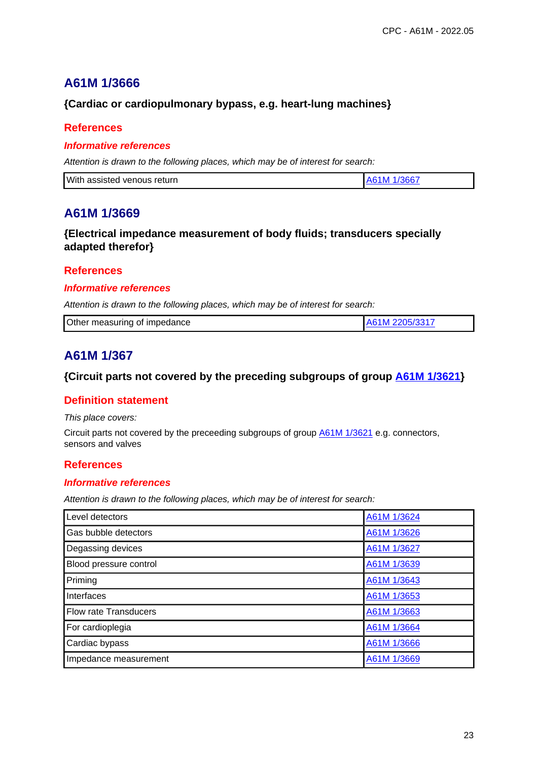## A61M 1/3666

### {Cardiac or cardiopulmonary bypass, e.g. heart-lung machines}

#### References

##### *Informative references*

*Attention is drawn to the following places, which may be of interest for search:*

| | |
|---|---|
| With assisted venous return | A61M 1/3667 |

## A61M 1/3669

### {Electrical impedance measurement of body fluids; transducers specially adapted therefor}

#### References

##### *Informative references*

*Attention is drawn to the following places, which may be of interest for search:*

| | |
|---|---|
| Other measuring of impedance | A61M 2205/3317 |

## A61M 1/367

### {Circuit parts not covered by the preceding subgroups of group A61M 1/3621}

#### Definition statement

*This place covers:*

Circuit parts not covered by the preceeding subgroups of group A61M 1/3621 e.g. connectors, sensors and valves

#### References

##### *Informative references*

*Attention is drawn to the following places, which may be of interest for search:*

| | |
|---|---|
| Level detectors | A61M 1/3624 |
| Gas bubble detectors | A61M 1/3626 |
| Degassing devices | A61M 1/3627 |
| Blood pressure control | A61M 1/3639 |
| Priming | A61M 1/3643 |
| Interfaces | A61M 1/3653 |
| Flow rate Transducers | A61M 1/3663 |
| For cardioplegia | A61M 1/3664 |
| Cardiac bypass | A61M 1/3666 |
| Impedance measurement | A61M 1/3669 |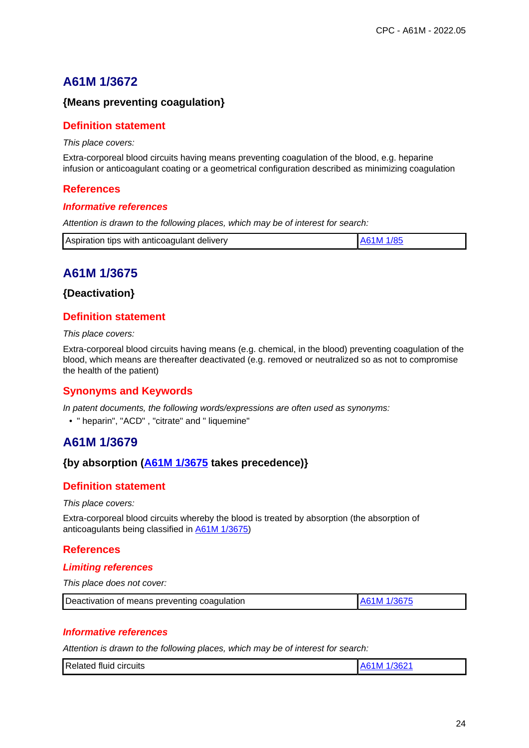## A61M 1/3672

### {Means preventing coagulation}

#### Definition statement

*This place covers:*

Extra-corporeal blood circuits having means preventing coagulation of the blood, e.g. heparine infusion or anticoagulant coating or a geometrical configuration described as minimizing coagulation

#### References

##### *Informative references*

*Attention is drawn to the following places, which may be of interest for search:*

| Aspiration tips with anticoagulant delivery | A61M 1/85 |
|---|---|

## A61M 1/3675

### {Deactivation}

#### Definition statement

*This place covers:*

Extra-corporeal blood circuits having means (e.g. chemical, in the blood) preventing coagulation of the blood, which means are thereafter deactivated (e.g. removed or neutralized so as not to compromise the health of the patient)

#### Synonyms and Keywords

*In patent documents, the following words/expressions are often used as synonyms:*

- " heparin", "ACD" , "citrate" and " liquemine"

## A61M 1/3679

### {by absorption (A61M 1/3675 takes precedence)}

#### Definition statement

*This place covers:*

Extra-corporeal blood circuits whereby the blood is treated by absorption (the absorption of anticoagulants being classified in A61M 1/3675)

#### References

##### *Limiting references*

*This place does not cover:*

| Deactivation of means preventing coagulation | A61M 1/3675 |
|---|---|

##### *Informative references*

*Attention is drawn to the following places, which may be of interest for search:*

| Related fluid circuits | A61M 1/3621 |
|---|---|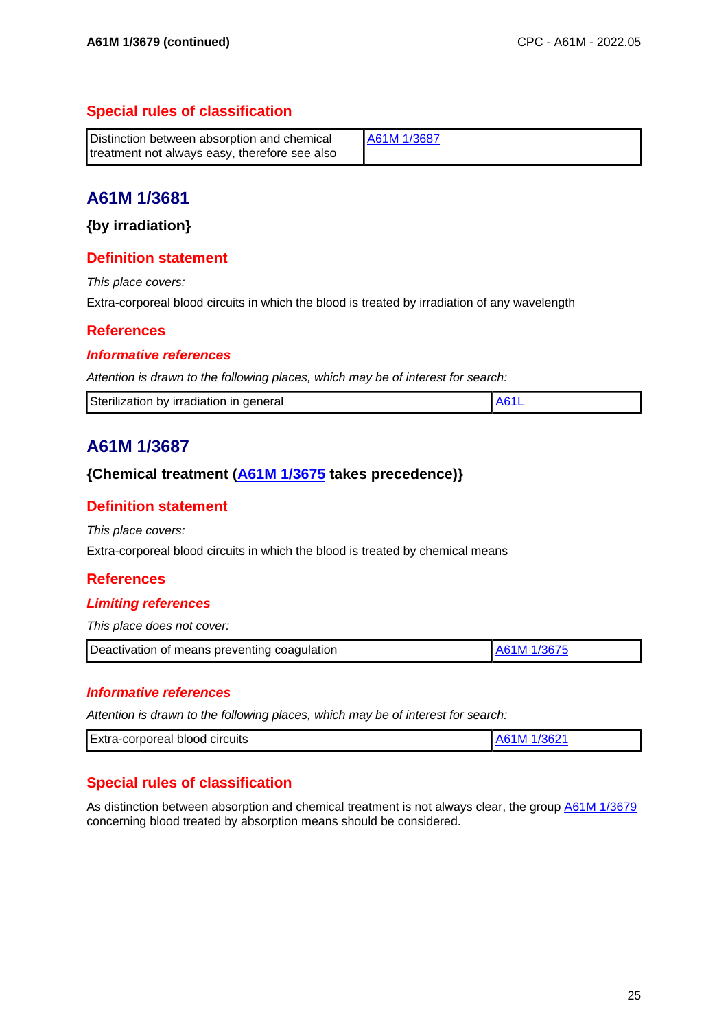## Special rules of classification

| Distinction between absorption and chemical treatment not always easy, therefore see also | A61M 1/3687 |
|---|---|

# A61M 1/3681

### {by irradiation}

## Definition statement

*This place covers:*

Extra-corporeal blood circuits in which the blood is treated by irradiation of any wavelength

## References

### *Informative references*

*Attention is drawn to the following places, which may be of interest for search:*

| Sterilization by irradiation in general | A61L |
|---|---|

# A61M 1/3687

### {Chemical treatment (A61M 1/3675 takes precedence)}

## Definition statement

*This place covers:*

Extra-corporeal blood circuits in which the blood is treated by chemical means

## References

### *Limiting references*

*This place does not cover:*

| Deactivation of means preventing coagulation | A61M 1/3675 |
|---|---|

### *Informative references*

*Attention is drawn to the following places, which may be of interest for search:*

| Extra-corporeal blood circuits | A61M 1/3621 |
|---|---|

## Special rules of classification

As distinction between absorption and chemical treatment is not always clear, the group A61M 1/3679 concerning blood treated by absorption means should be considered.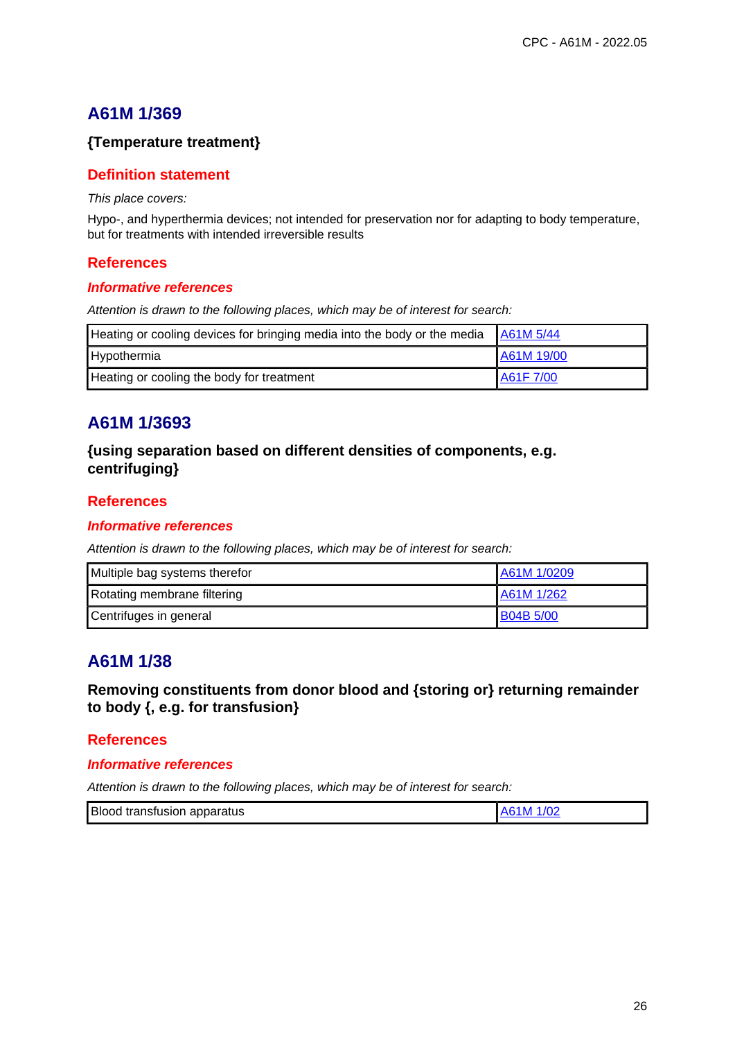## A61M 1/369

### {Temperature treatment}

### Definition statement

*This place covers:*

Hypo-, and hyperthermia devices; not intended for preservation nor for adapting to body temperature, but for treatments with intended irreversible results

### References

#### *Informative references*

*Attention is drawn to the following places, which may be of interest for search:*

| | |
|---|---|
| Heating or cooling devices for bringing media into the body or the media | A61M 5/44 |
| Hypothermia | A61M 19/00 |
| Heating or cooling the body for treatment | A61F 7/00 |

## A61M 1/3693

### {using separation based on different densities of components, e.g. centrifuging}

### References

#### *Informative references*

*Attention is drawn to the following places, which may be of interest for search:*

| | |
|---|---|
| Multiple bag systems therefor | A61M 1/0209 |
| Rotating membrane filtering | A61M 1/262 |
| Centrifuges in general | B04B 5/00 |

## A61M 1/38

### Removing constituents from donor blood and {storing or} returning remainder to body {, e.g. for transfusion}

### References

#### *Informative references*

*Attention is drawn to the following places, which may be of interest for search:*

| | |
|---|---|
| Blood transfusion apparatus | A61M 1/02 |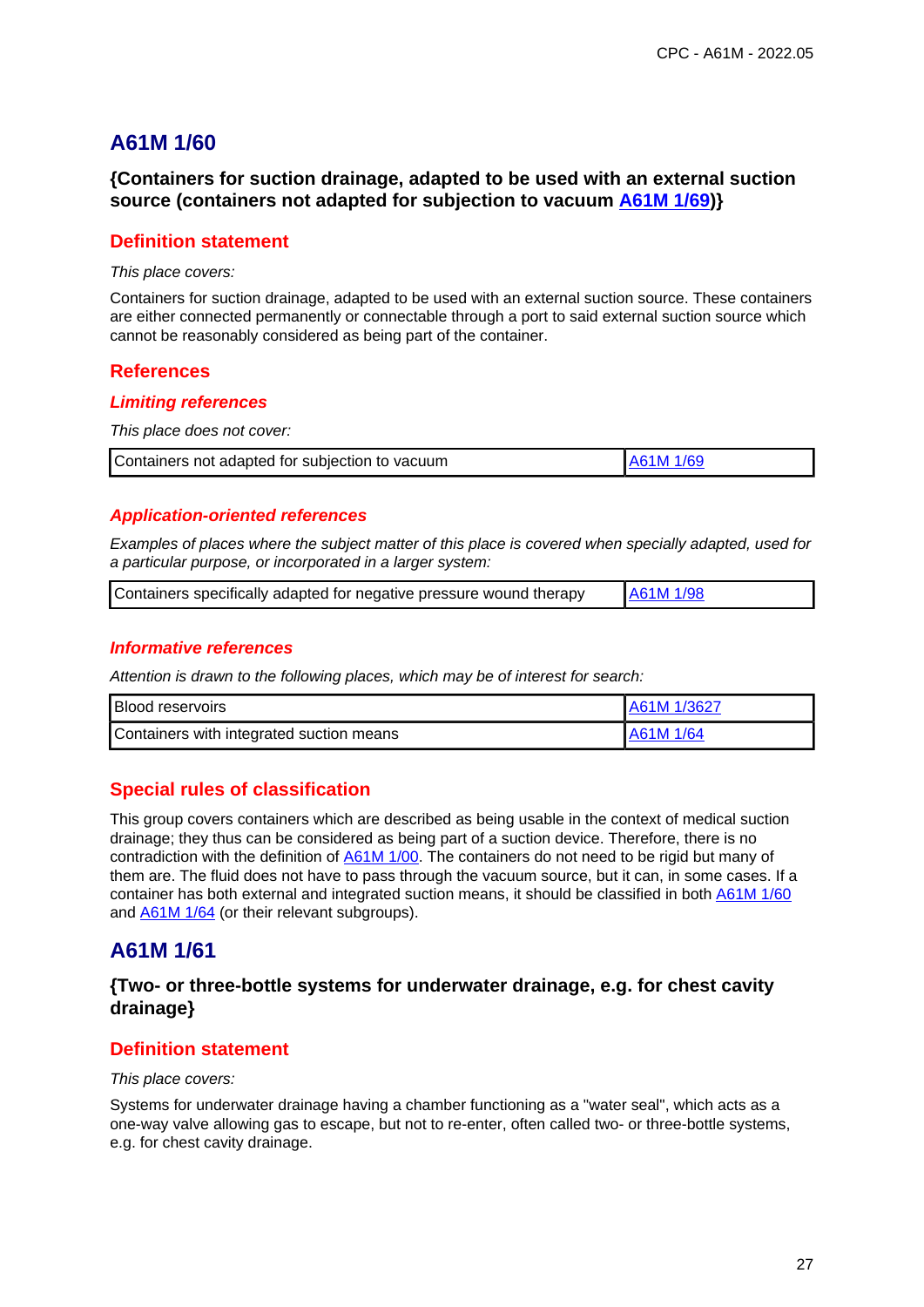## A61M 1/60

### {Containers for suction drainage, adapted to be used with an external suction source (containers not adapted for subjection to vacuum A61M 1/69)}

#### Definition statement

*This place covers:*

Containers for suction drainage, adapted to be used with an external suction source. These containers are either connected permanently or connectable through a port to said external suction source which cannot be reasonably considered as being part of the container.

#### References

##### *Limiting references*

*This place does not cover:*

| Containers not adapted for subjection to vacuum | A61M 1/69 |
|---|---|

##### *Application-oriented references*

*Examples of places where the subject matter of this place is covered when specially adapted, used for a particular purpose, or incorporated in a larger system:*

| Containers specifically adapted for negative pressure wound therapy | A61M 1/98 |
|---|---|

##### *Informative references*

*Attention is drawn to the following places, which may be of interest for search:*

| Blood reservoirs | A61M 1/3627 |
|---|---|
| Containers with integrated suction means | A61M 1/64 |

#### Special rules of classification

This group covers containers which are described as being usable in the context of medical suction drainage; they thus can be considered as being part of a suction device. Therefore, there is no contradiction with the definition of A61M 1/00. The containers do not need to be rigid but many of them are. The fluid does not have to pass through the vacuum source, but it can, in some cases. If a container has both external and integrated suction means, it should be classified in both A61M 1/60 and A61M 1/64 (or their relevant subgroups).

## A61M 1/61

### {Two- or three-bottle systems for underwater drainage, e.g. for chest cavity drainage}

#### Definition statement

*This place covers:*

Systems for underwater drainage having a chamber functioning as a "water seal", which acts as a one-way valve allowing gas to escape, but not to re-enter, often called two- or three-bottle systems, e.g. for chest cavity drainage.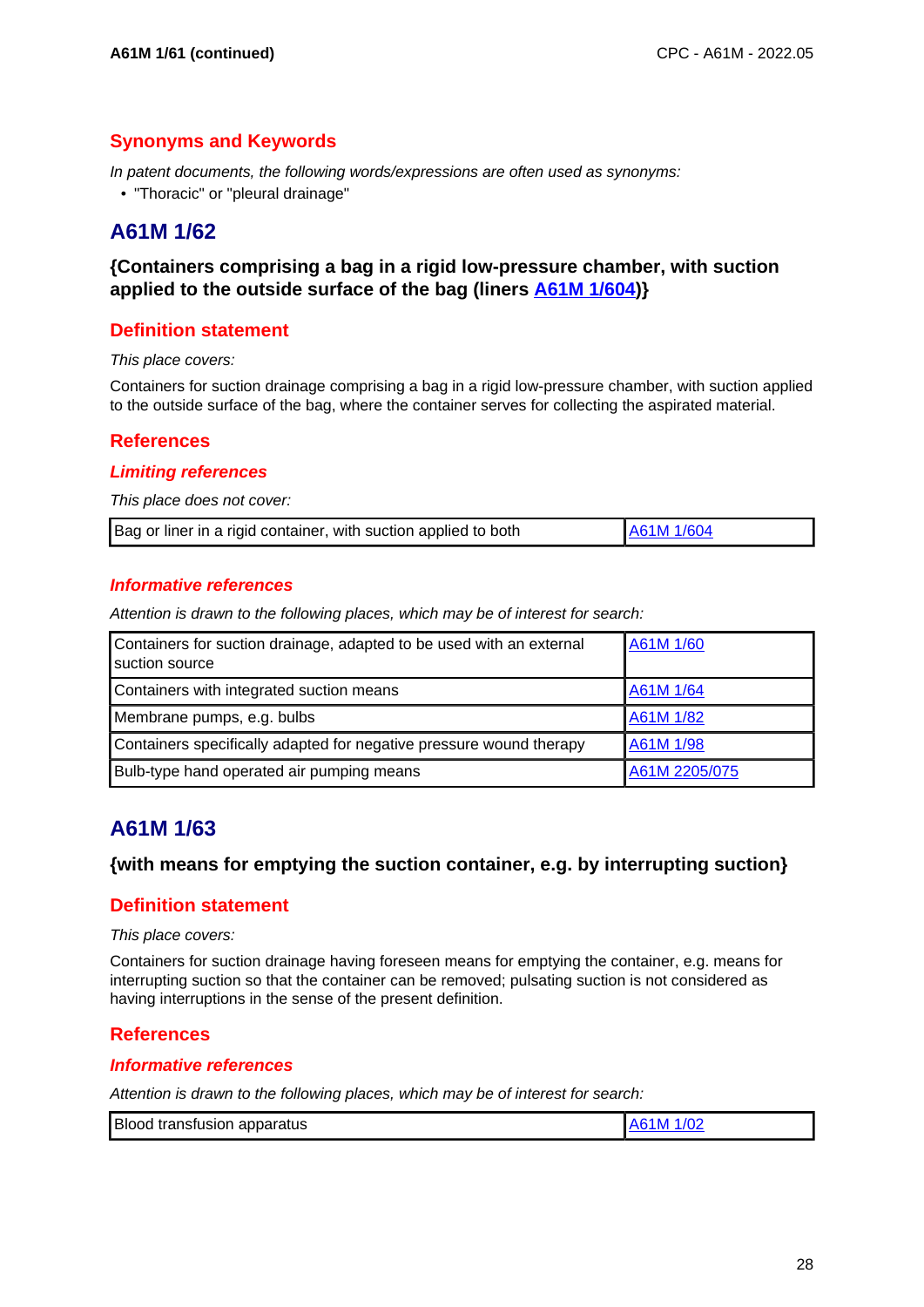## Synonyms and Keywords

*In patent documents, the following words/expressions are often used as synonyms:*

- "Thoracic" or "pleural drainage"

# A61M 1/62

### {Containers comprising a bag in a rigid low-pressure chamber, with suction applied to the outside surface of the bag (liners A61M 1/604)}

## Definition statement

*This place covers:*

Containers for suction drainage comprising a bag in a rigid low-pressure chamber, with suction applied to the outside surface of the bag, where the container serves for collecting the aspirated material.

## References

### *Limiting references*

*This place does not cover:*

| Bag or liner in a rigid container, with suction applied to both | A61M 1/604 |
|---|---|

### *Informative references*

*Attention is drawn to the following places, which may be of interest for search:*

| Containers for suction drainage, adapted to be used with an external suction source | A61M 1/60 |
|---|---|
| Containers with integrated suction means | A61M 1/64 |
| Membrane pumps, e.g. bulbs | A61M 1/82 |
| Containers specifically adapted for negative pressure wound therapy | A61M 1/98 |
| Bulb-type hand operated air pumping means | A61M 2205/075 |

# A61M 1/63

### {with means for emptying the suction container, e.g. by interrupting suction}

## Definition statement

*This place covers:*

Containers for suction drainage having foreseen means for emptying the container, e.g. means for interrupting suction so that the container can be removed; pulsating suction is not considered as having interruptions in the sense of the present definition.

## References

### *Informative references*

*Attention is drawn to the following places, which may be of interest for search:*

| Blood transfusion apparatus | A61M 1/02 |
|---|---|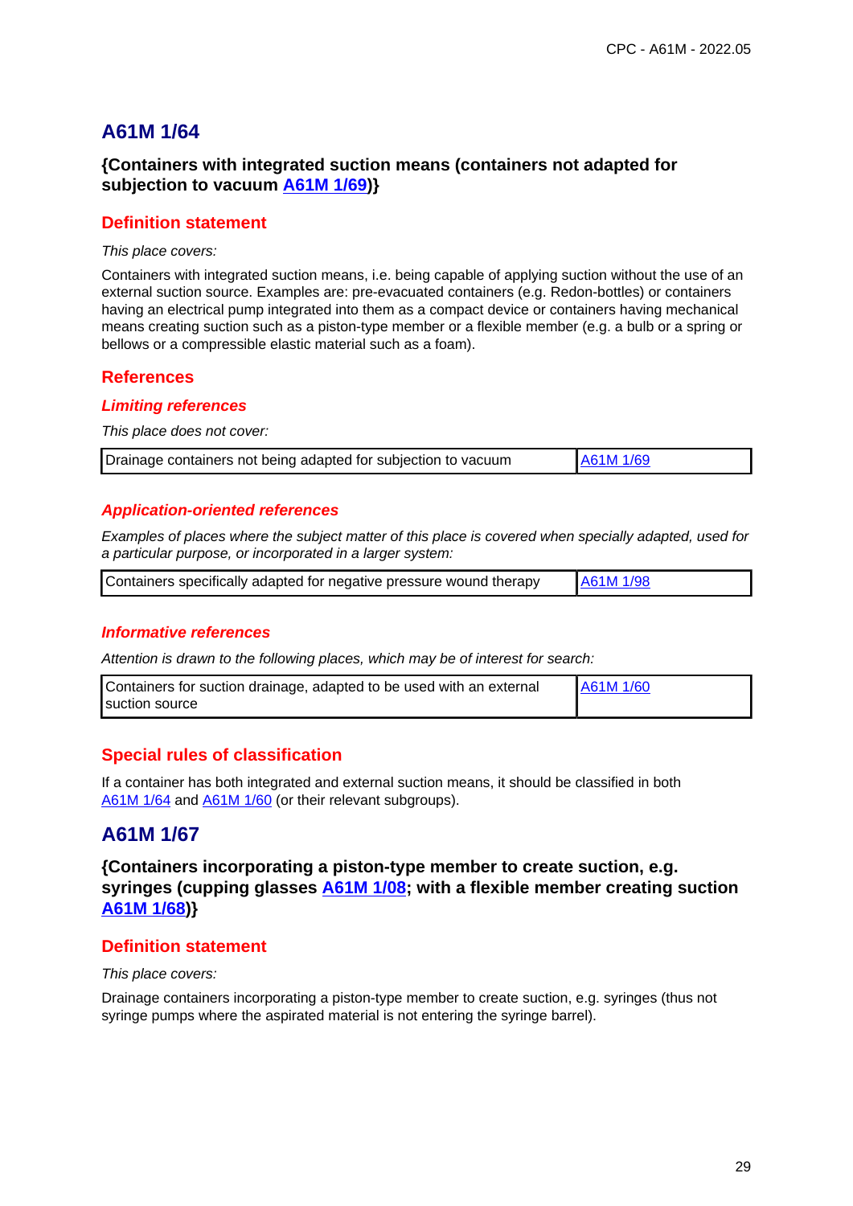# A61M 1/64

### {Containers with integrated suction means (containers not adapted for subjection to vacuum A61M 1/69)}

## Definition statement

*This place covers:*

Containers with integrated suction means, i.e. being capable of applying suction without the use of an external suction source. Examples are: pre-evacuated containers (e.g. Redon-bottles) or containers having an electrical pump integrated into them as a compact device or containers having mechanical means creating suction such as a piston-type member or a flexible member (e.g. a bulb or a spring or bellows or a compressible elastic material such as a foam).

## References

### *Limiting references*

*This place does not cover:*

| Drainage containers not being adapted for subjection to vacuum | A61M 1/69 |
|---|---|

### *Application-oriented references*

*Examples of places where the subject matter of this place is covered when specially adapted, used for a particular purpose, or incorporated in a larger system:*

| Containers specifically adapted for negative pressure wound therapy | A61M 1/98 |
|---|---|

### *Informative references*

*Attention is drawn to the following places, which may be of interest for search:*

| Containers for suction drainage, adapted to be used with an external suction source | A61M 1/60 |
|---|---|

## Special rules of classification

If a container has both integrated and external suction means, it should be classified in both A61M 1/64 and A61M 1/60 (or their relevant subgroups).

# A61M 1/67

### {Containers incorporating a piston-type member to create suction, e.g. syringes (cupping glasses A61M 1/08; with a flexible member creating suction A61M 1/68)}

## Definition statement

*This place covers:*

Drainage containers incorporating a piston-type member to create suction, e.g. syringes (thus not syringe pumps where the aspirated material is not entering the syringe barrel).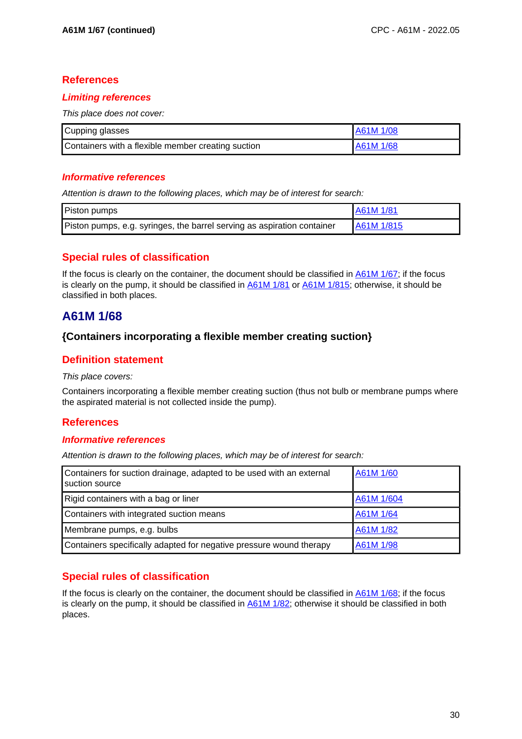## References

### *Limiting references*

*This place does not cover:*

| | |
|---|---|
| Cupping glasses | A61M 1/08 |
| Containers with a flexible member creating suction | A61M 1/68 |

### *Informative references*

*Attention is drawn to the following places, which may be of interest for search:*

| | |
|---|---|
| Piston pumps | A61M 1/81 |
| Piston pumps, e.g. syringes, the barrel serving as aspiration container | A61M 1/815 |

## Special rules of classification

If the focus is clearly on the container, the document should be classified in A61M 1/67; if the focus is clearly on the pump, it should be classified in A61M 1/81 or A61M 1/815; otherwise, it should be classified in both places.

# A61M 1/68

### {Containers incorporating a flexible member creating suction}

## Definition statement

*This place covers:*

Containers incorporating a flexible member creating suction (thus not bulb or membrane pumps where the aspirated material is not collected inside the pump).

## References

### *Informative references*

*Attention is drawn to the following places, which may be of interest for search:*

| | |
|---|---|
| Containers for suction drainage, adapted to be used with an external suction source | A61M 1/60 |
| Rigid containers with a bag or liner | A61M 1/604 |
| Containers with integrated suction means | A61M 1/64 |
| Membrane pumps, e.g. bulbs | A61M 1/82 |
| Containers specifically adapted for negative pressure wound therapy | A61M 1/98 |

## Special rules of classification

If the focus is clearly on the container, the document should be classified in A61M 1/68; if the focus is clearly on the pump, it should be classified in A61M 1/82; otherwise it should be classified in both places.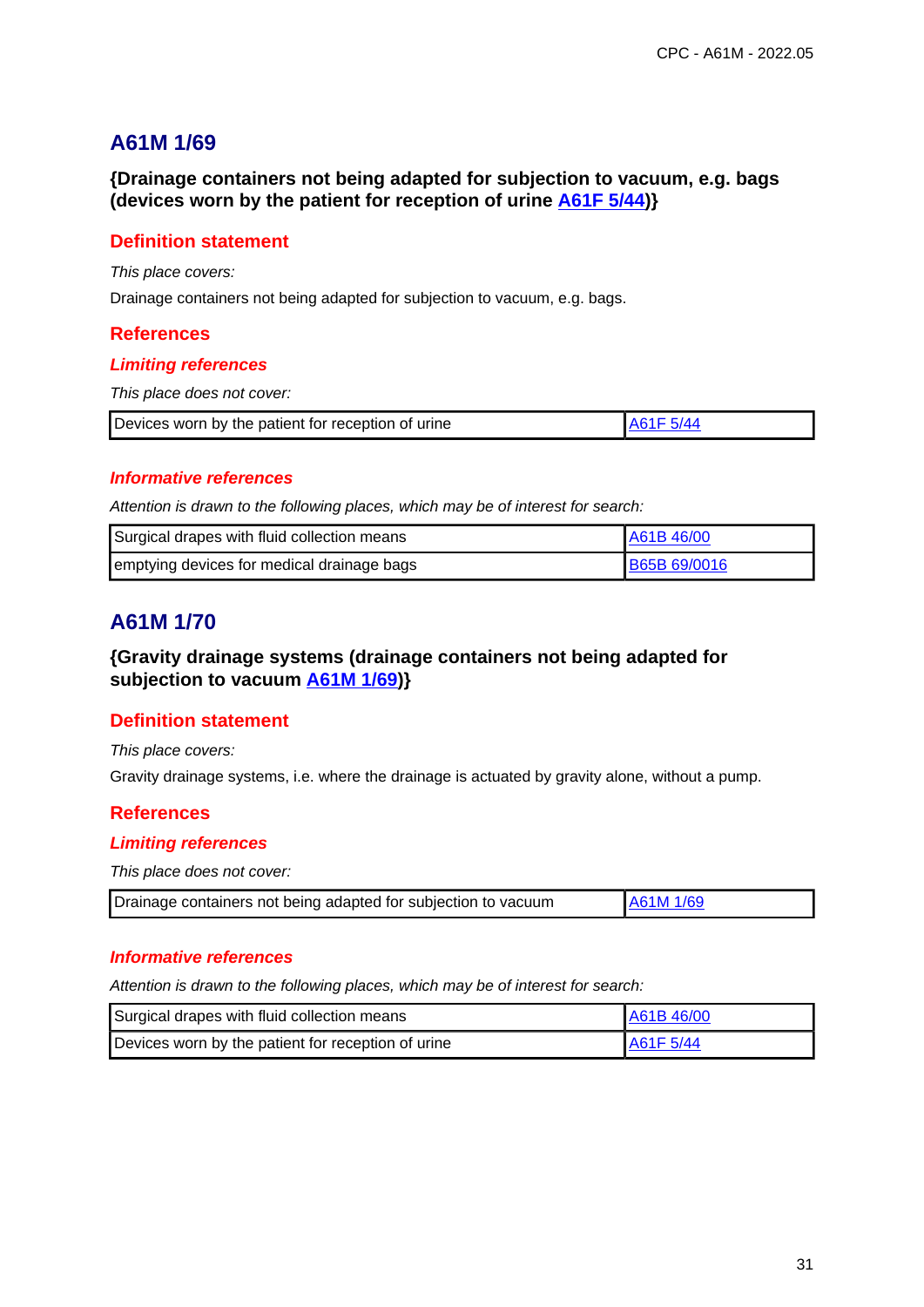## A61M 1/69

### {Drainage containers not being adapted for subjection to vacuum, e.g. bags (devices worn by the patient for reception of urine A61F 5/44)}

### Definition statement

*This place covers:*

Drainage containers not being adapted for subjection to vacuum, e.g. bags.

### References

#### *Limiting references*

*This place does not cover:*

| | |
|---|---|
| Devices worn by the patient for reception of urine | A61F 5/44 |

#### *Informative references*

*Attention is drawn to the following places, which may be of interest for search:*

| | |
|---|---|
| Surgical drapes with fluid collection means | A61B 46/00 |
| emptying devices for medical drainage bags | B65B 69/0016 |

## A61M 1/70

### {Gravity drainage systems (drainage containers not being adapted for subjection to vacuum A61M 1/69)}

### Definition statement

*This place covers:*

Gravity drainage systems, i.e. where the drainage is actuated by gravity alone, without a pump.

### References

#### *Limiting references*

*This place does not cover:*

| | |
|---|---|
| Drainage containers not being adapted for subjection to vacuum | A61M 1/69 |

#### *Informative references*

*Attention is drawn to the following places, which may be of interest for search:*

| | |
|---|---|
| Surgical drapes with fluid collection means | A61B 46/00 |
| Devices worn by the patient for reception of urine | A61F 5/44 |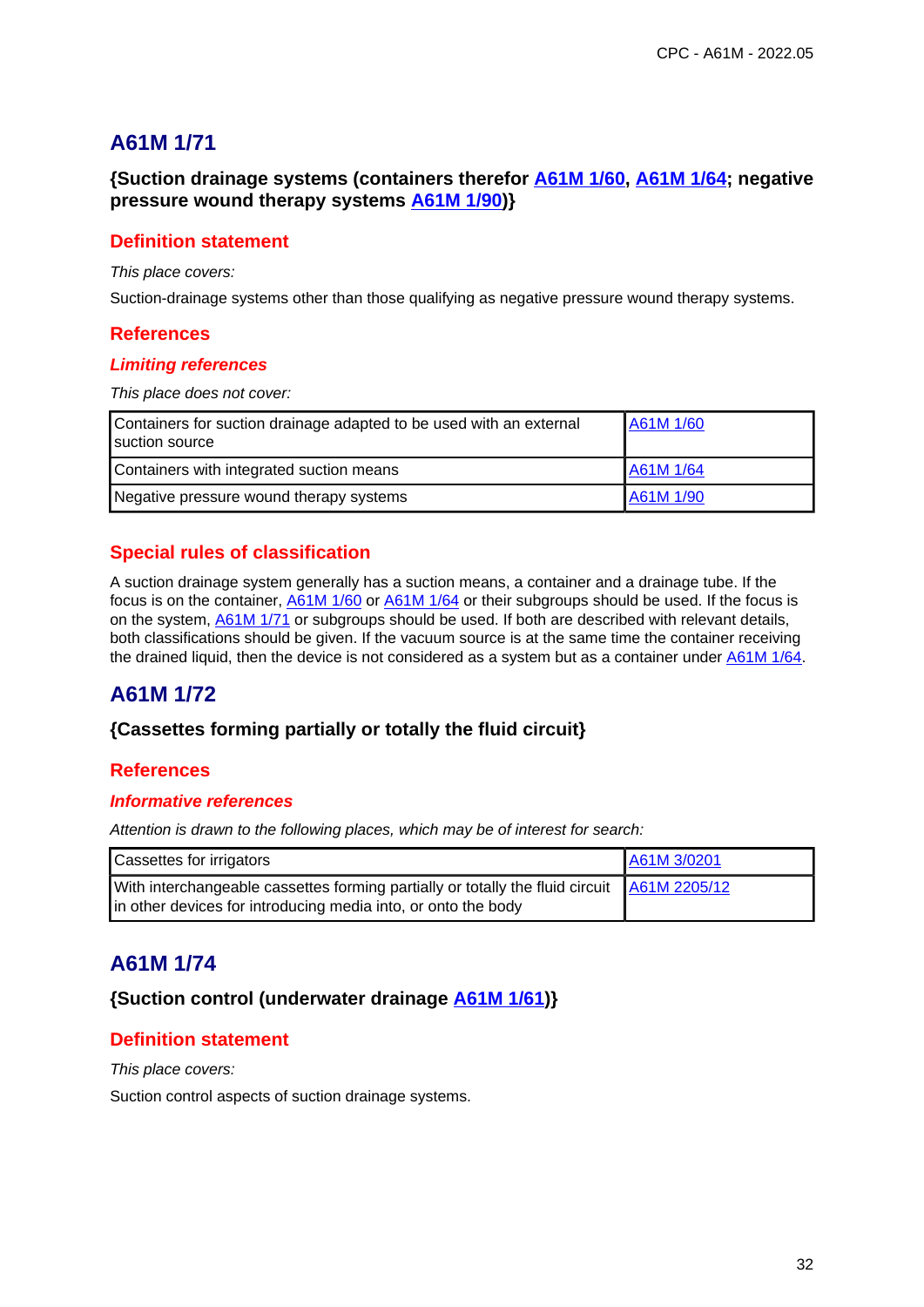# A61M 1/71

**{Suction drainage systems (containers therefor A61M 1/60, A61M 1/64; negative pressure wound therapy systems A61M 1/90)}**

## Definition statement

*This place covers:*

Suction-drainage systems other than those qualifying as negative pressure wound therapy systems.

## References

### *Limiting references*

*This place does not cover:*

| | |
|---|---|
| Containers for suction drainage adapted to be used with an external suction source | A61M 1/60 |
| Containers with integrated suction means | A61M 1/64 |
| Negative pressure wound therapy systems | A61M 1/90 |

## Special rules of classification

A suction drainage system generally has a suction means, a container and a drainage tube. If the focus is on the container, A61M 1/60 or A61M 1/64 or their subgroups should be used. If the focus is on the system, A61M 1/71 or subgroups should be used. If both are described with relevant details, both classifications should be given. If the vacuum source is at the same time the container receiving the drained liquid, then the device is not considered as a system but as a container under A61M 1/64.

# A61M 1/72

**{Cassettes forming partially or totally the fluid circuit}**

## References

### *Informative references*

*Attention is drawn to the following places, which may be of interest for search:*

| | |
|---|---|
| Cassettes for irrigators | A61M 3/0201 |
| With interchangeable cassettes forming partially or totally the fluid circuit in other devices for introducing media into, or onto the body | A61M 2205/12 |

# A61M 1/74

**{Suction control (underwater drainage A61M 1/61)}**

## Definition statement

*This place covers:*

Suction control aspects of suction drainage systems.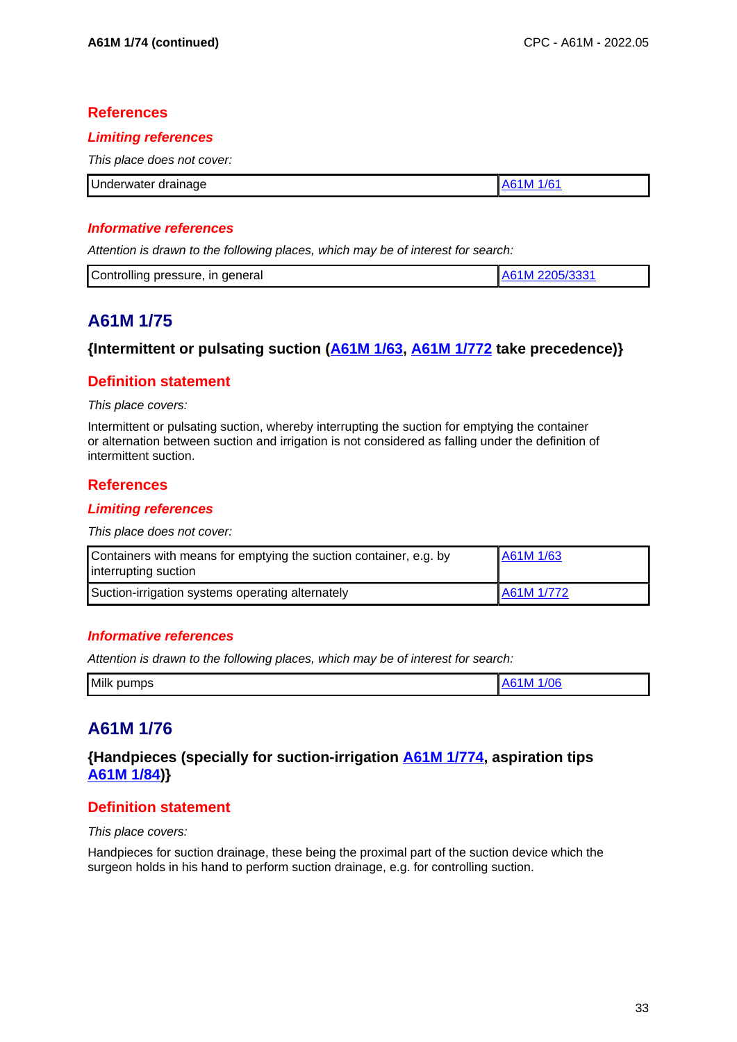## References

### *Limiting references*

*This place does not cover:*

| Underwater drainage | A61M 1/61 |
|---|---|

### *Informative references*

*Attention is drawn to the following places, which may be of interest for search:*

| Controlling pressure, in general | A61M 2205/3331 |
|---|---|

# A61M 1/75

### {Intermittent or pulsating suction (A61M 1/63, A61M 1/772 take precedence)}

## Definition statement

*This place covers:*

Intermittent or pulsating suction, whereby interrupting the suction for emptying the container or alternation between suction and irrigation is not considered as falling under the definition of intermittent suction.

## References

### *Limiting references*

*This place does not cover:*

| Containers with means for emptying the suction container, e.g. by interrupting suction | A61M 1/63 |
|---|---|
| Suction-irrigation systems operating alternately | A61M 1/772 |

### *Informative references*

*Attention is drawn to the following places, which may be of interest for search:*

| Milk pumps | A61M 1/06 |
|---|---|

# A61M 1/76

### {Handpieces (specially for suction-irrigation A61M 1/774, aspiration tips A61M 1/84)}

## Definition statement

*This place covers:*

Handpieces for suction drainage, these being the proximal part of the suction device which the surgeon holds in his hand to perform suction drainage, e.g. for controlling suction.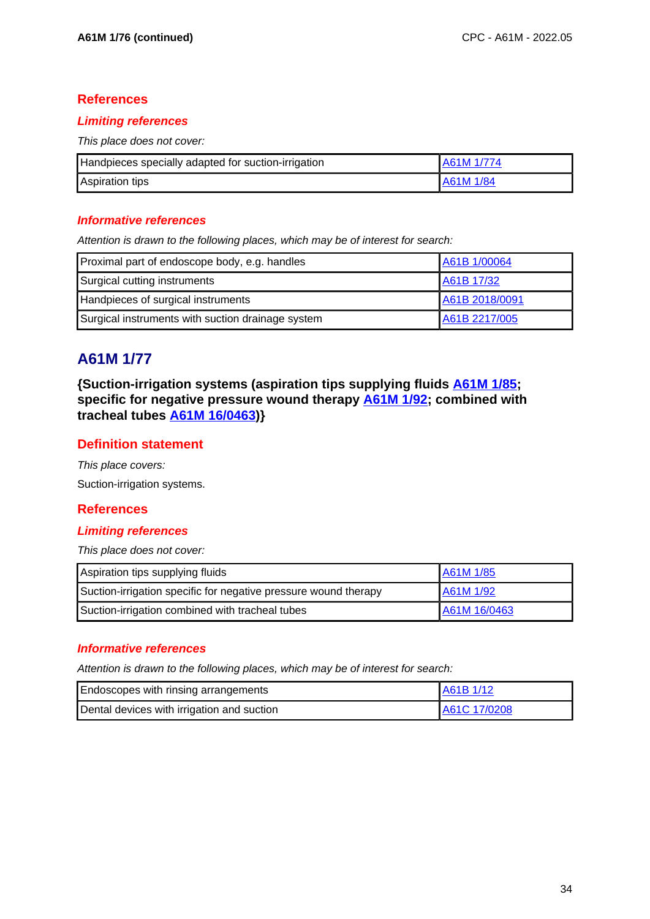## References

### *Limiting references*

*This place does not cover:*

| | |
|---|---|
| Handpieces specially adapted for suction-irrigation | A61M 1/774 |
| Aspiration tips | A61M 1/84 |

### *Informative references*

*Attention is drawn to the following places, which may be of interest for search:*

| | |
|---|---|
| Proximal part of endoscope body, e.g. handles | A61B 1/00064 |
| Surgical cutting instruments | A61B 17/32 |
| Handpieces of surgical instruments | A61B 2018/0091 |
| Surgical instruments with suction drainage system | A61B 2217/005 |

# A61M 1/77

**{Suction-irrigation systems (aspiration tips supplying fluids A61M 1/85; specific for negative pressure wound therapy A61M 1/92; combined with tracheal tubes A61M 16/0463)}**

## Definition statement

*This place covers:*

Suction-irrigation systems.

## References

### *Limiting references*

*This place does not cover:*

| | |
|---|---|
| Aspiration tips supplying fluids | A61M 1/85 |
| Suction-irrigation specific for negative pressure wound therapy | A61M 1/92 |
| Suction-irrigation combined with tracheal tubes | A61M 16/0463 |

### *Informative references*

*Attention is drawn to the following places, which may be of interest for search:*

| | |
|---|---|
| Endoscopes with rinsing arrangements | A61B 1/12 |
| Dental devices with irrigation and suction | A61C 17/0208 |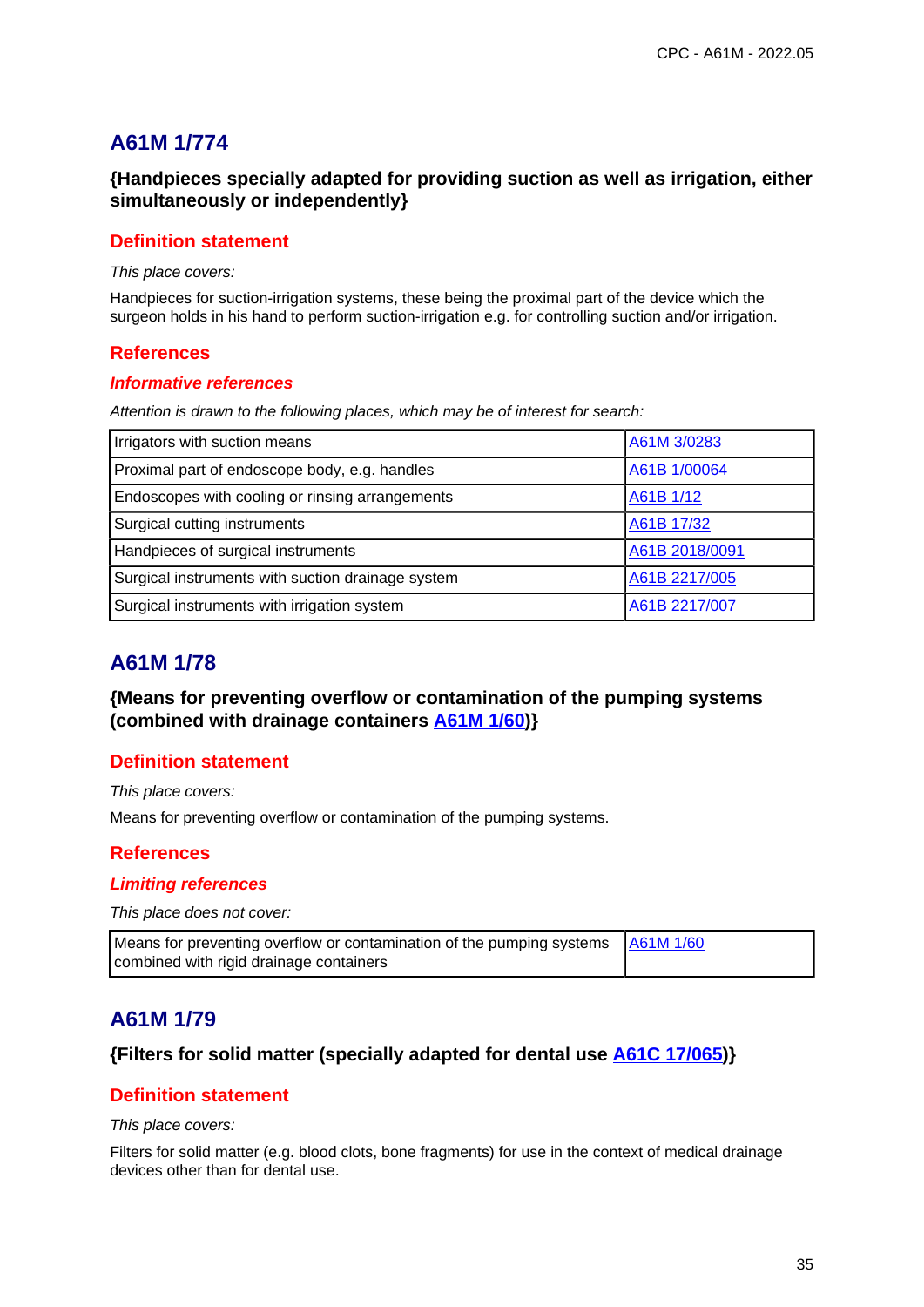## A61M 1/774

**{Handpieces specially adapted for providing suction as well as irrigation, either simultaneously or independently}**

### Definition statement

*This place covers:*

Handpieces for suction-irrigation systems, these being the proximal part of the device which the surgeon holds in his hand to perform suction-irrigation e.g. for controlling suction and/or irrigation.

### References

#### *Informative references*

*Attention is drawn to the following places, which may be of interest for search:*

| | |
|---|---|
| Irrigators with suction means | A61M 3/0283 |
| Proximal part of endoscope body, e.g. handles | A61B 1/00064 |
| Endoscopes with cooling or rinsing arrangements | A61B 1/12 |
| Surgical cutting instruments | A61B 17/32 |
| Handpieces of surgical instruments | A61B 2018/0091 |
| Surgical instruments with suction drainage system | A61B 2217/005 |
| Surgical instruments with irrigation system | A61B 2217/007 |

## A61M 1/78

**{Means for preventing overflow or contamination of the pumping systems (combined with drainage containers A61M 1/60)}**

### Definition statement

*This place covers:*

Means for preventing overflow or contamination of the pumping systems.

### References

#### *Limiting references*

*This place does not cover:*

| | |
|---|---|
| Means for preventing overflow or contamination of the pumping systems combined with rigid drainage containers | A61M 1/60 |

## A61M 1/79

**{Filters for solid matter (specially adapted for dental use A61C 17/065)}**

### Definition statement

*This place covers:*

Filters for solid matter (e.g. blood clots, bone fragments) for use in the context of medical drainage devices other than for dental use.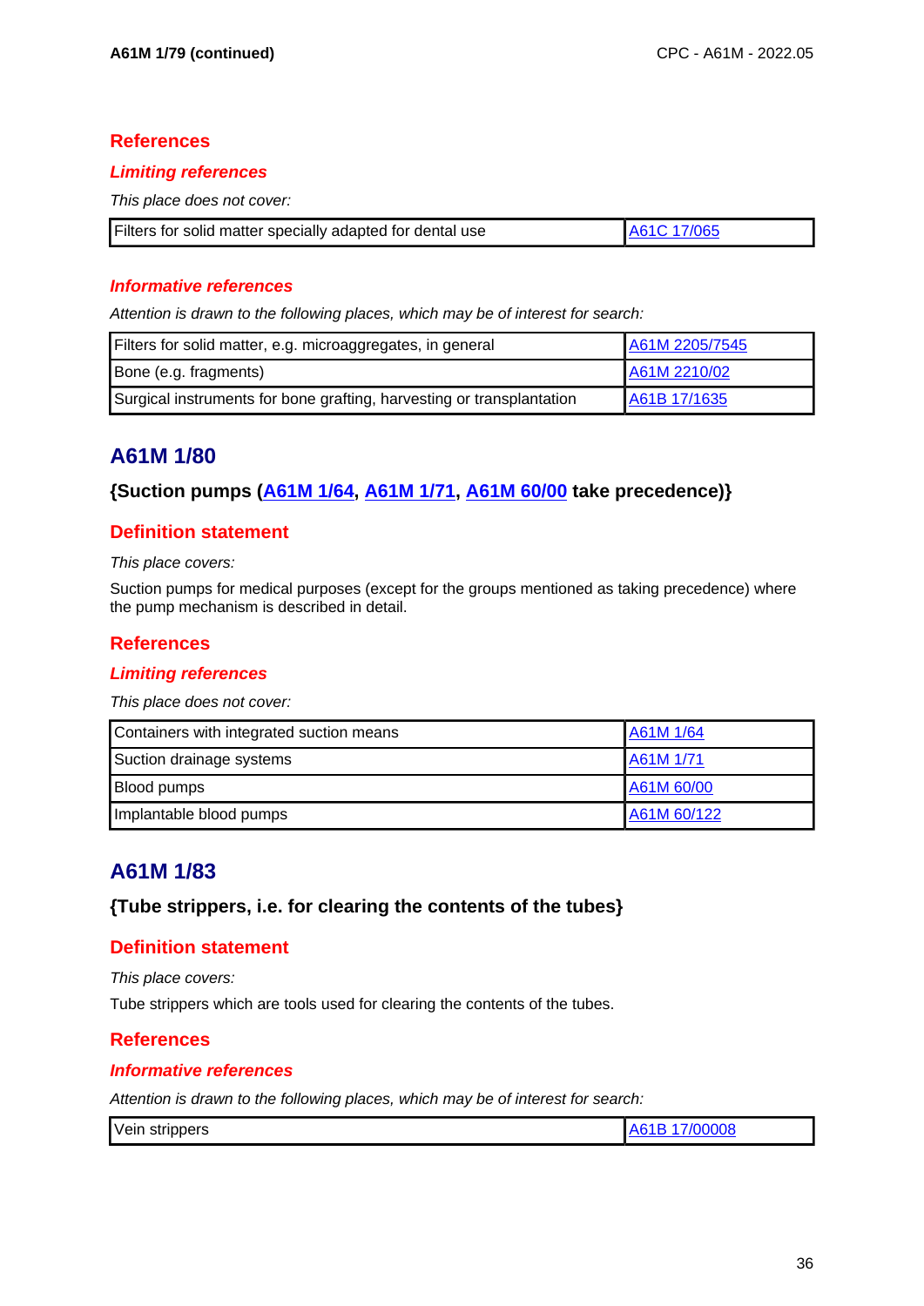## References

### *Limiting references*

*This place does not cover:*

| | |
|---|---|
| Filters for solid matter specially adapted for dental use | A61C 17/065 |

### *Informative references*

*Attention is drawn to the following places, which may be of interest for search:*

| | |
|---|---|
| Filters for solid matter, e.g. microaggregates, in general | A61M 2205/7545 |
| Bone (e.g. fragments) | A61M 2210/02 |
| Surgical instruments for bone grafting, harvesting or transplantation | A61B 17/1635 |

# A61M 1/80

### {Suction pumps (A61M 1/64, A61M 1/71, A61M 60/00 take precedence)}

## Definition statement

*This place covers:*

Suction pumps for medical purposes (except for the groups mentioned as taking precedence) where the pump mechanism is described in detail.

## References

### *Limiting references*

*This place does not cover:*

| | |
|---|---|
| Containers with integrated suction means | A61M 1/64 |
| Suction drainage systems | A61M 1/71 |
| Blood pumps | A61M 60/00 |
| Implantable blood pumps | A61M 60/122 |

# A61M 1/83

### {Tube strippers, i.e. for clearing the contents of the tubes}

## Definition statement

*This place covers:*

Tube strippers which are tools used for clearing the contents of the tubes.

## References

### *Informative references*

*Attention is drawn to the following places, which may be of interest for search:*

| | |
|---|---|
| Vein strippers | A61B 17/00008 |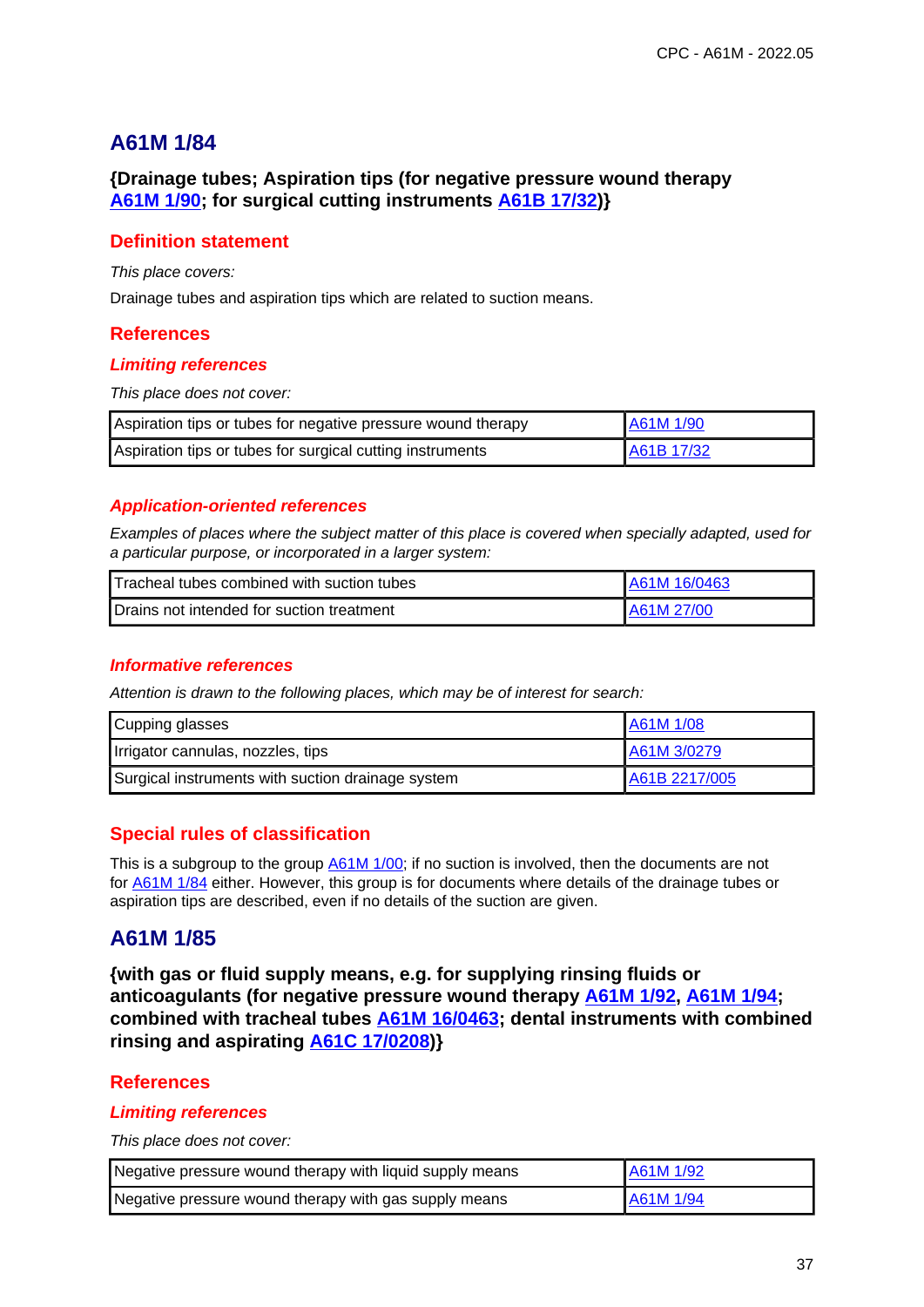## A61M 1/84

### {Drainage tubes; Aspiration tips (for negative pressure wound therapy A61M 1/90; for surgical cutting instruments A61B 17/32)}

### Definition statement

*This place covers:*

Drainage tubes and aspiration tips which are related to suction means.

### References

#### *Limiting references*

*This place does not cover:*

| | |
|---|---|
| Aspiration tips or tubes for negative pressure wound therapy | A61M 1/90 |
| Aspiration tips or tubes for surgical cutting instruments | A61B 17/32 |

#### *Application-oriented references*

*Examples of places where the subject matter of this place is covered when specially adapted, used for a particular purpose, or incorporated in a larger system:*

| | |
|---|---|
| Tracheal tubes combined with suction tubes | A61M 16/0463 |
| Drains not intended for suction treatment | A61M 27/00 |

#### *Informative references*

*Attention is drawn to the following places, which may be of interest for search:*

| | |
|---|---|
| Cupping glasses | A61M 1/08 |
| Irrigator cannulas, nozzles, tips | A61M 3/0279 |
| Surgical instruments with suction drainage system | A61B 2217/005 |

### Special rules of classification

This is a subgroup to the group A61M 1/00; if no suction is involved, then the documents are not for A61M 1/84 either. However, this group is for documents where details of the drainage tubes or aspiration tips are described, even if no details of the suction are given.

## A61M 1/85

### {with gas or fluid supply means, e.g. for supplying rinsing fluids or anticoagulants (for negative pressure wound therapy A61M 1/92, A61M 1/94; combined with tracheal tubes A61M 16/0463; dental instruments with combined rinsing and aspirating A61C 17/0208)}

### References

#### *Limiting references*

*This place does not cover:*

| | |
|---|---|
| Negative pressure wound therapy with liquid supply means | A61M 1/92 |
| Negative pressure wound therapy with gas supply means | A61M 1/94 |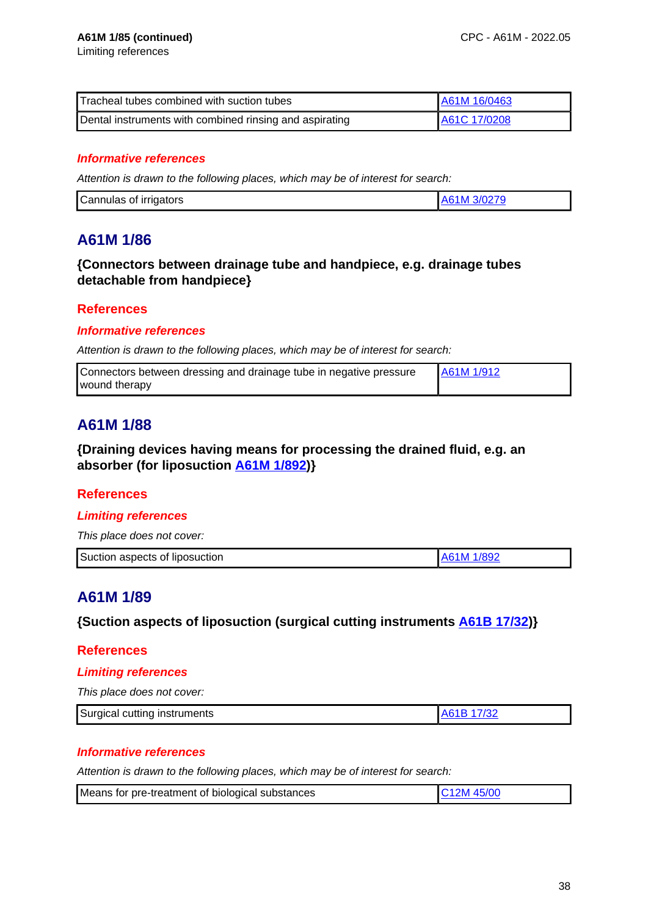**A61M 1/85 (continued)**

Limiting references

| | |
|---|---|
| Tracheal tubes combined with suction tubes | A61M 16/0463 |
| Dental instruments with combined rinsing and aspirating | A61C 17/0208 |

#### *Informative references*

*Attention is drawn to the following places, which may be of interest for search:*

| | |
|---|---|
| Cannulas of irrigators | A61M 3/0279 |

## A61M 1/86

### {Connectors between drainage tube and handpiece, e.g. drainage tubes detachable from handpiece}

### References

#### *Informative references*

*Attention is drawn to the following places, which may be of interest for search:*

| | |
|---|---|
| Connectors between dressing and drainage tube in negative pressure wound therapy | A61M 1/912 |

## A61M 1/88

### {Draining devices having means for processing the drained fluid, e.g. an absorber (for liposuction A61M 1/892)}

### References

#### *Limiting references*

*This place does not cover:*

| | |
|---|---|
| Suction aspects of liposuction | A61M 1/892 |

## A61M 1/89

### {Suction aspects of liposuction (surgical cutting instruments A61B 17/32)}

### References

#### *Limiting references*

*This place does not cover:*

| | |
|---|---|
| Surgical cutting instruments | A61B 17/32 |

#### *Informative references*

*Attention is drawn to the following places, which may be of interest for search:*

| | |
|---|---|
| Means for pre-treatment of biological substances | C12M 45/00 |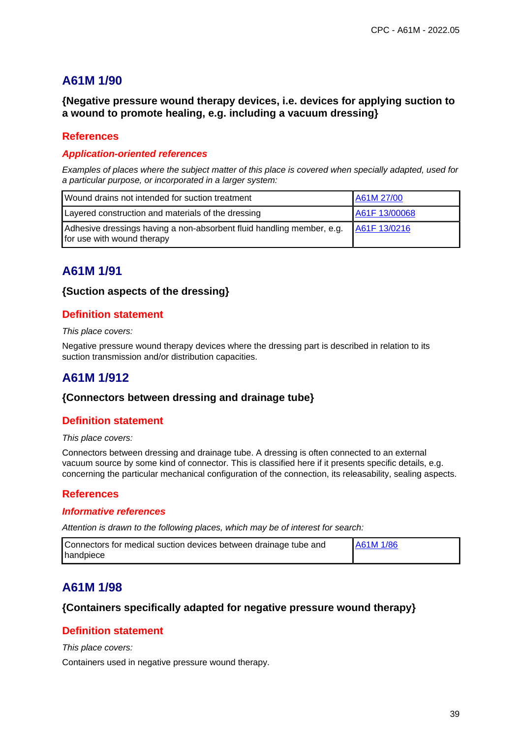## A61M 1/90

### {Negative pressure wound therapy devices, i.e. devices for applying suction to a wound to promote healing, e.g. including a vacuum dressing}

#### References

##### *Application-oriented references*

*Examples of places where the subject matter of this place is covered when specially adapted, used for a particular purpose, or incorporated in a larger system:*

| | |
|---|---|
| Wound drains not intended for suction treatment | A61M 27/00 |
| Layered construction and materials of the dressing | A61F 13/00068 |
| Adhesive dressings having a non-absorbent fluid handling member, e.g. for use with wound therapy | A61F 13/0216 |

## A61M 1/91

### {Suction aspects of the dressing}

#### Definition statement

*This place covers:*

Negative pressure wound therapy devices where the dressing part is described in relation to its suction transmission and/or distribution capacities.

## A61M 1/912

### {Connectors between dressing and drainage tube}

#### Definition statement

*This place covers:*

Connectors between dressing and drainage tube. A dressing is often connected to an external vacuum source by some kind of connector. This is classified here if it presents specific details, e.g. concerning the particular mechanical configuration of the connection, its releasability, sealing aspects.

#### References

##### *Informative references*

*Attention is drawn to the following places, which may be of interest for search:*

| | |
|---|---|
| Connectors for medical suction devices between drainage tube and handpiece | A61M 1/86 |

## A61M 1/98

### {Containers specifically adapted for negative pressure wound therapy}

#### Definition statement

*This place covers:*

Containers used in negative pressure wound therapy.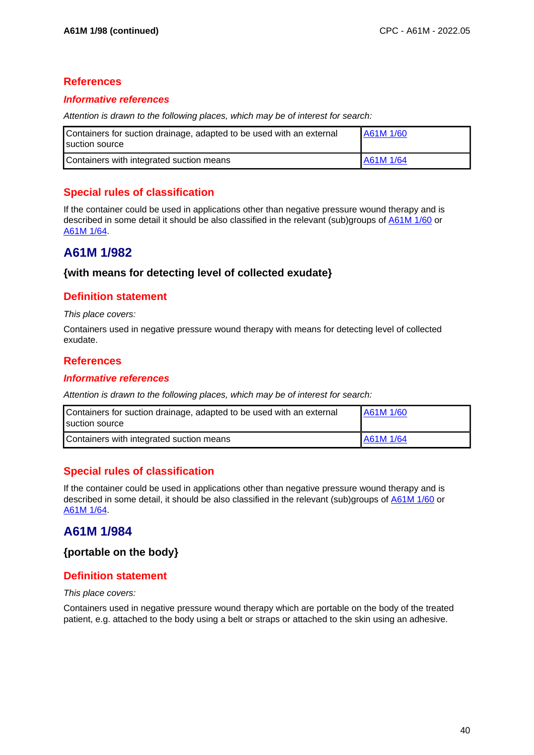## References

### *Informative references*

*Attention is drawn to the following places, which may be of interest for search:*

| | |
|---|---|
| Containers for suction drainage, adapted to be used with an external suction source | A61M 1/60 |
| Containers with integrated suction means | A61M 1/64 |

## Special rules of classification

If the container could be used in applications other than negative pressure wound therapy and is described in some detail it should be also classified in the relevant (sub)groups of A61M 1/60 or A61M 1/64.

# A61M 1/982

### {with means for detecting level of collected exudate}

## Definition statement

*This place covers:*

Containers used in negative pressure wound therapy with means for detecting level of collected exudate.

## References

### *Informative references*

*Attention is drawn to the following places, which may be of interest for search:*

| | |
|---|---|
| Containers for suction drainage, adapted to be used with an external suction source | A61M 1/60 |
| Containers with integrated suction means | A61M 1/64 |

## Special rules of classification

If the container could be used in applications other than negative pressure wound therapy and is described in some detail, it should be also classified in the relevant (sub)groups of A61M 1/60 or A61M 1/64.

# A61M 1/984

### {portable on the body}

## Definition statement

*This place covers:*

Containers used in negative pressure wound therapy which are portable on the body of the treated patient, e.g. attached to the body using a belt or straps or attached to the skin using an adhesive.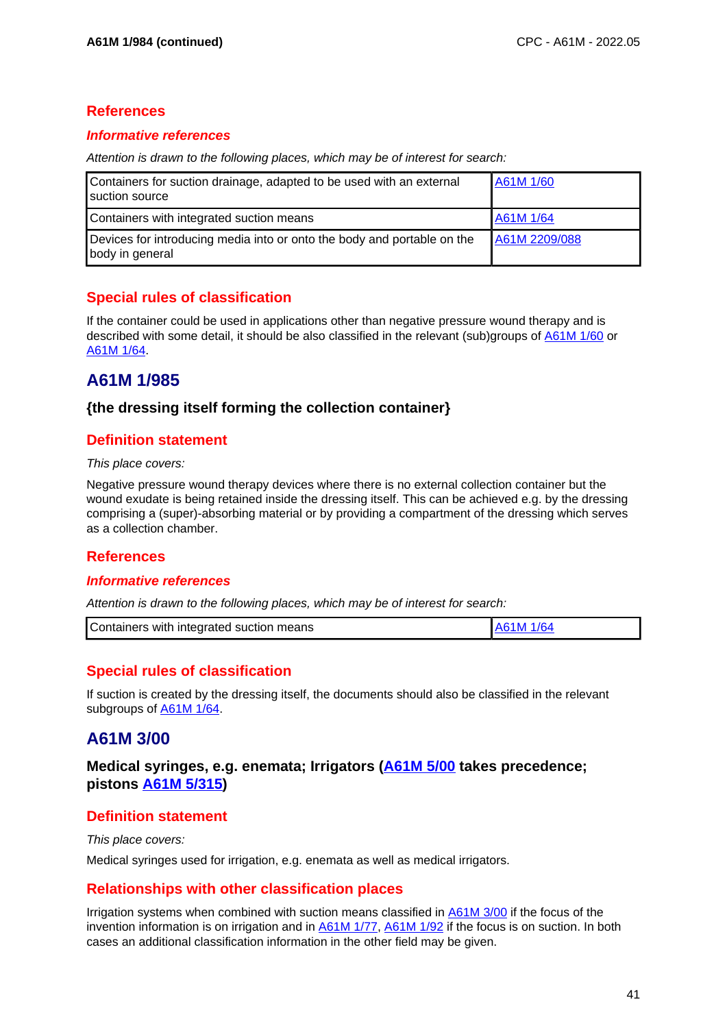## References

### *Informative references*

*Attention is drawn to the following places, which may be of interest for search:*

| | |
|---|---|
| Containers for suction drainage, adapted to be used with an external suction source | A61M 1/60 |
| Containers with integrated suction means | A61M 1/64 |
| Devices for introducing media into or onto the body and portable on the body in general | A61M 2209/088 |

## Special rules of classification

If the container could be used in applications other than negative pressure wound therapy and is described with some detail, it should be also classified in the relevant (sub)groups of A61M 1/60 or A61M 1/64.

# A61M 1/985

### {the dressing itself forming the collection container}

## Definition statement

*This place covers:*

Negative pressure wound therapy devices where there is no external collection container but the wound exudate is being retained inside the dressing itself. This can be achieved e.g. by the dressing comprising a (super)-absorbing material or by providing a compartment of the dressing which serves as a collection chamber.

## References

### *Informative references*

*Attention is drawn to the following places, which may be of interest for search:*

| | |
|---|---|
| Containers with integrated suction means | A61M 1/64 |

## Special rules of classification

If suction is created by the dressing itself, the documents should also be classified in the relevant subgroups of A61M 1/64.

# A61M 3/00

### Medical syringes, e.g. enemata; Irrigators (A61M 5/00 takes precedence; pistons A61M 5/315)

## Definition statement

*This place covers:*

Medical syringes used for irrigation, e.g. enemata as well as medical irrigators.

## Relationships with other classification places

Irrigation systems when combined with suction means classified in A61M 3/00 if the focus of the invention information is on irrigation and in A61M 1/77, A61M 1/92 if the focus is on suction. In both cases an additional classification information in the other field may be given.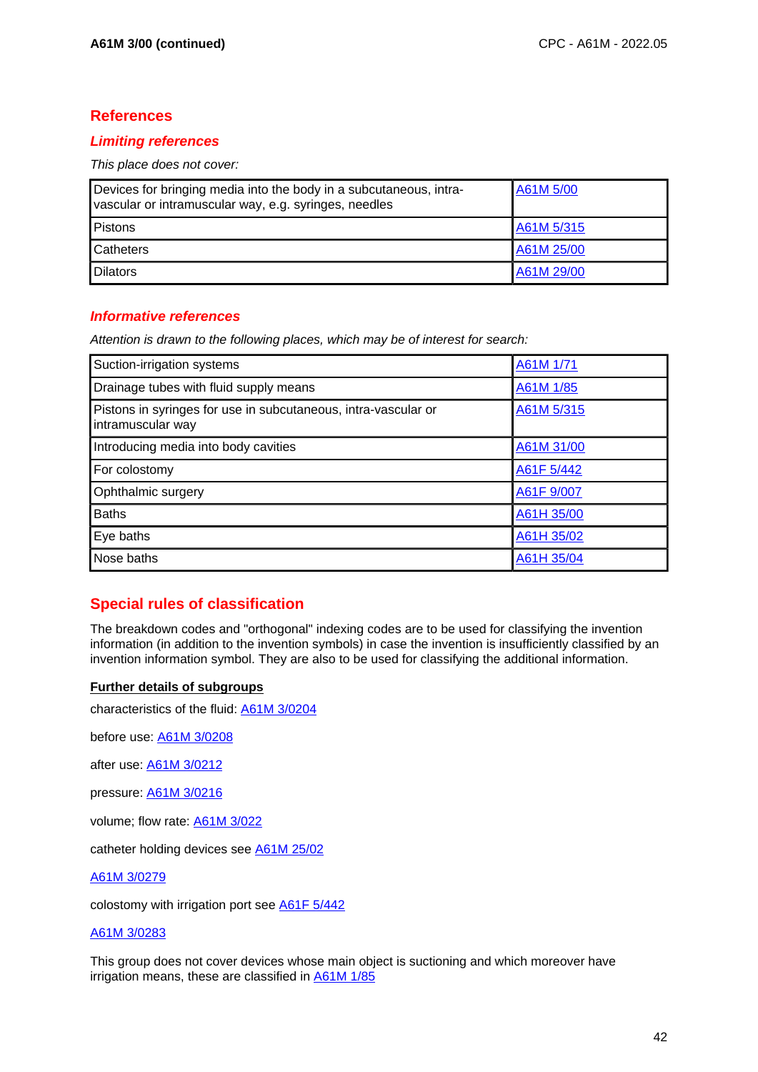## References

### *Limiting references*

*This place does not cover:*

| | |
|---|---|
| Devices for bringing media into the body in a subcutaneous, intra-vascular or intramuscular way, e.g. syringes, needles | A61M 5/00 |
| Pistons | A61M 5/315 |
| Catheters | A61M 25/00 |
| Dilators | A61M 29/00 |

### *Informative references*

*Attention is drawn to the following places, which may be of interest for search:*

| | |
|---|---|
| Suction-irrigation systems | A61M 1/71 |
| Drainage tubes with fluid supply means | A61M 1/85 |
| Pistons in syringes for use in subcutaneous, intra-vascular or intramuscular way | A61M 5/315 |
| Introducing media into body cavities | A61M 31/00 |
| For colostomy | A61F 5/442 |
| Ophthalmic surgery | A61F 9/007 |
| Baths | A61H 35/00 |
| Eye baths | A61H 35/02 |
| Nose baths | A61H 35/04 |

## Special rules of classification

The breakdown codes and "orthogonal" indexing codes are to be used for classifying the invention information (in addition to the invention symbols) in case the invention is insufficiently classified by an invention information symbol. They are also to be used for classifying the additional information.

**Further details of subgroups**

characteristics of the fluid: A61M 3/0204

before use: A61M 3/0208

after use: A61M 3/0212

pressure: A61M 3/0216

volume; flow rate: A61M 3/022

catheter holding devices see A61M 25/02

A61M 3/0279

colostomy with irrigation port see A61F 5/442

A61M 3/0283

This group does not cover devices whose main object is suctioning and which moreover have irrigation means, these are classified in A61M 1/85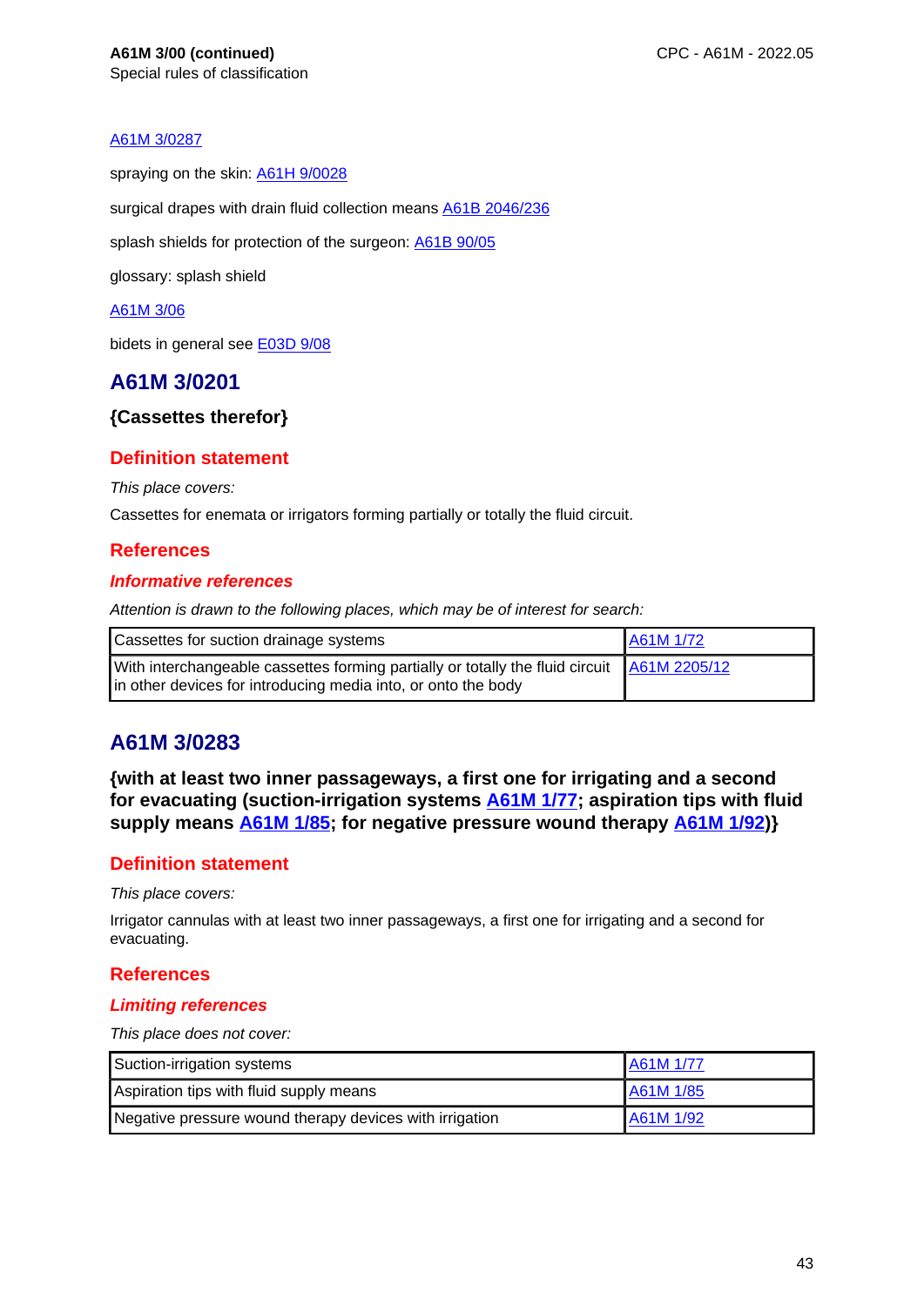A61M 3/0287

spraying on the skin: A61H 9/0028

surgical drapes with drain fluid collection means A61B 2046/236

splash shields for protection of the surgeon: A61B 90/05

glossary: splash shield

A61M 3/06

bidets in general see E03D 9/08

## A61M 3/0201

### {Cassettes therefor}

### Definition statement

*This place covers:*

Cassettes for enemata or irrigators forming partially or totally the fluid circuit.

### References

#### *Informative references*

*Attention is drawn to the following places, which may be of interest for search:*

| | |
|---|---|
| Cassettes for suction drainage systems | A61M 1/72 |
| With interchangeable cassettes forming partially or totally the fluid circuit in other devices for introducing media into, or onto the body | A61M 2205/12 |

## A61M 3/0283

### {with at least two inner passageways, a first one for irrigating and a second for evacuating (suction-irrigation systems A61M 1/77; aspiration tips with fluid supply means A61M 1/85; for negative pressure wound therapy A61M 1/92)}

### Definition statement

*This place covers:*

Irrigator cannulas with at least two inner passageways, a first one for irrigating and a second for evacuating.

### References

#### *Limiting references*

*This place does not cover:*

| | |
|---|---|
| Suction-irrigation systems | A61M 1/77 |
| Aspiration tips with fluid supply means | A61M 1/85 |
| Negative pressure wound therapy devices with irrigation | A61M 1/92 |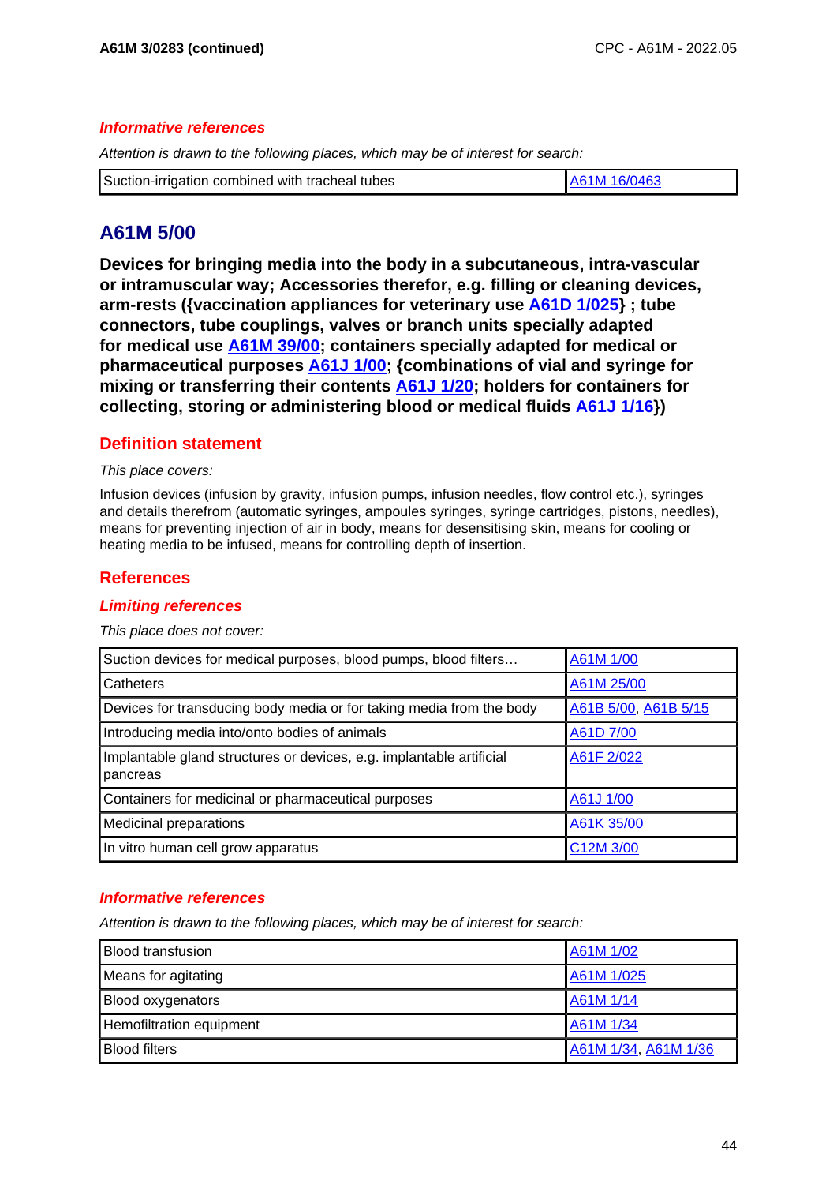### Informative references

*Attention is drawn to the following places, which may be of interest for search:*

| | |
|---|---|
| Suction-irrigation combined with tracheal tubes | A61M 16/0463 |

## A61M 5/00

**Devices for bringing media into the body in a subcutaneous, intra-vascular or intramuscular way; Accessories therefor, e.g. filling or cleaning devices, arm-rests ({vaccination appliances for veterinary use A61D 1/025} ; tube connectors, tube couplings, valves or branch units specially adapted for medical use A61M 39/00; containers specially adapted for medical or pharmaceutical purposes A61J 1/00; {combinations of vial and syringe for mixing or transferring their contents A61J 1/20; holders for containers for collecting, storing or administering blood or medical fluids A61J 1/16})**

### Definition statement

*This place covers:*

Infusion devices (infusion by gravity, infusion pumps, infusion needles, flow control etc.), syringes and details therefrom (automatic syringes, ampoules syringes, syringe cartridges, pistons, needles), means for preventing injection of air in body, means for desensitising skin, means for cooling or heating media to be infused, means for controlling depth of insertion.

### References

#### Limiting references

*This place does not cover:*

| | |
|---|---|
| Suction devices for medical purposes, blood pumps, blood filters… | A61M 1/00 |
| Catheters | A61M 25/00 |
| Devices for transducing body media or for taking media from the body | A61B 5/00, A61B 5/15 |
| Introducing media into/onto bodies of animals | A61D 7/00 |
| Implantable gland structures or devices, e.g. implantable artificial pancreas | A61F 2/022 |
| Containers for medicinal or pharmaceutical purposes | A61J 1/00 |
| Medicinal preparations | A61K 35/00 |
| In vitro human cell grow apparatus | C12M 3/00 |

#### Informative references

*Attention is drawn to the following places, which may be of interest for search:*

| | |
|---|---|
| Blood transfusion | A61M 1/02 |
| Means for agitating | A61M 1/025 |
| Blood oxygenators | A61M 1/14 |
| Hemofiltration equipment | A61M 1/34 |
| Blood filters | A61M 1/34, A61M 1/36 |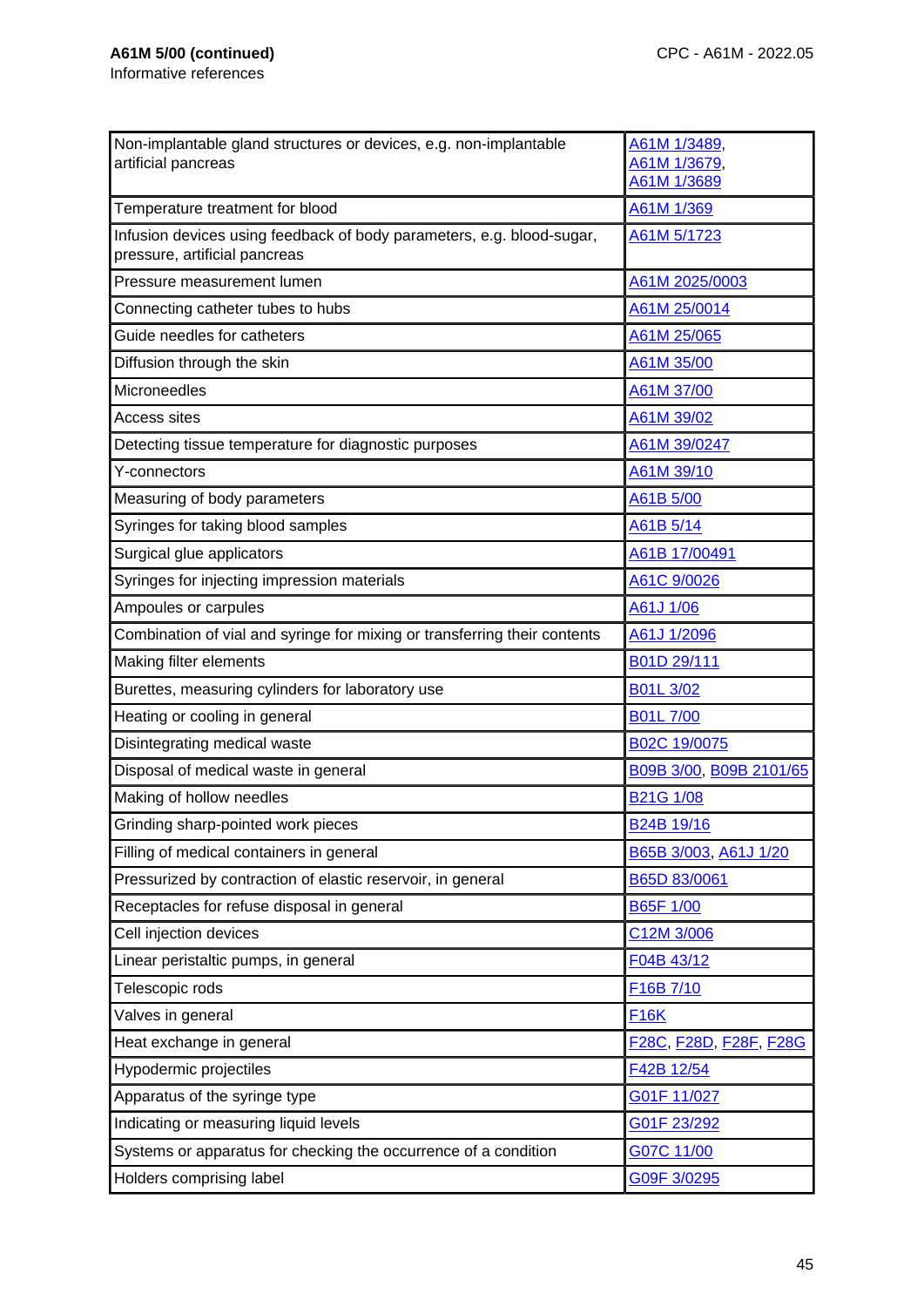**A61M 5/00 (continued)**
Informative references

| Non-implantable gland structures or devices, e.g. non-implantable artificial pancreas | A61M 1/3489, A61M 1/3679, A61M 1/3689 |
|---|---|
| Temperature treatment for blood | A61M 1/369 |
| Infusion devices using feedback of body parameters, e.g. blood-sugar, pressure, artificial pancreas | A61M 5/1723 |
| Pressure measurement lumen | A61M 2025/0003 |
| Connecting catheter tubes to hubs | A61M 25/0014 |
| Guide needles for catheters | A61M 25/065 |
| Diffusion through the skin | A61M 35/00 |
| Microneedles | A61M 37/00 |
| Access sites | A61M 39/02 |
| Detecting tissue temperature for diagnostic purposes | A61M 39/0247 |
| Y-connectors | A61M 39/10 |
| Measuring of body parameters | A61B 5/00 |
| Syringes for taking blood samples | A61B 5/14 |
| Surgical glue applicators | A61B 17/00491 |
| Syringes for injecting impression materials | A61C 9/0026 |
| Ampoules or carpules | A61J 1/06 |
| Combination of vial and syringe for mixing or transferring their contents | A61J 1/2096 |
| Making filter elements | B01D 29/111 |
| Burettes, measuring cylinders for laboratory use | B01L 3/02 |
| Heating or cooling in general | B01L 7/00 |
| Disintegrating medical waste | B02C 19/0075 |
| Disposal of medical waste in general | B09B 3/00, B09B 2101/65 |
| Making of hollow needles | B21G 1/08 |
| Grinding sharp-pointed work pieces | B24B 19/16 |
| Filling of medical containers in general | B65B 3/003, A61J 1/20 |
| Pressurized by contraction of elastic reservoir, in general | B65D 83/0061 |
| Receptacles for refuse disposal in general | B65F 1/00 |
| Cell injection devices | C12M 3/006 |
| Linear peristaltic pumps, in general | F04B 43/12 |
| Telescopic rods | F16B 7/10 |
| Valves in general | F16K |
| Heat exchange in general | F28C, F28D, F28F, F28G |
| Hypodermic projectiles | F42B 12/54 |
| Apparatus of the syringe type | G01F 11/027 |
| Indicating or measuring liquid levels | G01F 23/292 |
| Systems or apparatus for checking the occurrence of a condition | G07C 11/00 |
| Holders comprising label | G09F 3/0295 |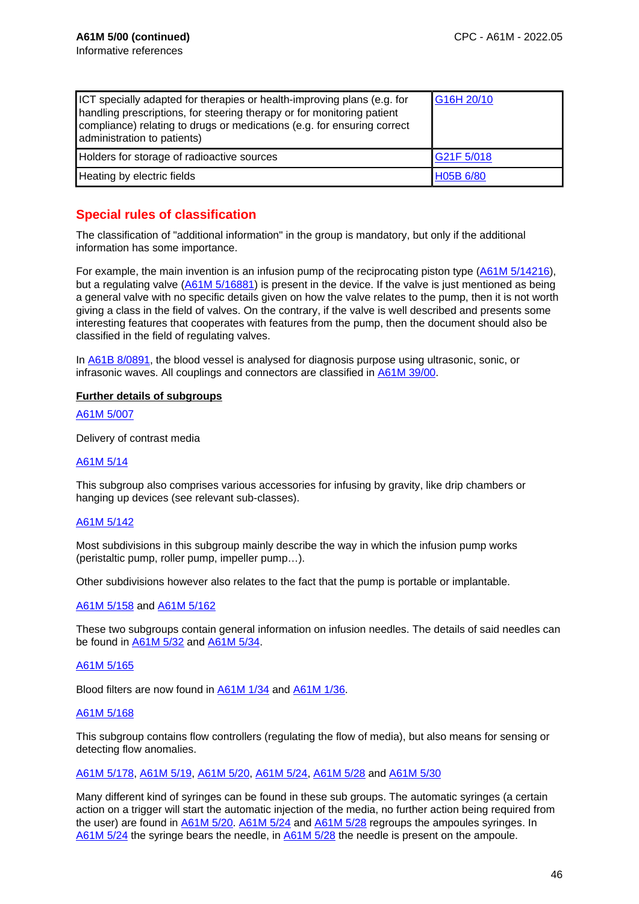**A61M 5/00 (continued)**
Informative references

| | |
|---|---|
| ICT specially adapted for therapies or health-improving plans (e.g. for handling prescriptions, for steering therapy or for monitoring patient compliance) relating to drugs or medications (e.g. for ensuring correct administration to patients) | G16H 20/10 |
| Holders for storage of radioactive sources | G21F 5/018 |
| Heating by electric fields | H05B 6/80 |

## Special rules of classification

The classification of "additional information" in the group is mandatory, but only if the additional information has some importance.

For example, the main invention is an infusion pump of the reciprocating piston type (A61M 5/14216), but a regulating valve (A61M 5/16881) is present in the device. If the valve is just mentioned as being a general valve with no specific details given on how the valve relates to the pump, then it is not worth giving a class in the field of valves. On the contrary, if the valve is well described and presents some interesting features that cooperates with features from the pump, then the document should also be classified in the field of regulating valves.

In A61B 8/0891, the blood vessel is analysed for diagnosis purpose using ultrasonic, sonic, or infrasonic waves. All couplings and connectors are classified in A61M 39/00.

**Further details of subgroups**

A61M 5/007

Delivery of contrast media

A61M 5/14

This subgroup also comprises various accessories for infusing by gravity, like drip chambers or hanging up devices (see relevant sub-classes).

A61M 5/142

Most subdivisions in this subgroup mainly describe the way in which the infusion pump works (peristaltic pump, roller pump, impeller pump…).

Other subdivisions however also relates to the fact that the pump is portable or implantable.

A61M 5/158 and A61M 5/162

These two subgroups contain general information on infusion needles. The details of said needles can be found in A61M 5/32 and A61M 5/34.

A61M 5/165

Blood filters are now found in A61M 1/34 and A61M 1/36.

A61M 5/168

This subgroup contains flow controllers (regulating the flow of media), but also means for sensing or detecting flow anomalies.

A61M 5/178, A61M 5/19, A61M 5/20, A61M 5/24, A61M 5/28 and A61M 5/30

Many different kind of syringes can be found in these sub groups. The automatic syringes (a certain action on a trigger will start the automatic injection of the media, no further action being required from the user) are found in A61M 5/20. A61M 5/24 and A61M 5/28 regroups the ampoules syringes. In A61M 5/24 the syringe bears the needle, in A61M 5/28 the needle is present on the ampoule.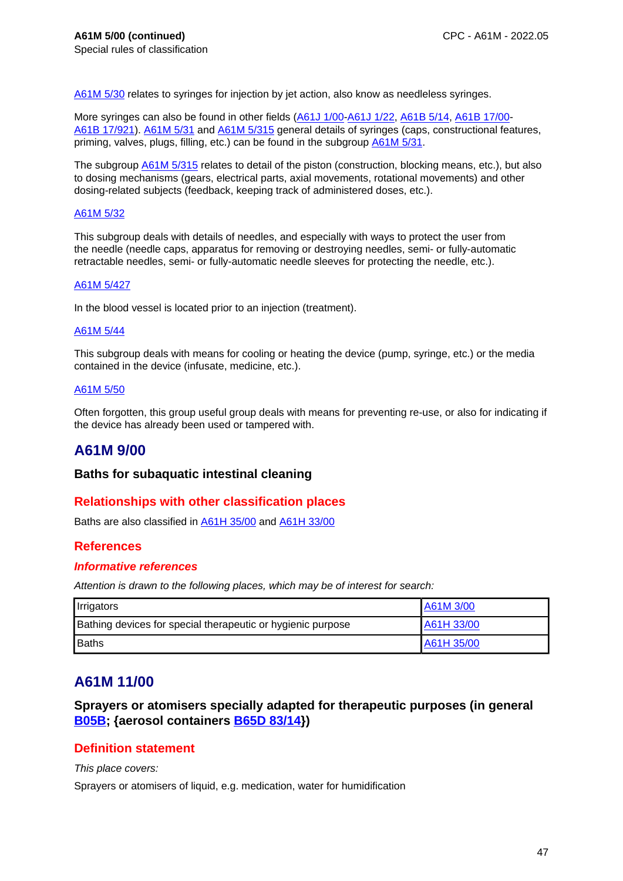**A61M 5/00 (continued)**
Special rules of classification

A61M 5/30 relates to syringes for injection by jet action, also know as needleless syringes.

More syringes can also be found in other fields (A61J 1/00-A61J 1/22, A61B 5/14, A61B 17/00-A61B 17/921). A61M 5/31 and A61M 5/315 general details of syringes (caps, constructional features, priming, valves, plugs, filling, etc.) can be found in the subgroup A61M 5/31.

The subgroup A61M 5/315 relates to detail of the piston (construction, blocking means, etc.), but also to dosing mechanisms (gears, electrical parts, axial movements, rotational movements) and other dosing-related subjects (feedback, keeping track of administered doses, etc.).

A61M 5/32

This subgroup deals with details of needles, and especially with ways to protect the user from the needle (needle caps, apparatus for removing or destroying needles, semi- or fully-automatic retractable needles, semi- or fully-automatic needle sleeves for protecting the needle, etc.).

A61M 5/427

In the blood vessel is located prior to an injection (treatment).

A61M 5/44

This subgroup deals with means for cooling or heating the device (pump, syringe, etc.) or the media contained in the device (infusate, medicine, etc.).

A61M 5/50

Often forgotten, this group useful group deals with means for preventing re-use, or also for indicating if the device has already been used or tampered with.

# A61M 9/00

## Baths for subaquatic intestinal cleaning

### Relationships with other classification places

Baths are also classified in A61H 35/00 and A61H 33/00

### References

#### *Informative references*

*Attention is drawn to the following places, which may be of interest for search:*

| | |
|---|---|
| Irrigators | A61M 3/00 |
| Bathing devices for special therapeutic or hygienic purpose | A61H 33/00 |
| Baths | A61H 35/00 |

# A61M 11/00

## Sprayers or atomisers specially adapted for therapeutic purposes (in general B05B; {aerosol containers B65D 83/14})

### Definition statement

*This place covers:*

Sprayers or atomisers of liquid, e.g. medication, water for humidification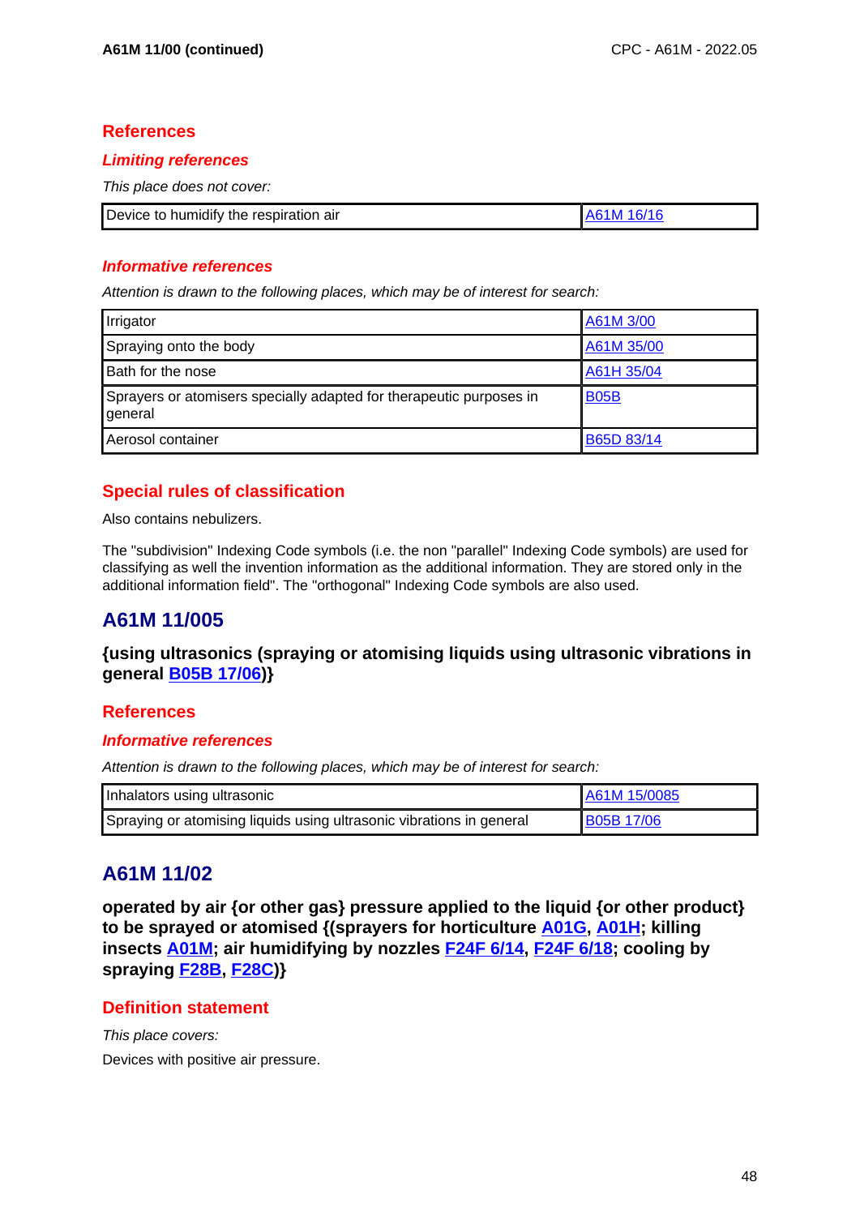## References

### *Limiting references*

*This place does not cover:*

| Device to humidify the respiration air | A61M 16/16 |
|---|---|

### *Informative references*

*Attention is drawn to the following places, which may be of interest for search:*

| Irrigator | A61M 3/00 |
|---|---|
| Spraying onto the body | A61M 35/00 |
| Bath for the nose | A61H 35/04 |
| Sprayers or atomisers specially adapted for therapeutic purposes in general | B05B |
| Aerosol container | B65D 83/14 |

## Special rules of classification

Also contains nebulizers.

The "subdivision" Indexing Code symbols (i.e. the non "parallel" Indexing Code symbols) are used for classifying as well the invention information as the additional information. They are stored only in the additional information field". The "orthogonal" Indexing Code symbols are also used.

# A61M 11/005

**{using ultrasonics (spraying or atomising liquids using ultrasonic vibrations in general B05B 17/06)}**

## References

### *Informative references*

*Attention is drawn to the following places, which may be of interest for search:*

| Inhalators using ultrasonic | A61M 15/0085 |
|---|---|
| Spraying or atomising liquids using ultrasonic vibrations in general | B05B 17/06 |

# A61M 11/02

**operated by air {or other gas} pressure applied to the liquid {or other product} to be sprayed or atomised {(sprayers for horticulture A01G, A01H; killing insects A01M; air humidifying by nozzles F24F 6/14, F24F 6/18; cooling by spraying F28B, F28C)}**

## Definition statement

*This place covers:*

Devices with positive air pressure.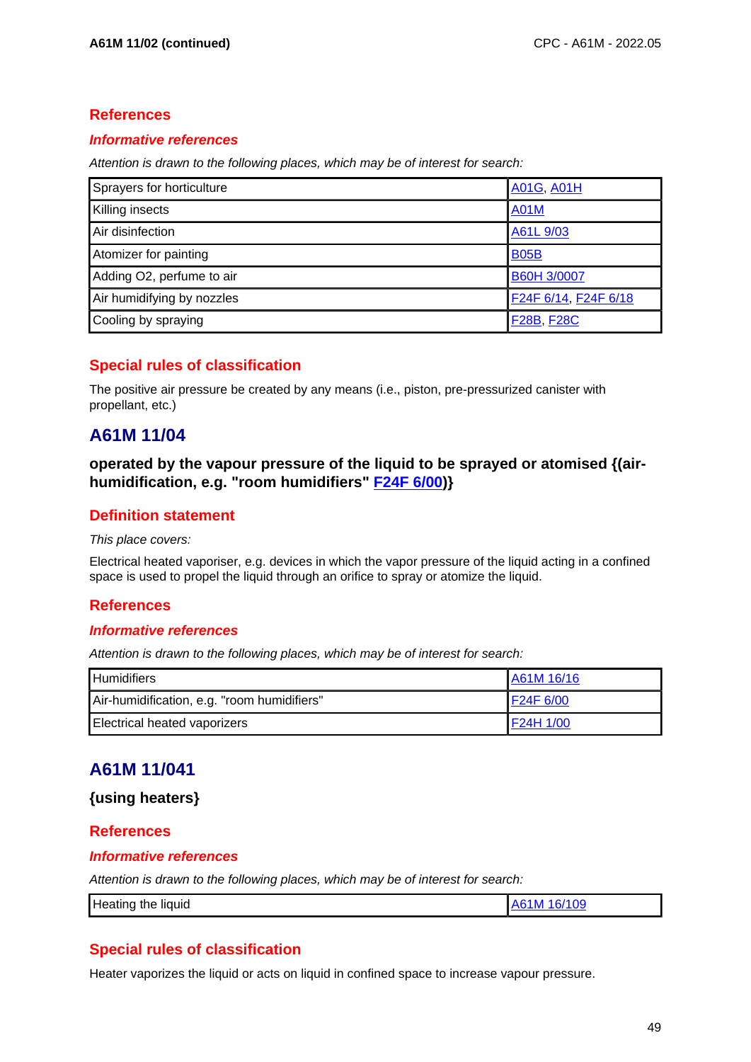## References

### *Informative references*

*Attention is drawn to the following places, which may be of interest for search:*

| | |
|---|---|
| Sprayers for horticulture | A01G, A01H |
| Killing insects | A01M |
| Air disinfection | A61L 9/03 |
| Atomizer for painting | B05B |
| Adding O2, perfume to air | B60H 3/0007 |
| Air humidifying by nozzles | F24F 6/14, F24F 6/18 |
| Cooling by spraying | F28B, F28C |

## Special rules of classification

The positive air pressure be created by any means (i.e., piston, pre-pressurized canister with propellant, etc.)

# A61M 11/04

**operated by the vapour pressure of the liquid to be sprayed or atomised {(air-humidification, e.g. "room humidifiers" F24F 6/00)}**

## Definition statement

*This place covers:*

Electrical heated vaporiser, e.g. devices in which the vapor pressure of the liquid acting in a confined space is used to propel the liquid through an orifice to spray or atomize the liquid.

## References

### *Informative references*

*Attention is drawn to the following places, which may be of interest for search:*

| | |
|---|---|
| Humidifiers | A61M 16/16 |
| Air-humidification, e.g. "room humidifiers" | F24F 6/00 |
| Electrical heated vaporizers | F24H 1/00 |

# A61M 11/041

**{using heaters}**

## References

### *Informative references*

*Attention is drawn to the following places, which may be of interest for search:*

| | |
|---|---|
| Heating the liquid | A61M 16/109 |

## Special rules of classification

Heater vaporizes the liquid or acts on liquid in confined space to increase vapour pressure.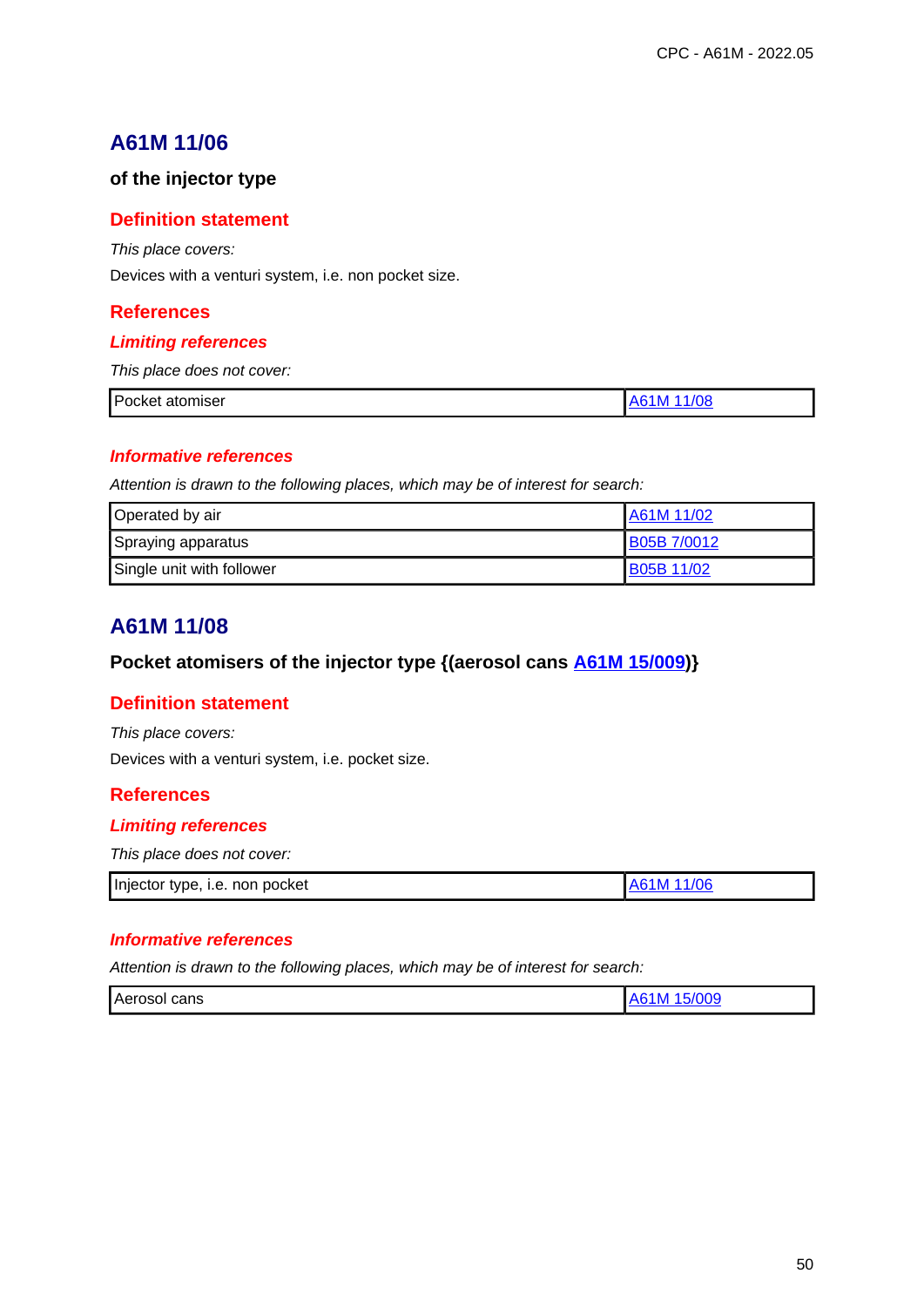## A61M 11/06

**of the injector type**

### Definition statement

*This place covers:*

Devices with a venturi system, i.e. non pocket size.

### References

#### *Limiting references*

*This place does not cover:*

| | |
|---|---|
| Pocket atomiser | A61M 11/08 |

#### *Informative references*

*Attention is drawn to the following places, which may be of interest for search:*

| | |
|---|---|
| Operated by air | A61M 11/02 |
| Spraying apparatus | B05B 7/0012 |
| Single unit with follower | B05B 11/02 |

## A61M 11/08

**Pocket atomisers of the injector type {(aerosol cans A61M 15/009)}**

### Definition statement

*This place covers:*

Devices with a venturi system, i.e. pocket size.

### References

#### *Limiting references*

*This place does not cover:*

| | |
|---|---|
| Injector type, i.e. non pocket | A61M 11/06 |

#### *Informative references*

*Attention is drawn to the following places, which may be of interest for search:*

| | |
|---|---|
| Aerosol cans | A61M 15/009 |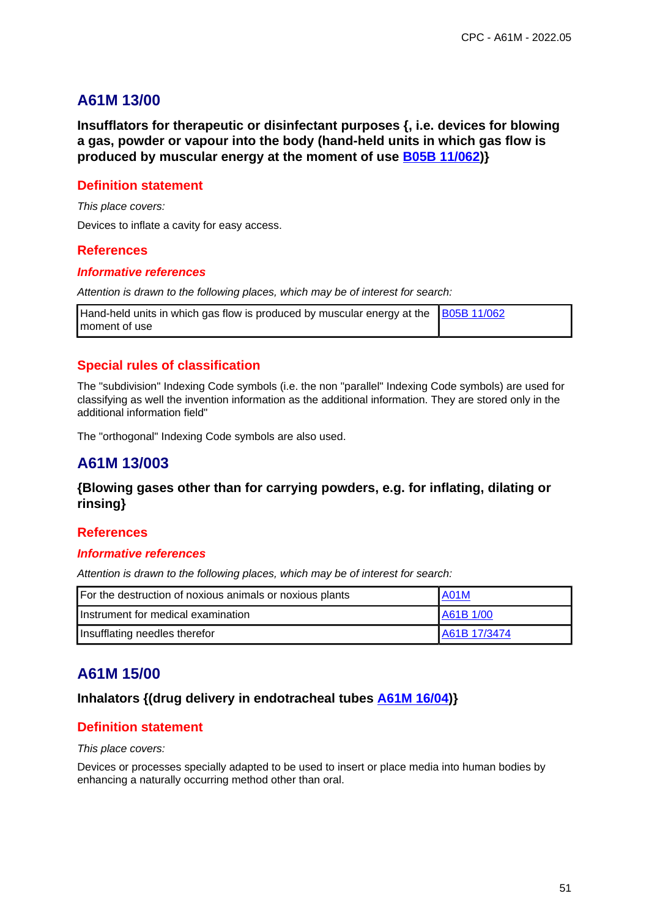## A61M 13/00

**Insufflators for therapeutic or disinfectant purposes {, i.e. devices for blowing a gas, powder or vapour into the body (hand-held units in which gas flow is produced by muscular energy at the moment of use B05B 11/062)}**

### Definition statement

*This place covers:*

Devices to inflate a cavity for easy access.

### References

#### *Informative references*

*Attention is drawn to the following places, which may be of interest for search:*

| | |
|---|---|
| Hand-held units in which gas flow is produced by muscular energy at the moment of use | B05B 11/062 |

### Special rules of classification

The "subdivision" Indexing Code symbols (i.e. the non "parallel" Indexing Code symbols) are used for classifying as well the invention information as the additional information. They are stored only in the additional information field"

The "orthogonal" Indexing Code symbols are also used.

## A61M 13/003

**{Blowing gases other than for carrying powders, e.g. for inflating, dilating or rinsing}**

### References

#### *Informative references*

*Attention is drawn to the following places, which may be of interest for search:*

| | |
|---|---|
| For the destruction of noxious animals or noxious plants | A01M |
| Instrument for medical examination | A61B 1/00 |
| Insufflating needles therefor | A61B 17/3474 |

## A61M 15/00

**Inhalators {(drug delivery in endotracheal tubes A61M 16/04)}**

### Definition statement

*This place covers:*

Devices or processes specially adapted to be used to insert or place media into human bodies by enhancing a naturally occurring method other than oral.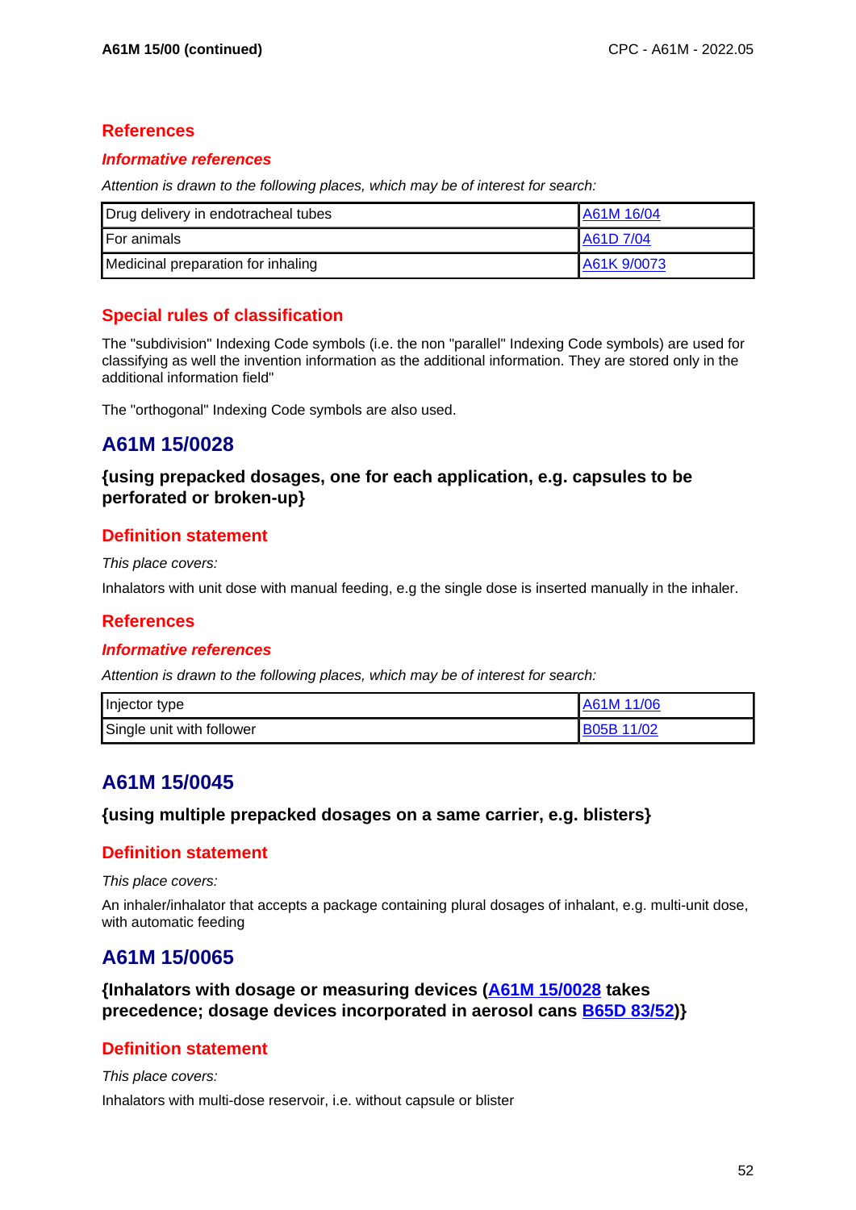## References

### *Informative references*

*Attention is drawn to the following places, which may be of interest for search:*

| | |
|---|---|
| Drug delivery in endotracheal tubes | A61M 16/04 |
| For animals | A61D 7/04 |
| Medicinal preparation for inhaling | A61K 9/0073 |

## Special rules of classification

The "subdivision" Indexing Code symbols (i.e. the non "parallel" Indexing Code symbols) are used for classifying as well the invention information as the additional information. They are stored only in the additional information field"

The "orthogonal" Indexing Code symbols are also used.

# A61M 15/0028

**{using prepacked dosages, one for each application, e.g. capsules to be perforated or broken-up}**

## Definition statement

*This place covers:*

Inhalators with unit dose with manual feeding, e.g the single dose is inserted manually in the inhaler.

## References

### *Informative references*

*Attention is drawn to the following places, which may be of interest for search:*

| | |
|---|---|
| Injector type | A61M 11/06 |
| Single unit with follower | B05B 11/02 |

# A61M 15/0045

**{using multiple prepacked dosages on a same carrier, e.g. blisters}**

## Definition statement

*This place covers:*

An inhaler/inhalator that accepts a package containing plural dosages of inhalant, e.g. multi-unit dose, with automatic feeding

# A61M 15/0065

**{Inhalators with dosage or measuring devices (A61M 15/0028 takes precedence; dosage devices incorporated in aerosol cans B65D 83/52)}**

## Definition statement

*This place covers:*

Inhalators with multi-dose reservoir, i.e. without capsule or blister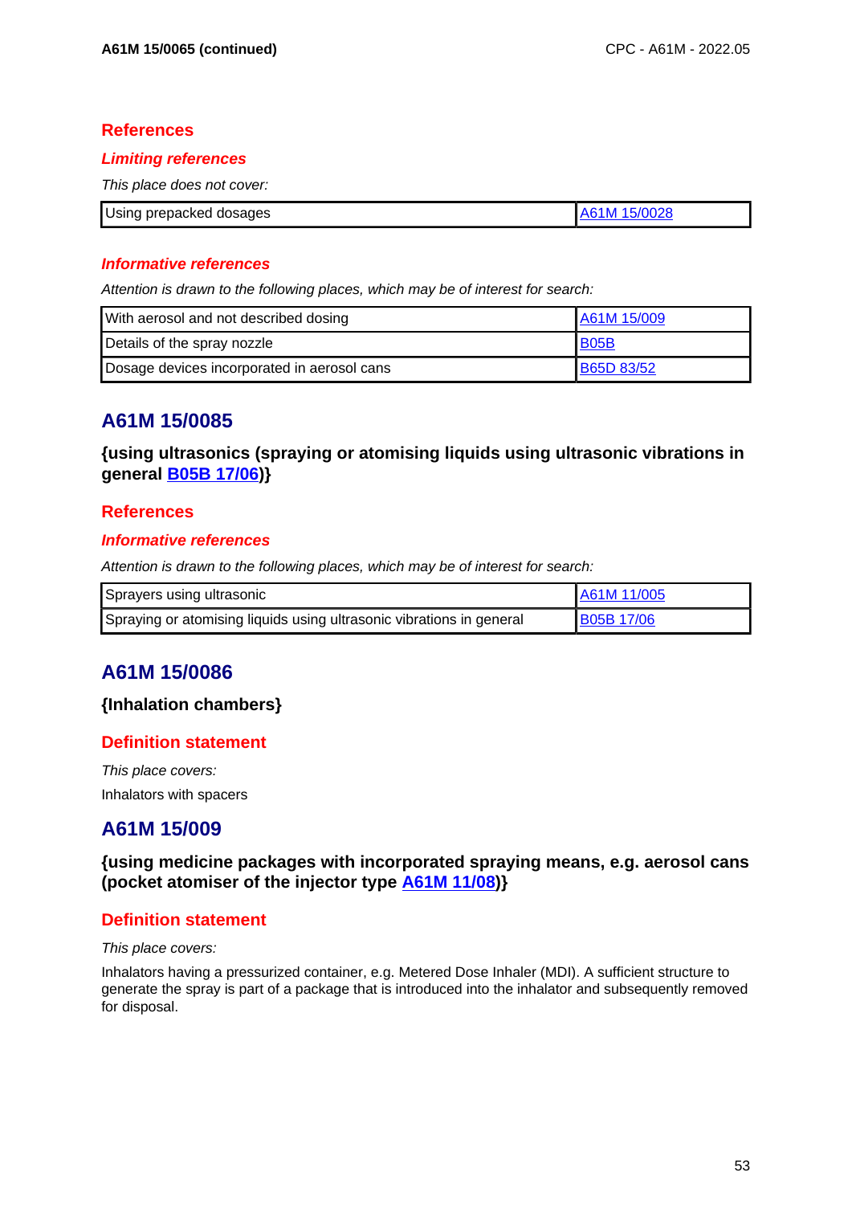### References

#### *Limiting references*

*This place does not cover:*

| | |
|---|---|
| Using prepacked dosages | A61M 15/0028 |

#### *Informative references*

*Attention is drawn to the following places, which may be of interest for search:*

| | |
|---|---|
| With aerosol and not described dosing | A61M 15/009 |
| Details of the spray nozzle | B05B |
| Dosage devices incorporated in aerosol cans | B65D 83/52 |

## A61M 15/0085

**{using ultrasonics (spraying or atomising liquids using ultrasonic vibrations in general B05B 17/06)}**

### References

#### *Informative references*

*Attention is drawn to the following places, which may be of interest for search:*

| | |
|---|---|
| Sprayers using ultrasonic | A61M 11/005 |
| Spraying or atomising liquids using ultrasonic vibrations in general | B05B 17/06 |

## A61M 15/0086

**{Inhalation chambers}**

### Definition statement

*This place covers:*

Inhalators with spacers

## A61M 15/009

**{using medicine packages with incorporated spraying means, e.g. aerosol cans (pocket atomiser of the injector type A61M 11/08)}**

### Definition statement

*This place covers:*

Inhalators having a pressurized container, e.g. Metered Dose Inhaler (MDI). A sufficient structure to generate the spray is part of a package that is introduced into the inhalator and subsequently removed for disposal.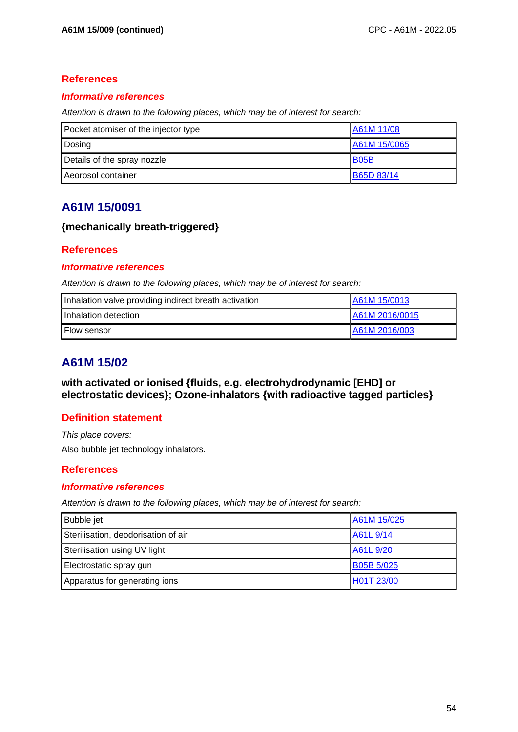### References

#### Informative references

*Attention is drawn to the following places, which may be of interest for search:*

| | |
|---|---|
| Pocket atomiser of the injector type | A61M 11/08 |
| Dosing | A61M 15/0065 |
| Details of the spray nozzle | B05B |
| Aeorosol container | B65D 83/14 |

## A61M 15/0091

**{mechanically breath-triggered}**

### References

#### Informative references

*Attention is drawn to the following places, which may be of interest for search:*

| | |
|---|---|
| Inhalation valve providing indirect breath activation | A61M 15/0013 |
| Inhalation detection | A61M 2016/0015 |
| Flow sensor | A61M 2016/003 |

## A61M 15/02

**with activated or ionised {fluids, e.g. electrohydrodynamic [EHD] or electrostatic devices}; Ozone-inhalators {with radioactive tagged particles}**

### Definition statement

*This place covers:*

Also bubble jet technology inhalators.

### References

#### Informative references

*Attention is drawn to the following places, which may be of interest for search:*

| | |
|---|---|
| Bubble jet | A61M 15/025 |
| Sterilisation, deodorisation of air | A61L 9/14 |
| Sterilisation using UV light | A61L 9/20 |
| Electrostatic spray gun | B05B 5/025 |
| Apparatus for generating ions | H01T 23/00 |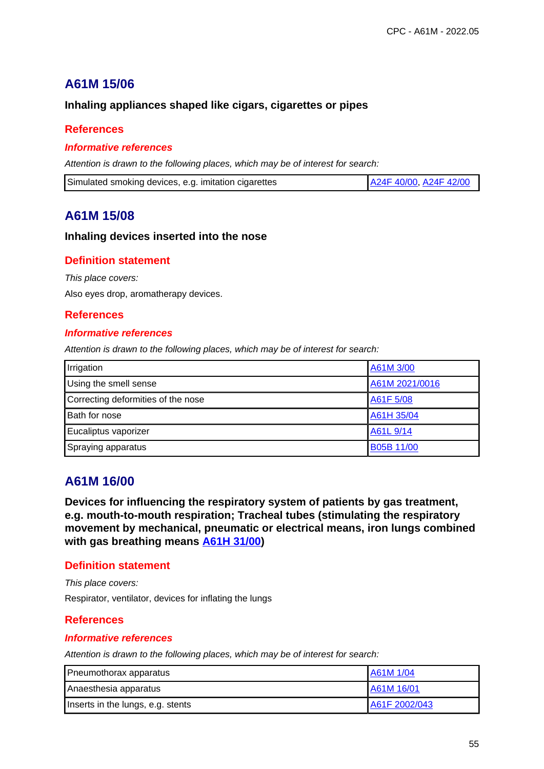## A61M 15/06

**Inhaling appliances shaped like cigars, cigarettes or pipes**

### References

#### *Informative references*

*Attention is drawn to the following places, which may be of interest for search:*

| | |
|---|---|
| Simulated smoking devices, e.g. imitation cigarettes | A24F 40/00, A24F 42/00 |

## A61M 15/08

**Inhaling devices inserted into the nose**

### Definition statement

*This place covers:*

Also eyes drop, aromatherapy devices.

### References

#### *Informative references*

*Attention is drawn to the following places, which may be of interest for search:*

| | |
|---|---|
| Irrigation | A61M 3/00 |
| Using the smell sense | A61M 2021/0016 |
| Correcting deformities of the nose | A61F 5/08 |
| Bath for nose | A61H 35/04 |
| Eucaliptus vaporizer | A61L 9/14 |
| Spraying apparatus | B05B 11/00 |

## A61M 16/00

**Devices for influencing the respiratory system of patients by gas treatment, e.g. mouth-to-mouth respiration; Tracheal tubes (stimulating the respiratory movement by mechanical, pneumatic or electrical means, iron lungs combined with gas breathing means A61H 31/00)**

### Definition statement

*This place covers:*

Respirator, ventilator, devices for inflating the lungs

### References

#### *Informative references*

*Attention is drawn to the following places, which may be of interest for search:*

| | |
|---|---|
| Pneumothorax apparatus | A61M 1/04 |
| Anaesthesia apparatus | A61M 16/01 |
| Inserts in the lungs, e.g. stents | A61F 2002/043 |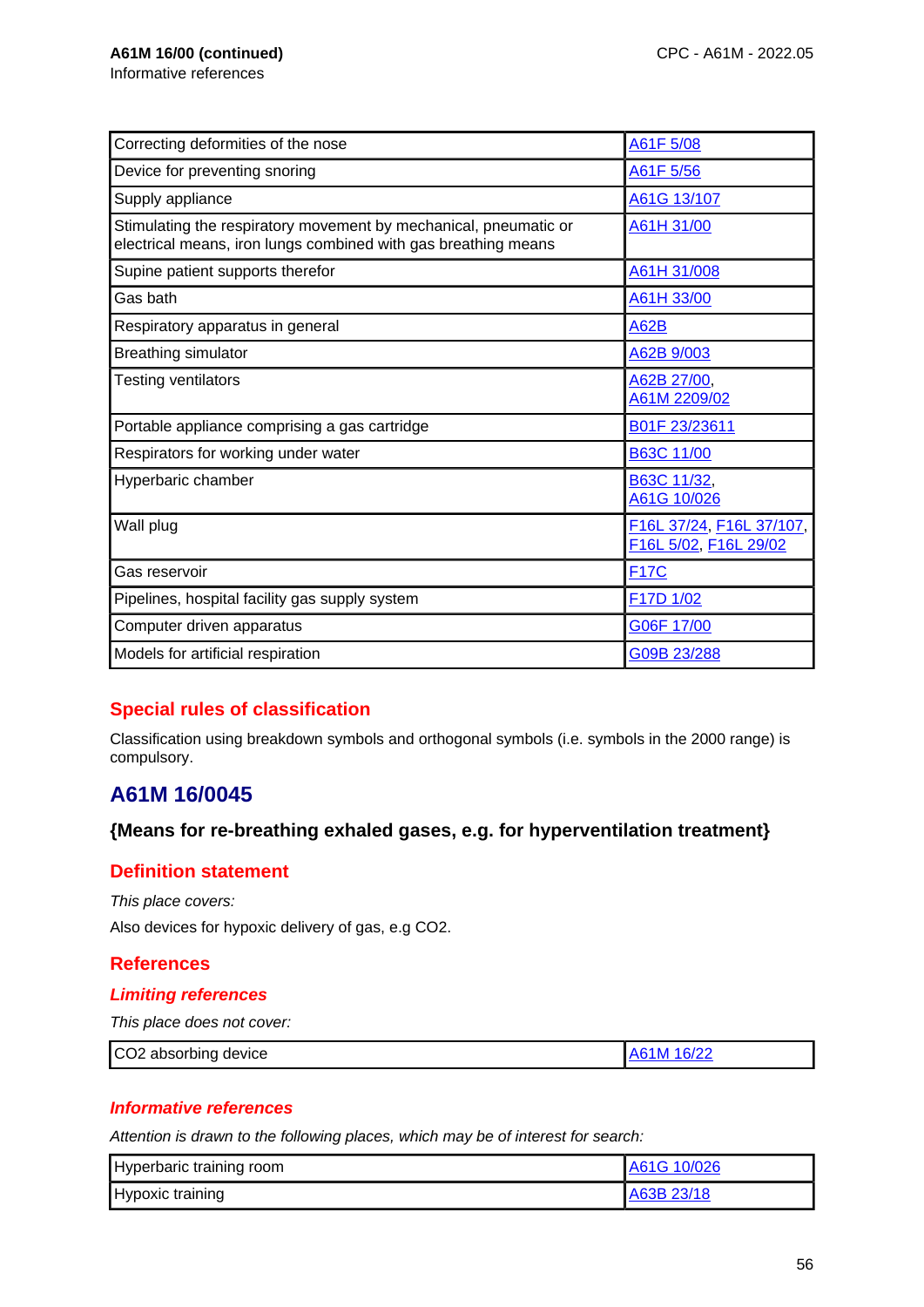**A61M 16/00 (continued)**

Informative references

| | |
|---|---|
| Correcting deformities of the nose | A61F 5/08 |
| Device for preventing snoring | A61F 5/56 |
| Supply appliance | A61G 13/107 |
| Stimulating the respiratory movement by mechanical, pneumatic or electrical means, iron lungs combined with gas breathing means | A61H 31/00 |
| Supine patient supports therefor | A61H 31/008 |
| Gas bath | A61H 33/00 |
| Respiratory apparatus in general | A62B |
| Breathing simulator | A62B 9/003 |
| Testing ventilators | A62B 27/00, A61M 2209/02 |
| Portable appliance comprising a gas cartridge | B01F 23/23611 |
| Respirators for working under water | B63C 11/00 |
| Hyperbaric chamber | B63C 11/32, A61G 10/026 |
| Wall plug | F16L 37/24, F16L 37/107, F16L 5/02, F16L 29/02 |
| Gas reservoir | F17C |
| Pipelines, hospital facility gas supply system | F17D 1/02 |
| Computer driven apparatus | G06F 17/00 |
| Models for artificial respiration | G09B 23/288 |

## Special rules of classification

Classification using breakdown symbols and orthogonal symbols (i.e. symbols in the 2000 range) is compulsory.

# A61M 16/0045

### {Means for re-breathing exhaled gases, e.g. for hyperventilation treatment}

## Definition statement

*This place covers:*

Also devices for hypoxic delivery of gas, e.g $CO_2$.

## References

### *Limiting references*

*This place does not cover:*

| | |
|---|---|
| $CO_2$ absorbing device | A61M 16/22 |

### *Informative references*

*Attention is drawn to the following places, which may be of interest for search:*

| | |
|---|---|
| Hyperbaric training room | A61G 10/026 |
| Hypoxic training | A63B 23/18 |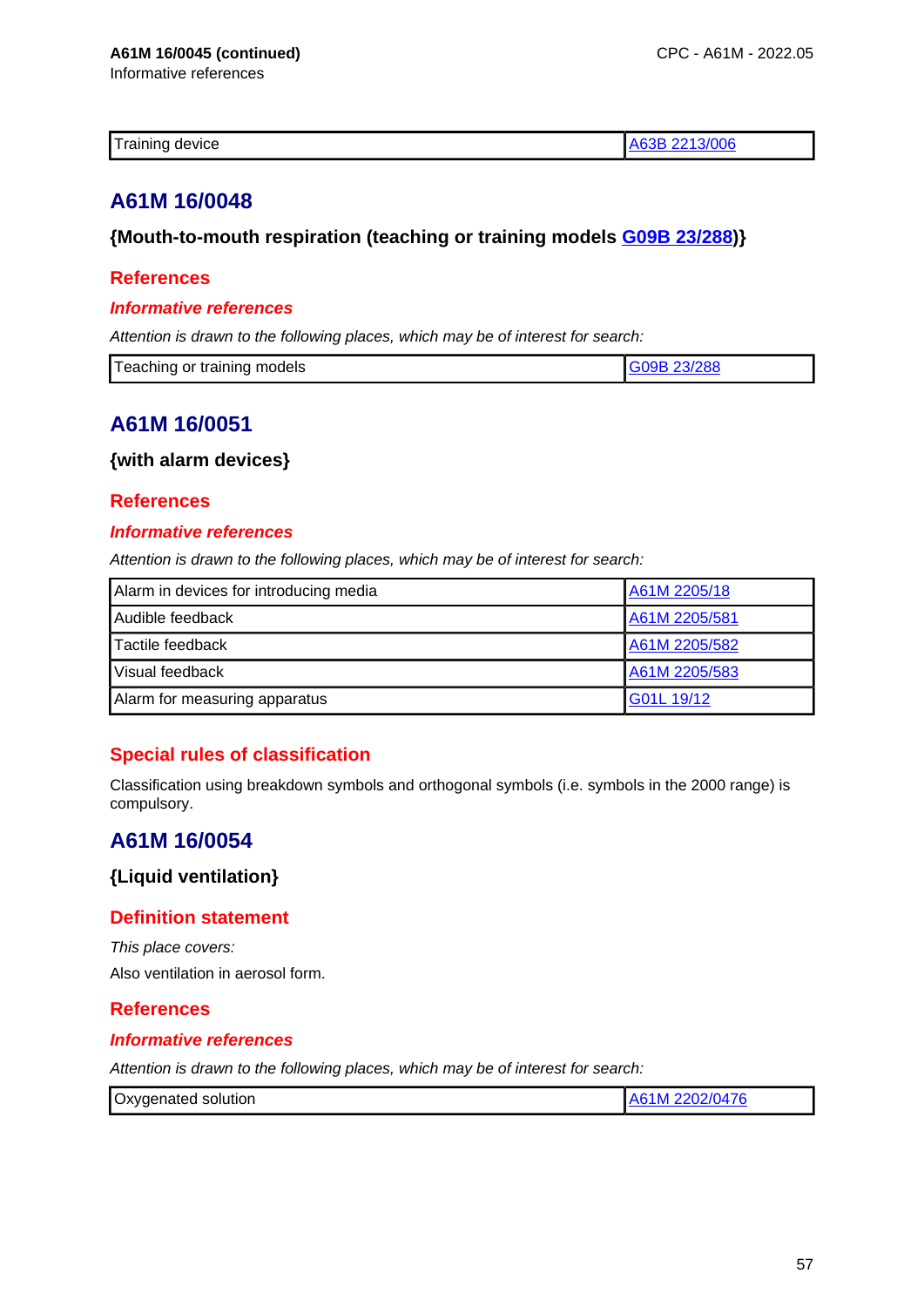**A61M 16/0045 (continued)**
Informative references

| Training device | A63B 2213/006 |
|---|---|

## A61M 16/0048

### {Mouth-to-mouth respiration (teaching or training models G09B 23/288)}

### References

#### *Informative references*

*Attention is drawn to the following places, which may be of interest for search:*

| Teaching or training models | G09B 23/288 |
|---|---|

## A61M 16/0051

### {with alarm devices}

### References

#### *Informative references*

*Attention is drawn to the following places, which may be of interest for search:*

| Alarm in devices for introducing media | A61M 2205/18 |
|---|---|
| Audible feedback | A61M 2205/581 |
| Tactile feedback | A61M 2205/582 |
| Visual feedback | A61M 2205/583 |
| Alarm for measuring apparatus | G01L 19/12 |

### Special rules of classification

Classification using breakdown symbols and orthogonal symbols (i.e. symbols in the 2000 range) is compulsory.

## A61M 16/0054

### {Liquid ventilation}

### Definition statement

*This place covers:*

Also ventilation in aerosol form.

### References

#### *Informative references*

*Attention is drawn to the following places, which may be of interest for search:*

| Oxygenated solution | A61M 2202/0476 |
|---|---|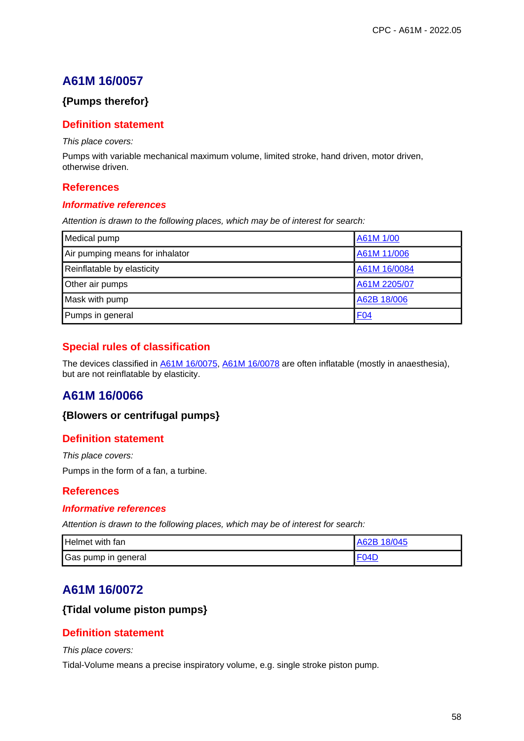## A61M 16/0057

### {Pumps therefor}

#### Definition statement

*This place covers:*

Pumps with variable mechanical maximum volume, limited stroke, hand driven, motor driven, otherwise driven.

#### References

##### *Informative references*

*Attention is drawn to the following places, which may be of interest for search:*

| | |
|---|---|
| Medical pump | A61M 1/00 |
| Air pumping means for inhalator | A61M 11/006 |
| Reinflatable by elasticity | A61M 16/0084 |
| Other air pumps | A61M 2205/07 |
| Mask with pump | A62B 18/006 |
| Pumps in general | F04 |

#### Special rules of classification

The devices classified in A61M 16/0075, A61M 16/0078 are often inflatable (mostly in anaesthesia), but are not reinflatable by elasticity.

## A61M 16/0066

### {Blowers or centrifugal pumps}

#### Definition statement

*This place covers:*

Pumps in the form of a fan, a turbine.

#### References

##### *Informative references*

*Attention is drawn to the following places, which may be of interest for search:*

| | |
|---|---|
| Helmet with fan | A62B 18/045 |
| Gas pump in general | F04D |

## A61M 16/0072

### {Tidal volume piston pumps}

#### Definition statement

*This place covers:*

Tidal-Volume means a precise inspiratory volume, e.g. single stroke piston pump.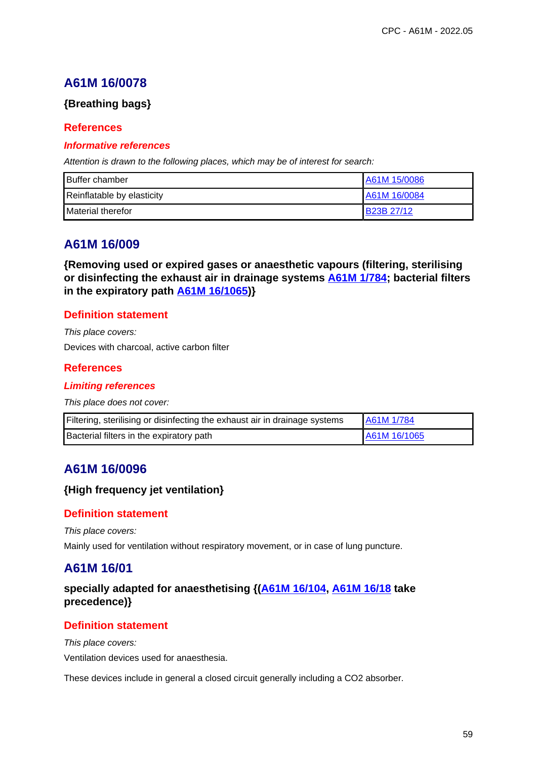## A61M 16/0078

**{Breathing bags}**

### References

#### *Informative references*

*Attention is drawn to the following places, which may be of interest for search:*

| | |
|---|---|
| Buffer chamber | A61M 15/0086 |
| Reinflatable by elasticity | A61M 16/0084 |
| Material therefor | B23B 27/12 |

## A61M 16/009

**{Removing used or expired gases or anaesthetic vapours (filtering, sterilising or disinfecting the exhaust air in drainage systems A61M 1/784; bacterial filters in the expiratory path A61M 16/1065)}**

### Definition statement

*This place covers:*

Devices with charcoal, active carbon filter

### References

#### *Limiting references*

*This place does not cover:*

| | |
|---|---|
| Filtering, sterilising or disinfecting the exhaust air in drainage systems | A61M 1/784 |
| Bacterial filters in the expiratory path | A61M 16/1065 |

## A61M 16/0096

**{High frequency jet ventilation}**

### Definition statement

*This place covers:*

Mainly used for ventilation without respiratory movement, or in case of lung puncture.

## A61M 16/01

**specially adapted for anaesthetising {(A61M 16/104, A61M 16/18 take precedence)}**

### Definition statement

*This place covers:*

Ventilation devices used for anaesthesia.

These devices include in general a closed circuit generally including a $CO_2$ absorber.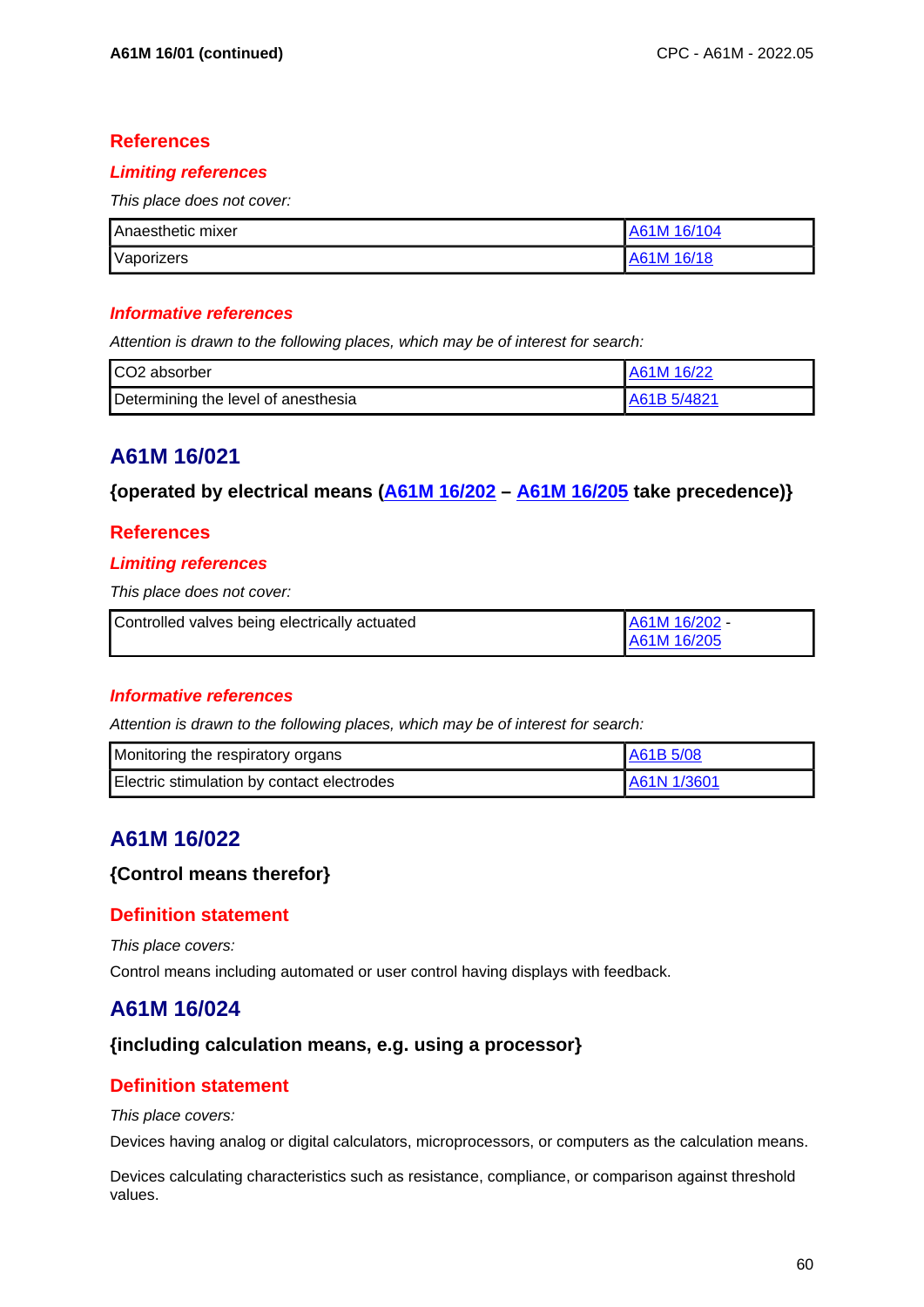## References

### *Limiting references*

*This place does not cover:*

| Anaesthetic mixer | A61M 16/104 |
|---|---|
| Vaporizers | A61M 16/18 |

### *Informative references*

*Attention is drawn to the following places, which may be of interest for search:*

| $CO_2$ absorber | A61M 16/22 |
|---|---|
| Determining the level of anesthesia | A61B 5/4821 |

# A61M 16/021

**{operated by electrical means (A61M 16/202 – A61M 16/205 take precedence)}**

## References

### *Limiting references*

*This place does not cover:*

| Controlled valves being electrically actuated | A61M 16/202 - A61M 16/205 |
|---|---|

### *Informative references*

*Attention is drawn to the following places, which may be of interest for search:*

| Monitoring the respiratory organs | A61B 5/08 |
|---|---|
| Electric stimulation by contact electrodes | A61N 1/3601 |

# A61M 16/022

**{Control means therefor}**

## Definition statement

*This place covers:*

Control means including automated or user control having displays with feedback.

# A61M 16/024

**{including calculation means, e.g. using a processor}**

## Definition statement

*This place covers:*

Devices having analog or digital calculators, microprocessors, or computers as the calculation means.

Devices calculating characteristics such as resistance, compliance, or comparison against threshold values.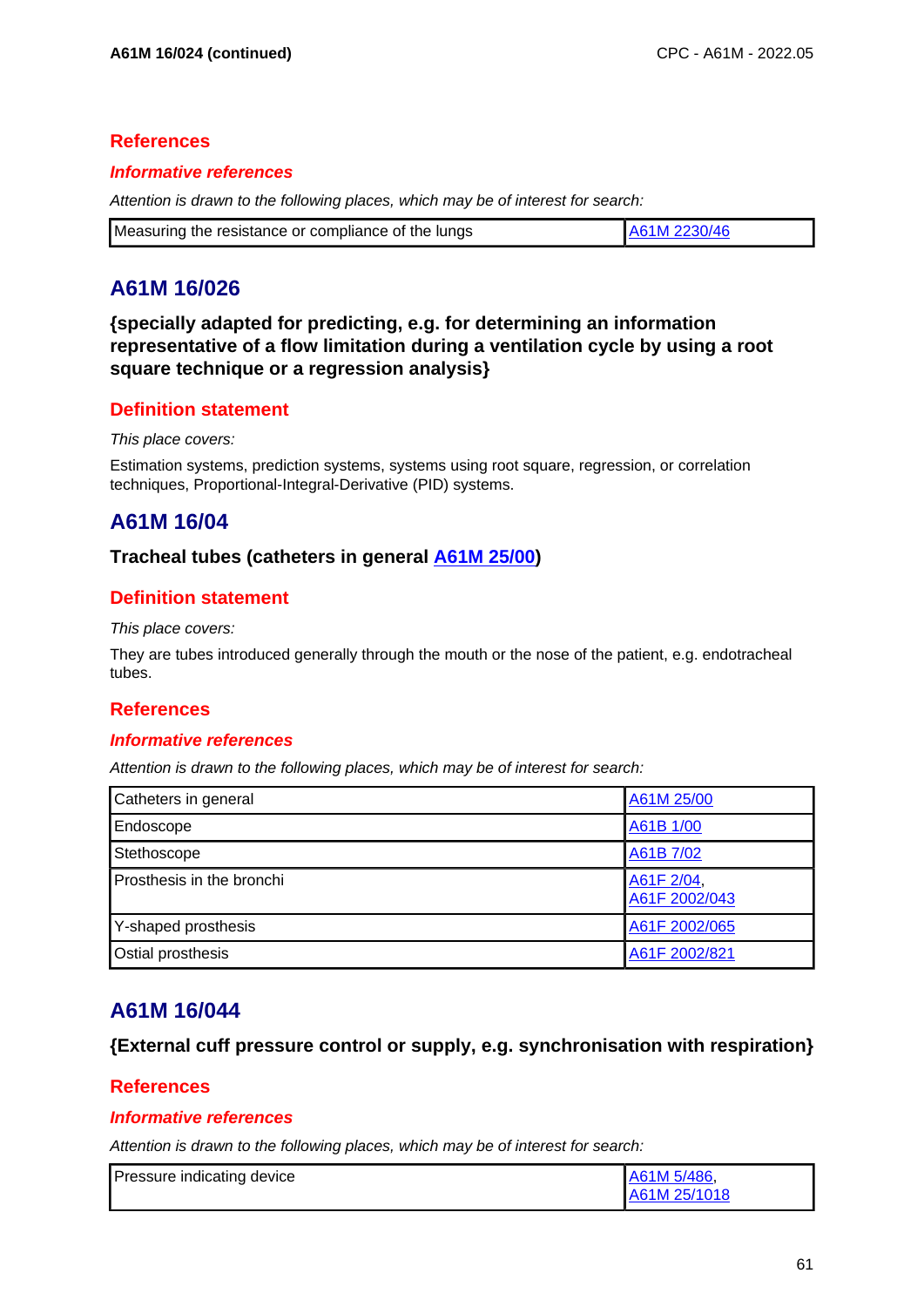## References

### *Informative references*

*Attention is drawn to the following places, which may be of interest for search:*

| | |
|---|---|
| Measuring the resistance or compliance of the lungs | A61M 2230/46 |

# A61M 16/026

## {specially adapted for predicting, e.g. for determining an information representative of a flow limitation during a ventilation cycle by using a root square technique or a regression analysis}

## Definition statement

*This place covers:*

Estimation systems, prediction systems, systems using root square, regression, or correlation techniques, Proportional-Integral-Derivative (PID) systems.

# A61M 16/04

## Tracheal tubes (catheters in general A61M 25/00)

## Definition statement

*This place covers:*

They are tubes introduced generally through the mouth or the nose of the patient, e.g. endotracheal tubes.

## References

### *Informative references*

*Attention is drawn to the following places, which may be of interest for search:*

| | |
|---|---|
| Catheters in general | A61M 25/00 |
| Endoscope | A61B 1/00 |
| Stethoscope | A61B 7/02 |
| Prosthesis in the bronchi | A61F 2/04, A61F 2002/043 |
| Y-shaped prosthesis | A61F 2002/065 |
| Ostial prosthesis | A61F 2002/821 |

# A61M 16/044

## {External cuff pressure control or supply, e.g. synchronisation with respiration}

## References

### *Informative references*

*Attention is drawn to the following places, which may be of interest for search:*

| | |
|---|---|
| Pressure indicating device | A61M 5/486, A61M 25/1018 |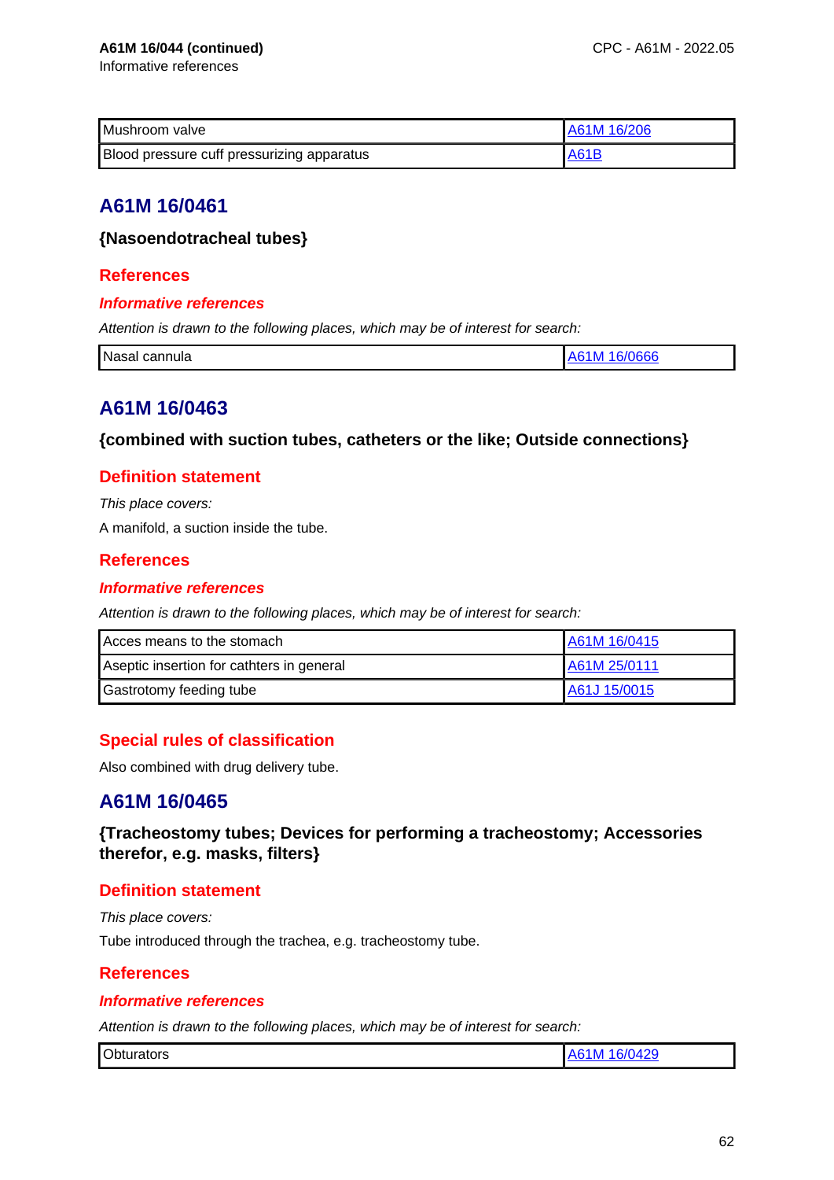**A61M 16/044 (continued)**
Informative references

| | |
|---|---|
| Mushroom valve | A61M 16/206 |
| Blood pressure cuff pressurizing apparatus | A61B |

## A61M 16/0461

### {Nasoendotracheal tubes}

#### References

##### *Informative references*

*Attention is drawn to the following places, which may be of interest for search:*

| | |
|---|---|
| Nasal cannula | A61M 16/0666 |

## A61M 16/0463

### {combined with suction tubes, catheters or the like; Outside connections}

#### Definition statement

*This place covers:*

A manifold, a suction inside the tube.

#### References

##### *Informative references*

*Attention is drawn to the following places, which may be of interest for search:*

| | |
|---|---|
| Acces means to the stomach | A61M 16/0415 |
| Aseptic insertion for cathters in general | A61M 25/0111 |
| Gastrotomy feeding tube | A61J 15/0015 |

#### Special rules of classification

Also combined with drug delivery tube.

## A61M 16/0465

### {Tracheostomy tubes; Devices for performing a tracheostomy; Accessories therefor, e.g. masks, filters}

#### Definition statement

*This place covers:*

Tube introduced through the trachea, e.g. tracheostomy tube.

#### References

##### *Informative references*

*Attention is drawn to the following places, which may be of interest for search:*

| | |
|---|---|
| Obturators | A61M 16/0429 |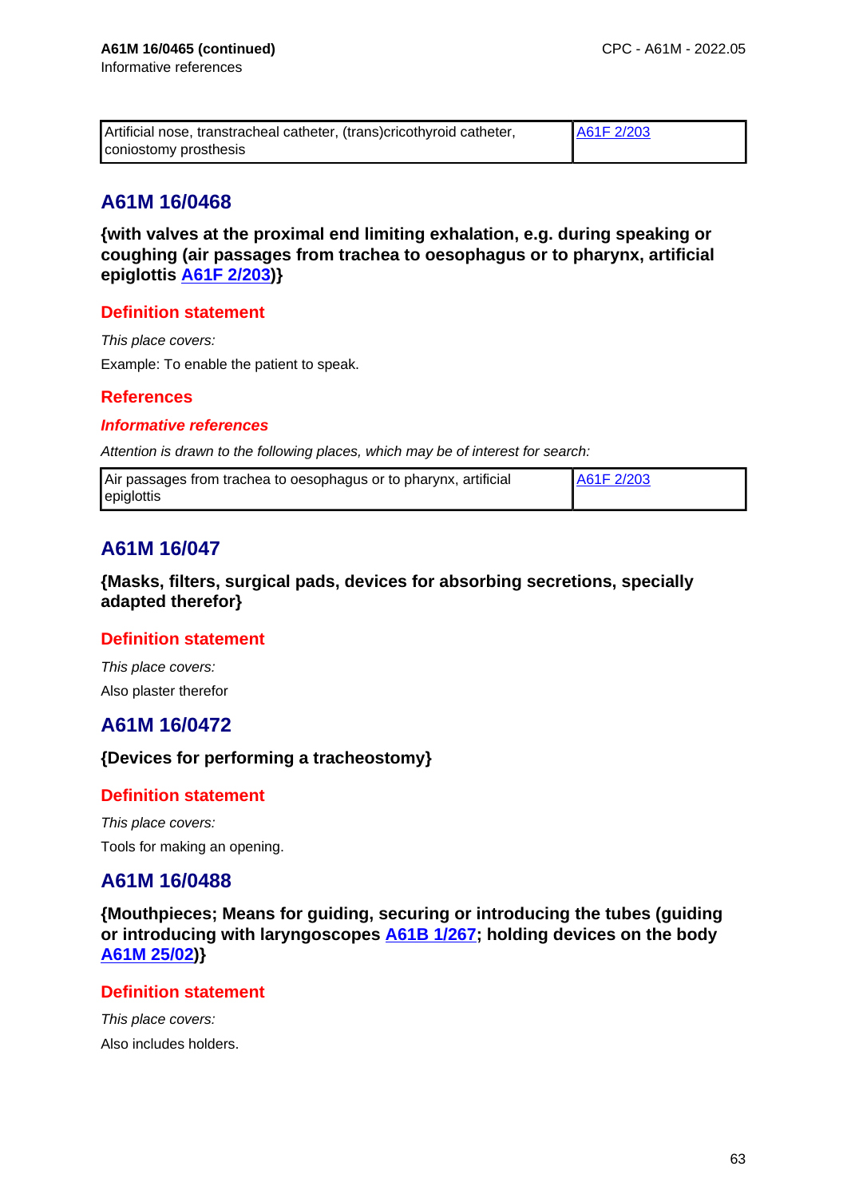**A61M 16/0465 (continued)**

Informative references

| Artificial nose, transtracheal catheter, (trans)cricothyroid catheter, coniostomy prosthesis | A61F 2/203 |
|---|---|

## A61M 16/0468

**{with valves at the proximal end limiting exhalation, e.g. during speaking or coughing (air passages from trachea to oesophagus or to pharynx, artificial epiglottis A61F 2/203)}**

### Definition statement

*This place covers:*

Example: To enable the patient to speak.

### References

#### *Informative references*

*Attention is drawn to the following places, which may be of interest for search:*

| Air passages from trachea to oesophagus or to pharynx, artificial epiglottis | A61F 2/203 |
|---|---|

## A61M 16/047

**{Masks, filters, surgical pads, devices for absorbing secretions, specially adapted therefor}**

### Definition statement

*This place covers:*

Also plaster therefor

## A61M 16/0472

**{Devices for performing a tracheostomy}**

### Definition statement

*This place covers:*

Tools for making an opening.

## A61M 16/0488

**{Mouthpieces; Means for guiding, securing or introducing the tubes (guiding or introducing with laryngoscopes A61B 1/267; holding devices on the body A61M 25/02)}**

### Definition statement

*This place covers:*

Also includes holders.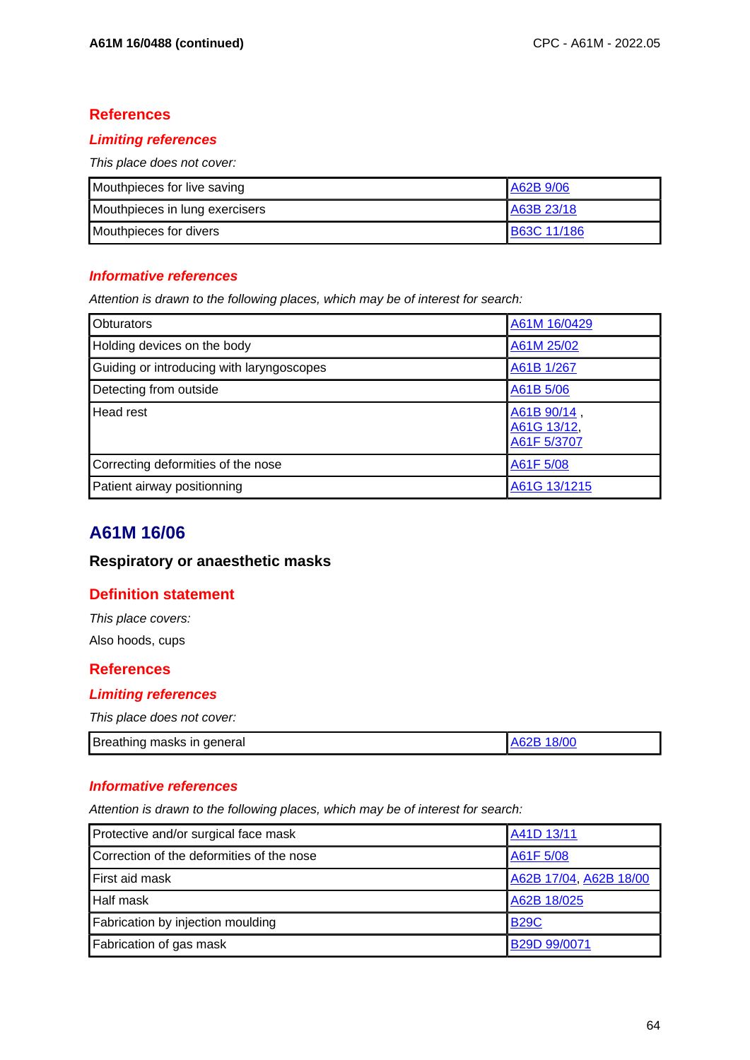## References

### *Limiting references*

*This place does not cover:*

| | |
|---|---|
| Mouthpieces for live saving | A62B 9/06 |
| Mouthpieces in lung exercisers | A63B 23/18 |
| Mouthpieces for divers | B63C 11/186 |

### *Informative references*

*Attention is drawn to the following places, which may be of interest for search:*

| | |
|---|---|
| Obturators | A61M 16/0429 |
| Holding devices on the body | A61M 25/02 |
| Guiding or introducing with laryngoscopes | A61B 1/267 |
| Detecting from outside | A61B 5/06 |
| Head rest | A61B 90/14 , A61G 13/12, A61F 5/3707 |
| Correcting deformities of the nose | A61F 5/08 |
| Patient airway positionning | A61G 13/1215 |

# A61M 16/06

**Respiratory or anaesthetic masks**

## Definition statement

*This place covers:*

Also hoods, cups

## References

### *Limiting references*

*This place does not cover:*

| | |
|---|---|
| Breathing masks in general | A62B 18/00 |

### *Informative references*

*Attention is drawn to the following places, which may be of interest for search:*

| | |
|---|---|
| Protective and/or surgical face mask | A41D 13/11 |
| Correction of the deformities of the nose | A61F 5/08 |
| First aid mask | A62B 17/04, A62B 18/00 |
| Half mask | A62B 18/025 |
| Fabrication by injection moulding | B29C |
| Fabrication of gas mask | B29D 99/0071 |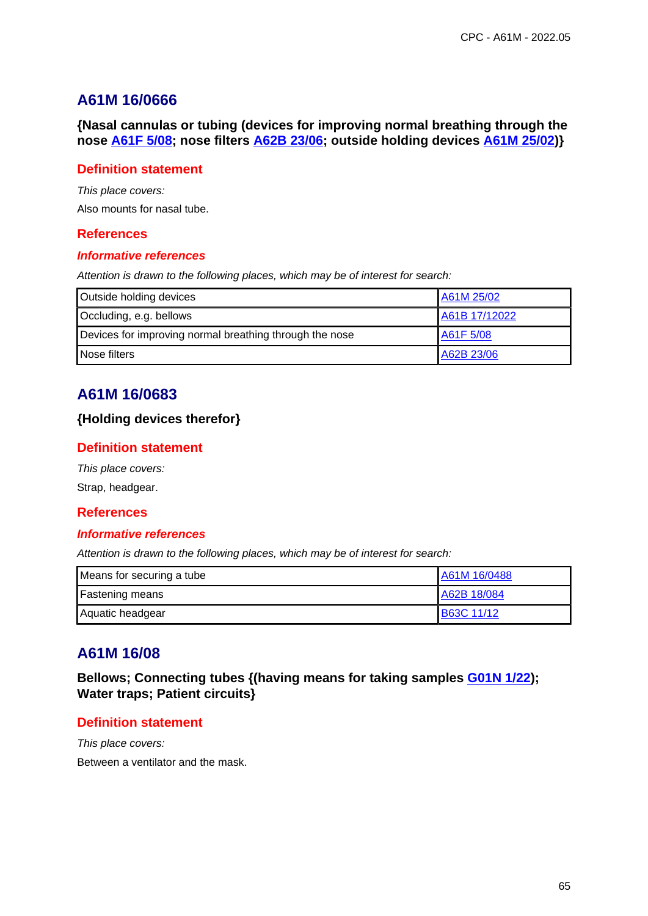## A61M 16/0666

**{Nasal cannulas or tubing (devices for improving normal breathing through the nose A61F 5/08; nose filters A62B 23/06; outside holding devices A61M 25/02)}**

### Definition statement

*This place covers:*

Also mounts for nasal tube.

### References

#### *Informative references*

*Attention is drawn to the following places, which may be of interest for search:*

| | |
|---|---|
| Outside holding devices | A61M 25/02 |
| Occluding, e.g. bellows | A61B 17/12022 |
| Devices for improving normal breathing through the nose | A61F 5/08 |
| Nose filters | A62B 23/06 |

## A61M 16/0683

**{Holding devices therefor}**

### Definition statement

*This place covers:*

Strap, headgear.

### References

#### *Informative references*

*Attention is drawn to the following places, which may be of interest for search:*

| | |
|---|---|
| Means for securing a tube | A61M 16/0488 |
| Fastening means | A62B 18/084 |
| Aquatic headgear | B63C 11/12 |

## A61M 16/08

**Bellows; Connecting tubes {(having means for taking samples G01N 1/22); Water traps; Patient circuits}**

### Definition statement

*This place covers:*

Between a ventilator and the mask.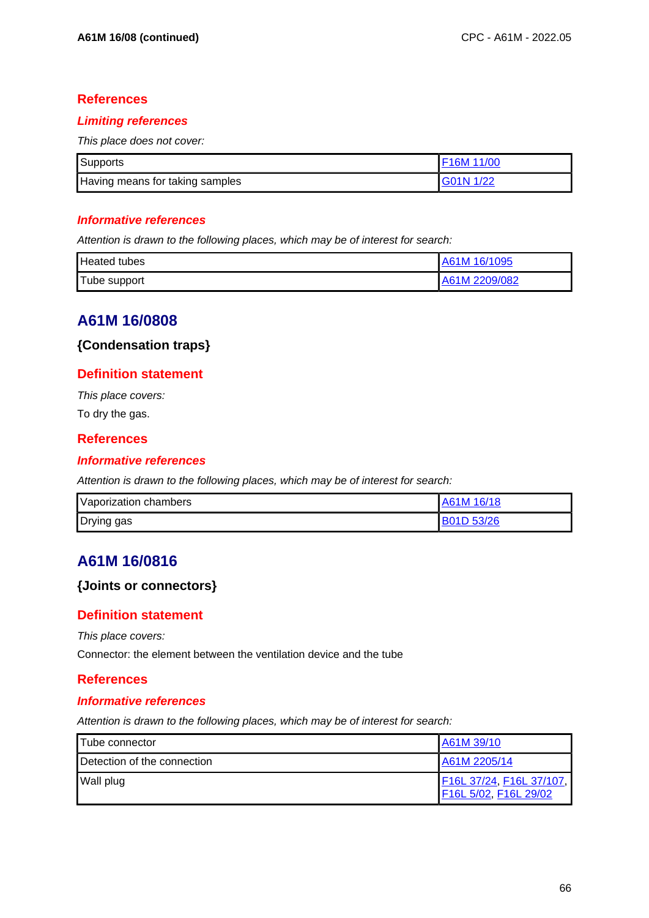## References

### *Limiting references*

*This place does not cover:*

| | |
|---|---|
| Supports | F16M 11/00 |
| Having means for taking samples | G01N 1/22 |

### *Informative references*

*Attention is drawn to the following places, which may be of interest for search:*

| | |
|---|---|
| Heated tubes | A61M 16/1095 |
| Tube support | A61M 2209/082 |

# A61M 16/0808

**{Condensation traps}**

## Definition statement

*This place covers:*

To dry the gas.

## References

### *Informative references*

*Attention is drawn to the following places, which may be of interest for search:*

| | |
|---|---|
| Vaporization chambers | A61M 16/18 |
| Drying gas | B01D 53/26 |

# A61M 16/0816

**{Joints or connectors}**

## Definition statement

*This place covers:*

Connector: the element between the ventilation device and the tube

## References

### *Informative references*

*Attention is drawn to the following places, which may be of interest for search:*

| | |
|---|---|
| Tube connector | A61M 39/10 |
| Detection of the connection | A61M 2205/14 |
| Wall plug | F16L 37/24, F16L 37/107, F16L 5/02, F16L 29/02 |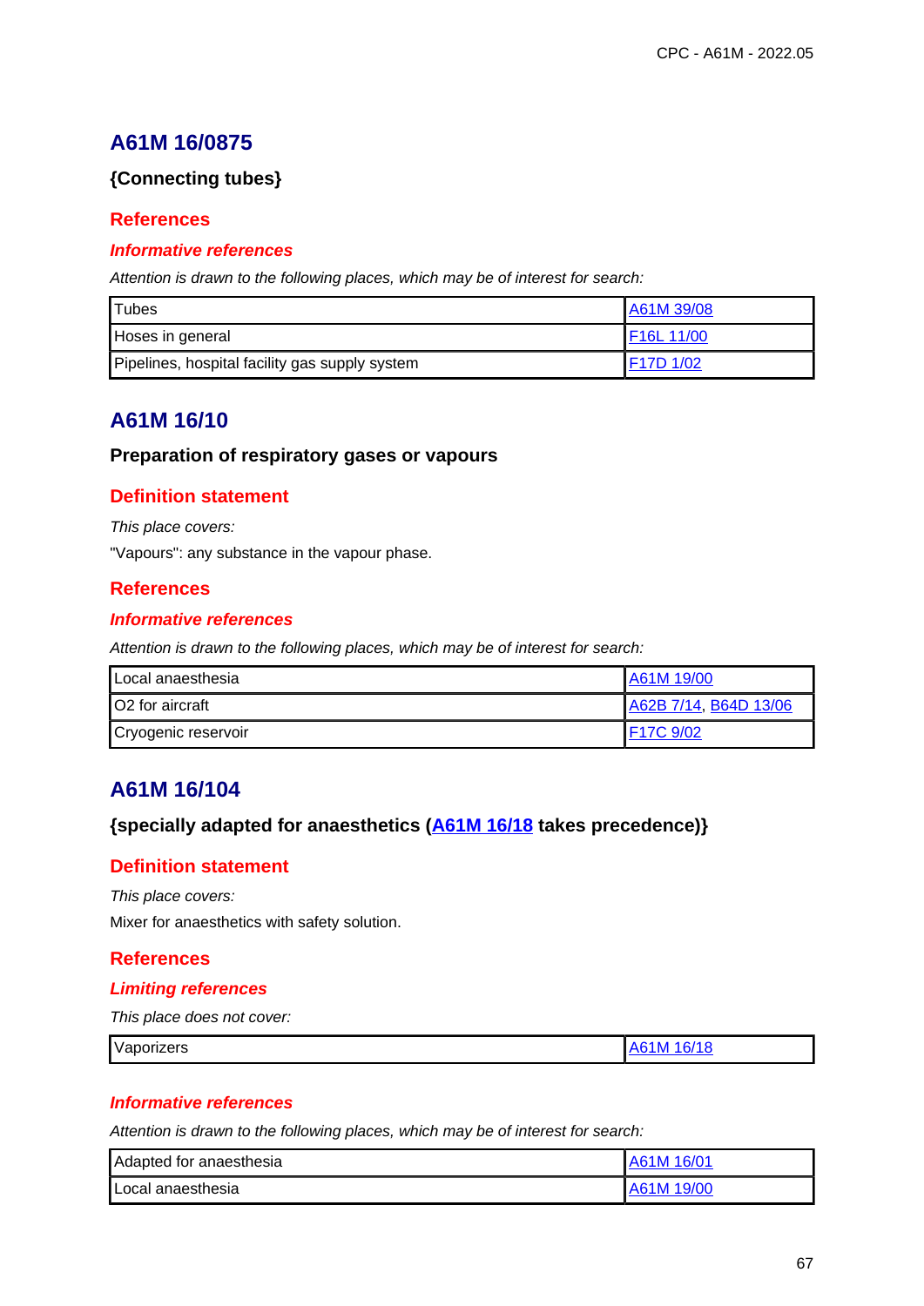## A61M 16/0875

**{Connecting tubes}**

### References

#### *Informative references*

*Attention is drawn to the following places, which may be of interest for search:*

| | |
|---|---|
| Tubes | A61M 39/08 |
| Hoses in general | F16L 11/00 |
| Pipelines, hospital facility gas supply system | F17D 1/02 |

## A61M 16/10

**Preparation of respiratory gases or vapours**

### Definition statement

*This place covers:*

"Vapours": any substance in the vapour phase.

### References

#### *Informative references*

*Attention is drawn to the following places, which may be of interest for search:*

| | |
|---|---|
| Local anaesthesia | A61M 19/00 |
| O2 for aircraft | A62B 7/14, B64D 13/06 |
| Cryogenic reservoir | F17C 9/02 |

## A61M 16/104

**{specially adapted for anaesthetics (A61M 16/18 takes precedence)}**

### Definition statement

*This place covers:*

Mixer for anaesthetics with safety solution.

### References

#### *Limiting references*

*This place does not cover:*

| | |
|---|---|
| Vaporizers | A61M 16/18 |

#### *Informative references*

*Attention is drawn to the following places, which may be of interest for search:*

| | |
|---|---|
| Adapted for anaesthesia | A61M 16/01 |
| Local anaesthesia | A61M 19/00 |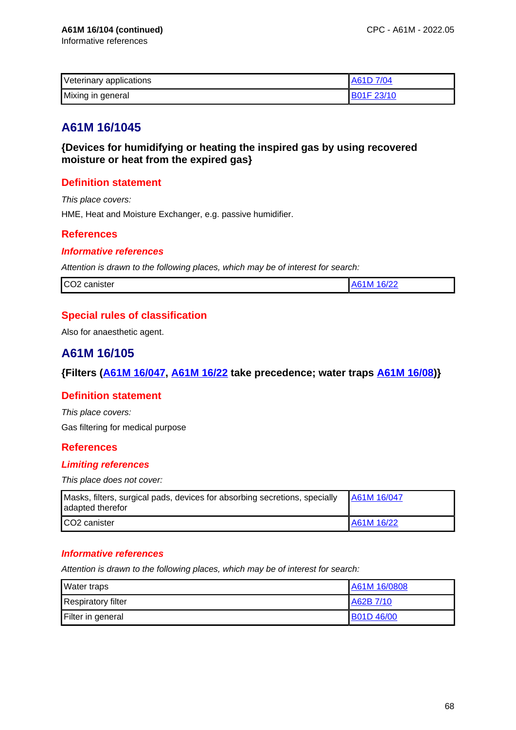**A61M 16/104 (continued)**
Informative references

| | |
|---|---|
| Veterinary applications | A61D 7/04 |
| Mixing in general | B01F 23/10 |

## A61M 16/1045

### {Devices for humidifying or heating the inspired gas by using recovered moisture or heat from the expired gas}

### Definition statement

*This place covers:*

HME, Heat and Moisture Exchanger, e.g. passive humidifier.

### References

#### *Informative references*

*Attention is drawn to the following places, which may be of interest for search:*

| | |
|---|---|
| CO2 canister | A61M 16/22 |

### Special rules of classification

Also for anaesthetic agent.

## A61M 16/105

### {Filters (A61M 16/047, A61M 16/22 take precedence; water traps A61M 16/08)}

### Definition statement

*This place covers:*

Gas filtering for medical purpose

### References

#### *Limiting references*

*This place does not cover:*

| | |
|---|---|
| Masks, filters, surgical pads, devices for absorbing secretions, specially adapted therefor | A61M 16/047 |
| CO2 canister | A61M 16/22 |

#### *Informative references*

*Attention is drawn to the following places, which may be of interest for search:*

| | |
|---|---|
| Water traps | A61M 16/0808 |
| Respiratory filter | A62B 7/10 |
| Filter in general | B01D 46/00 |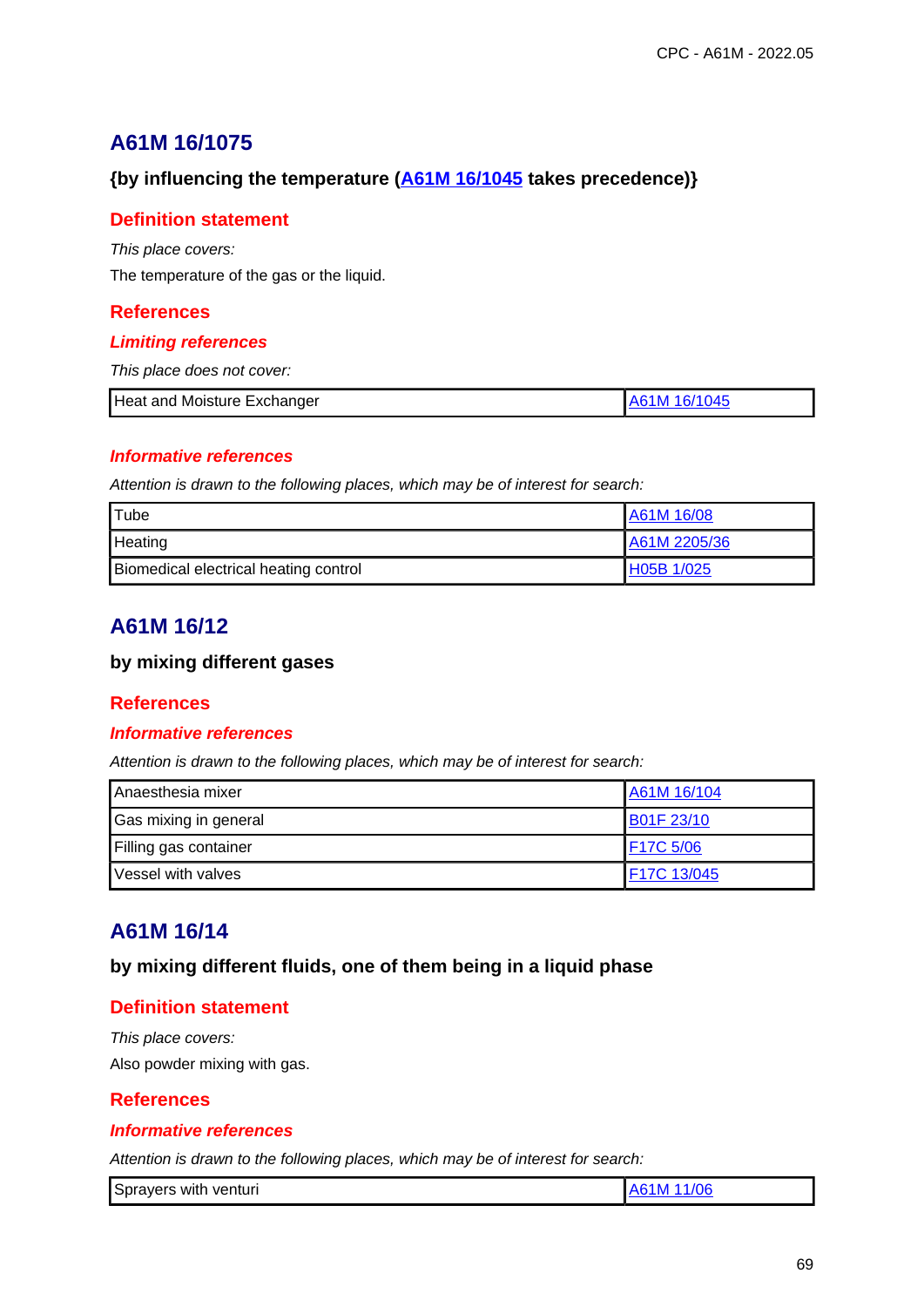## A61M 16/1075

**{by influencing the temperature (A61M 16/1045 takes precedence)}**

### Definition statement

*This place covers:*

The temperature of the gas or the liquid.

### References

#### *Limiting references*

*This place does not cover:*

| Heat and Moisture Exchanger | A61M 16/1045 |
|---|---|

#### *Informative references*

*Attention is drawn to the following places, which may be of interest for search:*

| Tube | A61M 16/08 |
|---|---|
| Heating | A61M 2205/36 |
| Biomedical electrical heating control | H05B 1/025 |

## A61M 16/12

**by mixing different gases**

### References

#### *Informative references*

*Attention is drawn to the following places, which may be of interest for search:*

| Anaesthesia mixer | A61M 16/104 |
|---|---|
| Gas mixing in general | B01F 23/10 |
| Filling gas container | F17C 5/06 |
| Vessel with valves | F17C 13/045 |

## A61M 16/14

**by mixing different fluids, one of them being in a liquid phase**

### Definition statement

*This place covers:*

Also powder mixing with gas.

### References

#### *Informative references*

*Attention is drawn to the following places, which may be of interest for search:*

| Sprayers with venturi | A61M 11/06 |
|---|---|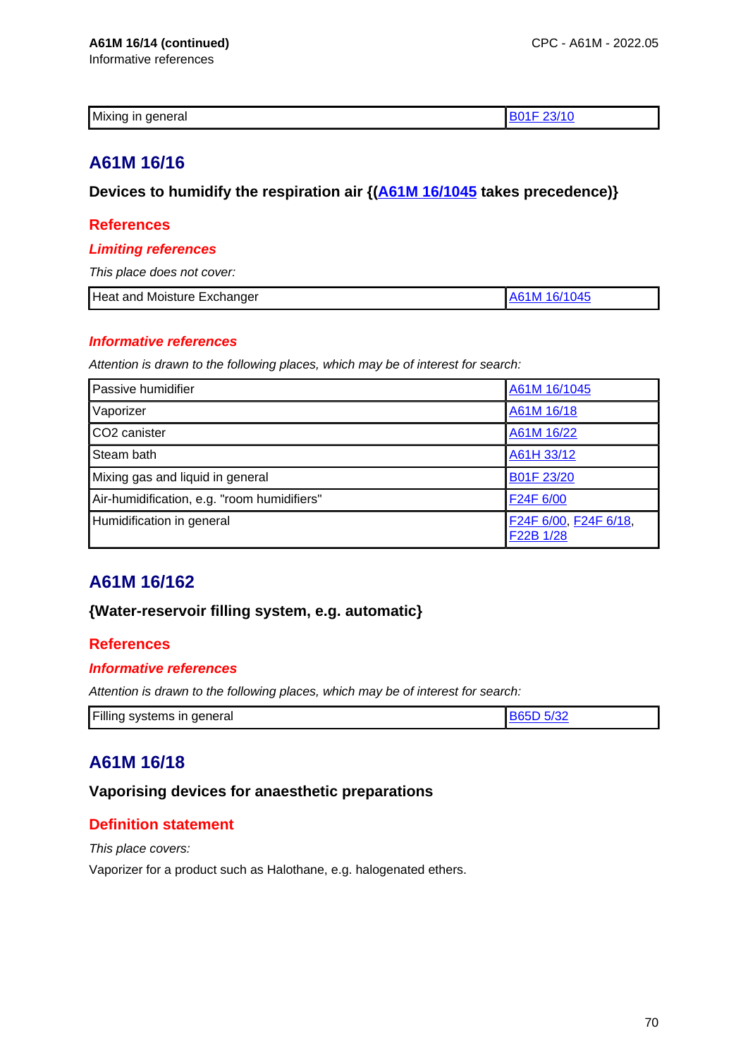**A61M 16/14 (continued)**
Informative references

| Mixing in general | B01F 23/10 |
|---|---|

## A61M 16/16

### Devices to humidify the respiration air {(A61M 16/1045 takes precedence)}

#### References

##### *Limiting references*

*This place does not cover:*

| Heat and Moisture Exchanger | A61M 16/1045 |
|---|---|

##### *Informative references*

*Attention is drawn to the following places, which may be of interest for search:*

| Passive humidifier | A61M 16/1045 |
|---|---|
| Vaporizer | A61M 16/18 |
| CO2 canister | A61M 16/22 |
| Steam bath | A61H 33/12 |
| Mixing gas and liquid in general | B01F 23/20 |
| Air-humidification, e.g. "room humidifiers" | F24F 6/00 |
| Humidification in general | F24F 6/00, F24F 6/18, F22B 1/28 |

## A61M 16/162

### {Water-reservoir filling system, e.g. automatic}

#### References

##### *Informative references*

*Attention is drawn to the following places, which may be of interest for search:*

| Filling systems in general | B65D 5/32 |
|---|---|

## A61M 16/18

### Vaporising devices for anaesthetic preparations

#### Definition statement

*This place covers:*

Vaporizer for a product such as Halothane, e.g. halogenated ethers.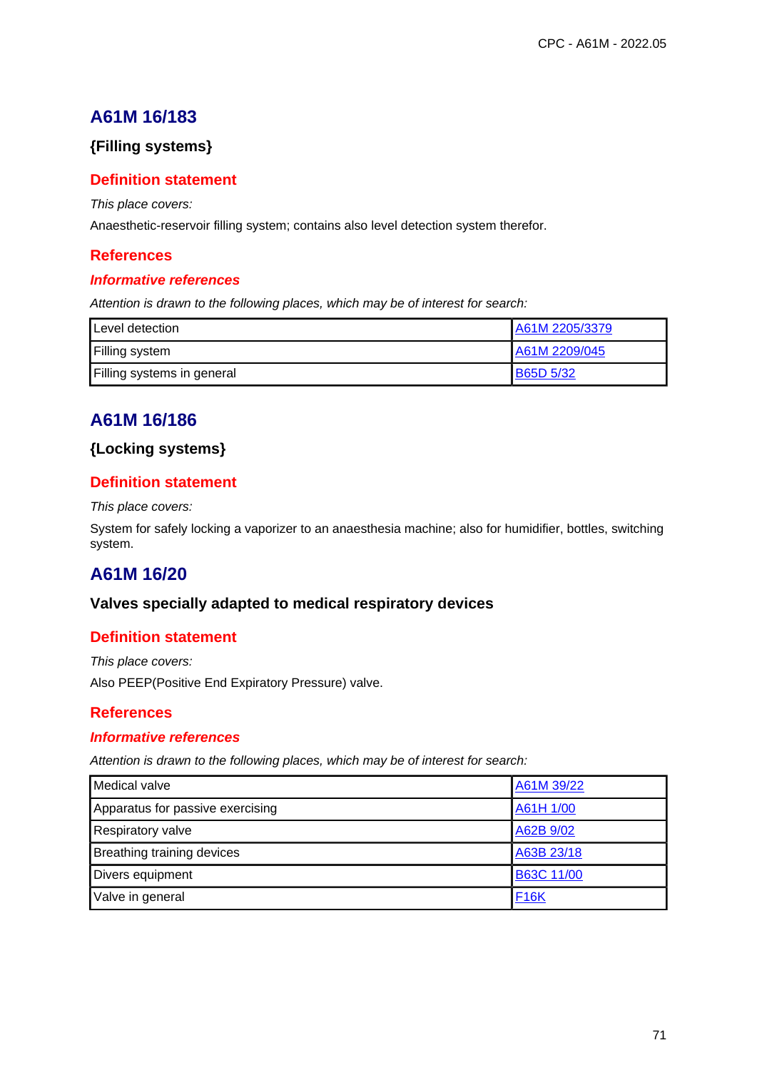## A61M 16/183

### {Filling systems}

#### Definition statement

*This place covers:*

Anaesthetic-reservoir filling system; contains also level detection system therefor.

#### References

##### *Informative references*

*Attention is drawn to the following places, which may be of interest for search:*

| | |
|---|---|
| Level detection | A61M 2205/3379 |
| Filling system | A61M 2209/045 |
| Filling systems in general | B65D 5/32 |

## A61M 16/186

### {Locking systems}

#### Definition statement

*This place covers:*

System for safely locking a vaporizer to an anaesthesia machine; also for humidifier, bottles, switching system.

## A61M 16/20

### Valves specially adapted to medical respiratory devices

#### Definition statement

*This place covers:*

Also PEEP(Positive End Expiratory Pressure) valve.

#### References

##### *Informative references*

*Attention is drawn to the following places, which may be of interest for search:*

| | |
|---|---|
| Medical valve | A61M 39/22 |
| Apparatus for passive exercising | A61H 1/00 |
| Respiratory valve | A62B 9/02 |
| Breathing training devices | A63B 23/18 |
| Divers equipment | B63C 11/00 |
| Valve in general | F16K |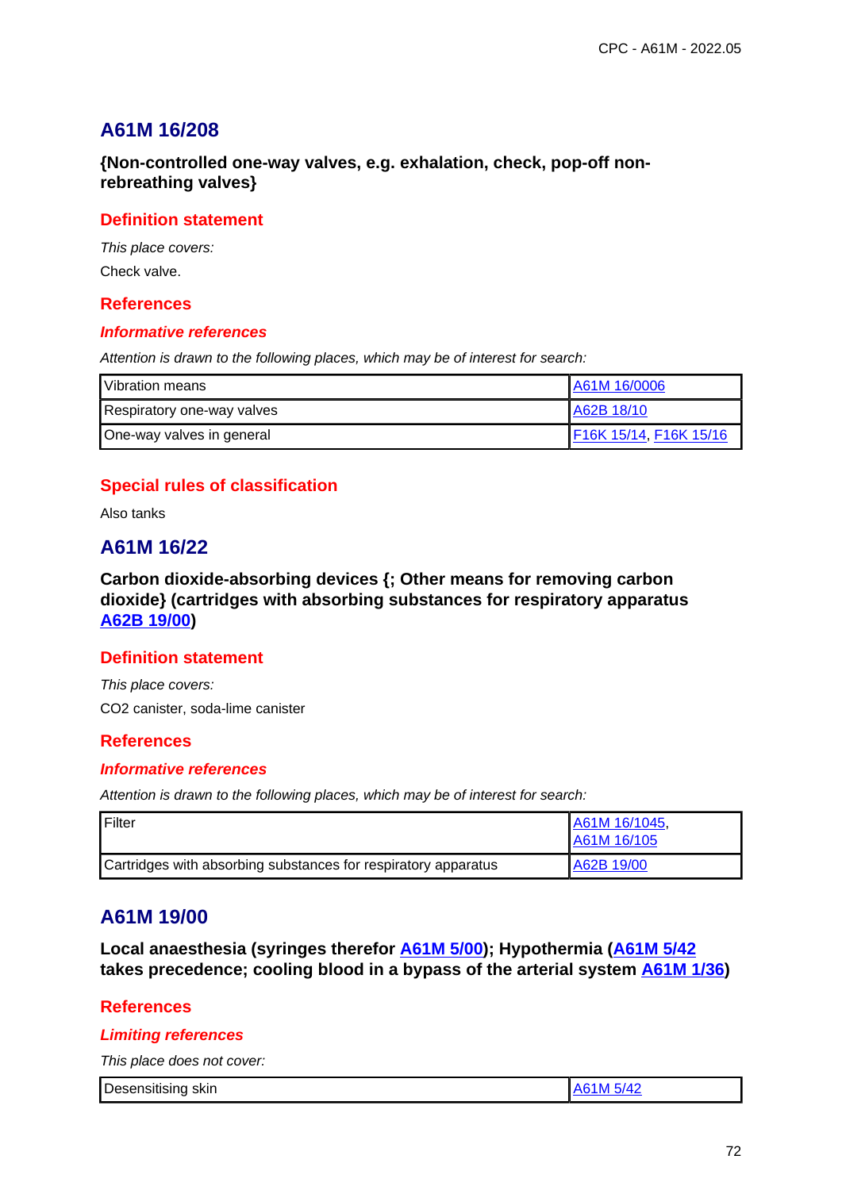## A61M 16/208

**{Non-controlled one-way valves, e.g. exhalation, check, pop-off non-rebreathing valves}**

### Definition statement

*This place covers:*

Check valve.

### References

#### *Informative references*

*Attention is drawn to the following places, which may be of interest for search:*

| | |
|---|---|
| Vibration means | A61M 16/0006 |
| Respiratory one-way valves | A62B 18/10 |
| One-way valves in general | F16K 15/14, F16K 15/16 |

### Special rules of classification

Also tanks

## A61M 16/22

**Carbon dioxide-absorbing devices {; Other means for removing carbon dioxide} (cartridges with absorbing substances for respiratory apparatus A62B 19/00)**

### Definition statement

*This place covers:*

CO2 canister, soda-lime canister

### References

#### *Informative references*

*Attention is drawn to the following places, which may be of interest for search:*

| | |
|---|---|
| Filter | A61M 16/1045, A61M 16/105 |
| Cartridges with absorbing substances for respiratory apparatus | A62B 19/00 |

## A61M 19/00

**Local anaesthesia (syringes therefor A61M 5/00); Hypothermia (A61M 5/42 takes precedence; cooling blood in a bypass of the arterial system A61M 1/36)**

### References

#### *Limiting references*

*This place does not cover:*

| | |
|---|---|
| Desensitising skin | A61M 5/42 |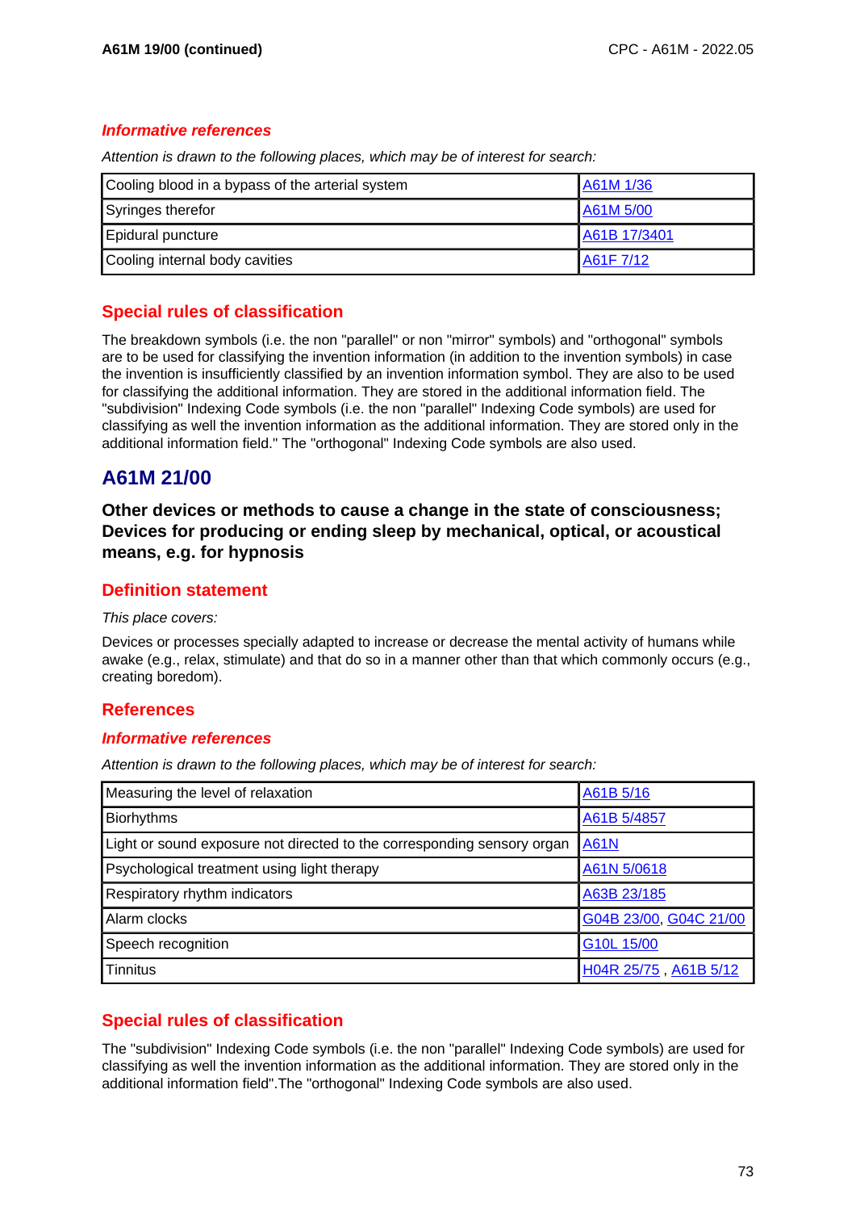### *Informative references*

*Attention is drawn to the following places, which may be of interest for search:*

| | |
|---|---|
| Cooling blood in a bypass of the arterial system | A61M 1/36 |
| Syringes therefor | A61M 5/00 |
| Epidural puncture | A61B 17/3401 |
| Cooling internal body cavities | A61F 7/12 |

## Special rules of classification

The breakdown symbols (i.e. the non "parallel" or non "mirror" symbols) and "orthogonal" symbols are to be used for classifying the invention information (in addition to the invention symbols) in case the invention is insufficiently classified by an invention information symbol. They are also to be used for classifying the additional information. They are stored in the additional information field. The "subdivision" Indexing Code symbols (i.e. the non "parallel" Indexing Code symbols) are used for classifying as well the invention information as the additional information. They are stored only in the additional information field." The "orthogonal" Indexing Code symbols are also used.

# A61M 21/00

**Other devices or methods to cause a change in the state of consciousness; Devices for producing or ending sleep by mechanical, optical, or acoustical means, e.g. for hypnosis**

## Definition statement

*This place covers:*

Devices or processes specially adapted to increase or decrease the mental activity of humans while awake (e.g., relax, stimulate) and that do so in a manner other than that which commonly occurs (e.g., creating boredom).

## References

### *Informative references*

*Attention is drawn to the following places, which may be of interest for search:*

| | |
|---|---|
| Measuring the level of relaxation | A61B 5/16 |
| Biorhythms | A61B 5/4857 |
| Light or sound exposure not directed to the corresponding sensory organ | A61N |
| Psychological treatment using light therapy | A61N 5/0618 |
| Respiratory rhythm indicators | A63B 23/185 |
| Alarm clocks | G04B 23/00, G04C 21/00 |
| Speech recognition | G10L 15/00 |
| Tinnitus | H04R 25/75 , A61B 5/12 |

## Special rules of classification

The "subdivision" Indexing Code symbols (i.e. the non "parallel" Indexing Code symbols) are used for classifying as well the invention information as the additional information. They are stored only in the additional information field".The "orthogonal" Indexing Code symbols are also used.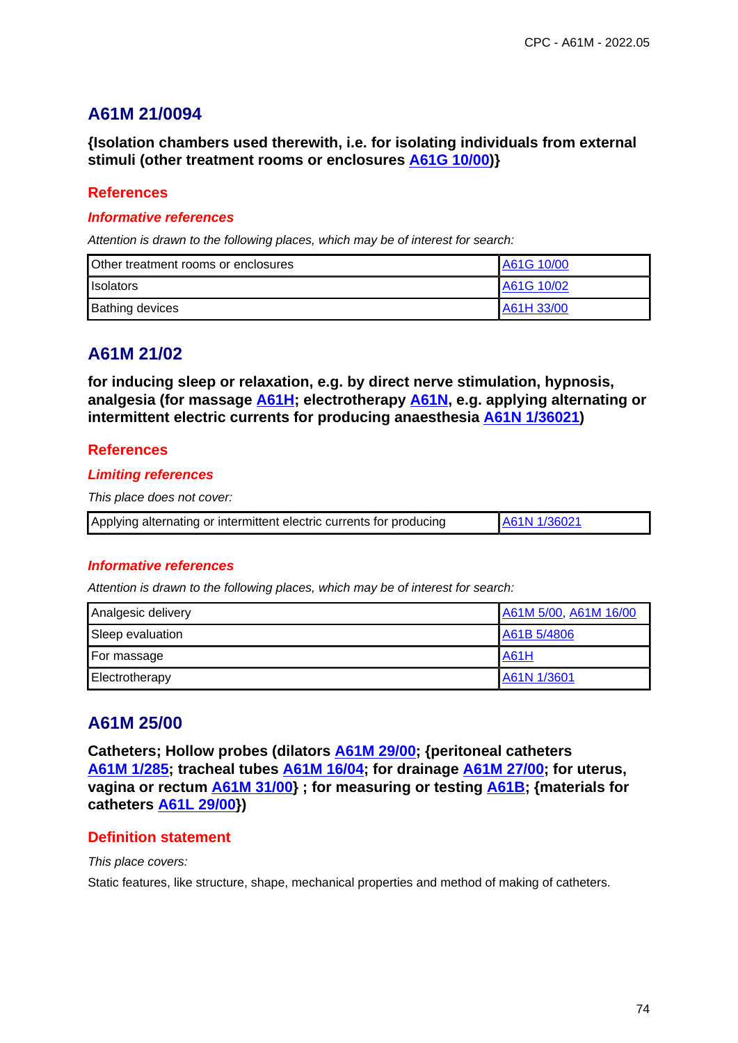## A61M 21/0094

**{Isolation chambers used therewith, i.e. for isolating individuals from external stimuli (other treatment rooms or enclosures A61G 10/00)}**

### References

#### *Informative references*

*Attention is drawn to the following places, which may be of interest for search:*

| | |
|---|---|
| Other treatment rooms or enclosures | A61G 10/00 |
| Isolators | A61G 10/02 |
| Bathing devices | A61H 33/00 |

## A61M 21/02

**for inducing sleep or relaxation, e.g. by direct nerve stimulation, hypnosis, analgesia (for massage A61H; electrotherapy A61N, e.g. applying alternating or intermittent electric currents for producing anaesthesia A61N 1/36021)**

### References

#### *Limiting references*

*This place does not cover:*

| | |
|---|---|
| Applying alternating or intermittent electric currents for producing | A61N 1/36021 |

#### *Informative references*

*Attention is drawn to the following places, which may be of interest for search:*

| | |
|---|---|
| Analgesic delivery | A61M 5/00, A61M 16/00 |
| Sleep evaluation | A61B 5/4806 |
| For massage | A61H |
| Electrotherapy | A61N 1/3601 |

## A61M 25/00

**Catheters; Hollow probes (dilators A61M 29/00; {peritoneal catheters A61M 1/285; tracheal tubes A61M 16/04; for drainage A61M 27/00; for uterus, vagina or rectum A61M 31/00} ; for measuring or testing A61B; {materials for catheters A61L 29/00})**

### Definition statement

*This place covers:*

Static features, like structure, shape, mechanical properties and method of making of catheters.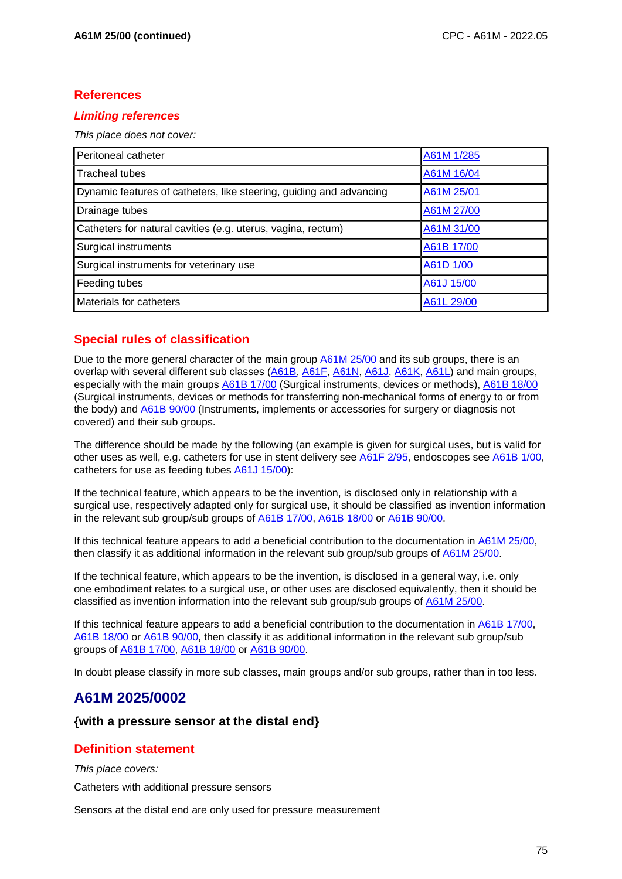## References

### *Limiting references*

*This place does not cover:*

| Peritoneal catheter | A61M 1/285 |
|---|---|
| Tracheal tubes | A61M 16/04 |
| Dynamic features of catheters, like steering, guiding and advancing | A61M 25/01 |
| Drainage tubes | A61M 27/00 |
| Catheters for natural cavities (e.g. uterus, vagina, rectum) | A61M 31/00 |
| Surgical instruments | A61B 17/00 |
| Surgical instruments for veterinary use | A61D 1/00 |
| Feeding tubes | A61J 15/00 |
| Materials for catheters | A61L 29/00 |

## Special rules of classification

Due to the more general character of the main group A61M 25/00 and its sub groups, there is an overlap with several different sub classes (A61B, A61F, A61N, A61J, A61K, A61L) and main groups, especially with the main groups A61B 17/00 (Surgical instruments, devices or methods), A61B 18/00 (Surgical instruments, devices or methods for transferring non-mechanical forms of energy to or from the body) and A61B 90/00 (Instruments, implements or accessories for surgery or diagnosis not covered) and their sub groups.

The difference should be made by the following (an example is given for surgical uses, but is valid for other uses as well, e.g. catheters for use in stent delivery see A61F 2/95, endoscopes see A61B 1/00, catheters for use as feeding tubes A61J 15/00):

If the technical feature, which appears to be the invention, is disclosed only in relationship with a surgical use, respectively adapted only for surgical use, it should be classified as invention information in the relevant sub group/sub groups of A61B 17/00, A61B 18/00 or A61B 90/00.

If this technical feature appears to add a beneficial contribution to the documentation in A61M 25/00, then classify it as additional information in the relevant sub group/sub groups of A61M 25/00.

If the technical feature, which appears to be the invention, is disclosed in a general way, i.e. only one embodiment relates to a surgical use, or other uses are disclosed equivalently, then it should be classified as invention information into the relevant sub group/sub groups of A61M 25/00.

If this technical feature appears to add a beneficial contribution to the documentation in A61B 17/00, A61B 18/00 or A61B 90/00, then classify it as additional information in the relevant sub group/sub groups of A61B 17/00, A61B 18/00 or A61B 90/00.

In doubt please classify in more sub classes, main groups and/or sub groups, rather than in too less.

# A61M 2025/0002

### {with a pressure sensor at the distal end}

## Definition statement

*This place covers:*

Catheters with additional pressure sensors

Sensors at the distal end are only used for pressure measurement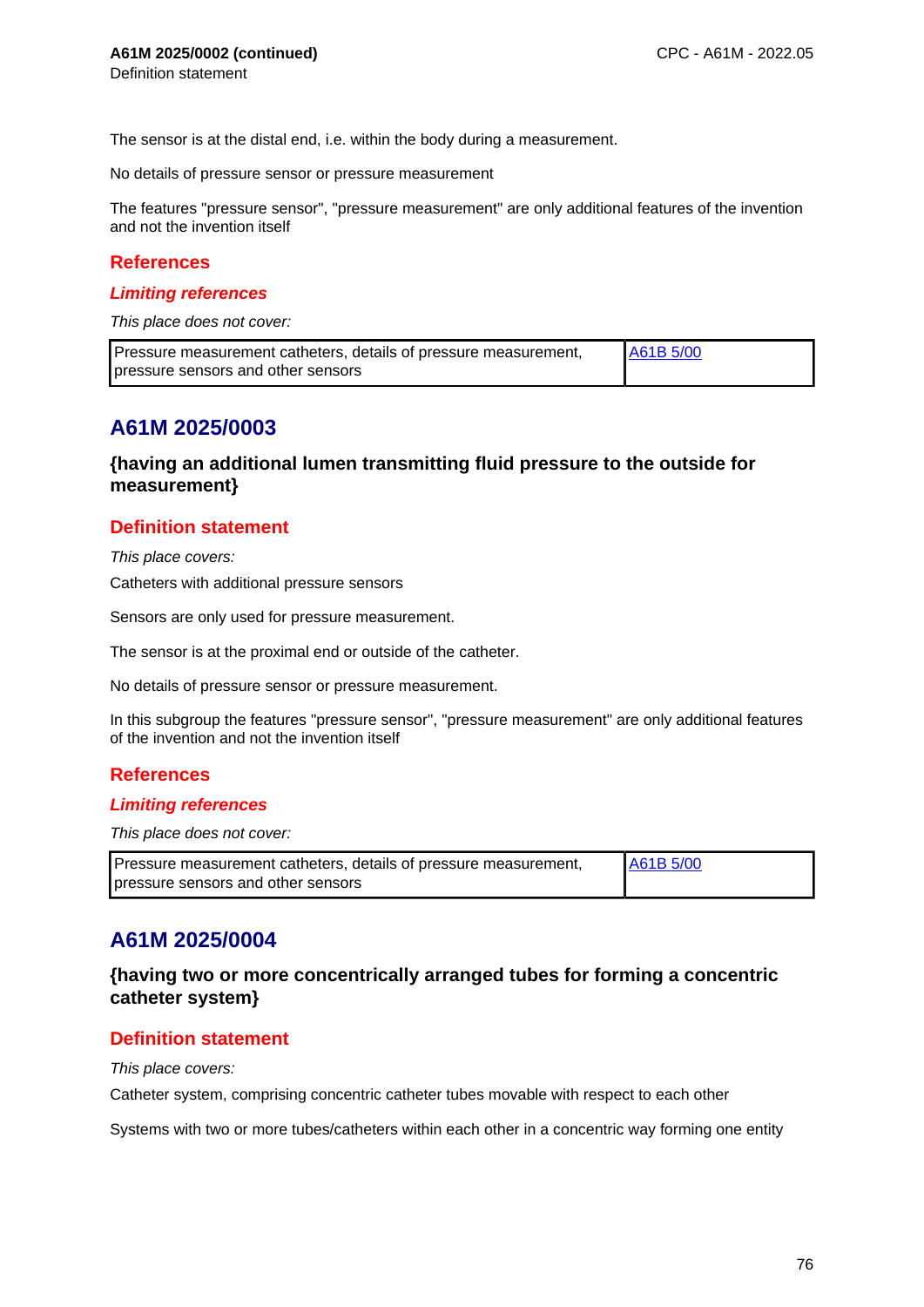The sensor is at the distal end, i.e. within the body during a measurement.

No details of pressure sensor or pressure measurement

The features "pressure sensor", "pressure measurement" are only additional features of the invention and not the invention itself

### References

#### *Limiting references*

*This place does not cover:*

| Pressure measurement catheters, details of pressure measurement, pressure sensors and other sensors | A61B 5/00 |
|---|---|

## A61M 2025/0003

### {having an additional lumen transmitting fluid pressure to the outside for measurement}

### Definition statement

*This place covers:*

Catheters with additional pressure sensors

Sensors are only used for pressure measurement.

The sensor is at the proximal end or outside of the catheter.

No details of pressure sensor or pressure measurement.

In this subgroup the features "pressure sensor", "pressure measurement" are only additional features of the invention and not the invention itself

### References

#### *Limiting references*

*This place does not cover:*

| Pressure measurement catheters, details of pressure measurement, pressure sensors and other sensors | A61B 5/00 |
|---|---|

## A61M 2025/0004

### {having two or more concentrically arranged tubes for forming a concentric catheter system}

### Definition statement

*This place covers:*

Catheter system, comprising concentric catheter tubes movable with respect to each other

Systems with two or more tubes/catheters within each other in a concentric way forming one entity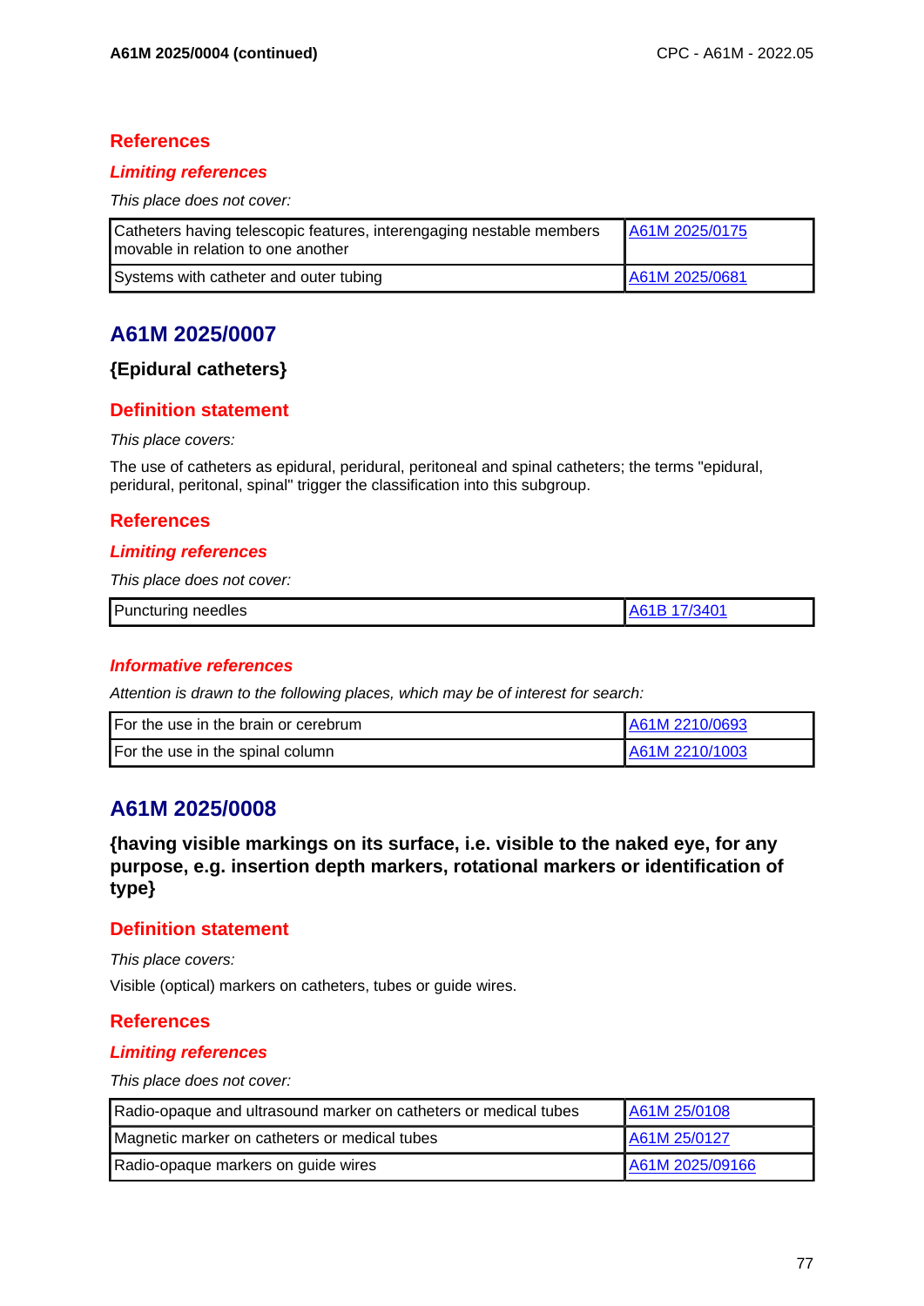## References

### *Limiting references*

*This place does not cover:*

| | |
|---|---|
| Catheters having telescopic features, interengaging nestable members movable in relation to one another | A61M 2025/0175 |
| Systems with catheter and outer tubing | A61M 2025/0681 |

# A61M 2025/0007

**{Epidural catheters}**

## Definition statement

*This place covers:*

The use of catheters as epidural, peridural, peritoneal and spinal catheters; the terms "epidural, peridural, peritonal, spinal" trigger the classification into this subgroup.

## References

### *Limiting references*

*This place does not cover:*

| | |
|---|---|
| Puncturing needles | A61B 17/3401 |

### *Informative references*

*Attention is drawn to the following places, which may be of interest for search:*

| | |
|---|---|
| For the use in the brain or cerebrum | A61M 2210/0693 |
| For the use in the spinal column | A61M 2210/1003 |

# A61M 2025/0008

**{having visible markings on its surface, i.e. visible to the naked eye, for any purpose, e.g. insertion depth markers, rotational markers or identification of type}**

## Definition statement

*This place covers:*

Visible (optical) markers on catheters, tubes or guide wires.

## References

### *Limiting references*

*This place does not cover:*

| | |
|---|---|
| Radio-opaque and ultrasound marker on catheters or medical tubes | A61M 25/0108 |
| Magnetic marker on catheters or medical tubes | A61M 25/0127 |
| Radio-opaque markers on guide wires | A61M 2025/09166 |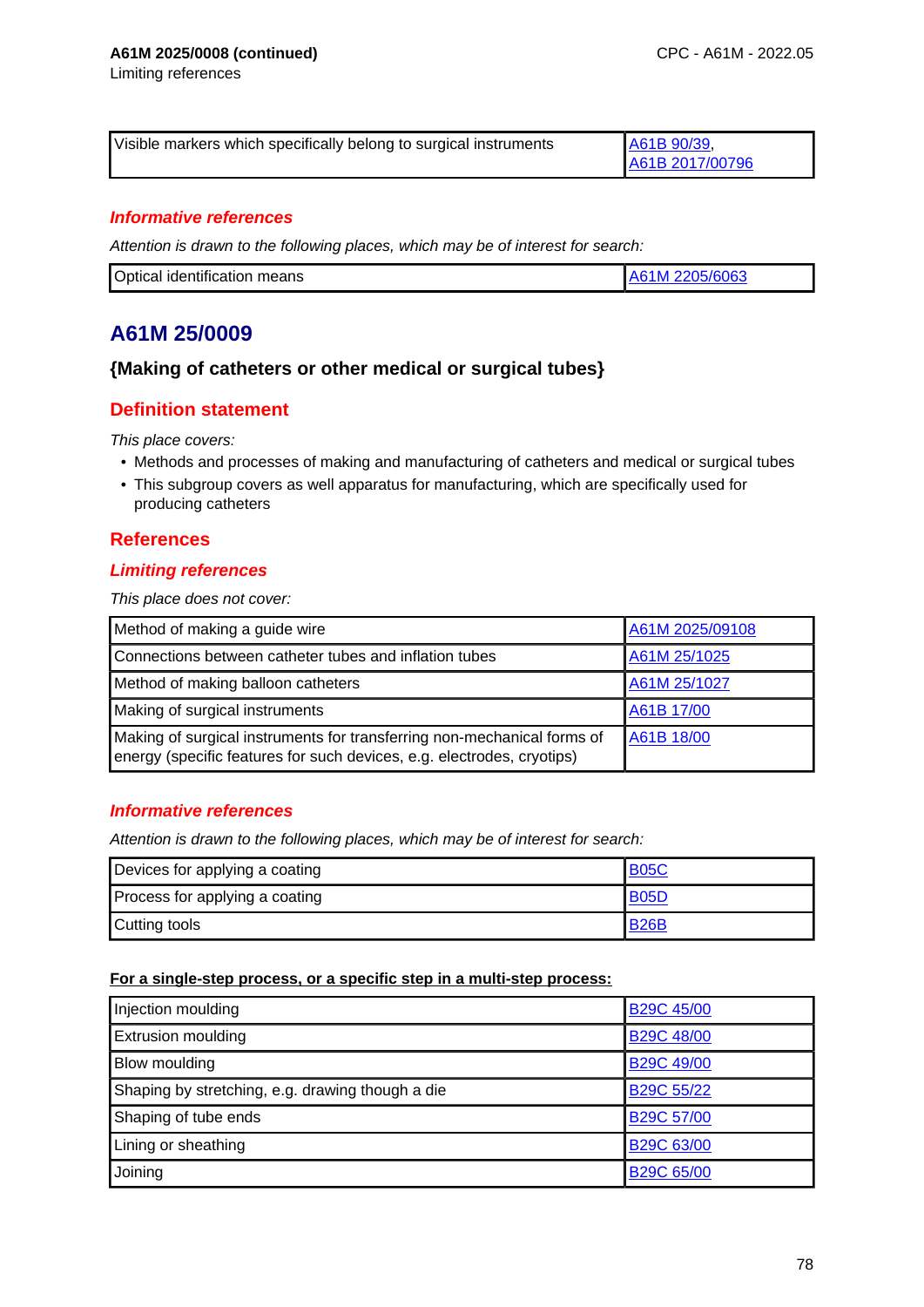**A61M 2025/0008 (continued)**
Limiting references

| | |
|---|---|
| Visible markers which specifically belong to surgical instruments | A61B 90/39, A61B 2017/00796 |

### *Informative references*

*Attention is drawn to the following places, which may be of interest for search:*

| | |
|---|---|
| Optical identification means | A61M 2205/6063 |

## A61M 25/0009

### {Making of catheters or other medical or surgical tubes}

### Definition statement

*This place covers:*

- Methods and processes of making and manufacturing of catheters and medical or surgical tubes
- This subgroup covers as well apparatus for manufacturing, which are specifically used for producing catheters

### References

#### *Limiting references*

*This place does not cover:*

| | |
|---|---|
| Method of making a guide wire | A61M 2025/09108 |
| Connections between catheter tubes and inflation tubes | A61M 25/1025 |
| Method of making balloon catheters | A61M 25/1027 |
| Making of surgical instruments | A61B 17/00 |
| Making of surgical instruments for transferring non-mechanical forms of energy (specific features for such devices, e.g. electrodes, cryotips) | A61B 18/00 |

#### *Informative references*

*Attention is drawn to the following places, which may be of interest for search:*

| | |
|---|---|
| Devices for applying a coating | B05C |
| Process for applying a coating | B05D |
| Cutting tools | B26B |

**For a single-step process, or a specific step in a multi-step process:**

| | |
|---|---|
| Injection moulding | B29C 45/00 |
| Extrusion moulding | B29C 48/00 |
| Blow moulding | B29C 49/00 |
| Shaping by stretching, e.g. drawing though a die | B29C 55/22 |
| Shaping of tube ends | B29C 57/00 |
| Lining or sheathing | B29C 63/00 |
| Joining | B29C 65/00 |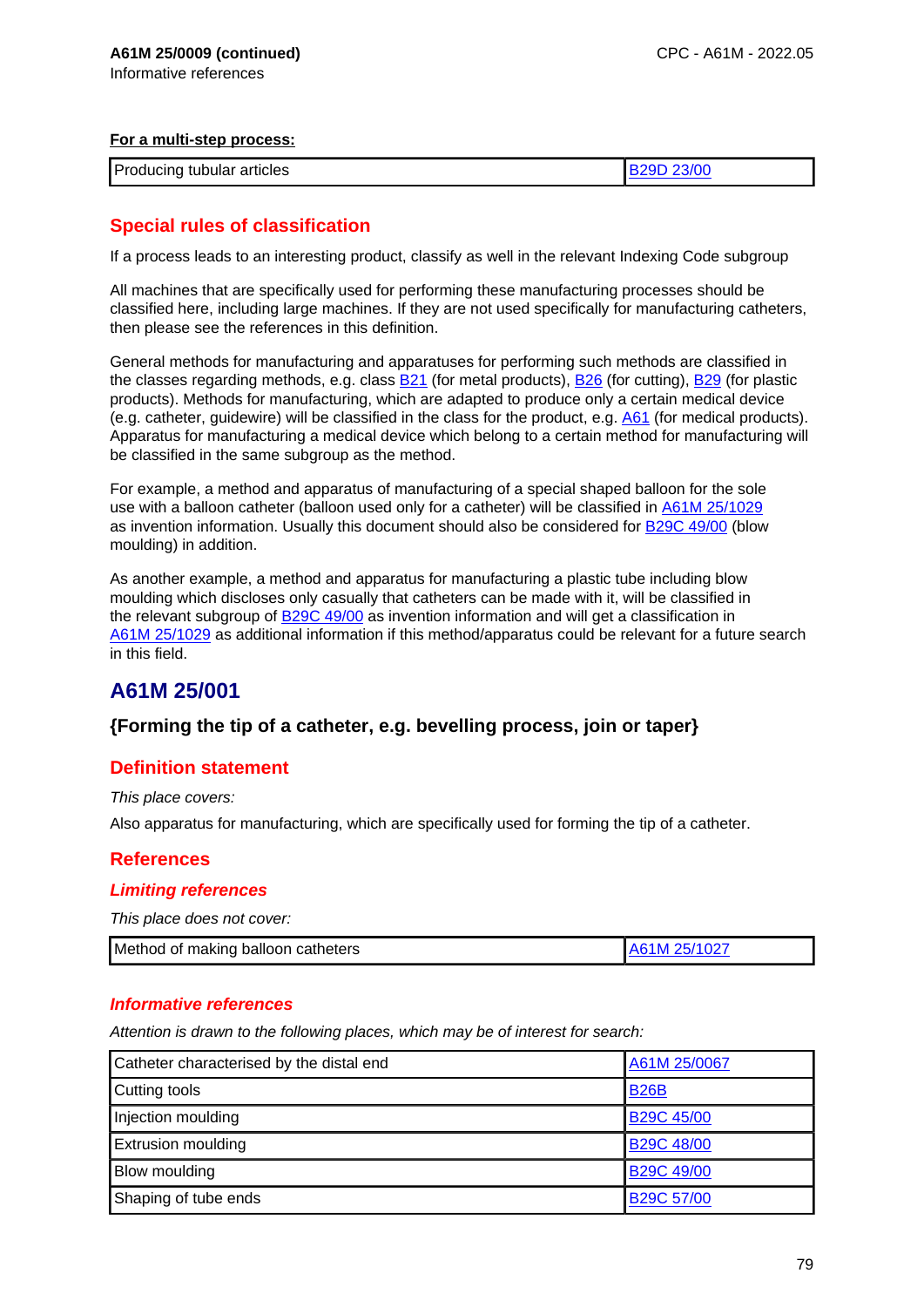**A61M 25/0009 (continued)**
Informative references

**For a multi-step process:**

| | |
|---|---|
| Producing tubular articles | B29D 23/00 |

## Special rules of classification

If a process leads to an interesting product, classify as well in the relevant Indexing Code subgroup

All machines that are specifically used for performing these manufacturing processes should be classified here, including large machines. If they are not used specifically for manufacturing catheters, then please see the references in this definition.

General methods for manufacturing and apparatuses for performing such methods are classified in the classes regarding methods, e.g. class B21 (for metal products), B26 (for cutting), B29 (for plastic products). Methods for manufacturing, which are adapted to produce only a certain medical device (e.g. catheter, guidewire) will be classified in the class for the product, e.g. A61 (for medical products). Apparatus for manufacturing a medical device which belong to a certain method for manufacturing will be classified in the same subgroup as the method.

For example, a method and apparatus of manufacturing of a special shaped balloon for the sole use with a balloon catheter (balloon used only for a catheter) will be classified in A61M 25/1029 as invention information. Usually this document should also be considered for B29C 49/00 (blow moulding) in addition.

As another example, a method and apparatus for manufacturing a plastic tube including blow moulding which discloses only casually that catheters can be made with it, will be classified in the relevant subgroup of B29C 49/00 as invention information and will get a classification in A61M 25/1029 as additional information if this method/apparatus could be relevant for a future search in this field.

# A61M 25/001

### {Forming the tip of a catheter, e.g. bevelling process, join or taper}

## Definition statement

*This place covers:*

Also apparatus for manufacturing, which are specifically used for forming the tip of a catheter.

## References

### *Limiting references*

*This place does not cover:*

| | |
|---|---|
| Method of making balloon catheters | A61M 25/1027 |

### *Informative references*

*Attention is drawn to the following places, which may be of interest for search:*

| | |
|---|---|
| Catheter characterised by the distal end | A61M 25/0067 |
| Cutting tools | B26B |
| Injection moulding | B29C 45/00 |
| Extrusion moulding | B29C 48/00 |
| Blow moulding | B29C 49/00 |
| Shaping of tube ends | B29C 57/00 |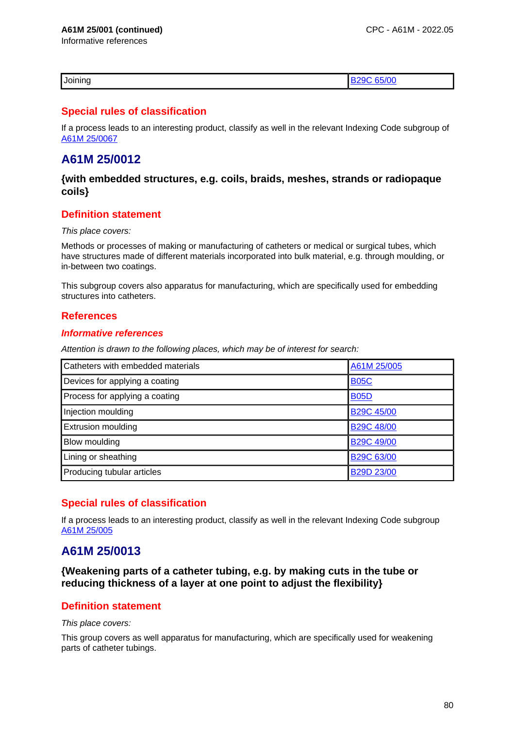| Joining | B29C 65/00 |
| --- | --- |

## Special rules of classification

If a process leads to an interesting product, classify as well in the relevant Indexing Code subgroup of A61M 25/0067

# A61M 25/0012

### {with embedded structures, e.g. coils, braids, meshes, strands or radiopaque coils}

## Definition statement

*This place covers:*

Methods or processes of making or manufacturing of catheters or medical or surgical tubes, which have structures made of different materials incorporated into bulk material, e.g. through moulding, or in-between two coatings.

This subgroup covers also apparatus for manufacturing, which are specifically used for embedding structures into catheters.

## References

### *Informative references*

*Attention is drawn to the following places, which may be of interest for search:*

| Catheters with embedded materials | A61M 25/005 |
| --- | --- |
| Devices for applying a coating | B05C |
| Process for applying a coating | B05D |
| Injection moulding | B29C 45/00 |
| Extrusion moulding | B29C 48/00 |
| Blow moulding | B29C 49/00 |
| Lining or sheathing | B29C 63/00 |
| Producing tubular articles | B29D 23/00 |

## Special rules of classification

If a process leads to an interesting product, classify as well in the relevant Indexing Code subgroup A61M 25/005

# A61M 25/0013

### {Weakening parts of a catheter tubing, e.g. by making cuts in the tube or reducing thickness of a layer at one point to adjust the flexibility}

## Definition statement

*This place covers:*

This group covers as well apparatus for manufacturing, which are specifically used for weakening parts of catheter tubings.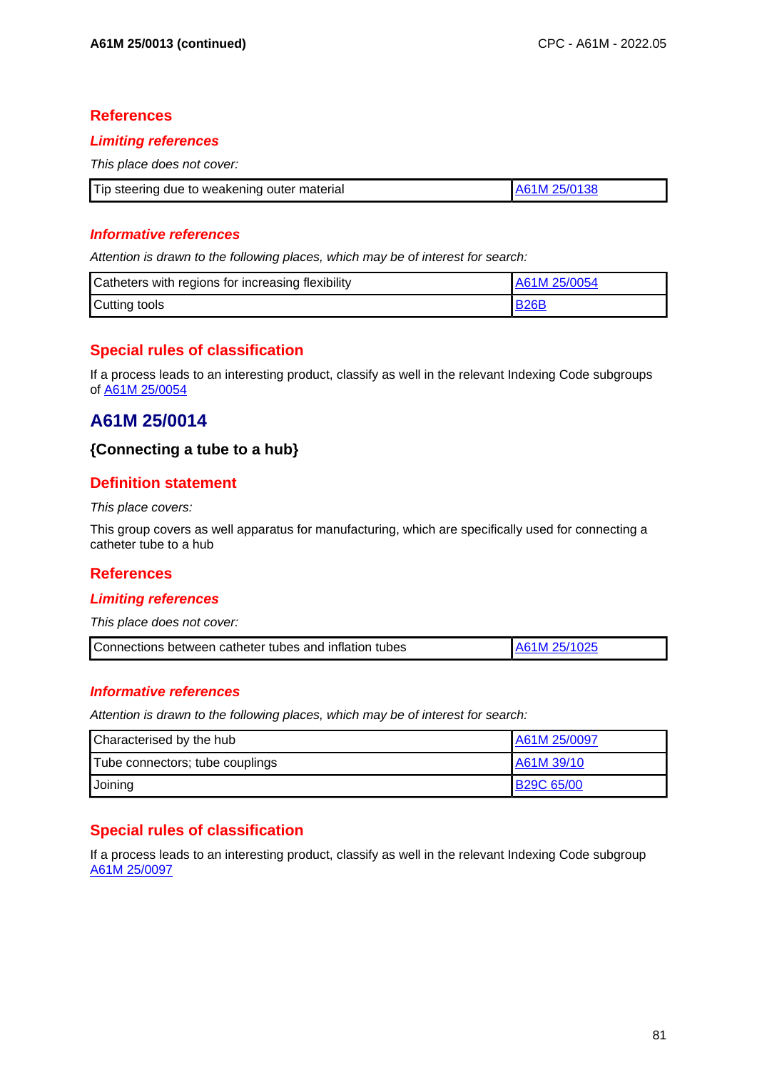## References

### *Limiting references*

*This place does not cover:*

| | |
|---|---|
| Tip steering due to weakening outer material | A61M 25/0138 |

### *Informative references*

*Attention is drawn to the following places, which may be of interest for search:*

| | |
|---|---|
| Catheters with regions for increasing flexibility | A61M 25/0054 |
| Cutting tools | B26B |

## Special rules of classification

If a process leads to an interesting product, classify as well in the relevant Indexing Code subgroups of A61M 25/0054

# A61M 25/0014

### {Connecting a tube to a hub}

## Definition statement

*This place covers:*

This group covers as well apparatus for manufacturing, which are specifically used for connecting a catheter tube to a hub

## References

### *Limiting references*

*This place does not cover:*

| | |
|---|---|
| Connections between catheter tubes and inflation tubes | A61M 25/1025 |

### *Informative references*

*Attention is drawn to the following places, which may be of interest for search:*

| | |
|---|---|
| Characterised by the hub | A61M 25/0097 |
| Tube connectors; tube couplings | A61M 39/10 |
| Joining | B29C 65/00 |

## Special rules of classification

If a process leads to an interesting product, classify as well in the relevant Indexing Code subgroup A61M 25/0097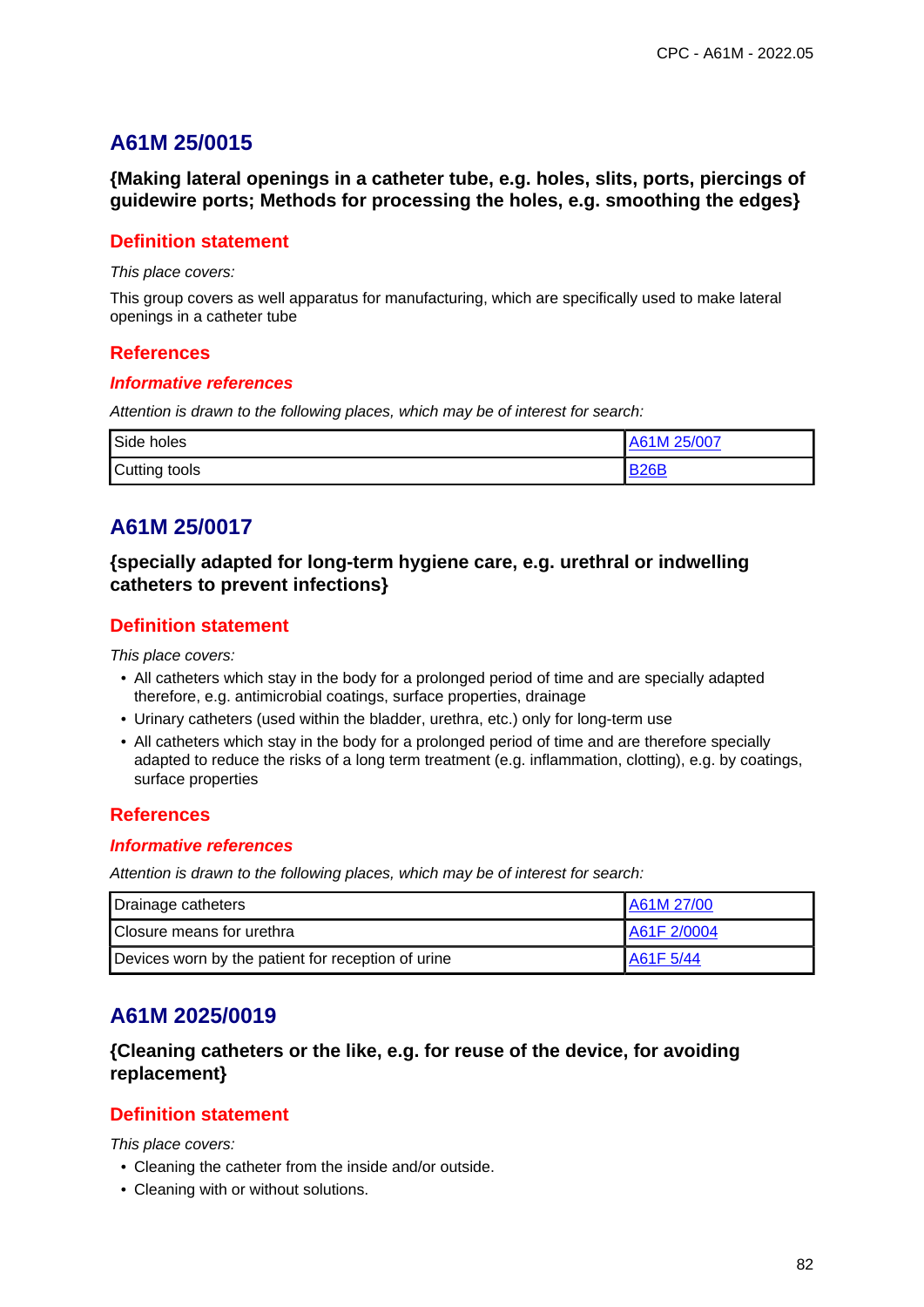## A61M 25/0015

### {Making lateral openings in a catheter tube, e.g. holes, slits, ports, piercings of guidewire ports; Methods for processing the holes, e.g. smoothing the edges}

#### Definition statement

*This place covers:*

This group covers as well apparatus for manufacturing, which are specifically used to make lateral openings in a catheter tube

#### References

##### *Informative references*

*Attention is drawn to the following places, which may be of interest for search:*

| | |
|---|---|
| Side holes | A61M 25/007 |
| Cutting tools | B26B |

## A61M 25/0017

### {specially adapted for long-term hygiene care, e.g. urethral or indwelling catheters to prevent infections}

#### Definition statement

*This place covers:*

- All catheters which stay in the body for a prolonged period of time and are specially adapted therefore, e.g. antimicrobial coatings, surface properties, drainage
- Urinary catheters (used within the bladder, urethra, etc.) only for long-term use
- All catheters which stay in the body for a prolonged period of time and are therefore specially adapted to reduce the risks of a long term treatment (e.g. inflammation, clotting), e.g. by coatings, surface properties

#### References

##### *Informative references*

*Attention is drawn to the following places, which may be of interest for search:*

| | |
|---|---|
| Drainage catheters | A61M 27/00 |
| Closure means for urethra | A61F 2/0004 |
| Devices worn by the patient for reception of urine | A61F 5/44 |

## A61M 2025/0019

### {Cleaning catheters or the like, e.g. for reuse of the device, for avoiding replacement}

#### Definition statement

*This place covers:*

- Cleaning the catheter from the inside and/or outside.
- Cleaning with or without solutions.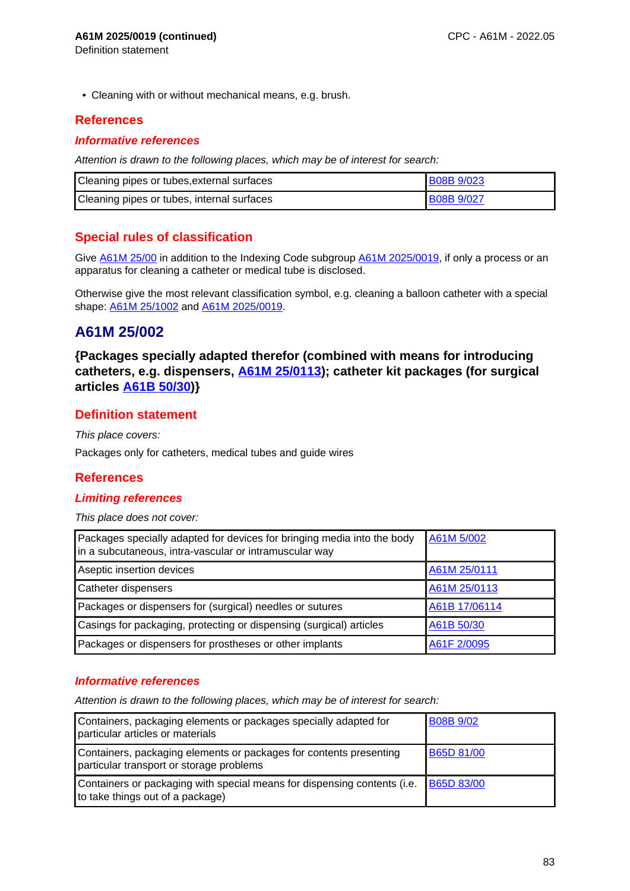- Cleaning with or without mechanical means, e.g. brush.

## References

### *Informative references*

*Attention is drawn to the following places, which may be of interest for search:*

| | |
|---|---|
| Cleaning pipes or tubes,external surfaces | B08B 9/023 |
| Cleaning pipes or tubes, internal surfaces | B08B 9/027 |

## Special rules of classification

Give A61M 25/00 in addition to the Indexing Code subgroup A61M 2025/0019, if only a process or an apparatus for cleaning a catheter or medical tube is disclosed.

Otherwise give the most relevant classification symbol, e.g. cleaning a balloon catheter with a special shape: A61M 25/1002 and A61M 2025/0019.

# A61M 25/002

**{Packages specially adapted therefor (combined with means for introducing catheters, e.g. dispensers, A61M 25/0113); catheter kit packages (for surgical articles A61B 50/30)}**

## Definition statement

*This place covers:*

Packages only for catheters, medical tubes and guide wires

## References

### *Limiting references*

*This place does not cover:*

| | |
|---|---|
| Packages specially adapted for devices for bringing media into the body in a subcutaneous, intra-vascular or intramuscular way | A61M 5/002 |
| Aseptic insertion devices | A61M 25/0111 |
| Catheter dispensers | A61M 25/0113 |
| Packages or dispensers for (surgical) needles or sutures | A61B 17/06114 |
| Casings for packaging, protecting or dispensing (surgical) articles | A61B 50/30 |
| Packages or dispensers for prostheses or other implants | A61F 2/0095 |

### *Informative references*

*Attention is drawn to the following places, which may be of interest for search:*

| | |
|---|---|
| Containers, packaging elements or packages specially adapted for particular articles or materials | B08B 9/02 |
| Containers, packaging elements or packages for contents presenting particular transport or storage problems | B65D 81/00 |
| Containers or packaging with special means for dispensing contents (i.e. to take things out of a package) | B65D 83/00 |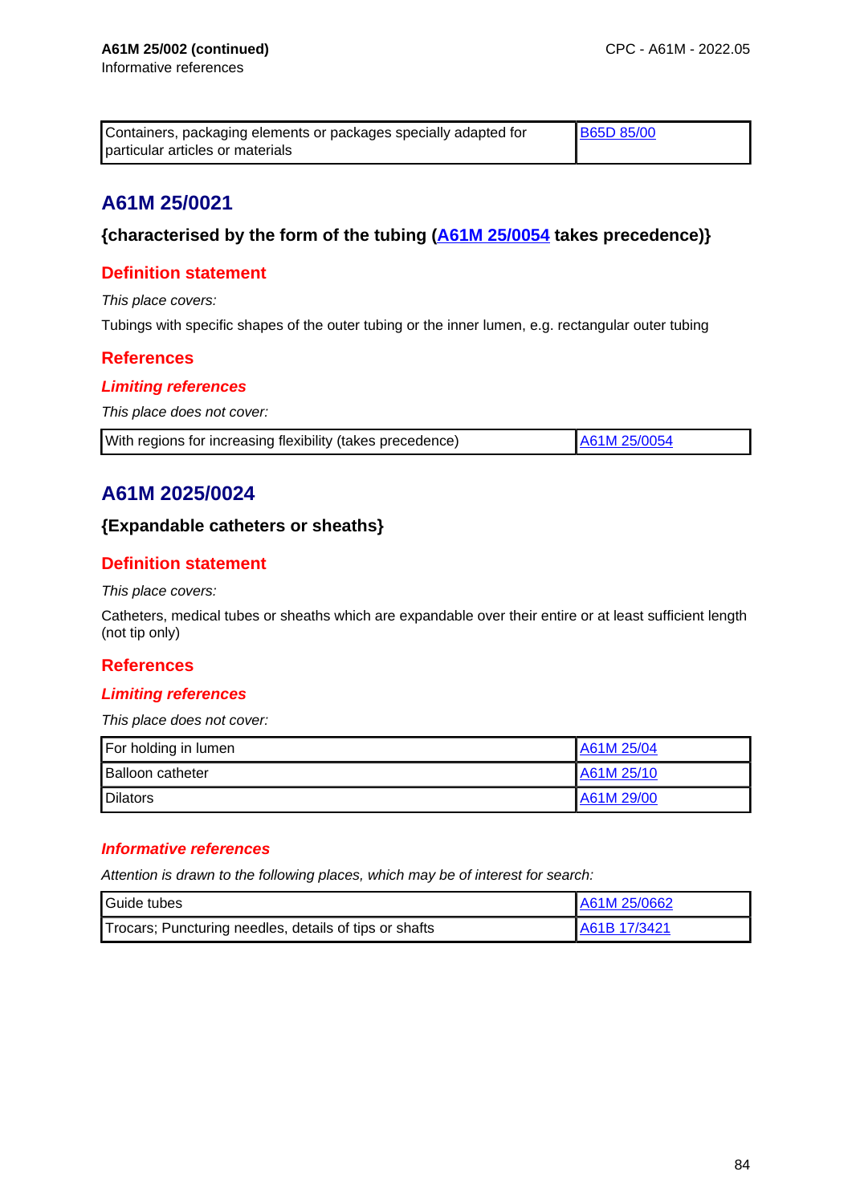**A61M 25/002 (continued)**
Informative references

| Containers, packaging elements or packages specially adapted for particular articles or materials | B65D 85/00 |
|---|---|

## A61M 25/0021

### {characterised by the form of the tubing (A61M 25/0054 takes precedence)}

#### Definition statement

*This place covers:*

Tubings with specific shapes of the outer tubing or the inner lumen, e.g. rectangular outer tubing

#### References

##### *Limiting references*

*This place does not cover:*

| With regions for increasing flexibility (takes precedence) | A61M 25/0054 |
|---|---|

## A61M 2025/0024

### {Expandable catheters or sheaths}

#### Definition statement

*This place covers:*

Catheters, medical tubes or sheaths which are expandable over their entire or at least sufficient length (not tip only)

#### References

##### *Limiting references*

*This place does not cover:*

| For holding in lumen | A61M 25/04 |
|---|---|
| Balloon catheter | A61M 25/10 |
| Dilators | A61M 29/00 |

##### *Informative references*

*Attention is drawn to the following places, which may be of interest for search:*

| Guide tubes | A61M 25/0662 |
|---|---|
| Trocars; Puncturing needles, details of tips or shafts | A61B 17/3421 |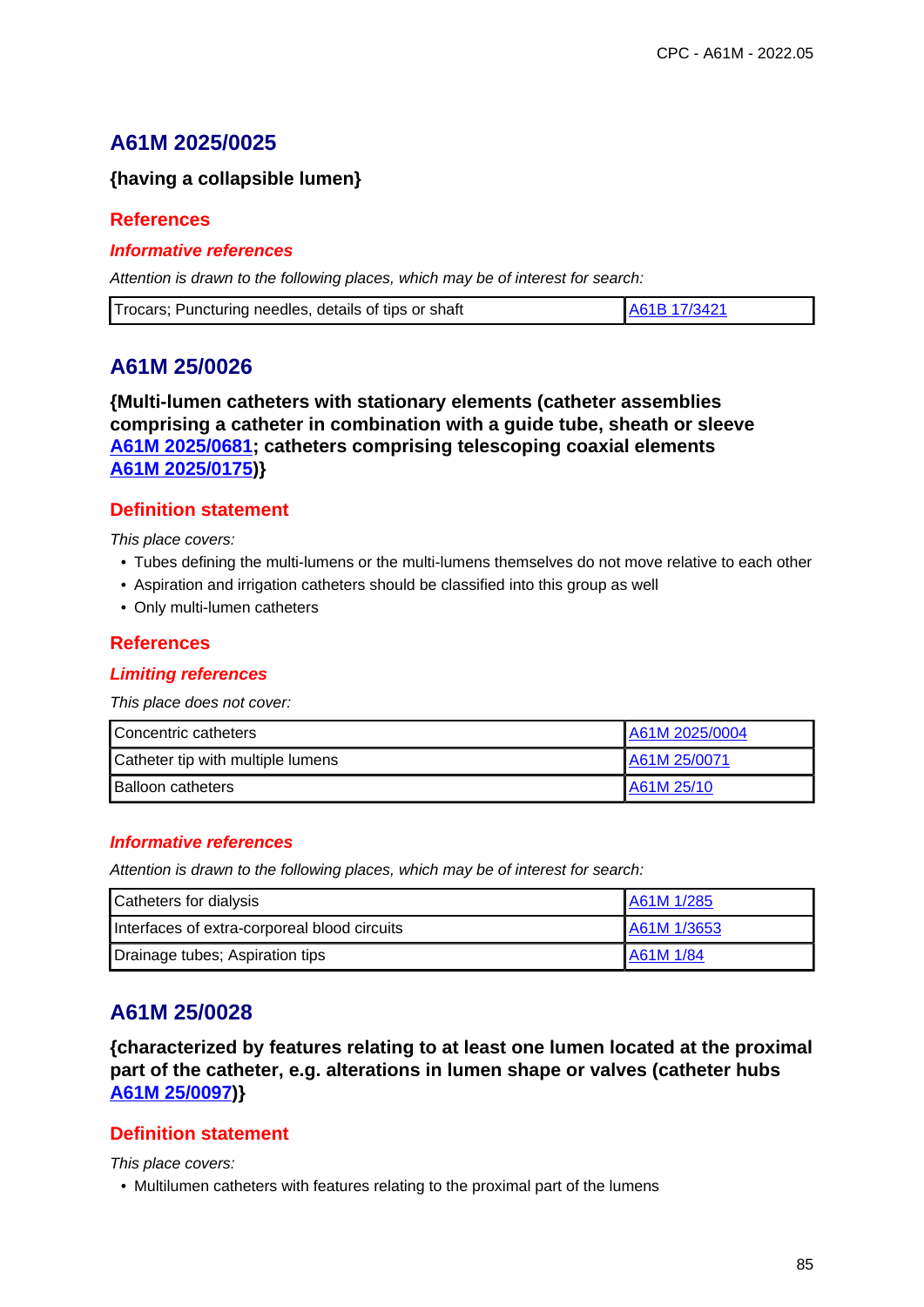## A61M 2025/0025

**{having a collapsible lumen}**

### References

#### *Informative references*

*Attention is drawn to the following places, which may be of interest for search:*

| Trocars; Puncturing needles, details of tips or shaft | A61B 17/3421 |
|---|---|

## A61M 25/0026

**{Multi-lumen catheters with stationary elements (catheter assemblies comprising a catheter in combination with a guide tube, sheath or sleeve A61M 2025/0681; catheters comprising telescoping coaxial elements A61M 2025/0175)}**

### Definition statement

*This place covers:*

- Tubes defining the multi-lumens or the multi-lumens themselves do not move relative to each other
- Aspiration and irrigation catheters should be classified into this group as well
- Only multi-lumen catheters

### References

#### *Limiting references*

*This place does not cover:*

| Concentric catheters | A61M 2025/0004 |
|---|---|
| Catheter tip with multiple lumens | A61M 25/0071 |
| Balloon catheters | A61M 25/10 |

#### *Informative references*

*Attention is drawn to the following places, which may be of interest for search:*

| Catheters for dialysis | A61M 1/285 |
|---|---|
| Interfaces of extra-corporeal blood circuits | A61M 1/3653 |
| Drainage tubes; Aspiration tips | A61M 1/84 |

## A61M 25/0028

**{characterized by features relating to at least one lumen located at the proximal part of the catheter, e.g. alterations in lumen shape or valves (catheter hubs A61M 25/0097)}**

### Definition statement

*This place covers:*

- Multilumen catheters with features relating to the proximal part of the lumens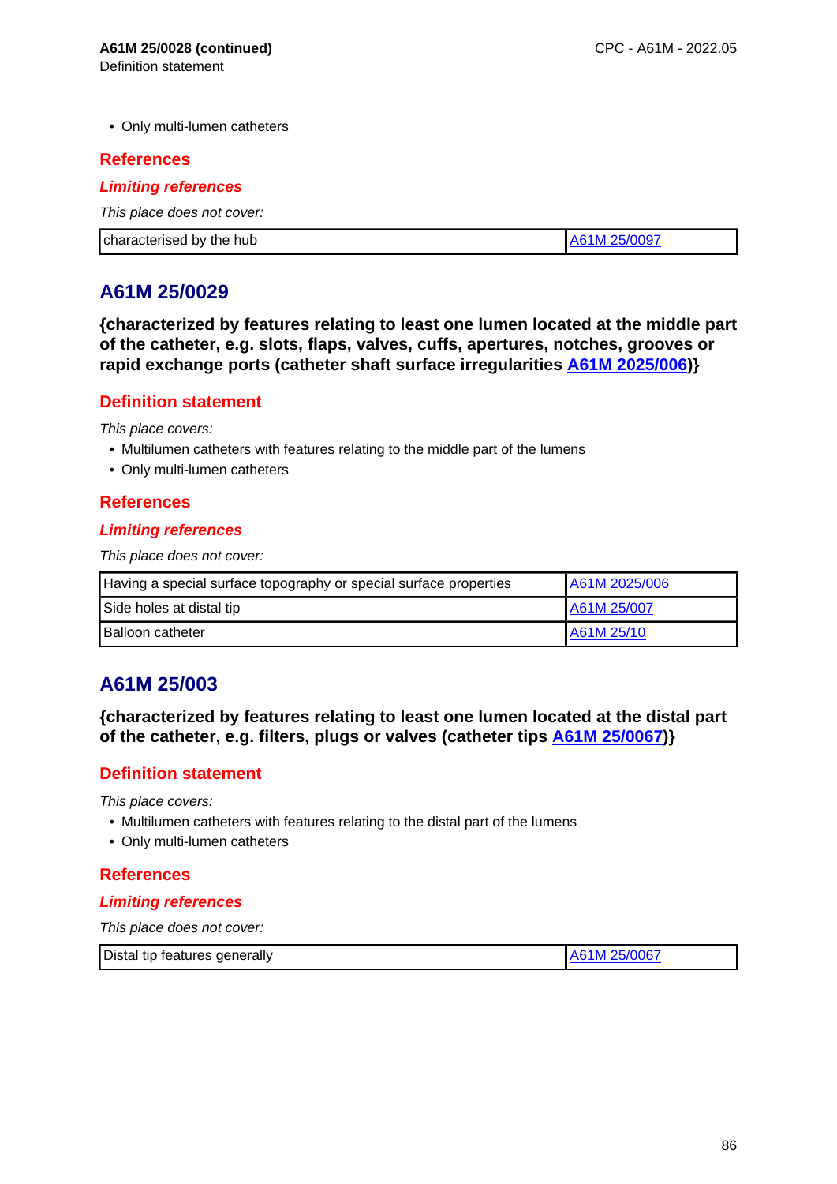**A61M 25/0028 (continued)**
Definition statement

- Only multi-lumen catheters

## References

### *Limiting references*

*This place does not cover:*

| characterised by the hub | A61M 25/0097 |
|---|---|

# A61M 25/0029

**{characterized by features relating to least one lumen located at the middle part of the catheter, e.g. slots, flaps, valves, cuffs, apertures, notches, grooves or rapid exchange ports (catheter shaft surface irregularities A61M 2025/006)}**

## Definition statement

*This place covers:*

- Multilumen catheters with features relating to the middle part of the lumens
- Only multi-lumen catheters

## References

### *Limiting references*

*This place does not cover:*

| Having a special surface topography or special surface properties | A61M 2025/006 |
|---|---|
| Side holes at distal tip | A61M 25/007 |
| Balloon catheter | A61M 25/10 |

# A61M 25/003

**{characterized by features relating to least one lumen located at the distal part of the catheter, e.g. filters, plugs or valves (catheter tips A61M 25/0067)}**

## Definition statement

*This place covers:*

- Multilumen catheters with features relating to the distal part of the lumens
- Only multi-lumen catheters

## References

### *Limiting references*

*This place does not cover:*

| Distal tip features generally | A61M 25/0067 |
|---|---|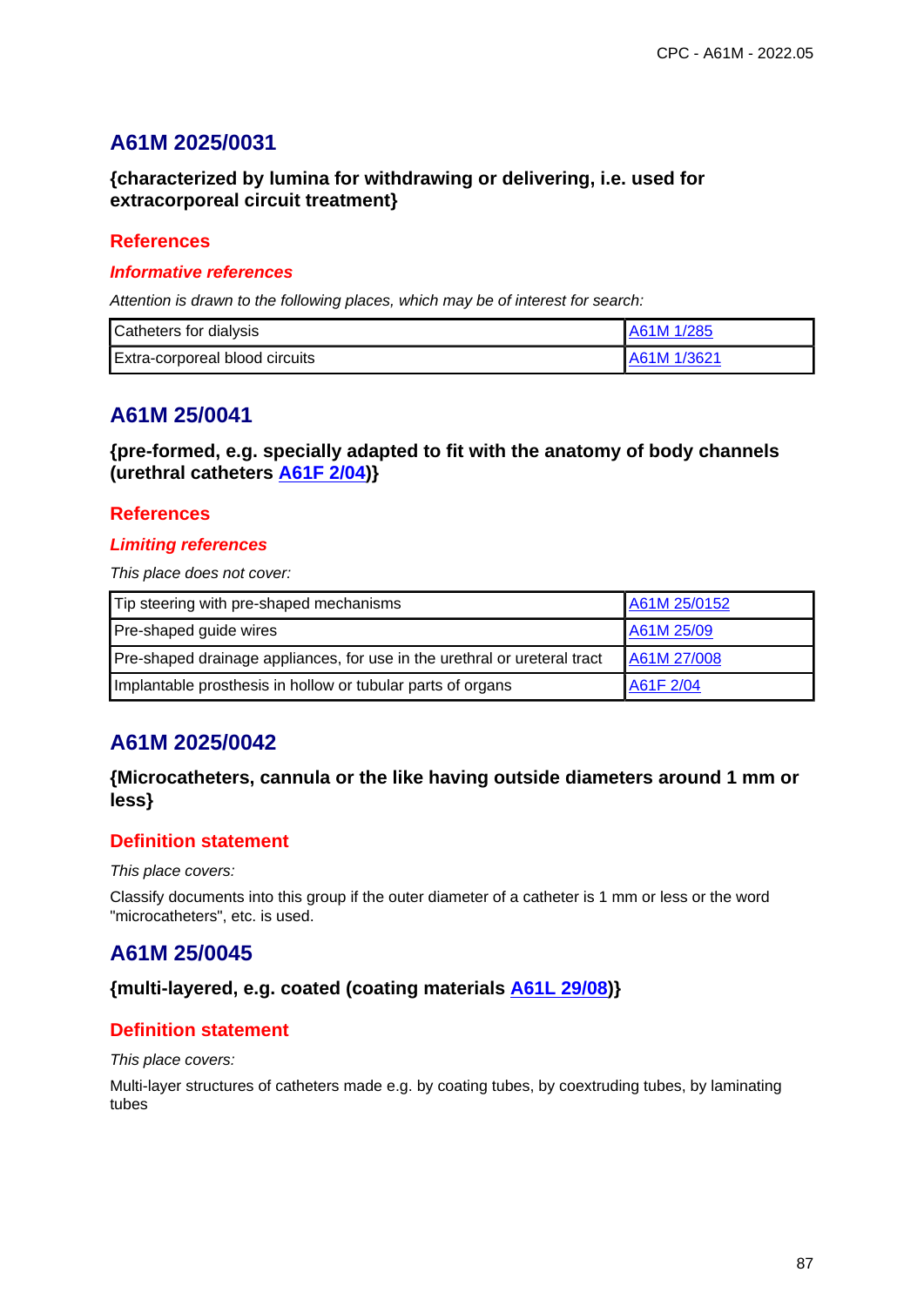## A61M 2025/0031

**{characterized by lumina for withdrawing or delivering, i.e. used for extracorporeal circuit treatment}**

### References

#### *Informative references*

*Attention is drawn to the following places, which may be of interest for search:*

| | |
|---|---|
| Catheters for dialysis | A61M 1/285 |
| Extra-corporeal blood circuits | A61M 1/3621 |

## A61M 25/0041

**{pre-formed, e.g. specially adapted to fit with the anatomy of body channels (urethral catheters A61F 2/04)}**

### References

#### *Limiting references*

*This place does not cover:*

| | |
|---|---|
| Tip steering with pre-shaped mechanisms | A61M 25/0152 |
| Pre-shaped guide wires | A61M 25/09 |
| Pre-shaped drainage appliances, for use in the urethral or ureteral tract | A61M 27/008 |
| Implantable prosthesis in hollow or tubular parts of organs | A61F 2/04 |

## A61M 2025/0042

**{Microcatheters, cannula or the like having outside diameters around 1 mm or less}**

### Definition statement

*This place covers:*

Classify documents into this group if the outer diameter of a catheter is 1 mm or less or the word "microcatheters", etc. is used.

## A61M 25/0045

**{multi-layered, e.g. coated (coating materials A61L 29/08)}**

### Definition statement

*This place covers:*

Multi-layer structures of catheters made e.g. by coating tubes, by coextruding tubes, by laminating tubes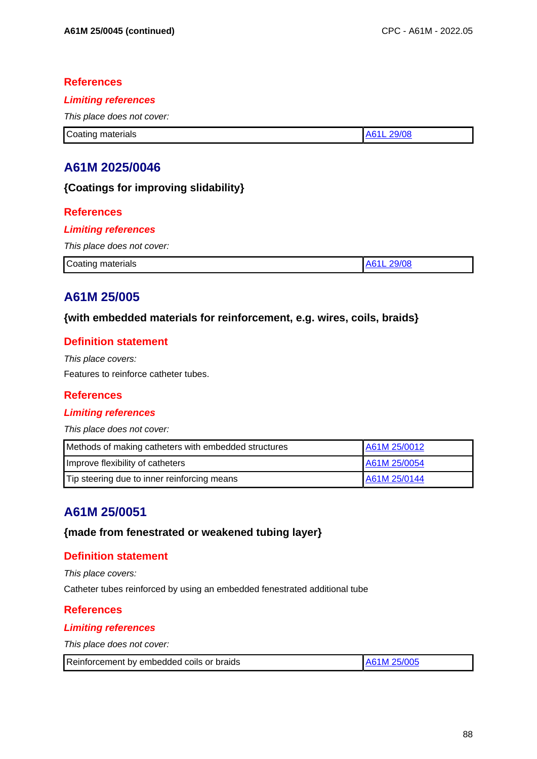### References

#### *Limiting references*

*This place does not cover:*

| | |
|---|---|
| Coating materials | A61L 29/08 |

## A61M 2025/0046

### {Coatings for improving slidability}

### References

#### *Limiting references*

*This place does not cover:*

| | |
|---|---|
| Coating materials | A61L 29/08 |

## A61M 25/005

### {with embedded materials for reinforcement, e.g. wires, coils, braids}

### Definition statement

*This place covers:*

Features to reinforce catheter tubes.

### References

#### *Limiting references*

*This place does not cover:*

| | |
|---|---|
| Methods of making catheters with embedded structures | A61M 25/0012 |
| Improve flexibility of catheters | A61M 25/0054 |
| Tip steering due to inner reinforcing means | A61M 25/0144 |

## A61M 25/0051

### {made from fenestrated or weakened tubing layer}

### Definition statement

*This place covers:*

Catheter tubes reinforced by using an embedded fenestrated additional tube

### References

#### *Limiting references*

*This place does not cover:*

| | |
|---|---|
| Reinforcement by embedded coils or braids | A61M 25/005 |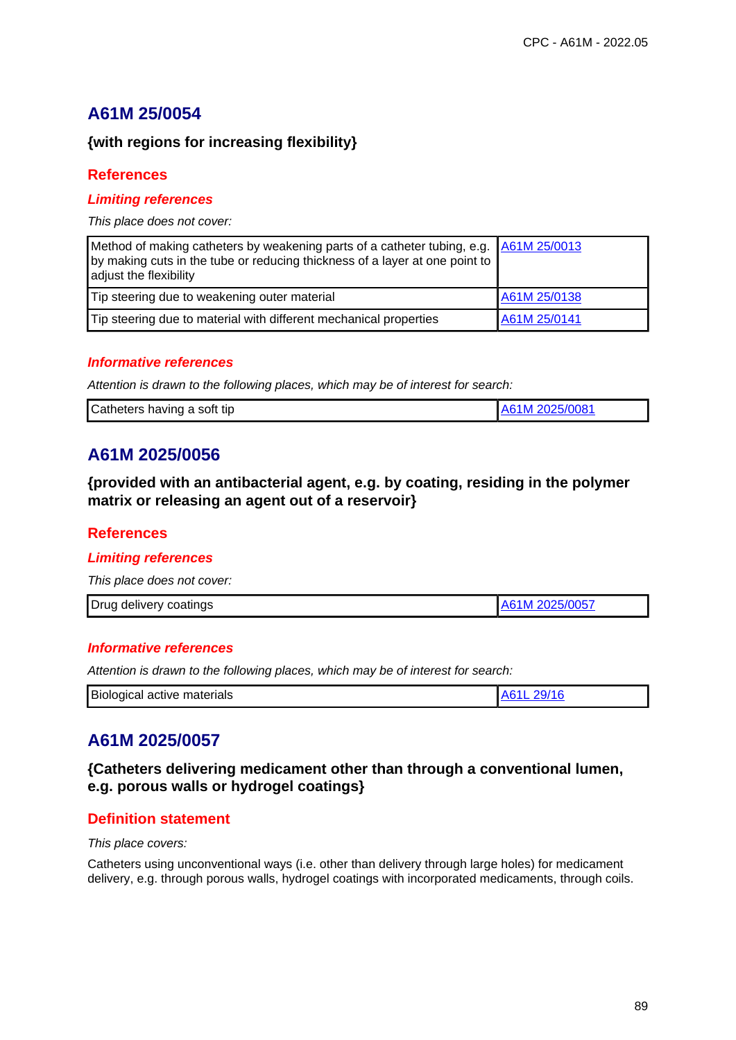## A61M 25/0054

### {with regions for increasing flexibility}

### References

#### *Limiting references*

*This place does not cover:*

| | |
|---|---|
| Method of making catheters by weakening parts of a catheter tubing, e.g. by making cuts in the tube or reducing thickness of a layer at one point to adjust the flexibility | A61M 25/0013 |
| Tip steering due to weakening outer material | A61M 25/0138 |
| Tip steering due to material with different mechanical properties | A61M 25/0141 |

#### *Informative references*

*Attention is drawn to the following places, which may be of interest for search:*

| | |
|---|---|
| Catheters having a soft tip | A61M 2025/0081 |

## A61M 2025/0056

### {provided with an antibacterial agent, e.g. by coating, residing in the polymer matrix or releasing an agent out of a reservoir}

### References

#### *Limiting references*

*This place does not cover:*

| | |
|---|---|
| Drug delivery coatings | A61M 2025/0057 |

#### *Informative references*

*Attention is drawn to the following places, which may be of interest for search:*

| | |
|---|---|
| Biological active materials | A61L 29/16 |

## A61M 2025/0057

### {Catheters delivering medicament other than through a conventional lumen, e.g. porous walls or hydrogel coatings}

### Definition statement

*This place covers:*

Catheters using unconventional ways (i.e. other than delivery through large holes) for medicament delivery, e.g. through porous walls, hydrogel coatings with incorporated medicaments, through coils.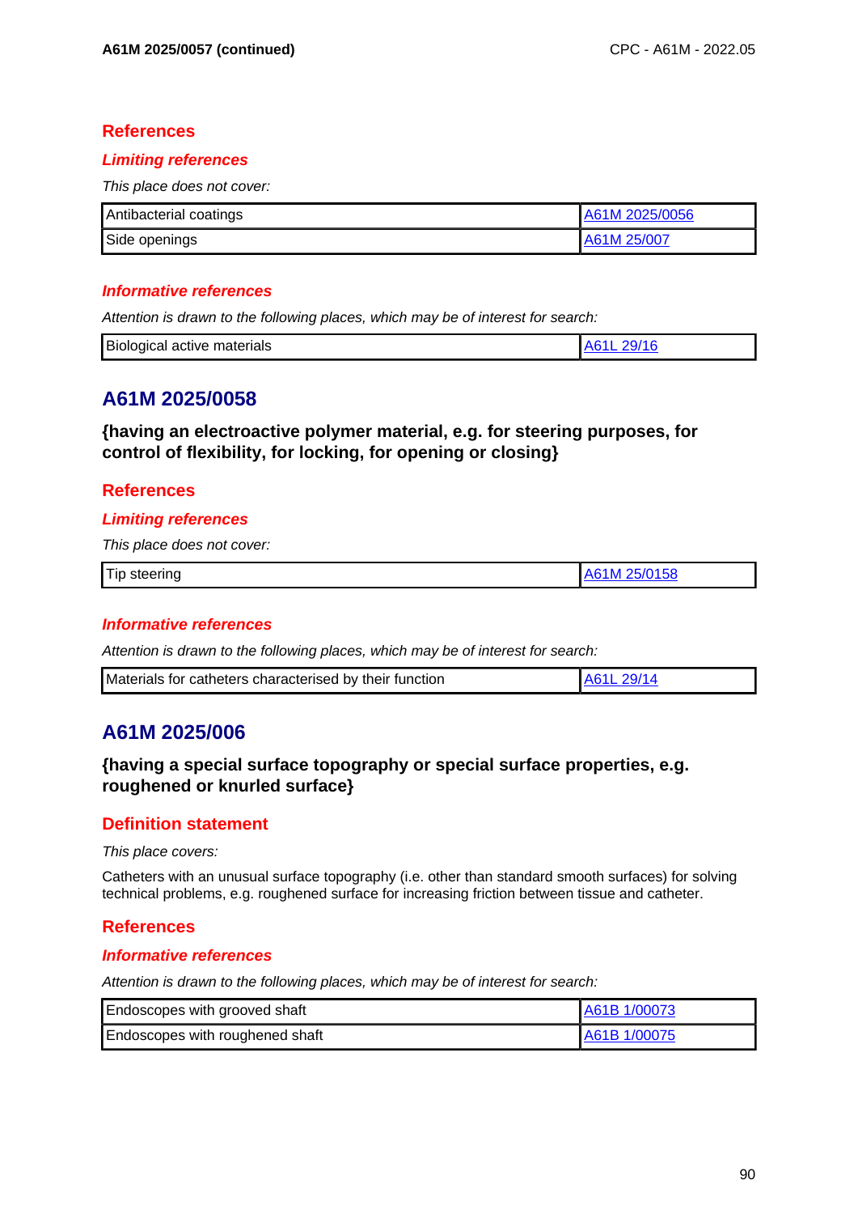## References

### *Limiting references*

*This place does not cover:*

| Antibacterial coatings | A61M 2025/0056 |
|---|---|
| Side openings | A61M 25/007 |

### *Informative references*

*Attention is drawn to the following places, which may be of interest for search:*

| Biological active materials | A61L 29/16 |
|---|---|

# A61M 2025/0058

**{having an electroactive polymer material, e.g. for steering purposes, for control of flexibility, for locking, for opening or closing}**

## References

### *Limiting references*

*This place does not cover:*

| Tip steering | A61M 25/0158 |
|---|---|

### *Informative references*

*Attention is drawn to the following places, which may be of interest for search:*

| Materials for catheters characterised by their function | A61L 29/14 |
|---|---|

# A61M 2025/006

**{having a special surface topography or special surface properties, e.g. roughened or knurled surface}**

## Definition statement

*This place covers:*

Catheters with an unusual surface topography (i.e. other than standard smooth surfaces) for solving technical problems, e.g. roughened surface for increasing friction between tissue and catheter.

## References

### *Informative references*

*Attention is drawn to the following places, which may be of interest for search:*

| Endoscopes with grooved shaft | A61B 1/00073 |
|---|---|
| Endoscopes with roughened shaft | A61B 1/00075 |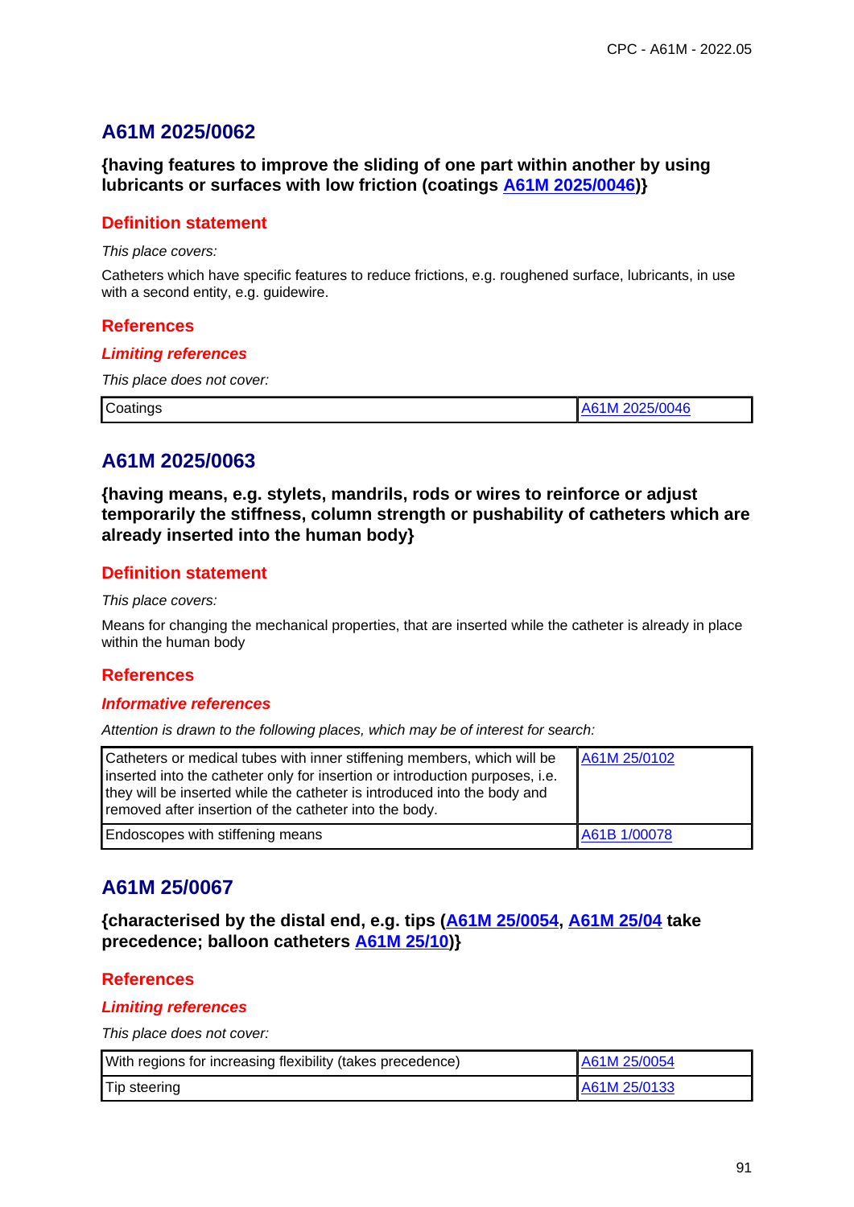## A61M 2025/0062

**{having features to improve the sliding of one part within another by using lubricants or surfaces with low friction (coatings A61M 2025/0046)}**

### Definition statement

*This place covers:*

Catheters which have specific features to reduce frictions, e.g. roughened surface, lubricants, in use with a second entity, e.g. guidewire.

### References

#### *Limiting references*

*This place does not cover:*

| | |
|---|---|
| Coatings | A61M 2025/0046 |

## A61M 2025/0063

**{having means, e.g. stylets, mandrils, rods or wires to reinforce or adjust temporarily the stiffness, column strength or pushability of catheters which are already inserted into the human body}**

### Definition statement

*This place covers:*

Means for changing the mechanical properties, that are inserted while the catheter is already in place within the human body

### References

#### *Informative references*

*Attention is drawn to the following places, which may be of interest for search:*

| | |
|---|---|
| Catheters or medical tubes with inner stiffening members, which will be inserted into the catheter only for insertion or introduction purposes, i.e. they will be inserted while the catheter is introduced into the body and removed after insertion of the catheter into the body. | A61M 25/0102 |
| Endoscopes with stiffening means | A61B 1/00078 |

## A61M 25/0067

**{characterised by the distal end, e.g. tips (A61M 25/0054, A61M 25/04 take precedence; balloon catheters A61M 25/10)}**

### References

#### *Limiting references*

*This place does not cover:*

| | |
|---|---|
| With regions for increasing flexibility (takes precedence) | A61M 25/0054 |
| Tip steering | A61M 25/0133 |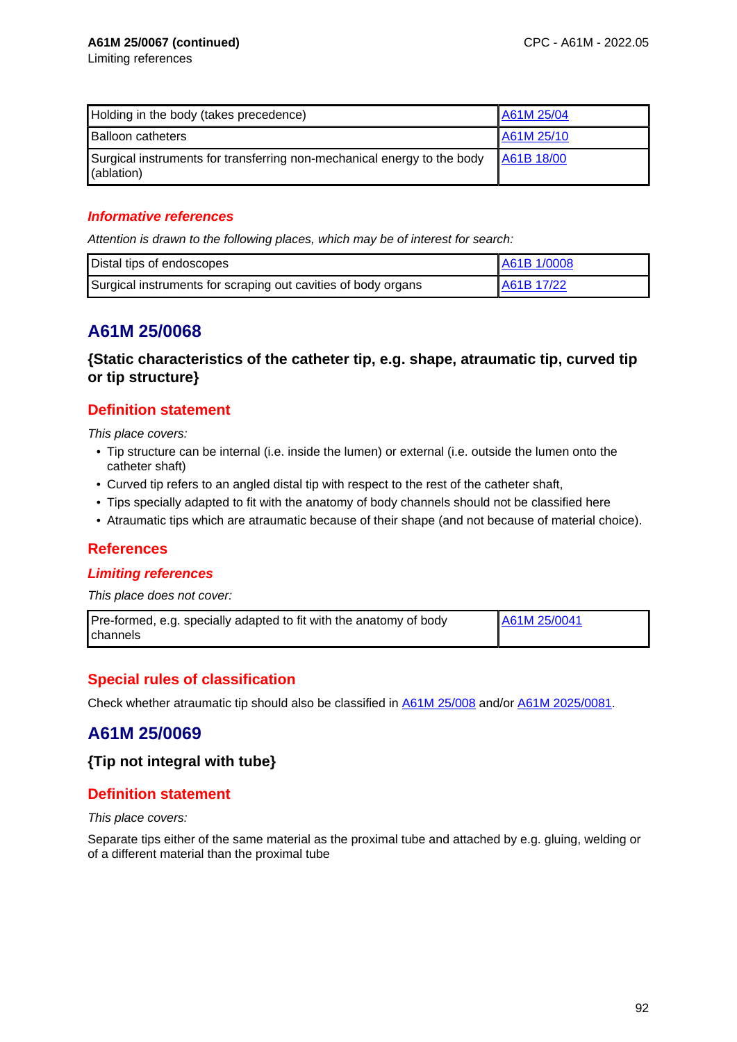**A61M 25/0067 (continued)**
Limiting references

| Holding in the body (takes precedence) | A61M 25/04 |
|---|---|
| Balloon catheters | A61M 25/10 |
| Surgical instruments for transferring non-mechanical energy to the body (ablation) | A61B 18/00 |

### *Informative references*

*Attention is drawn to the following places, which may be of interest for search:*

| Distal tips of endoscopes | A61B 1/0008 |
|---|---|
| Surgical instruments for scraping out cavities of body organs | A61B 17/22 |

## A61M 25/0068

### {Static characteristics of the catheter tip, e.g. shape, atraumatic tip, curved tip or tip structure}

## Definition statement

*This place covers:*

- Tip structure can be internal (i.e. inside the lumen) or external (i.e. outside the lumen onto the catheter shaft)
- Curved tip refers to an angled distal tip with respect to the rest of the catheter shaft,
- Tips specially adapted to fit with the anatomy of body channels should not be classified here
- Atraumatic tips which are atraumatic because of their shape (and not because of material choice).

## References

### *Limiting references*

*This place does not cover:*

| Pre-formed, e.g. specially adapted to fit with the anatomy of body channels | A61M 25/0041 |
|---|---|

## Special rules of classification

Check whether atraumatic tip should also be classified in A61M 25/008 and/or A61M 2025/0081.

## A61M 25/0069

### {Tip not integral with tube}

## Definition statement

*This place covers:*

Separate tips either of the same material as the proximal tube and attached by e.g. gluing, welding or of a different material than the proximal tube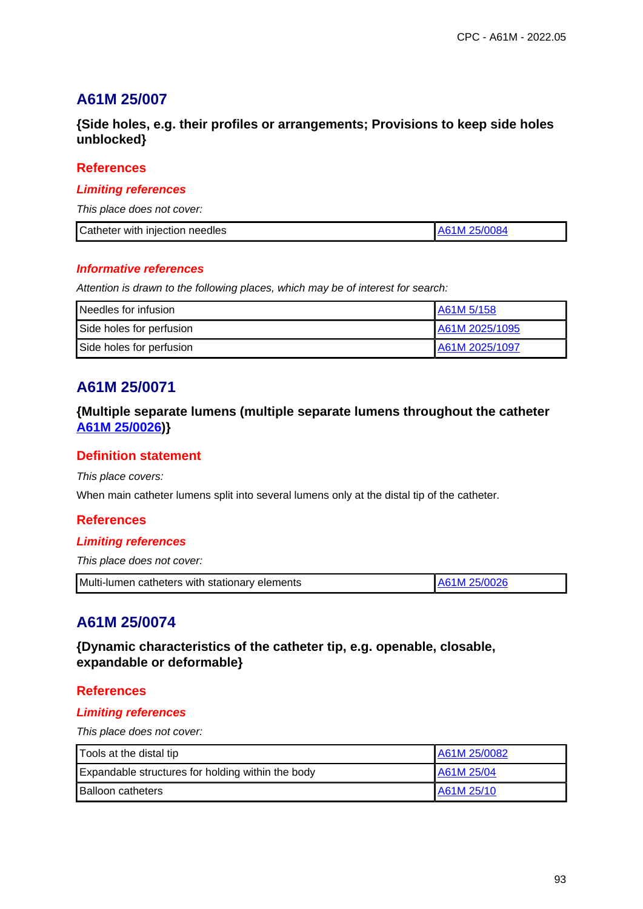## A61M 25/007

**{Side holes, e.g. their profiles or arrangements; Provisions to keep side holes unblocked}**

### References

#### *Limiting references*

*This place does not cover:*

| Catheter with injection needles | A61M 25/0084 |
|---|---|

#### *Informative references*

*Attention is drawn to the following places, which may be of interest for search:*

| Needles for infusion | A61M 5/158 |
|---|---|
| Side holes for perfusion | A61M 2025/1095 |
| Side holes for perfusion | A61M 2025/1097 |

## A61M 25/0071

**{Multiple separate lumens (multiple separate lumens throughout the catheter A61M 25/0026)}**

### Definition statement

*This place covers:*

When main catheter lumens split into several lumens only at the distal tip of the catheter.

### References

#### *Limiting references*

*This place does not cover:*

| Multi-lumen catheters with stationary elements | A61M 25/0026 |
|---|---|

## A61M 25/0074

**{Dynamic characteristics of the catheter tip, e.g. openable, closable, expandable or deformable}**

### References

#### *Limiting references*

*This place does not cover:*

| Tools at the distal tip | A61M 25/0082 |
|---|---|
| Expandable structures for holding within the body | A61M 25/04 |
| Balloon catheters | A61M 25/10 |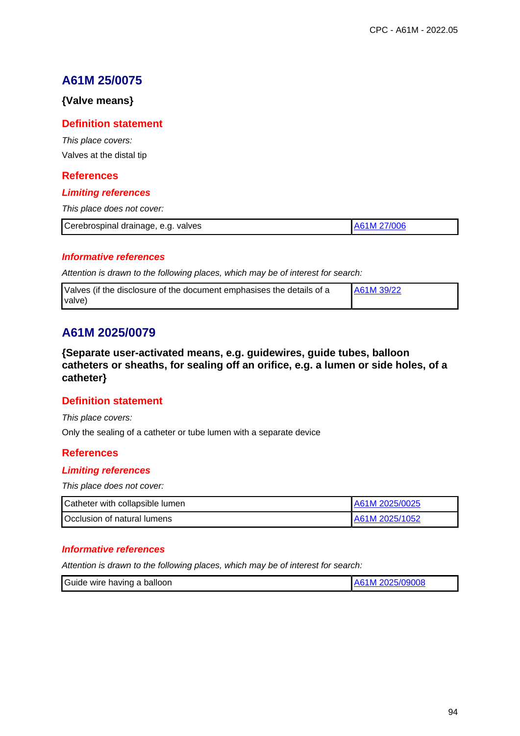## A61M 25/0075

**{Valve means}**

### Definition statement

*This place covers:*

Valves at the distal tip

### References

#### *Limiting references*

*This place does not cover:*

| Cerebrospinal drainage, e.g. valves | A61M 27/006 |
|---|---|

#### *Informative references*

*Attention is drawn to the following places, which may be of interest for search:*

| Valves (if the disclosure of the document emphasises the details of a valve) | A61M 39/22 |
|---|---|

## A61M 2025/0079

**{Separate user-activated means, e.g. guidewires, guide tubes, balloon catheters or sheaths, for sealing off an orifice, e.g. a lumen or side holes, of a catheter}**

### Definition statement

*This place covers:*

Only the sealing of a catheter or tube lumen with a separate device

### References

#### *Limiting references*

*This place does not cover:*

| Catheter with collapsible lumen | A61M 2025/0025 |
|---|---|
| Occlusion of natural lumens | A61M 2025/1052 |

#### *Informative references*

*Attention is drawn to the following places, which may be of interest for search:*

| Guide wire having a balloon | A61M 2025/09008 |
|---|---|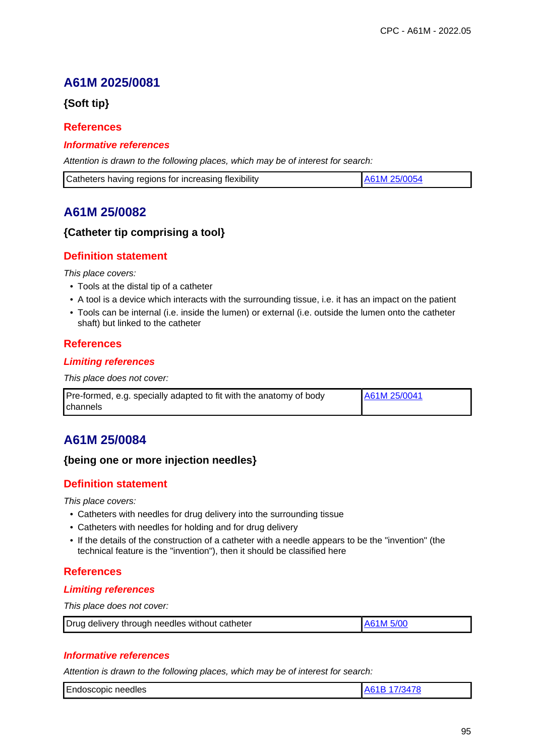## A61M 2025/0081

### {Soft tip}

### References

#### *Informative references*

*Attention is drawn to the following places, which may be of interest for search:*

| | |
|---|---|
| Catheters having regions for increasing flexibility | A61M 25/0054 |

## A61M 25/0082

### {Catheter tip comprising a tool}

### Definition statement

*This place covers:*

- Tools at the distal tip of a catheter
- A tool is a device which interacts with the surrounding tissue, i.e. it has an impact on the patient
- Tools can be internal (i.e. inside the lumen) or external (i.e. outside the lumen onto the catheter shaft) but linked to the catheter

### References

#### *Limiting references*

*This place does not cover:*

| | |
|---|---|
| Pre-formed, e.g. specially adapted to fit with the anatomy of body channels | A61M 25/0041 |

## A61M 25/0084

### {being one or more injection needles}

### Definition statement

*This place covers:*

- Catheters with needles for drug delivery into the surrounding tissue
- Catheters with needles for holding and for drug delivery
- If the details of the construction of a catheter with a needle appears to be the "invention" (the technical feature is the "invention"), then it should be classified here

### References

#### *Limiting references*

*This place does not cover:*

| | |
|---|---|
| Drug delivery through needles without catheter | A61M 5/00 |

#### *Informative references*

*Attention is drawn to the following places, which may be of interest for search:*

| | |
|---|---|
| Endoscopic needles | A61B 17/3478 |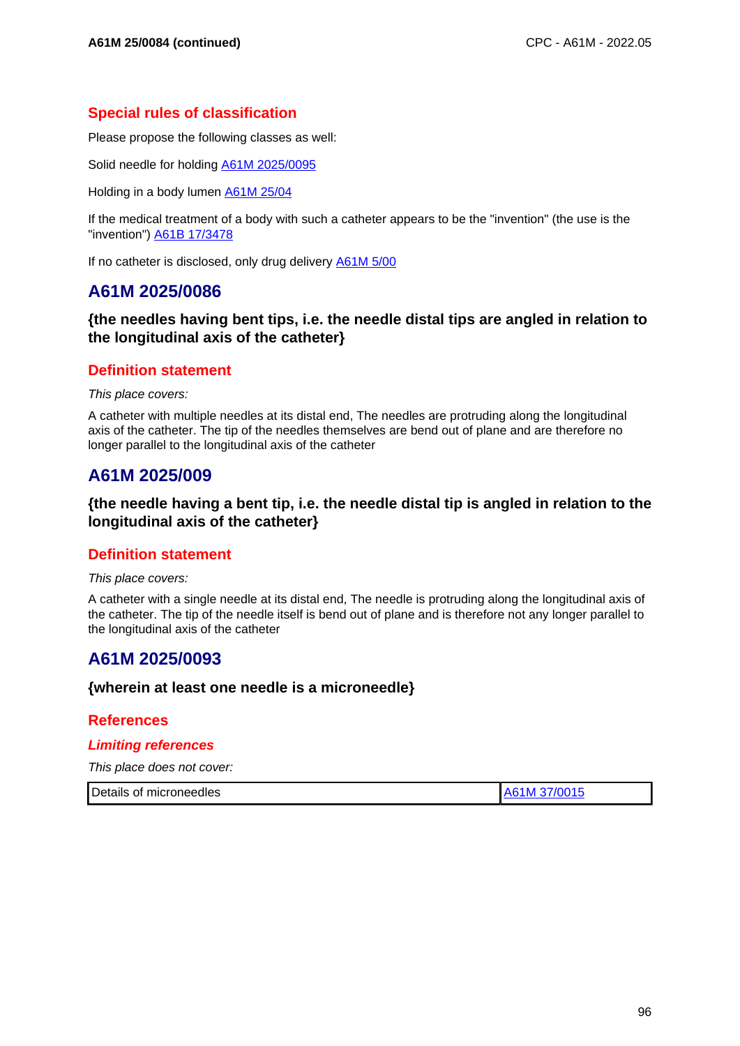## Special rules of classification

Please propose the following classes as well:

Solid needle for holding A61M 2025/0095

Holding in a body lumen A61M 25/04

If the medical treatment of a body with such a catheter appears to be the "invention" (the use is the "invention") A61B 17/3478

If no catheter is disclosed, only drug delivery A61M 5/00

# A61M 2025/0086

**{the needles having bent tips, i.e. the needle distal tips are angled in relation to the longitudinal axis of the catheter}**

## Definition statement

*This place covers:*

A catheter with multiple needles at its distal end, The needles are protruding along the longitudinal axis of the catheter. The tip of the needles themselves are bend out of plane and are therefore no longer parallel to the longitudinal axis of the catheter

# A61M 2025/009

**{the needle having a bent tip, i.e. the needle distal tip is angled in relation to the longitudinal axis of the catheter}**

## Definition statement

*This place covers:*

A catheter with a single needle at its distal end, The needle is protruding along the longitudinal axis of the catheter. The tip of the needle itself is bend out of plane and is therefore not any longer parallel to the longitudinal axis of the catheter

# A61M 2025/0093

**{wherein at least one needle is a microneedle}**

## References

### *Limiting references*

*This place does not cover:*

| Details of microneedles | A61M 37/0015 |
|---|---|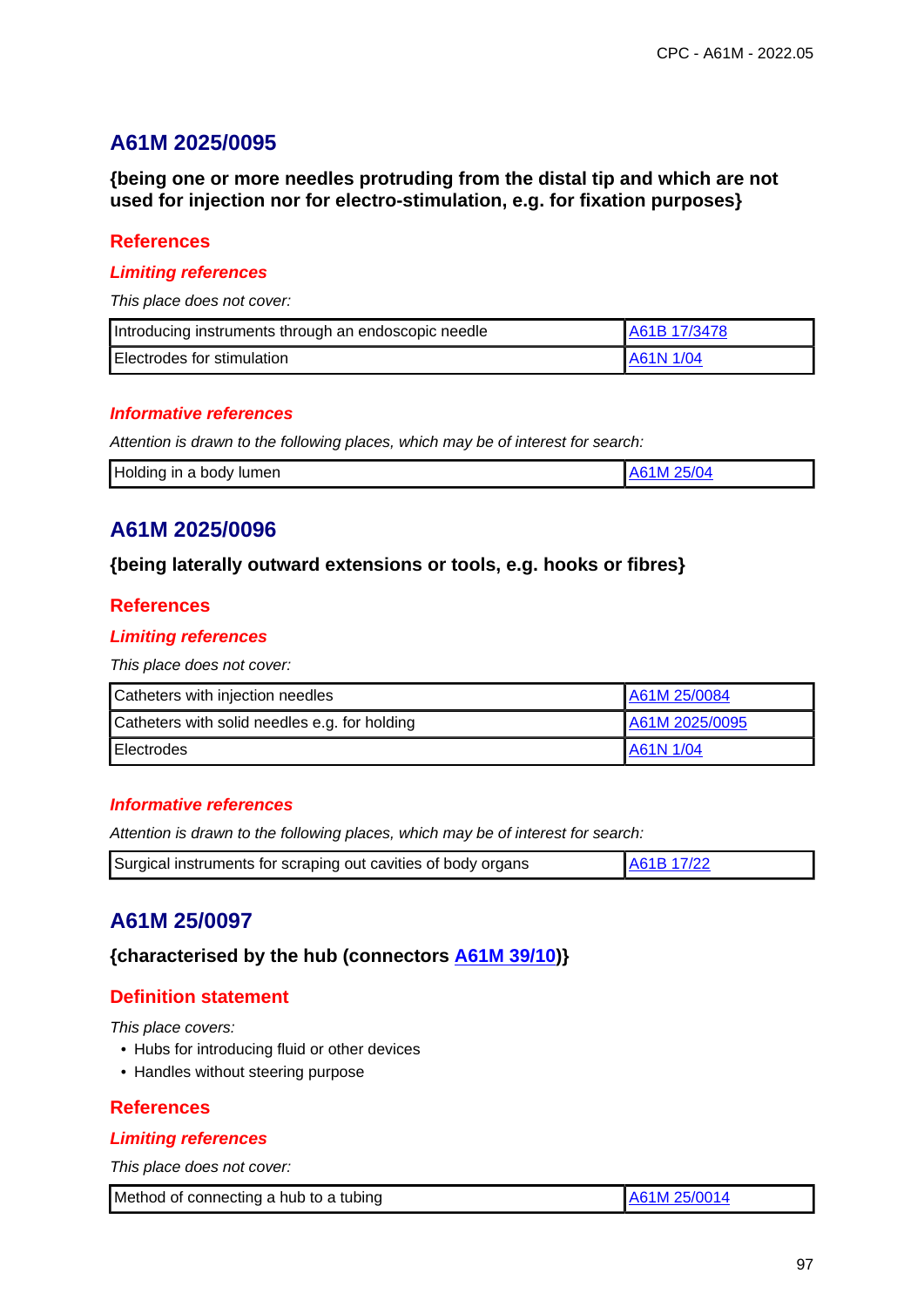## A61M 2025/0095

**{being one or more needles protruding from the distal tip and which are not used for injection nor for electro-stimulation, e.g. for fixation purposes}**

### References

#### *Limiting references*

*This place does not cover:*

| | |
|---|---|
| Introducing instruments through an endoscopic needle | A61B 17/3478 |
| Electrodes for stimulation | A61N 1/04 |

#### *Informative references*

*Attention is drawn to the following places, which may be of interest for search:*

| | |
|---|---|
| Holding in a body lumen | A61M 25/04 |

## A61M 2025/0096

**{being laterally outward extensions or tools, e.g. hooks or fibres}**

### References

#### *Limiting references*

*This place does not cover:*

| | |
|---|---|
| Catheters with injection needles | A61M 25/0084 |
| Catheters with solid needles e.g. for holding | A61M 2025/0095 |
| Electrodes | A61N 1/04 |

#### *Informative references*

*Attention is drawn to the following places, which may be of interest for search:*

| | |
|---|---|
| Surgical instruments for scraping out cavities of body organs | A61B 17/22 |

## A61M 25/0097

**{characterised by the hub (connectors A61M 39/10)}**

### Definition statement

*This place covers:*

- Hubs for introducing fluid or other devices
- Handles without steering purpose

### References

#### *Limiting references*

*This place does not cover:*

| | |
|---|---|
| Method of connecting a hub to a tubing | A61M 25/0014 |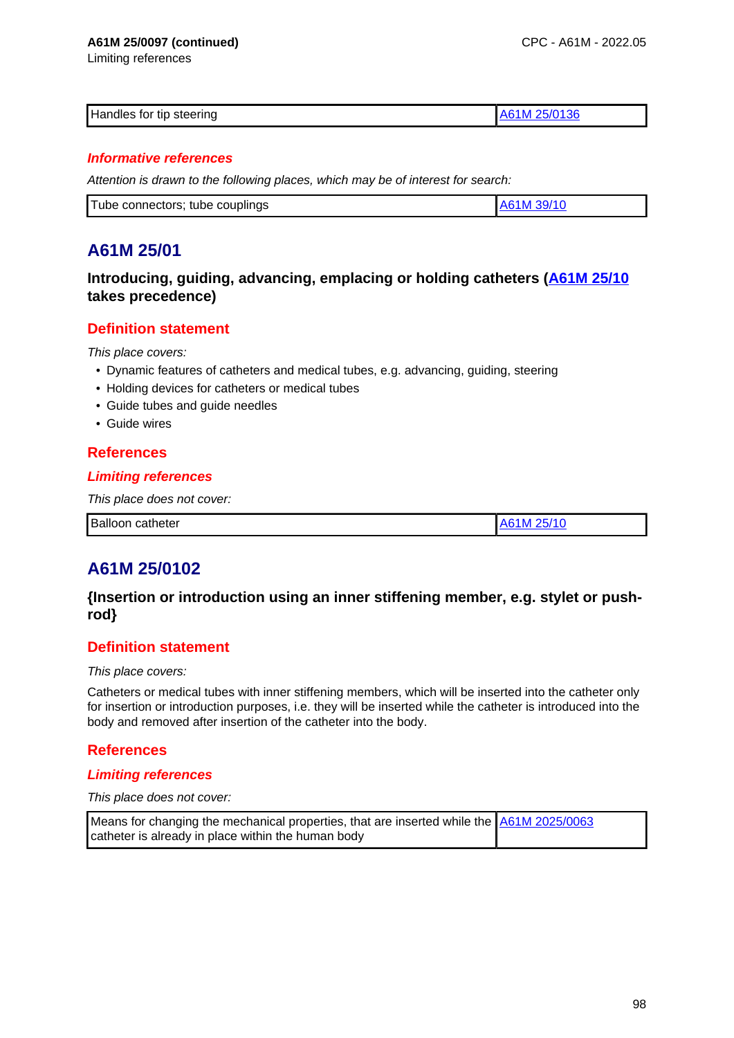**A61M 25/0097 (continued)**
Limiting references

| Handles for tip steering | A61M 25/0136 |
|---|---|

#### *Informative references*

*Attention is drawn to the following places, which may be of interest for search:*

| Tube connectors; tube couplings | A61M 39/10 |
|---|---|

## A61M 25/01

### Introducing, guiding, advancing, emplacing or holding catheters (A61M 25/10 takes precedence)

### Definition statement

*This place covers:*

- Dynamic features of catheters and medical tubes, e.g. advancing, guiding, steering
- Holding devices for catheters or medical tubes
- Guide tubes and guide needles
- Guide wires

### References

#### *Limiting references*

*This place does not cover:*

| Balloon catheter | A61M 25/10 |
|---|---|

## A61M 25/0102

### {Insertion or introduction using an inner stiffening member, e.g. stylet or push-rod}

### Definition statement

*This place covers:*

Catheters or medical tubes with inner stiffening members, which will be inserted into the catheter only for insertion or introduction purposes, i.e. they will be inserted while the catheter is introduced into the body and removed after insertion of the catheter into the body.

### References

#### *Limiting references*

*This place does not cover:*

| Means for changing the mechanical properties, that are inserted while the catheter is already in place within the human body | A61M 2025/0063 |
|---|---|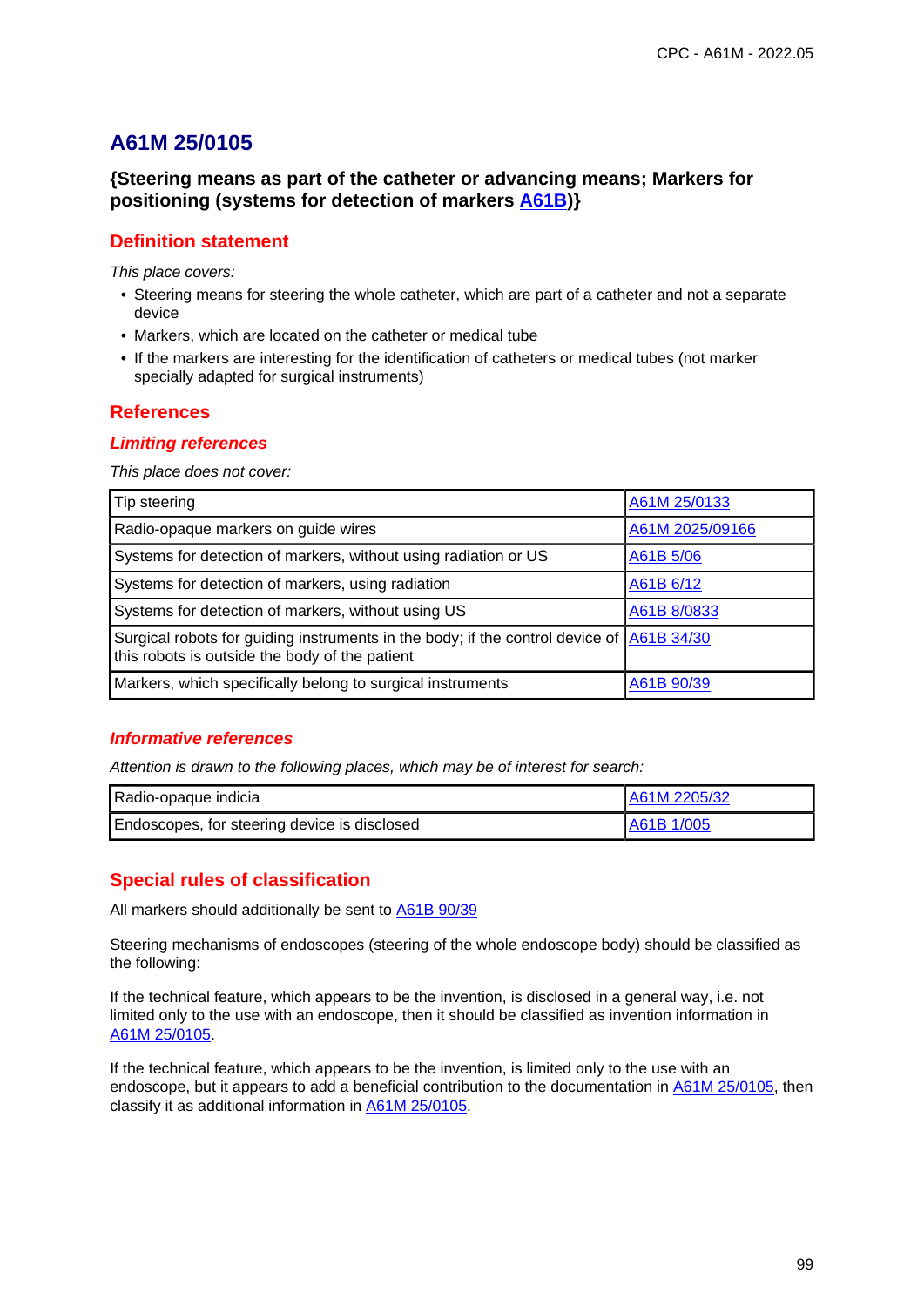## A61M 25/0105

### {Steering means as part of the catheter or advancing means; Markers for positioning (systems for detection of markers A61B)}

### Definition statement

*This place covers:*

- Steering means for steering the whole catheter, which are part of a catheter and not a separate device
- Markers, which are located on the catheter or medical tube
- If the markers are interesting for the identification of catheters or medical tubes (not marker specially adapted for surgical instruments)

### References

#### *Limiting references*

*This place does not cover:*

| | |
|---|---|
| Tip steering | A61M 25/0133 |
| Radio-opaque markers on guide wires | A61M 2025/09166 |
| Systems for detection of markers, without using radiation or US | A61B 5/06 |
| Systems for detection of markers, using radiation | A61B 6/12 |
| Systems for detection of markers, without using US | A61B 8/0833 |
| Surgical robots for guiding instruments in the body; if the control device of this robots is outside the body of the patient | A61B 34/30 |
| Markers, which specifically belong to surgical instruments | A61B 90/39 |

#### *Informative references*

*Attention is drawn to the following places, which may be of interest for search:*

| | |
|---|---|
| Radio-opaque indicia | A61M 2205/32 |
| Endoscopes, for steering device is disclosed | A61B 1/005 |

### Special rules of classification

All markers should additionally be sent to A61B 90/39

Steering mechanisms of endoscopes (steering of the whole endoscope body) should be classified as the following:

If the technical feature, which appears to be the invention, is disclosed in a general way, i.e. not limited only to the use with an endoscope, then it should be classified as invention information in A61M 25/0105.

If the technical feature, which appears to be the invention, is limited only to the use with an endoscope, but it appears to add a beneficial contribution to the documentation in A61M 25/0105, then classify it as additional information in A61M 25/0105.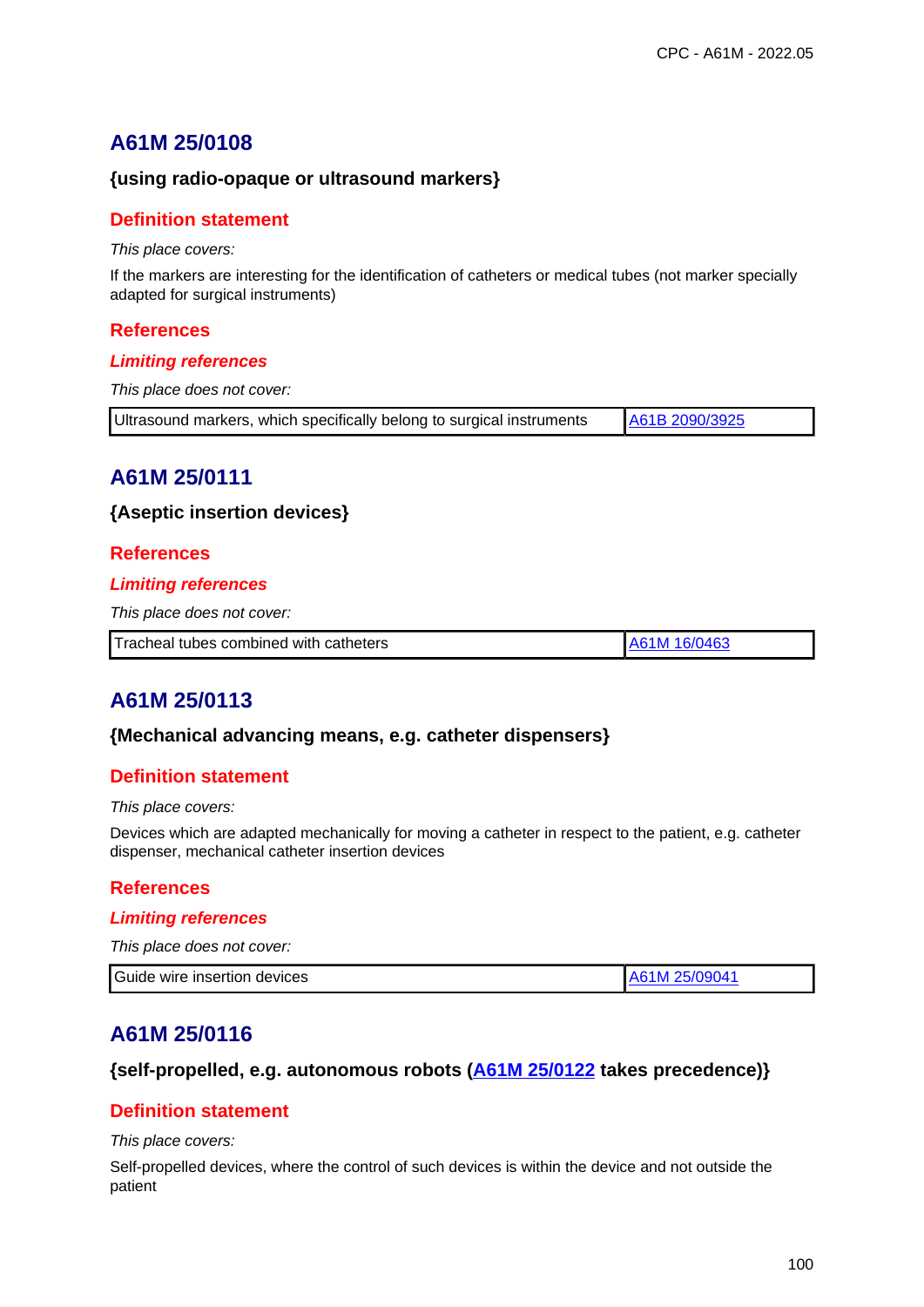## A61M 25/0108

### {using radio-opaque or ultrasound markers}

#### Definition statement

*This place covers:*

If the markers are interesting for the identification of catheters or medical tubes (not marker specially adapted for surgical instruments)

#### References

##### *Limiting references*

*This place does not cover:*

| Ultrasound markers, which specifically belong to surgical instruments | A61B 2090/3925 |
|---|---|

## A61M 25/0111

### {Aseptic insertion devices}

#### References

##### *Limiting references*

*This place does not cover:*

| Tracheal tubes combined with catheters | A61M 16/0463 |
|---|---|

## A61M 25/0113

### {Mechanical advancing means, e.g. catheter dispensers}

#### Definition statement

*This place covers:*

Devices which are adapted mechanically for moving a catheter in respect to the patient, e.g. catheter dispenser, mechanical catheter insertion devices

#### References

##### *Limiting references*

*This place does not cover:*

| Guide wire insertion devices | A61M 25/09041 |
|---|---|

## A61M 25/0116

### {self-propelled, e.g. autonomous robots (A61M 25/0122 takes precedence)}

#### Definition statement

*This place covers:*

Self-propelled devices, where the control of such devices is within the device and not outside the patient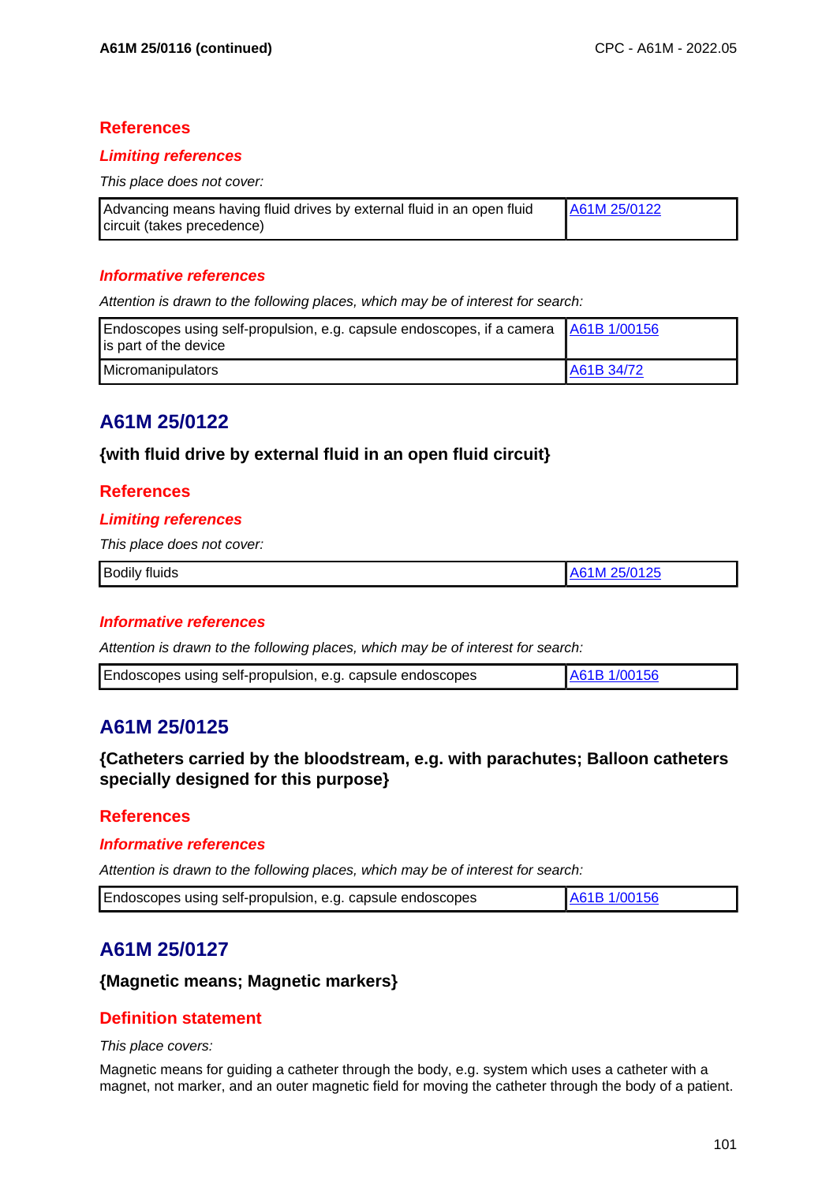### References

#### *Limiting references*

*This place does not cover:*

| | |
|---|---|
| Advancing means having fluid drives by external fluid in an open fluid circuit (takes precedence) | A61M 25/0122 |

#### *Informative references*

*Attention is drawn to the following places, which may be of interest for search:*

| | |
|---|---|
| Endoscopes using self-propulsion, e.g. capsule endoscopes, if a camera is part of the device | A61B 1/00156 |
| Micromanipulators | A61B 34/72 |

## A61M 25/0122

**{with fluid drive by external fluid in an open fluid circuit}**

### References

#### *Limiting references*

*This place does not cover:*

| | |
|---|---|
| Bodily fluids | A61M 25/0125 |

#### *Informative references*

*Attention is drawn to the following places, which may be of interest for search:*

| | |
|---|---|
| Endoscopes using self-propulsion, e.g. capsule endoscopes | A61B 1/00156 |

## A61M 25/0125

**{Catheters carried by the bloodstream, e.g. with parachutes; Balloon catheters specially designed for this purpose}**

### References

#### *Informative references*

*Attention is drawn to the following places, which may be of interest for search:*

| | |
|---|---|
| Endoscopes using self-propulsion, e.g. capsule endoscopes | A61B 1/00156 |

## A61M 25/0127

**{Magnetic means; Magnetic markers}**

### Definition statement

*This place covers:*

Magnetic means for guiding a catheter through the body, e.g. system which uses a catheter with a magnet, not marker, and an outer magnetic field for moving the catheter through the body of a patient.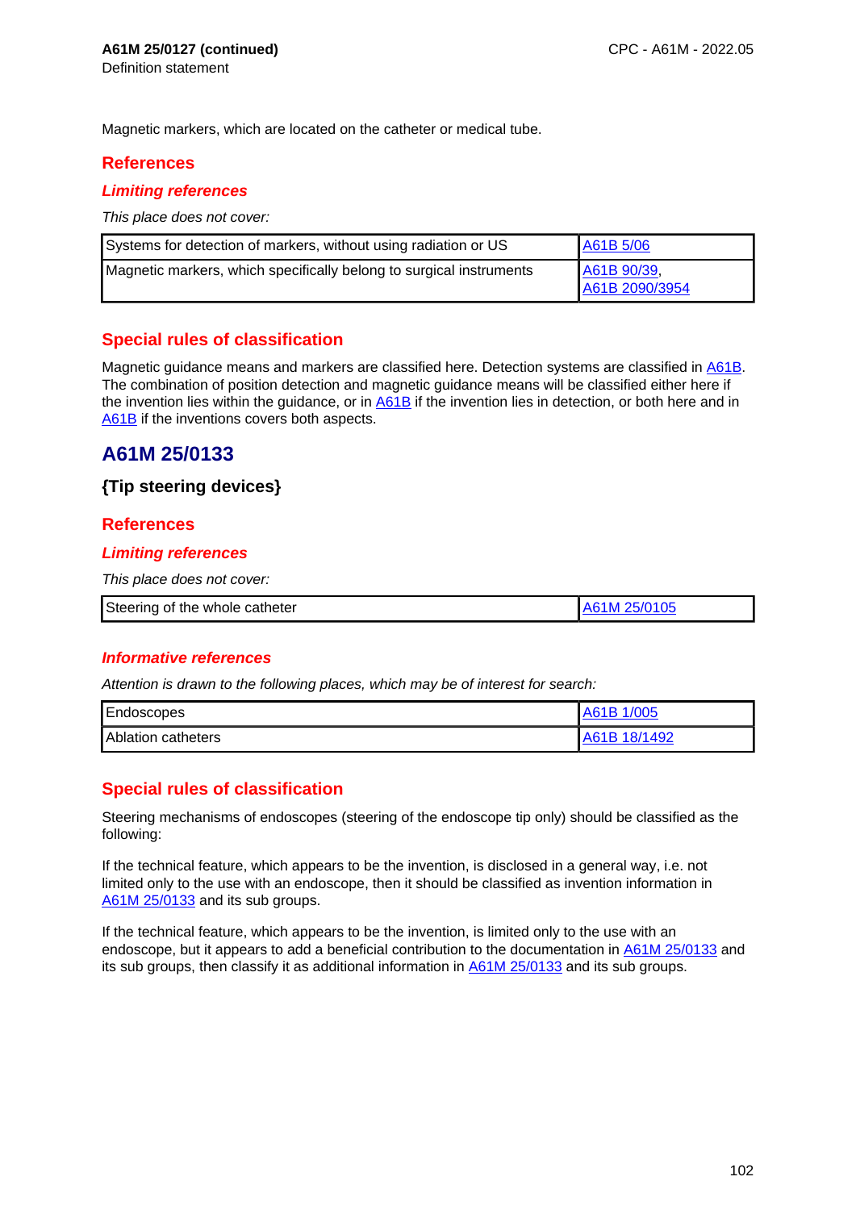**A61M 25/0127 (continued)**

Definition statement

Magnetic markers, which are located on the catheter or medical tube.

## References

### *Limiting references*

*This place does not cover:*

| | |
|---|---|
| Systems for detection of markers, without using radiation or US | A61B 5/06 |
| Magnetic markers, which specifically belong to surgical instruments | A61B 90/39, A61B 2090/3954 |

## Special rules of classification

Magnetic guidance means and markers are classified here. Detection systems are classified in A61B. The combination of position detection and magnetic guidance means will be classified either here if the invention lies within the guidance, or in A61B if the invention lies in detection, or both here and in A61B if the inventions covers both aspects.

# A61M 25/0133

### {Tip steering devices}

## References

### *Limiting references*

*This place does not cover:*

| | |
|---|---|
| Steering of the whole catheter | A61M 25/0105 |

### *Informative references*

*Attention is drawn to the following places, which may be of interest for search:*

| | |
|---|---|
| Endoscopes | A61B 1/005 |
| Ablation catheters | A61B 18/1492 |

## Special rules of classification

Steering mechanisms of endoscopes (steering of the endoscope tip only) should be classified as the following:

If the technical feature, which appears to be the invention, is disclosed in a general way, i.e. not limited only to the use with an endoscope, then it should be classified as invention information in A61M 25/0133 and its sub groups.

If the technical feature, which appears to be the invention, is limited only to the use with an endoscope, but it appears to add a beneficial contribution to the documentation in A61M 25/0133 and its sub groups, then classify it as additional information in A61M 25/0133 and its sub groups.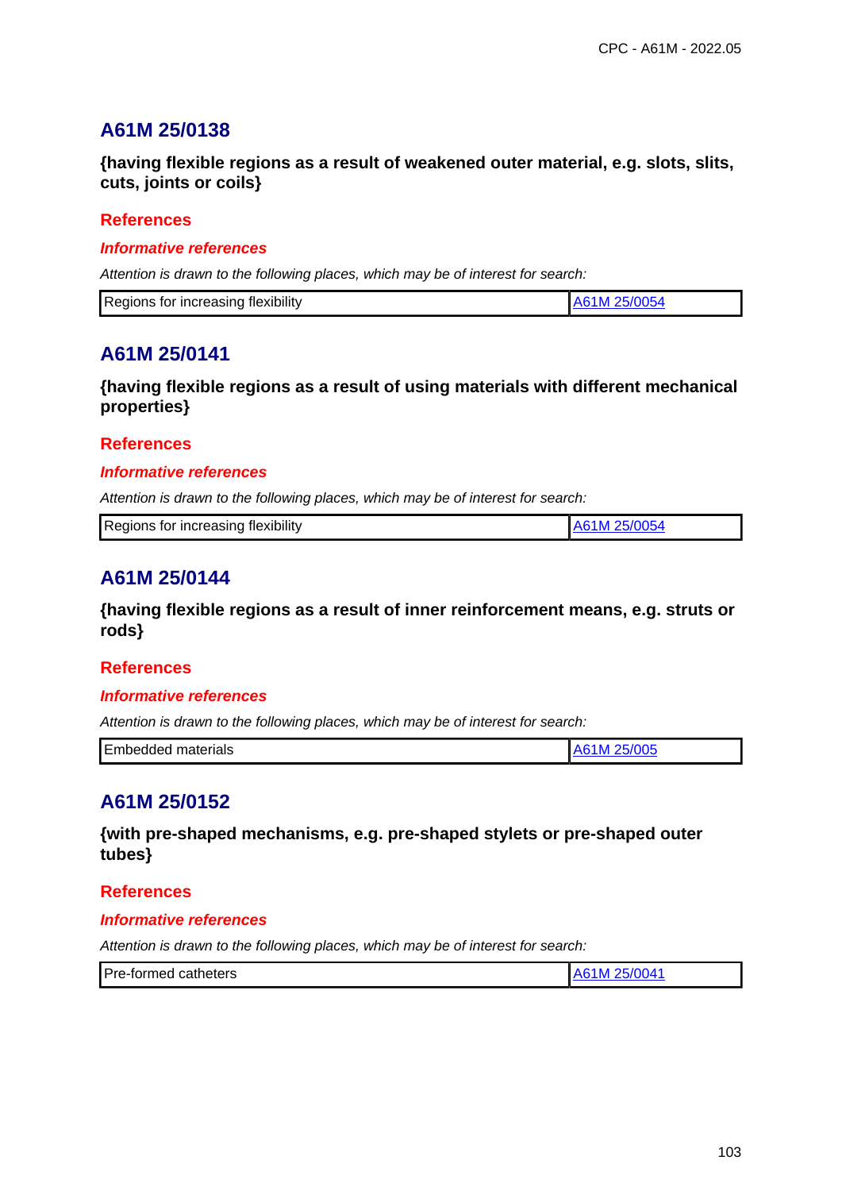## A61M 25/0138

**{having flexible regions as a result of weakened outer material, e.g. slots, slits, cuts, joints or coils}**

### References

#### *Informative references*

*Attention is drawn to the following places, which may be of interest for search:*

| Regions for increasing flexibility | A61M 25/0054 |
|---|---|

## A61M 25/0141

**{having flexible regions as a result of using materials with different mechanical properties}**

### References

#### *Informative references*

*Attention is drawn to the following places, which may be of interest for search:*

| Regions for increasing flexibility | A61M 25/0054 |
|---|---|

## A61M 25/0144

**{having flexible regions as a result of inner reinforcement means, e.g. struts or rods}**

### References

#### *Informative references*

*Attention is drawn to the following places, which may be of interest for search:*

| Embedded materials | A61M 25/005 |
|---|---|

## A61M 25/0152

**{with pre-shaped mechanisms, e.g. pre-shaped stylets or pre-shaped outer tubes}**

### References

#### *Informative references*

*Attention is drawn to the following places, which may be of interest for search:*

| Pre-formed catheters | A61M 25/0041 |
|---|---|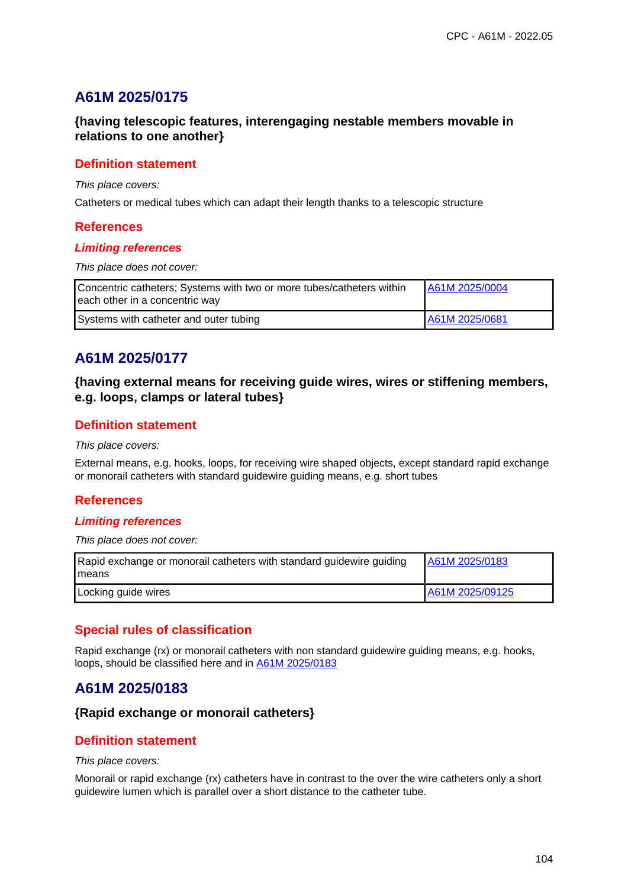## A61M 2025/0175

### {having telescopic features, interengaging nestable members movable in relations to one another}

#### Definition statement

*This place covers:*

Catheters or medical tubes which can adapt their length thanks to a telescopic structure

#### References

##### *Limiting references*

*This place does not cover:*

| | |
|---|---|
| Concentric catheters; Systems with two or more tubes/catheters within each other in a concentric way | A61M 2025/0004 |
| Systems with catheter and outer tubing | A61M 2025/0681 |

## A61M 2025/0177

### {having external means for receiving guide wires, wires or stiffening members, e.g. loops, clamps or lateral tubes}

#### Definition statement

*This place covers:*

External means, e.g. hooks, loops, for receiving wire shaped objects, except standard rapid exchange or monorail catheters with standard guidewire guiding means, e.g. short tubes

#### References

##### *Limiting references*

*This place does not cover:*

| | |
|---|---|
| Rapid exchange or monorail catheters with standard guidewire guiding means | A61M 2025/0183 |
| Locking guide wires | A61M 2025/09125 |

#### Special rules of classification

Rapid exchange (rx) or monorail catheters with non standard guidewire guiding means, e.g. hooks, loops, should be classified here and in A61M 2025/0183

## A61M 2025/0183

### {Rapid exchange or monorail catheters}

#### Definition statement

*This place covers:*

Monorail or rapid exchange (rx) catheters have in contrast to the over the wire catheters only a short guidewire lumen which is parallel over a short distance to the catheter tube.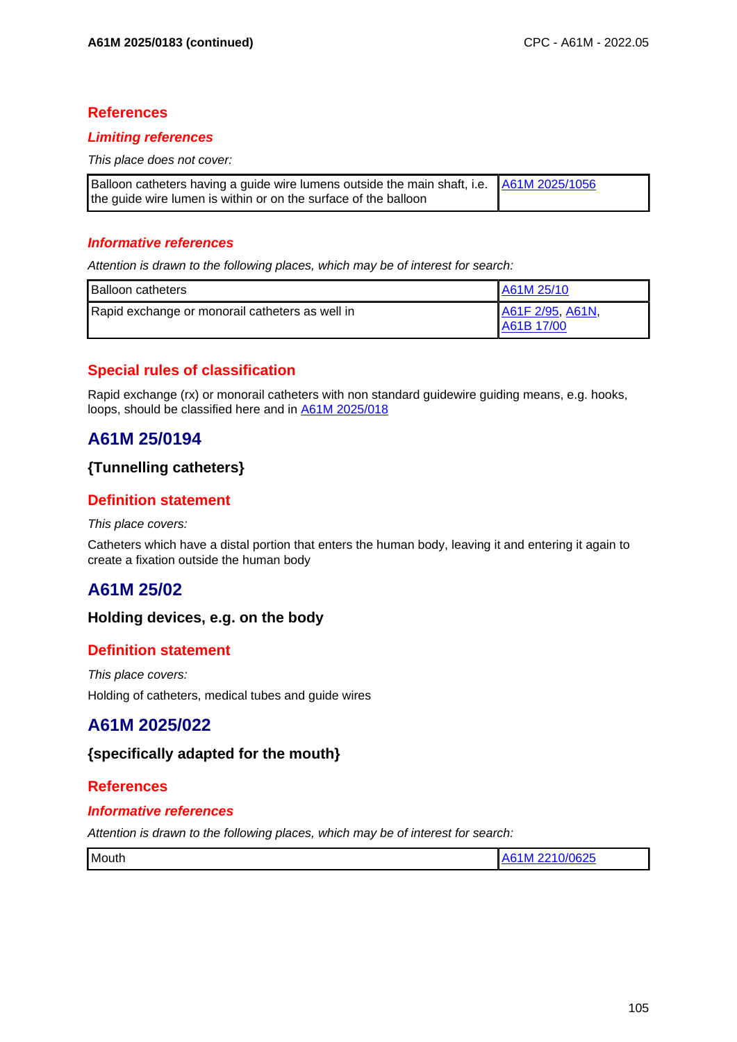### References

#### *Limiting references*

*This place does not cover:*

| | |
|---|---|
| Balloon catheters having a guide wire lumens outside the main shaft, i.e. the guide wire lumen is within or on the surface of the balloon | A61M 2025/1056 |

#### *Informative references*

*Attention is drawn to the following places, which may be of interest for search:*

| | |
|---|---|
| Balloon catheters | A61M 25/10 |
| Rapid exchange or monorail catheters as well in | A61F 2/95, A61N, A61B 17/00 |

### Special rules of classification

Rapid exchange (rx) or monorail catheters with non standard guidewire guiding means, e.g. hooks, loops, should be classified here and in A61M 2025/018

## A61M 25/0194

### {Tunnelling catheters}

### Definition statement

*This place covers:*

Catheters which have a distal portion that enters the human body, leaving it and entering it again to create a fixation outside the human body

## A61M 25/02

### Holding devices, e.g. on the body

### Definition statement

*This place covers:*

Holding of catheters, medical tubes and guide wires

## A61M 2025/022

### {specifically adapted for the mouth}

### References

#### *Informative references*

*Attention is drawn to the following places, which may be of interest for search:*

| | |
|---|---|
| Mouth | A61M 2210/0625 |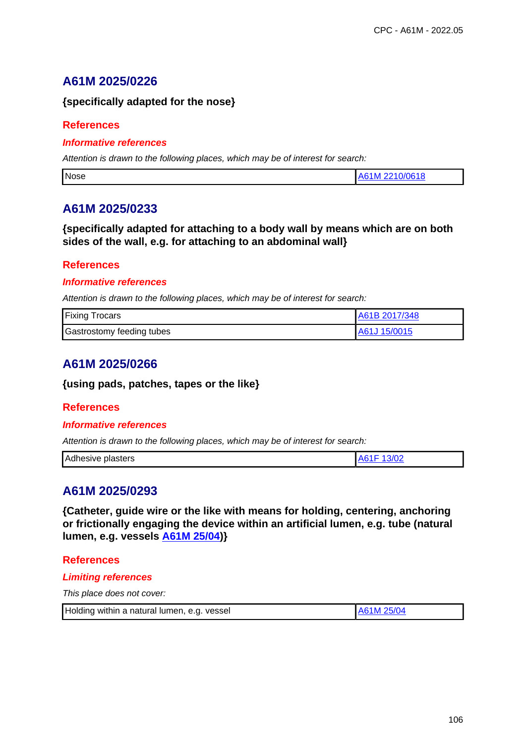## A61M 2025/0226

**{specifically adapted for the nose}**

### References

#### *Informative references*

*Attention is drawn to the following places, which may be of interest for search:*

| | |
|---|---|
| Nose | A61M 2210/0618 |

## A61M 2025/0233

**{specifically adapted for attaching to a body wall by means which are on both sides of the wall, e.g. for attaching to an abdominal wall}**

### References

#### *Informative references*

*Attention is drawn to the following places, which may be of interest for search:*

| | |
|---|---|
| Fixing Trocars | A61B 2017/348 |
| Gastrostomy feeding tubes | A61J 15/0015 |

## A61M 2025/0266

**{using pads, patches, tapes or the like}**

### References

#### *Informative references*

*Attention is drawn to the following places, which may be of interest for search:*

| | |
|---|---|
| Adhesive plasters | A61F 13/02 |

## A61M 2025/0293

**{Catheter, guide wire or the like with means for holding, centering, anchoring or frictionally engaging the device within an artificial lumen, e.g. tube (natural lumen, e.g. vessels A61M 25/04)}**

### References

#### *Limiting references*

*This place does not cover:*

| | |
|---|---|
| Holding within a natural lumen, e.g. vessel | A61M 25/04 |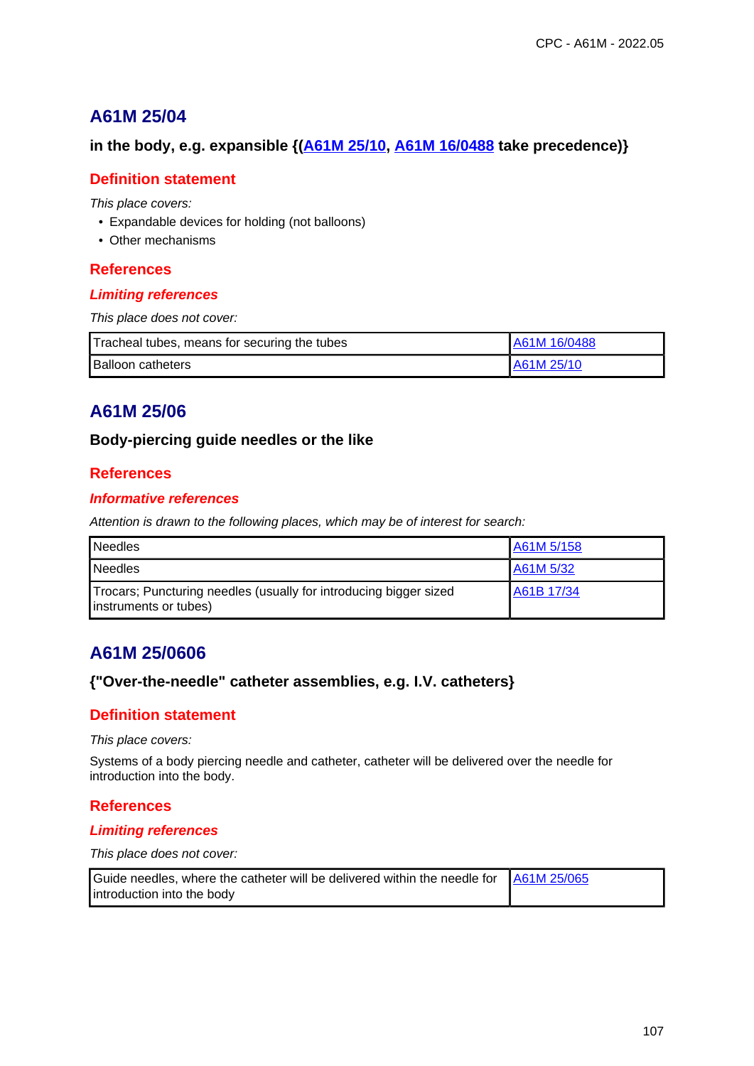## A61M 25/04

**in the body, e.g. expansible {(A61M 25/10, A61M 16/0488 take precedence)}**

### Definition statement

*This place covers:*

- Expandable devices for holding (not balloons)
- Other mechanisms

### References

#### *Limiting references*

*This place does not cover:*

| | |
|---|---|
| Tracheal tubes, means for securing the tubes | A61M 16/0488 |
| Balloon catheters | A61M 25/10 |

## A61M 25/06

**Body-piercing guide needles or the like**

### References

#### *Informative references*

*Attention is drawn to the following places, which may be of interest for search:*

| | |
|---|---|
| Needles | A61M 5/158 |
| Needles | A61M 5/32 |
| Trocars; Puncturing needles (usually for introducing bigger sized instruments or tubes) | A61B 17/34 |

## A61M 25/0606

**{"Over-the-needle" catheter assemblies, e.g. I.V. catheters}**

### Definition statement

*This place covers:*

Systems of a body piercing needle and catheter, catheter will be delivered over the needle for introduction into the body.

### References

#### *Limiting references*

*This place does not cover:*

| | |
|---|---|
| Guide needles, where the catheter will be delivered within the needle for introduction into the body | A61M 25/065 |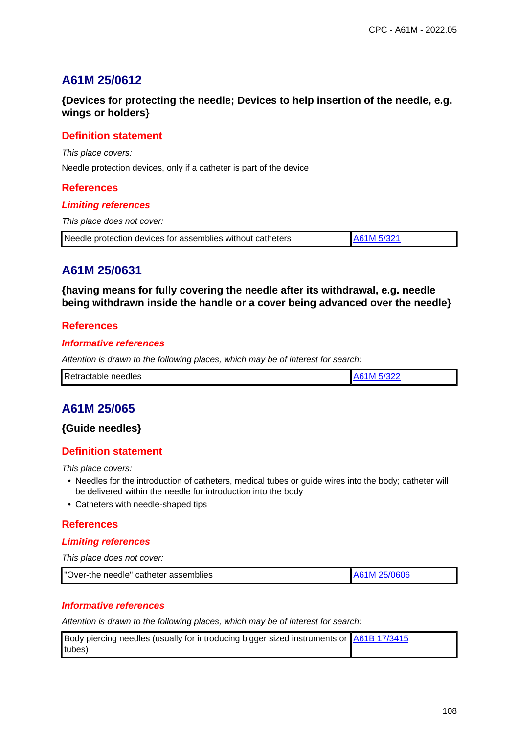## A61M 25/0612

**{Devices for protecting the needle; Devices to help insertion of the needle, e.g. wings or holders}**

### Definition statement

*This place covers:*

Needle protection devices, only if a catheter is part of the device

### References

#### Limiting references

*This place does not cover:*

| | |
|---|---|
| Needle protection devices for assemblies without catheters | A61M 5/321 |

## A61M 25/0631

**{having means for fully covering the needle after its withdrawal, e.g. needle being withdrawn inside the handle or a cover being advanced over the needle}**

### References

#### Informative references

*Attention is drawn to the following places, which may be of interest for search:*

| | |
|---|---|
| Retractable needles | A61M 5/322 |

## A61M 25/065

**{Guide needles}**

### Definition statement

*This place covers:*

- Needles for the introduction of catheters, medical tubes or guide wires into the body; catheter will be delivered within the needle for introduction into the body
- Catheters with needle-shaped tips

### References

#### Limiting references

*This place does not cover:*

| | |
|---|---|
| "Over-the needle" catheter assemblies | A61M 25/0606 |

#### Informative references

*Attention is drawn to the following places, which may be of interest for search:*

| | |
|---|---|
| Body piercing needles (usually for introducing bigger sized instruments or tubes) | A61B 17/3415 |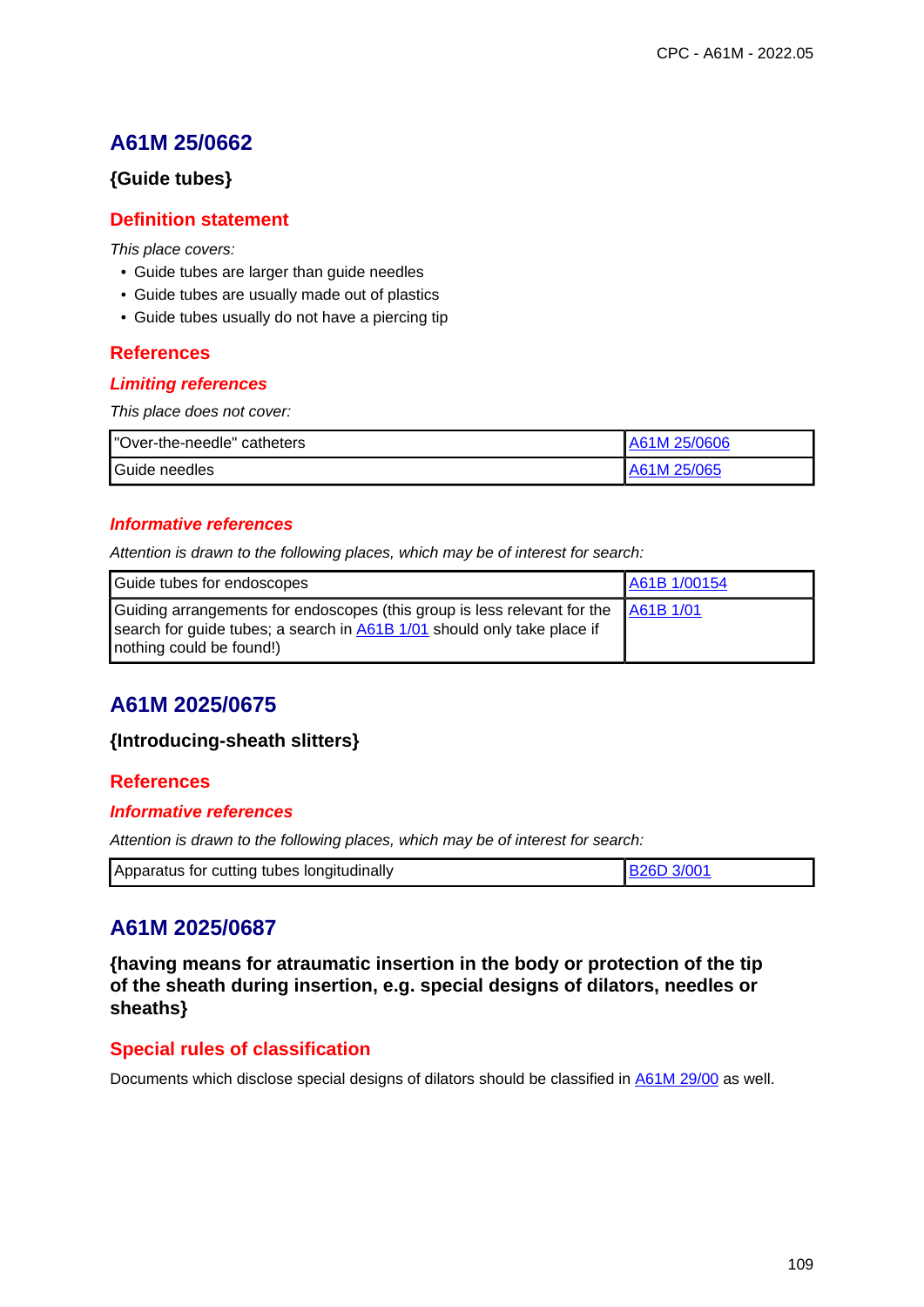## A61M 25/0662

**{Guide tubes}**

### Definition statement

*This place covers:*

- Guide tubes are larger than guide needles
- Guide tubes are usually made out of plastics
- Guide tubes usually do not have a piercing tip

### References

#### *Limiting references*

*This place does not cover:*

| | |
|---|---|
| "Over-the-needle" catheters | A61M 25/0606 |
| Guide needles | A61M 25/065 |

#### *Informative references*

*Attention is drawn to the following places, which may be of interest for search:*

| | |
|---|---|
| Guide tubes for endoscopes | A61B 1/00154 |
| Guiding arrangements for endoscopes (this group is less relevant for the search for guide tubes; a search in A61B 1/01 should only take place if nothing could be found!) | A61B 1/01 |

## A61M 2025/0675

**{Introducing-sheath slitters}**

### References

#### *Informative references*

*Attention is drawn to the following places, which may be of interest for search:*

| | |
|---|---|
| Apparatus for cutting tubes longitudinally | B26D 3/001 |

## A61M 2025/0687

**{having means for atraumatic insertion in the body or protection of the tip of the sheath during insertion, e.g. special designs of dilators, needles or sheaths}**

### Special rules of classification

Documents which disclose special designs of dilators should be classified in A61M 29/00 as well.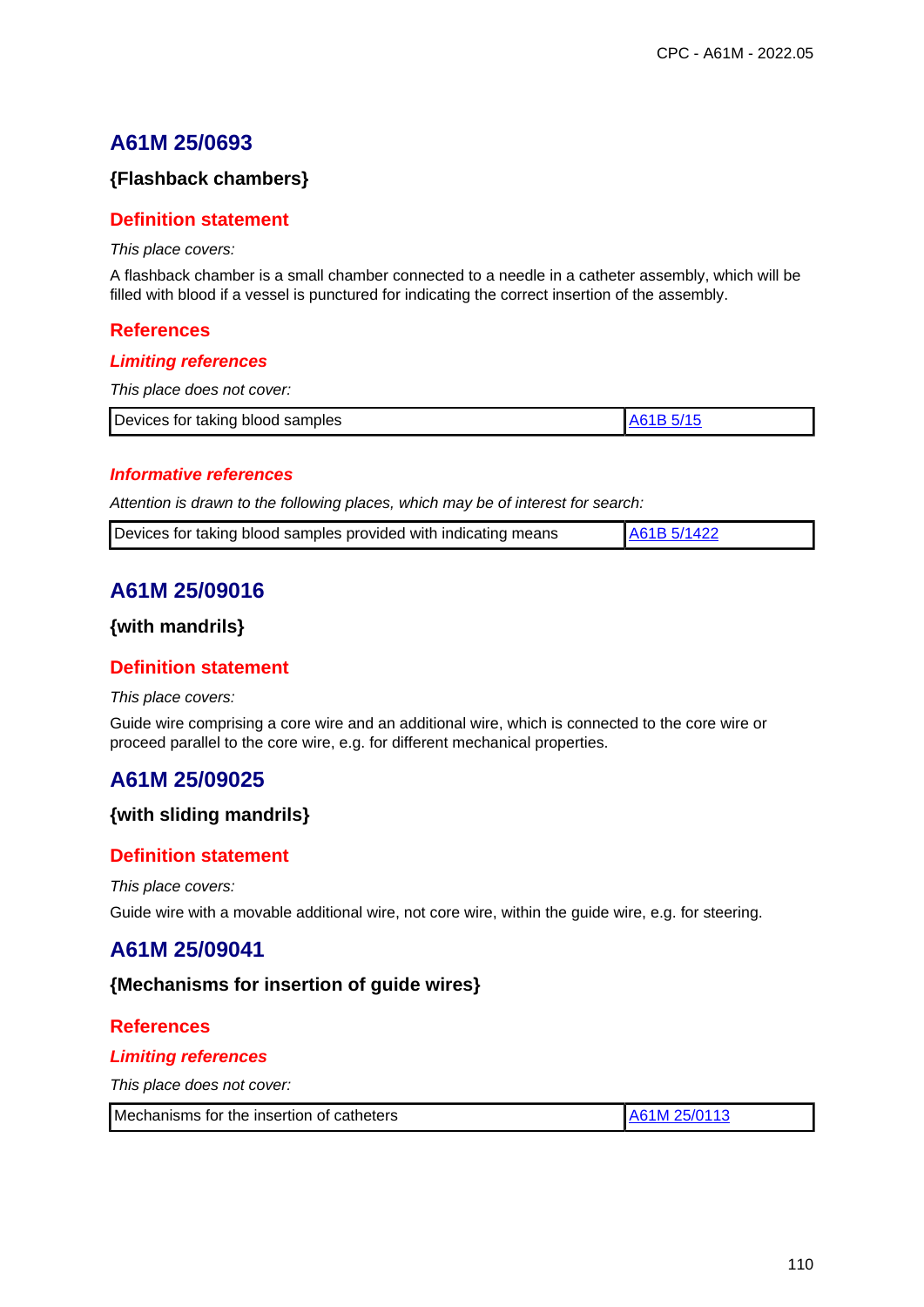## A61M 25/0693

### {Flashback chambers}

### Definition statement

*This place covers:*

A flashback chamber is a small chamber connected to a needle in a catheter assembly, which will be filled with blood if a vessel is punctured for indicating the correct insertion of the assembly.

### References

#### *Limiting references*

*This place does not cover:*

| | |
|---|---|
| Devices for taking blood samples | A61B 5/15 |

#### *Informative references*

*Attention is drawn to the following places, which may be of interest for search:*

| | |
|---|---|
| Devices for taking blood samples provided with indicating means | A61B 5/1422 |

## A61M 25/09016

### {with mandrils}

### Definition statement

*This place covers:*

Guide wire comprising a core wire and an additional wire, which is connected to the core wire or proceed parallel to the core wire, e.g. for different mechanical properties.

## A61M 25/09025

### {with sliding mandrils}

### Definition statement

*This place covers:*

Guide wire with a movable additional wire, not core wire, within the guide wire, e.g. for steering.

## A61M 25/09041

### {Mechanisms for insertion of guide wires}

### References

#### *Limiting references*

*This place does not cover:*

| | |
|---|---|
| Mechanisms for the insertion of catheters | A61M 25/0113 |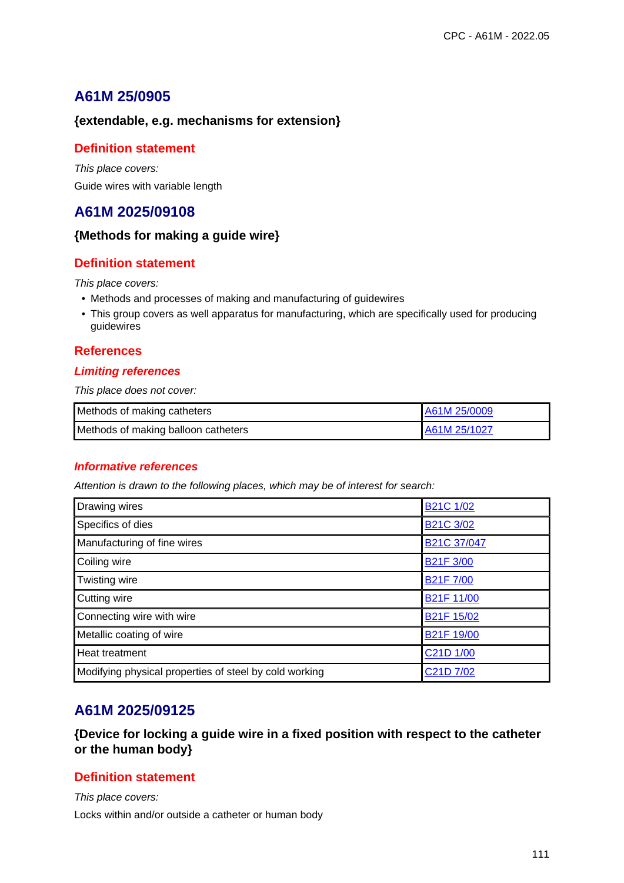## A61M 25/0905

### {extendable, e.g. mechanisms for extension}

#### Definition statement

*This place covers:*

Guide wires with variable length

## A61M 2025/09108

### {Methods for making a guide wire}

#### Definition statement

*This place covers:*

- Methods and processes of making and manufacturing of guidewires
- This group covers as well apparatus for manufacturing, which are specifically used for producing guidewires

#### References

##### *Limiting references*

*This place does not cover:*

| Methods of making catheters | A61M 25/0009 |
|---|---|
| Methods of making balloon catheters | A61M 25/1027 |

##### *Informative references*

*Attention is drawn to the following places, which may be of interest for search:*

| Drawing wires | B21C 1/02 |
|---|---|
| Specifics of dies | B21C 3/02 |
| Manufacturing of fine wires | B21C 37/047 |
| Coiling wire | B21F 3/00 |
| Twisting wire | B21F 7/00 |
| Cutting wire | B21F 11/00 |
| Connecting wire with wire | B21F 15/02 |
| Metallic coating of wire | B21F 19/00 |
| Heat treatment | C21D 1/00 |
| Modifying physical properties of steel by cold working | C21D 7/02 |

## A61M 2025/09125

### {Device for locking a guide wire in a fixed position with respect to the catheter or the human body}

#### Definition statement

*This place covers:*

Locks within and/or outside a catheter or human body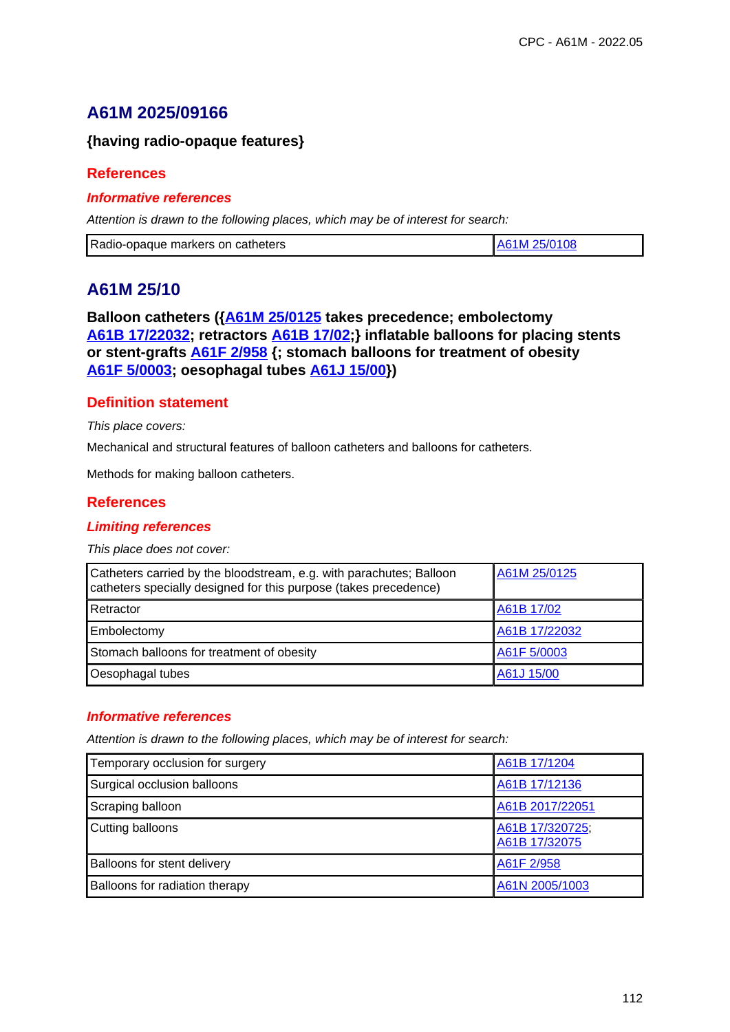## A61M 2025/09166

**{having radio-opaque features}**

### References

#### *Informative references*

*Attention is drawn to the following places, which may be of interest for search:*

| Radio-opaque markers on catheters | A61M 25/0108 |
|---|---|

## A61M 25/10

**Balloon catheters ({A61M 25/0125 takes precedence; embolectomy A61B 17/22032; retractors A61B 17/02;} inflatable balloons for placing stents or stent-grafts A61F 2/958 {; stomach balloons for treatment of obesity A61F 5/0003; oesophagal tubes A61J 15/00})**

### Definition statement

*This place covers:*

Mechanical and structural features of balloon catheters and balloons for catheters.

Methods for making balloon catheters.

### References

#### *Limiting references*

*This place does not cover:*

| Catheters carried by the bloodstream, e.g. with parachutes; Balloon catheters specially designed for this purpose (takes precedence) | A61M 25/0125 |
|---|---|
| Retractor | A61B 17/02 |
| Embolectomy | A61B 17/22032 |
| Stomach balloons for treatment of obesity | A61F 5/0003 |
| Oesophagal tubes | A61J 15/00 |

#### *Informative references*

*Attention is drawn to the following places, which may be of interest for search:*

| Temporary occlusion for surgery | A61B 17/1204 |
|---|---|
| Surgical occlusion balloons | A61B 17/12136 |
| Scraping balloon | A61B 2017/22051 |
| Cutting balloons | A61B 17/320725; A61B 17/32075 |
| Balloons for stent delivery | A61F 2/958 |
| Balloons for radiation therapy | A61N 2005/1003 |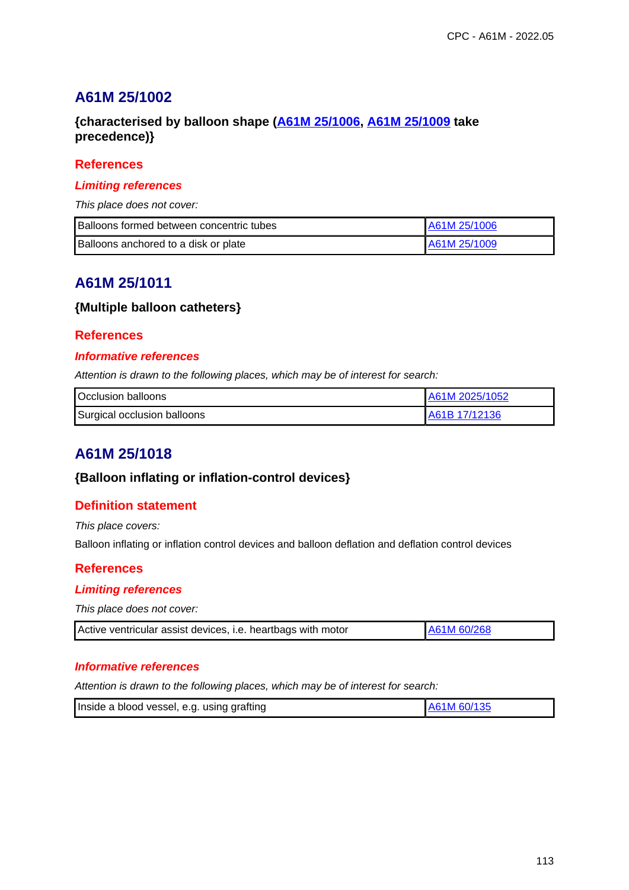## A61M 25/1002

**{characterised by balloon shape (A61M 25/1006, A61M 25/1009 take precedence)}**

### References

#### *Limiting references*

*This place does not cover:*

| | |
|---|---|
| Balloons formed between concentric tubes | A61M 25/1006 |
| Balloons anchored to a disk or plate | A61M 25/1009 |

## A61M 25/1011

**{Multiple balloon catheters}**

### References

#### *Informative references*

*Attention is drawn to the following places, which may be of interest for search:*

| | |
|---|---|
| Occlusion balloons | A61M 2025/1052 |
| Surgical occlusion balloons | A61B 17/12136 |

## A61M 25/1018

**{Balloon inflating or inflation-control devices}**

### Definition statement

*This place covers:*

Balloon inflating or inflation control devices and balloon deflation and deflation control devices

### References

#### *Limiting references*

*This place does not cover:*

| | |
|---|---|
| Active ventricular assist devices, i.e. heartbags with motor | A61M 60/268 |

#### *Informative references*

*Attention is drawn to the following places, which may be of interest for search:*

| | |
|---|---|
| Inside a blood vessel, e.g. using grafting | A61M 60/135 |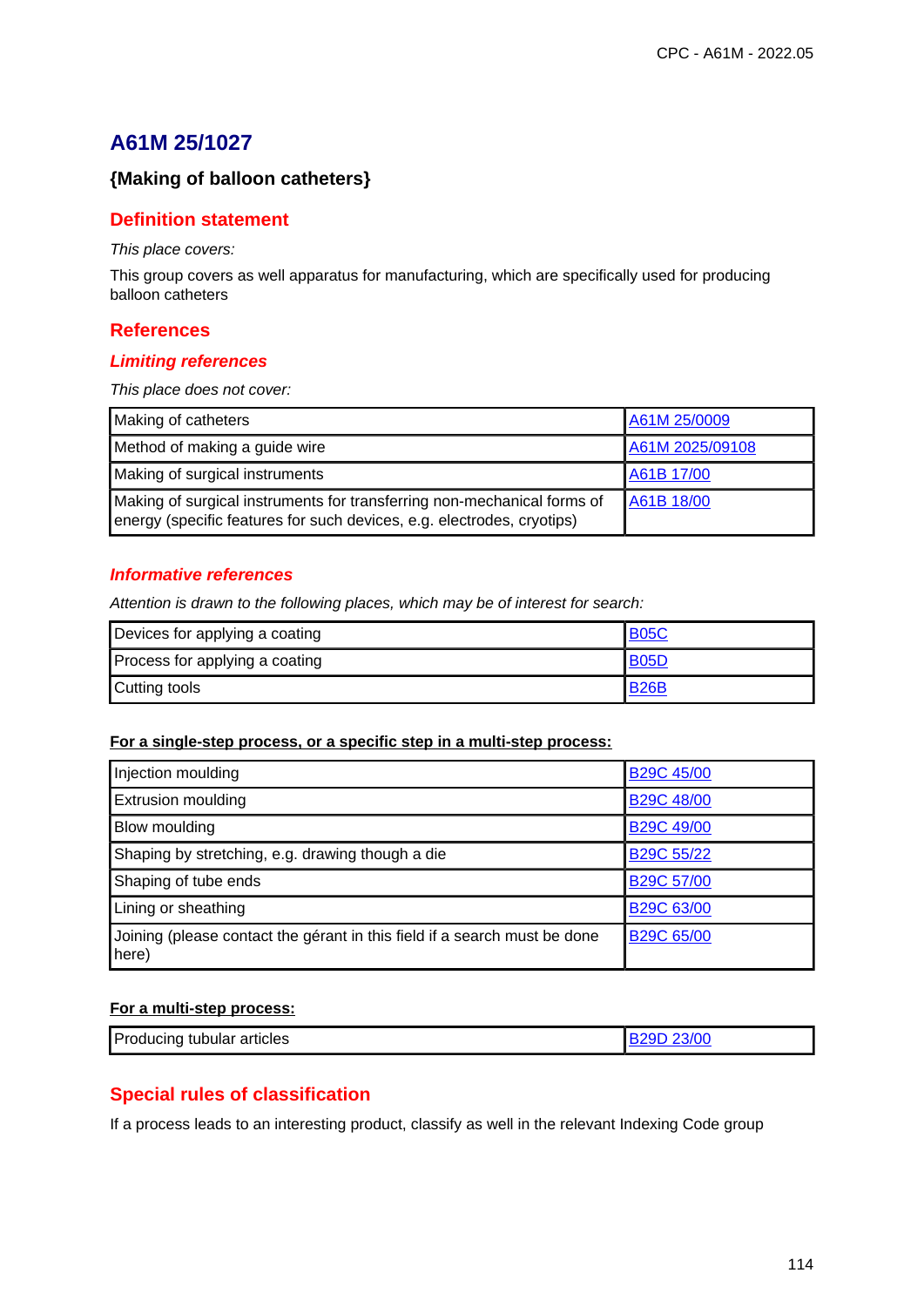# A61M 25/1027

### {Making of balloon catheters}

## Definition statement

*This place covers:*

This group covers as well apparatus for manufacturing, which are specifically used for producing balloon catheters

## References

### *Limiting references*

*This place does not cover:*

| | |
|---|---|
| Making of catheters | A61M 25/0009 |
| Method of making a guide wire | A61M 2025/09108 |
| Making of surgical instruments | A61B 17/00 |
| Making of surgical instruments for transferring non-mechanical forms of energy (specific features for such devices, e.g. electrodes, cryotips) | A61B 18/00 |

### *Informative references*

*Attention is drawn to the following places, which may be of interest for search:*

| | |
|---|---|
| Devices for applying a coating | B05C |
| Process for applying a coating | B05D |
| Cutting tools | B26B |

**For a single-step process, or a specific step in a multi-step process:**

| | |
|---|---|
| Injection moulding | B29C 45/00 |
| Extrusion moulding | B29C 48/00 |
| Blow moulding | B29C 49/00 |
| Shaping by stretching, e.g. drawing though a die | B29C 55/22 |
| Shaping of tube ends | B29C 57/00 |
| Lining or sheathing | B29C 63/00 |
| Joining (please contact the gérant in this field if a search must be done here) | B29C 65/00 |

**For a multi-step process:**

| | |
|---|---|
| Producing tubular articles | B29D 23/00 |

## Special rules of classification

If a process leads to an interesting product, classify as well in the relevant Indexing Code group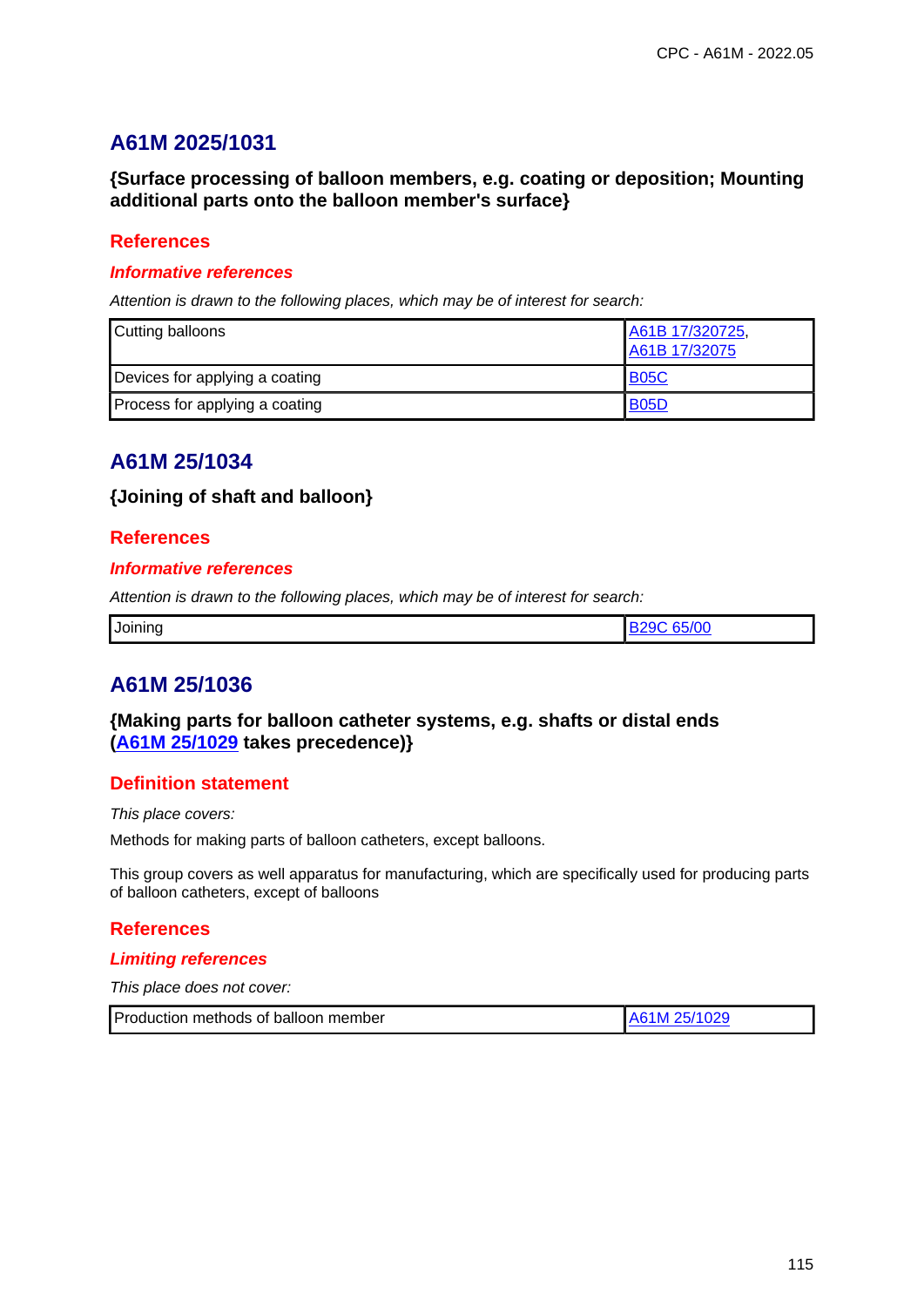## A61M 2025/1031

### {Surface processing of balloon members, e.g. coating or deposition; Mounting additional parts onto the balloon member's surface}

#### References

##### *Informative references*

*Attention is drawn to the following places, which may be of interest for search:*

| | |
|---|---|
| Cutting balloons | A61B 17/320725, A61B 17/32075 |
| Devices for applying a coating | B05C |
| Process for applying a coating | B05D |

## A61M 25/1034

### {Joining of shaft and balloon}

#### References

##### *Informative references*

*Attention is drawn to the following places, which may be of interest for search:*

| | |
|---|---|
| Joining | B29C 65/00 |

## A61M 25/1036

### {Making parts for balloon catheter systems, e.g. shafts or distal ends (A61M 25/1029 takes precedence)}

#### Definition statement

*This place covers:*

Methods for making parts of balloon catheters, except balloons.

This group covers as well apparatus for manufacturing, which are specifically used for producing parts of balloon catheters, except of balloons

#### References

##### *Limiting references*

*This place does not cover:*

| | |
|---|---|
| Production methods of balloon member | A61M 25/1029 |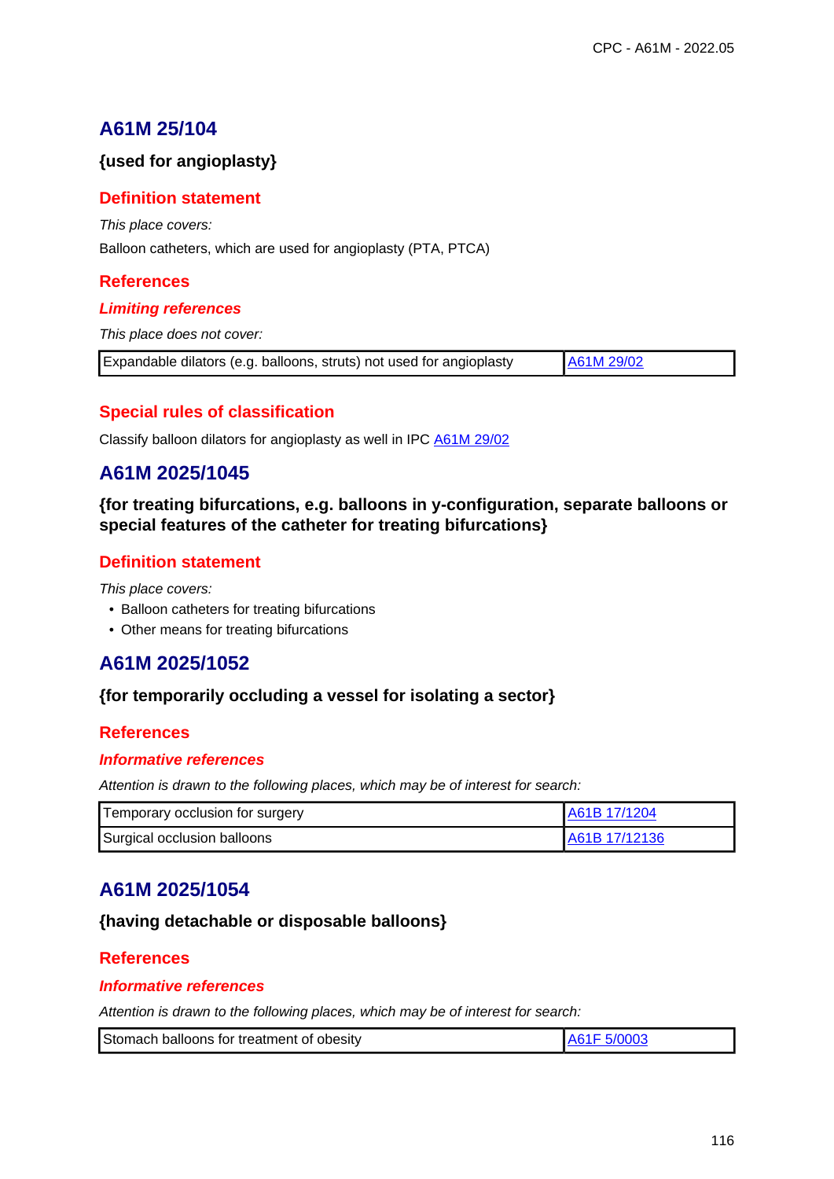## A61M 25/104

**{used for angioplasty}**

### Definition statement

*This place covers:*

Balloon catheters, which are used for angioplasty (PTA, PTCA)

### References

#### *Limiting references*

*This place does not cover:*

| Expandable dilators (e.g. balloons, struts) not used for angioplasty | A61M 29/02 |
|---|---|

### Special rules of classification

Classify balloon dilators for angioplasty as well in IPC A61M 29/02

## A61M 2025/1045

**{for treating bifurcations, e.g. balloons in y-configuration, separate balloons or special features of the catheter for treating bifurcations}**

### Definition statement

*This place covers:*

- Balloon catheters for treating bifurcations
- Other means for treating bifurcations

## A61M 2025/1052

**{for temporarily occluding a vessel for isolating a sector}**

### References

#### *Informative references*

*Attention is drawn to the following places, which may be of interest for search:*

| Temporary occlusion for surgery | A61B 17/1204 |
|---|---|
| Surgical occlusion balloons | A61B 17/12136 |

## A61M 2025/1054

**{having detachable or disposable balloons}**

### References

#### *Informative references*

*Attention is drawn to the following places, which may be of interest for search:*

| Stomach balloons for treatment of obesity | A61F 5/0003 |
|---|---|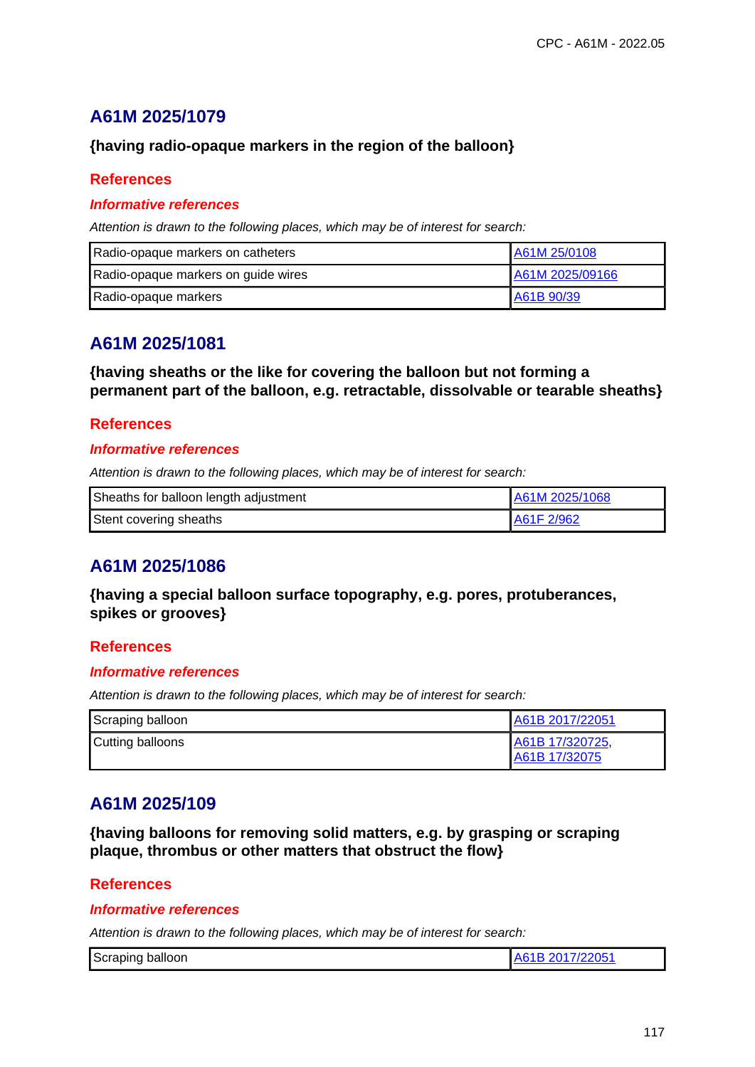## A61M 2025/1079

**{having radio-opaque markers in the region of the balloon}**

### References

#### *Informative references*

*Attention is drawn to the following places, which may be of interest for search:*

| | |
|---|---|
| Radio-opaque markers on catheters | A61M 25/0108 |
| Radio-opaque markers on guide wires | A61M 2025/09166 |
| Radio-opaque markers | A61B 90/39 |

## A61M 2025/1081

**{having sheaths or the like for covering the balloon but not forming a permanent part of the balloon, e.g. retractable, dissolvable or tearable sheaths}**

### References

#### *Informative references*

*Attention is drawn to the following places, which may be of interest for search:*

| | |
|---|---|
| Sheaths for balloon length adjustment | A61M 2025/1068 |
| Stent covering sheaths | A61F 2/962 |

## A61M 2025/1086

**{having a special balloon surface topography, e.g. pores, protuberances, spikes or grooves}**

### References

#### *Informative references*

*Attention is drawn to the following places, which may be of interest for search:*

| | |
|---|---|
| Scraping balloon | A61B 2017/22051 |
| Cutting balloons | A61B 17/320725, A61B 17/32075 |

## A61M 2025/109

**{having balloons for removing solid matters, e.g. by grasping or scraping plaque, thrombus or other matters that obstruct the flow}**

### References

#### *Informative references*

*Attention is drawn to the following places, which may be of interest for search:*

| | |
|---|---|
| Scraping balloon | A61B 2017/22051 |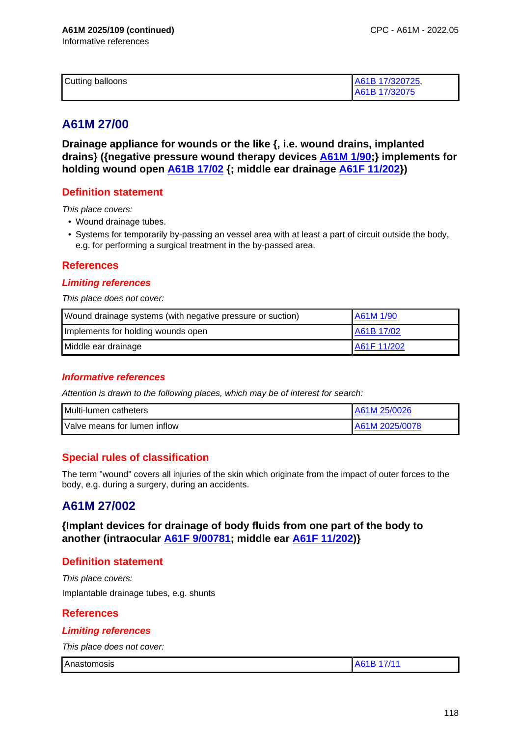A61M 2025/109 (continued)

Informative references

| Cutting balloons | A61B 17/320725, A61B 17/32075 |
|---|---|

## A61M 27/00

**Drainage appliance for wounds or the like {, i.e. wound drains, implanted drains} ({negative pressure wound therapy devices A61M 1/90;} implements for holding wound open A61B 17/02 {; middle ear drainage A61F 11/202})**

### Definition statement

*This place covers:*

- Wound drainage tubes.
- Systems for temporarily by-passing an vessel area with at least a part of circuit outside the body, e.g. for performing a surgical treatment in the by-passed area.

### References

#### *Limiting references*

*This place does not cover:*

| Wound drainage systems (with negative pressure or suction) | A61M 1/90 |
|---|---|
| Implements for holding wounds open | A61B 17/02 |
| Middle ear drainage | A61F 11/202 |

#### *Informative references*

*Attention is drawn to the following places, which may be of interest for search:*

| Multi-lumen catheters | A61M 25/0026 |
|---|---|
| Valve means for lumen inflow | A61M 2025/0078 |

### Special rules of classification

The term "wound" covers all injuries of the skin which originate from the impact of outer forces to the body, e.g. during a surgery, during an accidents.

## A61M 27/002

**{Implant devices for drainage of body fluids from one part of the body to another (intraocular A61F 9/00781; middle ear A61F 11/202)}**

### Definition statement

*This place covers:*

Implantable drainage tubes, e.g. shunts

### References

#### *Limiting references*

*This place does not cover:*

| Anastomosis | A61B 17/11 |
|---|---|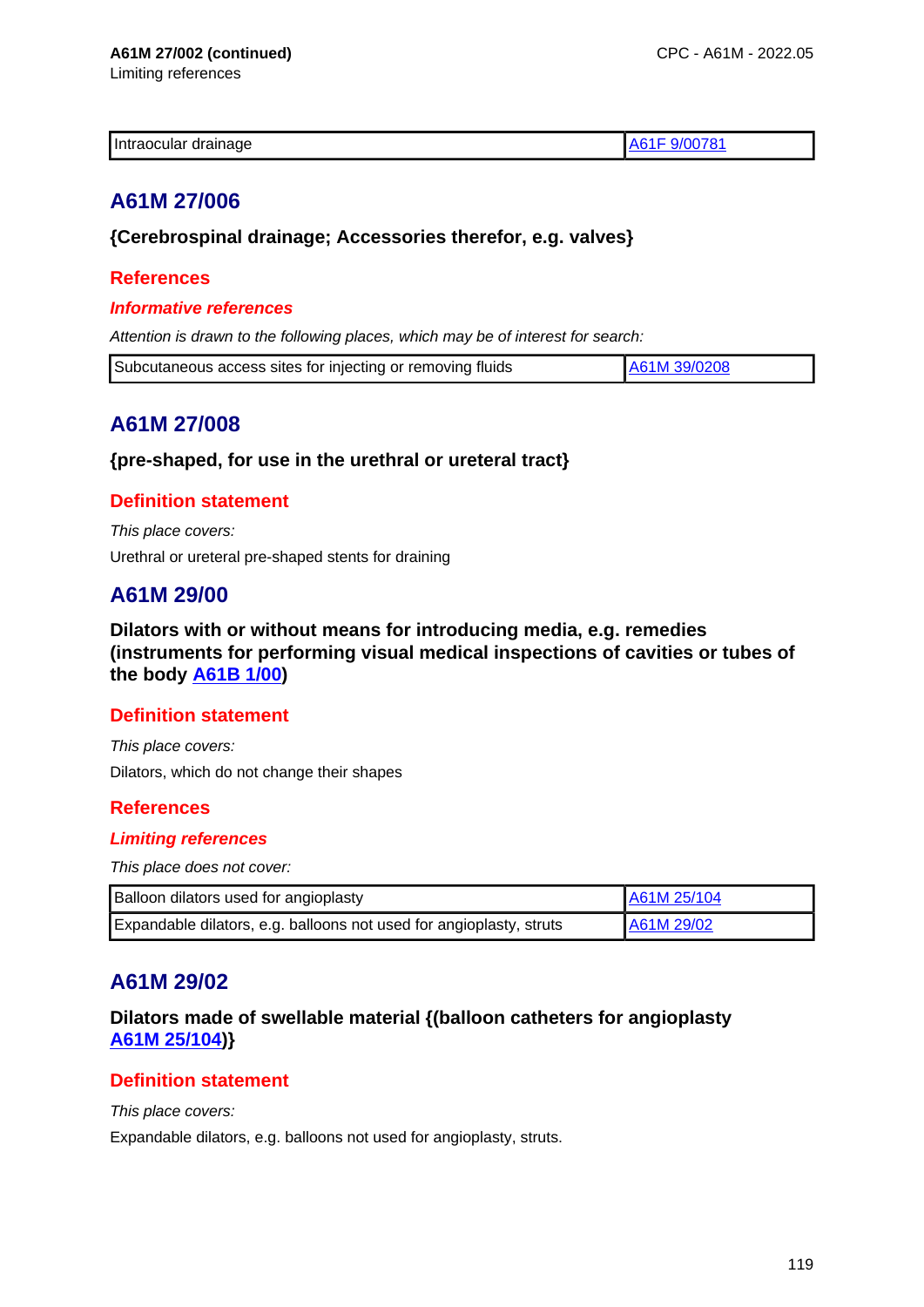**A61M 27/002 (continued)**

Limiting references

| | |
|---|---|
| Intraocular drainage | A61F 9/00781 |

## A61M 27/006

**{Cerebrospinal drainage; Accessories therefor, e.g. valves}**

### References

#### *Informative references*

*Attention is drawn to the following places, which may be of interest for search:*

| | |
|---|---|
| Subcutaneous access sites for injecting or removing fluids | A61M 39/0208 |

## A61M 27/008

**{pre-shaped, for use in the urethral or ureteral tract}**

### Definition statement

*This place covers:*

Urethral or ureteral pre-shaped stents for draining

## A61M 29/00

**Dilators with or without means for introducing media, e.g. remedies (instruments for performing visual medical inspections of cavities or tubes of the body A61B 1/00)**

### Definition statement

*This place covers:*

Dilators, which do not change their shapes

### References

#### *Limiting references*

*This place does not cover:*

| | |
|---|---|
| Balloon dilators used for angioplasty | A61M 25/104 |
| Expandable dilators, e.g. balloons not used for angioplasty, struts | A61M 29/02 |

## A61M 29/02

**Dilators made of swellable material {(balloon catheters for angioplasty A61M 25/104)}**

### Definition statement

*This place covers:*

Expandable dilators, e.g. balloons not used for angioplasty, struts.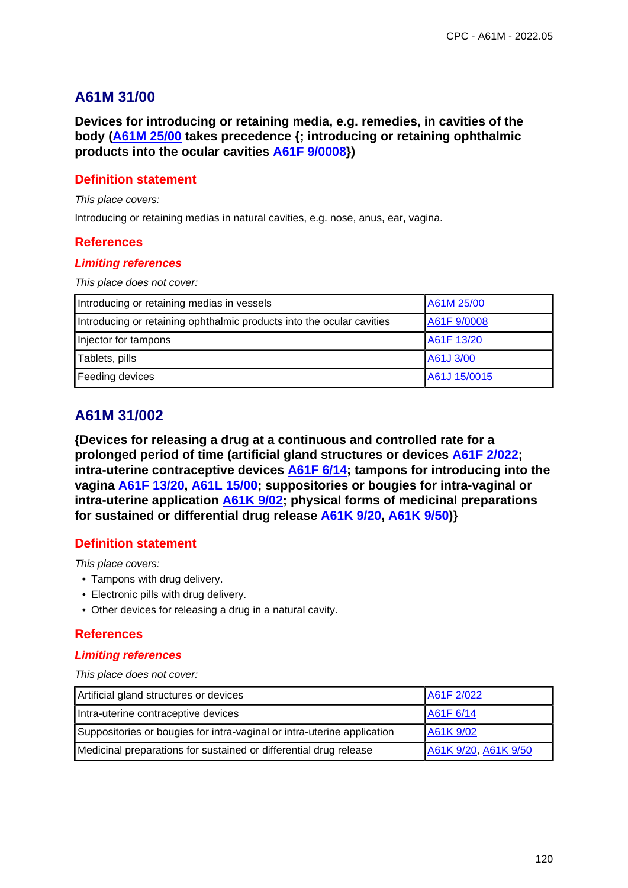## A61M 31/00

**Devices for introducing or retaining media, e.g. remedies, in cavities of the body (A61M 25/00 takes precedence {; introducing or retaining ophthalmic products into the ocular cavities A61F 9/0008})**

### Definition statement

*This place covers:*

Introducing or retaining medias in natural cavities, e.g. nose, anus, ear, vagina.

### References

#### *Limiting references*

*This place does not cover:*

| | |
|---|---|
| Introducing or retaining medias in vessels | A61M 25/00 |
| Introducing or retaining ophthalmic products into the ocular cavities | A61F 9/0008 |
| Injector for tampons | A61F 13/20 |
| Tablets, pills | A61J 3/00 |
| Feeding devices | A61J 15/0015 |

## A61M 31/002

**{Devices for releasing a drug at a continuous and controlled rate for a prolonged period of time (artificial gland structures or devices A61F 2/022; intra-uterine contraceptive devices A61F 6/14; tampons for introducing into the vagina A61F 13/20, A61L 15/00; suppositories or bougies for intra-vaginal or intra-uterine application A61K 9/02; physical forms of medicinal preparations for sustained or differential drug release A61K 9/20, A61K 9/50)}**

### Definition statement

*This place covers:*

- Tampons with drug delivery.
- Electronic pills with drug delivery.
- Other devices for releasing a drug in a natural cavity.

### References

#### *Limiting references*

*This place does not cover:*

| | |
|---|---|
| Artificial gland structures or devices | A61F 2/022 |
| Intra-uterine contraceptive devices | A61F 6/14 |
| Suppositories or bougies for intra-vaginal or intra-uterine application | A61K 9/02 |
| Medicinal preparations for sustained or differential drug release | A61K 9/20, A61K 9/50 |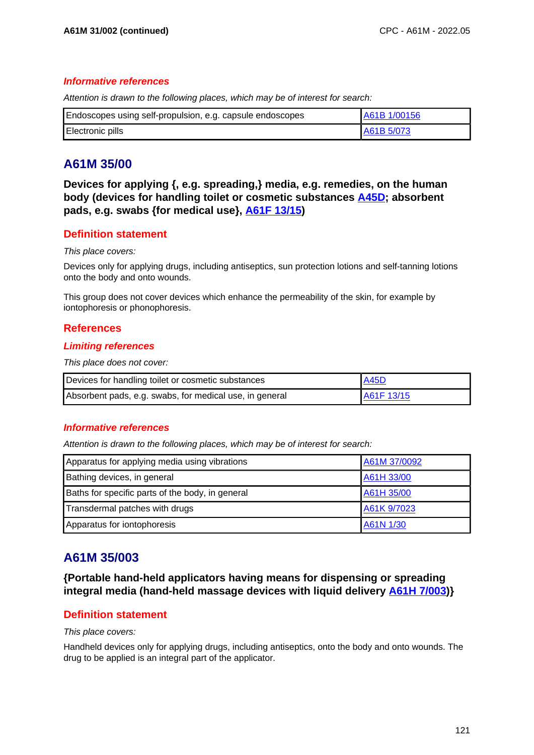### Informative references

*Attention is drawn to the following places, which may be of interest for search:*

| | |
|---|---|
| Endoscopes using self-propulsion, e.g. capsule endoscopes | A61B 1/00156 |
| Electronic pills | A61B 5/073 |

## A61M 35/00

**Devices for applying {, e.g. spreading,} media, e.g. remedies, on the human body (devices for handling toilet or cosmetic substances A45D; absorbent pads, e.g. swabs {for medical use}, A61F 13/15)**

### Definition statement

*This place covers:*

Devices only for applying drugs, including antiseptics, sun protection lotions and self-tanning lotions onto the body and onto wounds.

This group does not cover devices which enhance the permeability of the skin, for example by iontophoresis or phonophoresis.

### References

#### Limiting references

*This place does not cover:*

| | |
|---|---|
| Devices for handling toilet or cosmetic substances | A45D |
| Absorbent pads, e.g. swabs, for medical use, in general | A61F 13/15 |

#### Informative references

*Attention is drawn to the following places, which may be of interest for search:*

| | |
|---|---|
| Apparatus for applying media using vibrations | A61M 37/0092 |
| Bathing devices, in general | A61H 33/00 |
| Baths for specific parts of the body, in general | A61H 35/00 |
| Transdermal patches with drugs | A61K 9/7023 |
| Apparatus for iontophoresis | A61N 1/30 |

## A61M 35/003

**{Portable hand-held applicators having means for dispensing or spreading integral media (hand-held massage devices with liquid delivery A61H 7/003)}**

### Definition statement

*This place covers:*

Handheld devices only for applying drugs, including antiseptics, onto the body and onto wounds. The drug to be applied is an integral part of the applicator.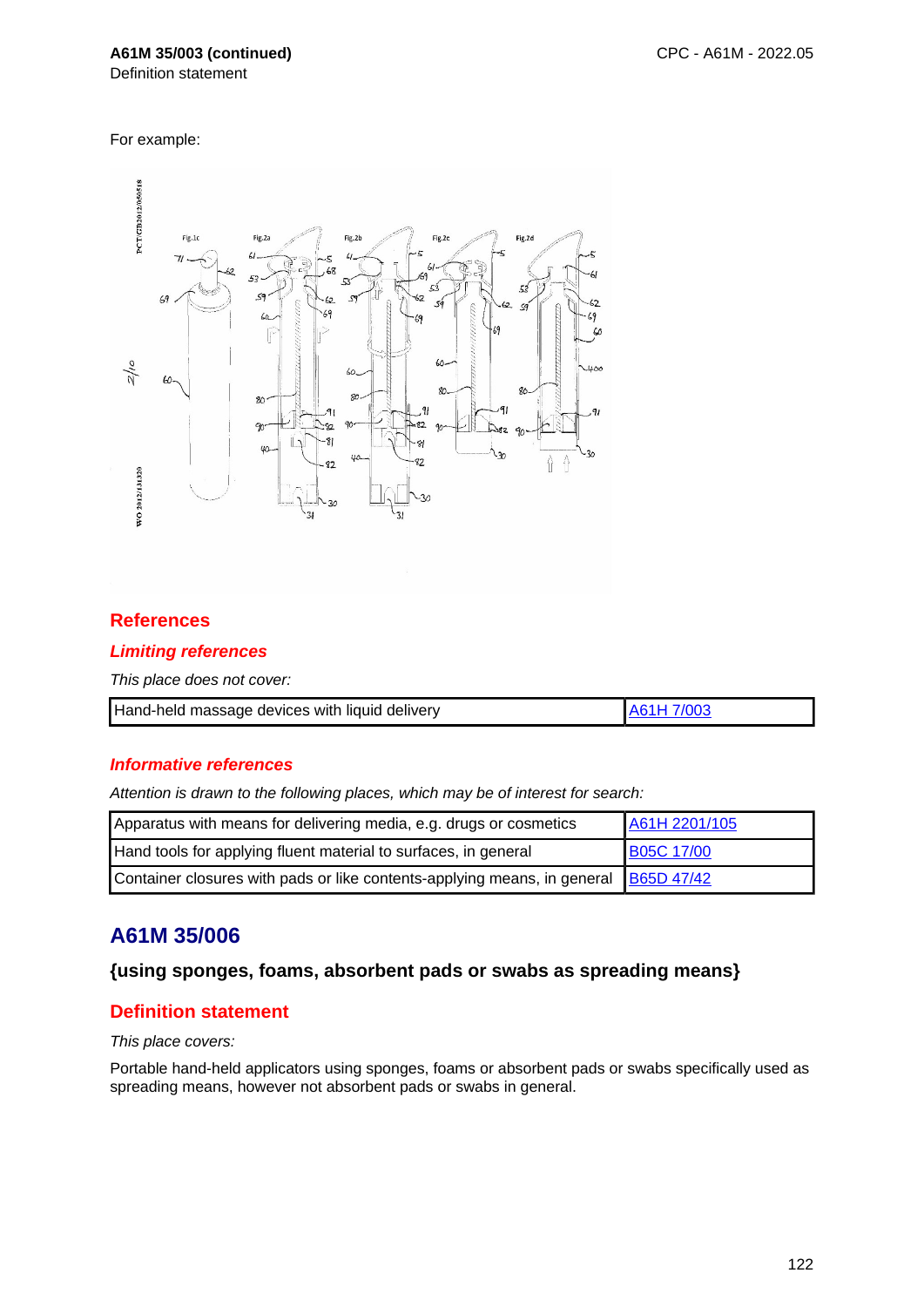**A61M 35/003 (continued)**
Definition statement

For example:

## References

### *Limiting references*

*This place does not cover:*

| Hand-held massage devices with liquid delivery | A61H 7/003 |
|---|---|

### *Informative references*

*Attention is drawn to the following places, which may be of interest for search:*

| Apparatus with means for delivering media, e.g. drugs or cosmetics | A61H 2201/105 |
|---|---|
| Hand tools for applying fluent material to surfaces, in general | B05C 17/00 |
| Container closures with pads or like contents-applying means, in general | B65D 47/42 |

# A61M 35/006

### {using sponges, foams, absorbent pads or swabs as spreading means}

## Definition statement

*This place covers:*

Portable hand-held applicators using sponges, foams or absorbent pads or swabs specifically used as spreading means, however not absorbent pads or swabs in general.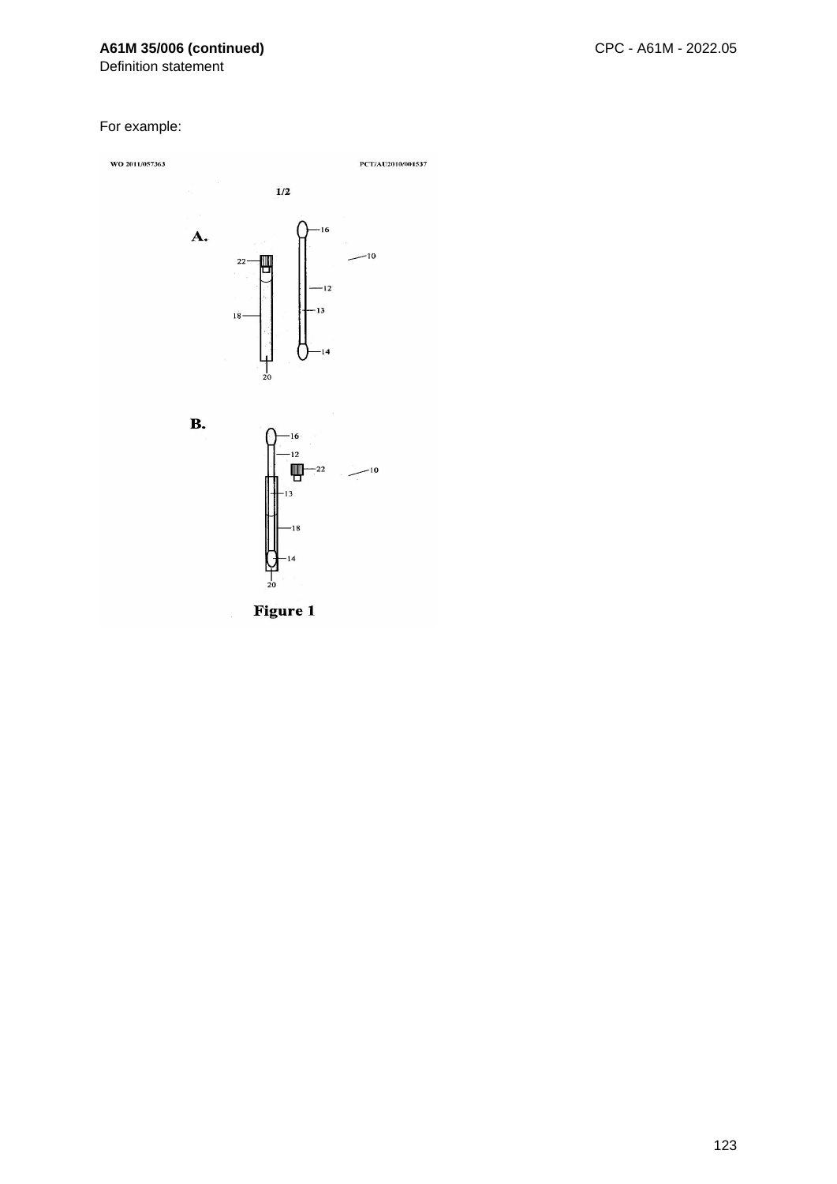For example: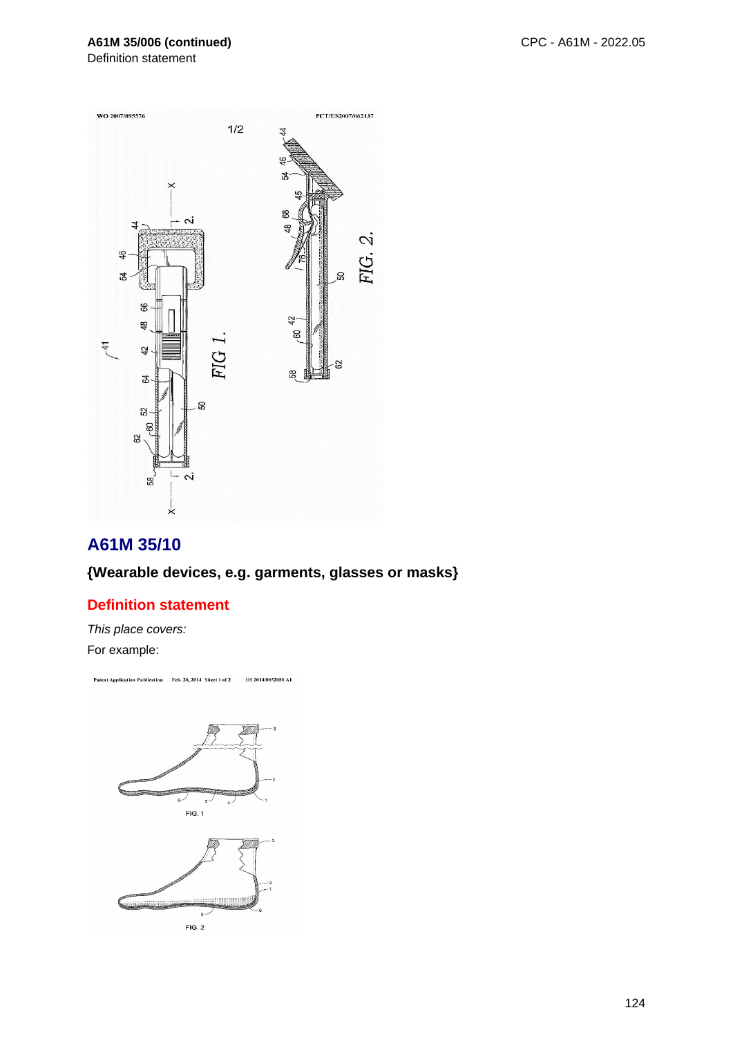## A61M 35/10

### {Wearable devices, e.g. garments, glasses or masks}

#### Definition statement

*This place covers:*

For example: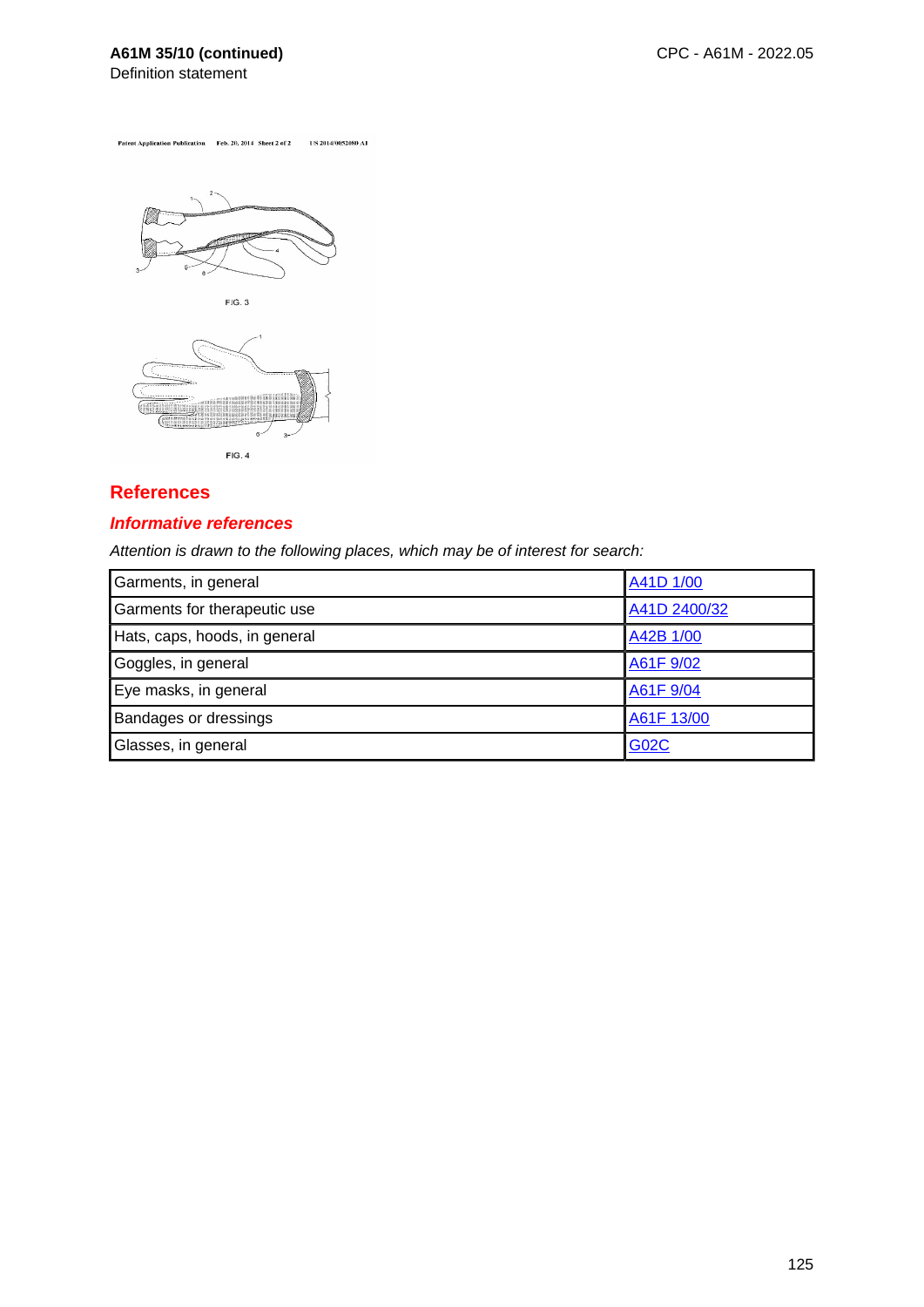Definition statement

FIG. 3

FIG. 4

## References

### *Informative references*

*Attention is drawn to the following places, which may be of interest for search:*

| | |
|---|---|
| Garments, in general | A41D 1/00 |
| Garments for therapeutic use | A41D 2400/32 |
| Hats, caps, hoods, in general | A42B 1/00 |
| Goggles, in general | A61F 9/02 |
| Eye masks, in general | A61F 9/04 |
| Bandages or dressings | A61F 13/00 |
| Glasses, in general | G02C |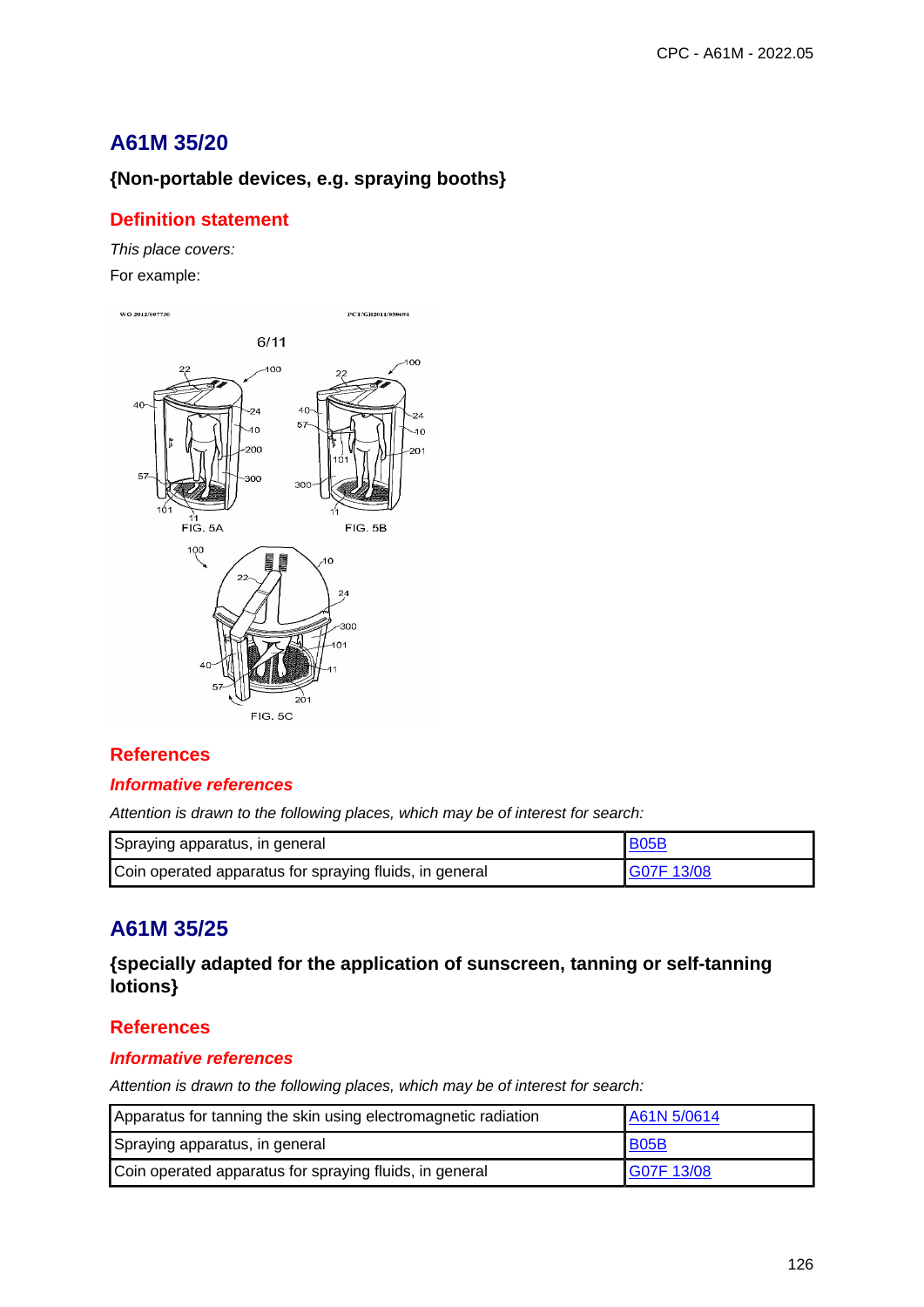## A61M 35/20

### {Non-portable devices, e.g. spraying booths}

#### Definition statement

*This place covers:*

For example:

#### References

##### *Informative references*

*Attention is drawn to the following places, which may be of interest for search:*

| | |
|---|---|
| Spraying apparatus, in general | B05B |
| Coin operated apparatus for spraying fluids, in general | G07F 13/08 |

## A61M 35/25

### {specially adapted for the application of sunscreen, tanning or self-tanning lotions}

#### References

##### *Informative references*

*Attention is drawn to the following places, which may be of interest for search:*

| | |
|---|---|
| Apparatus for tanning the skin using electromagnetic radiation | A61N 5/0614 |
| Spraying apparatus, in general | B05B |
| Coin operated apparatus for spraying fluids, in general | G07F 13/08 |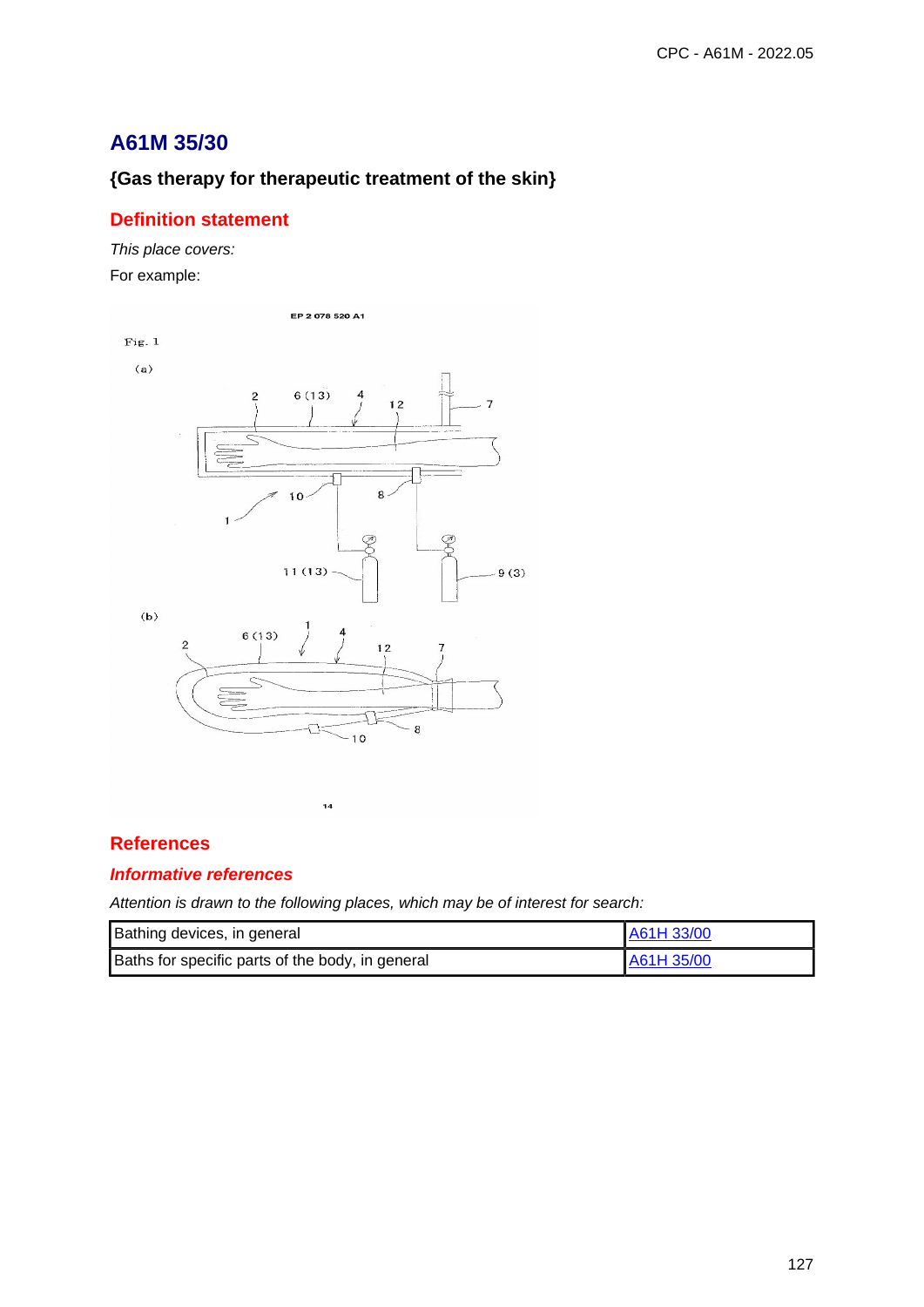# A61M 35/30

## {Gas therapy for therapeutic treatment of the skin}

## Definition statement

*This place covers:*

For example:

## References

### *Informative references*

*Attention is drawn to the following places, which may be of interest for search:*

| Bathing devices, in general | A61H 33/00 |
|---|---|
| Baths for specific parts of the body, in general | A61H 35/00 |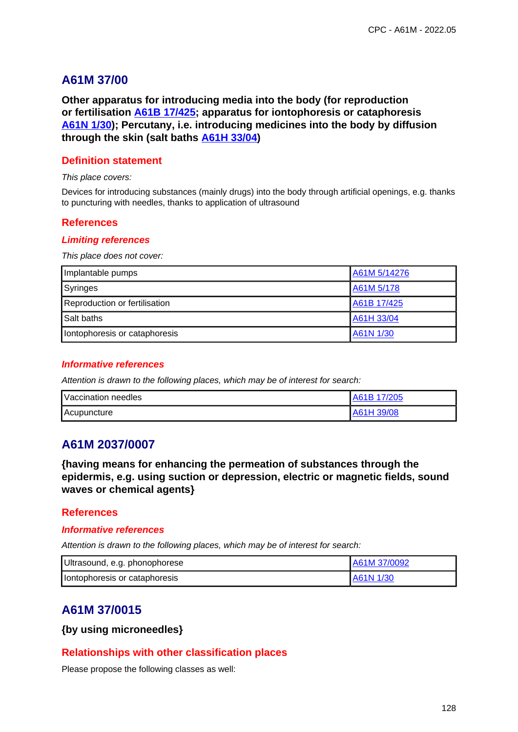## A61M 37/00

**Other apparatus for introducing media into the body (for reproduction or fertilisation A61B 17/425; apparatus for iontophoresis or cataphoresis A61N 1/30); Percutany, i.e. introducing medicines into the body by diffusion through the skin (salt baths A61H 33/04)**

### Definition statement

*This place covers:*

Devices for introducing substances (mainly drugs) into the body through artificial openings, e.g. thanks to puncturing with needles, thanks to application of ultrasound

### References

#### *Limiting references*

*This place does not cover:*

| | |
|---|---|
| Implantable pumps | A61M 5/14276 |
| Syringes | A61M 5/178 |
| Reproduction or fertilisation | A61B 17/425 |
| Salt baths | A61H 33/04 |
| Iontophoresis or cataphoresis | A61N 1/30 |

#### *Informative references*

*Attention is drawn to the following places, which may be of interest for search:*

| | |
|---|---|
| Vaccination needles | A61B 17/205 |
| Acupuncture | A61H 39/08 |

## A61M 2037/0007

**{having means for enhancing the permeation of substances through the epidermis, e.g. using suction or depression, electric or magnetic fields, sound waves or chemical agents}**

### References

#### *Informative references*

*Attention is drawn to the following places, which may be of interest for search:*

| | |
|---|---|
| Ultrasound, e.g. phonophorese | A61M 37/0092 |
| Iontophoresis or cataphoresis | A61N 1/30 |

## A61M 37/0015

**{by using microneedles}**

### Relationships with other classification places

Please propose the following classes as well: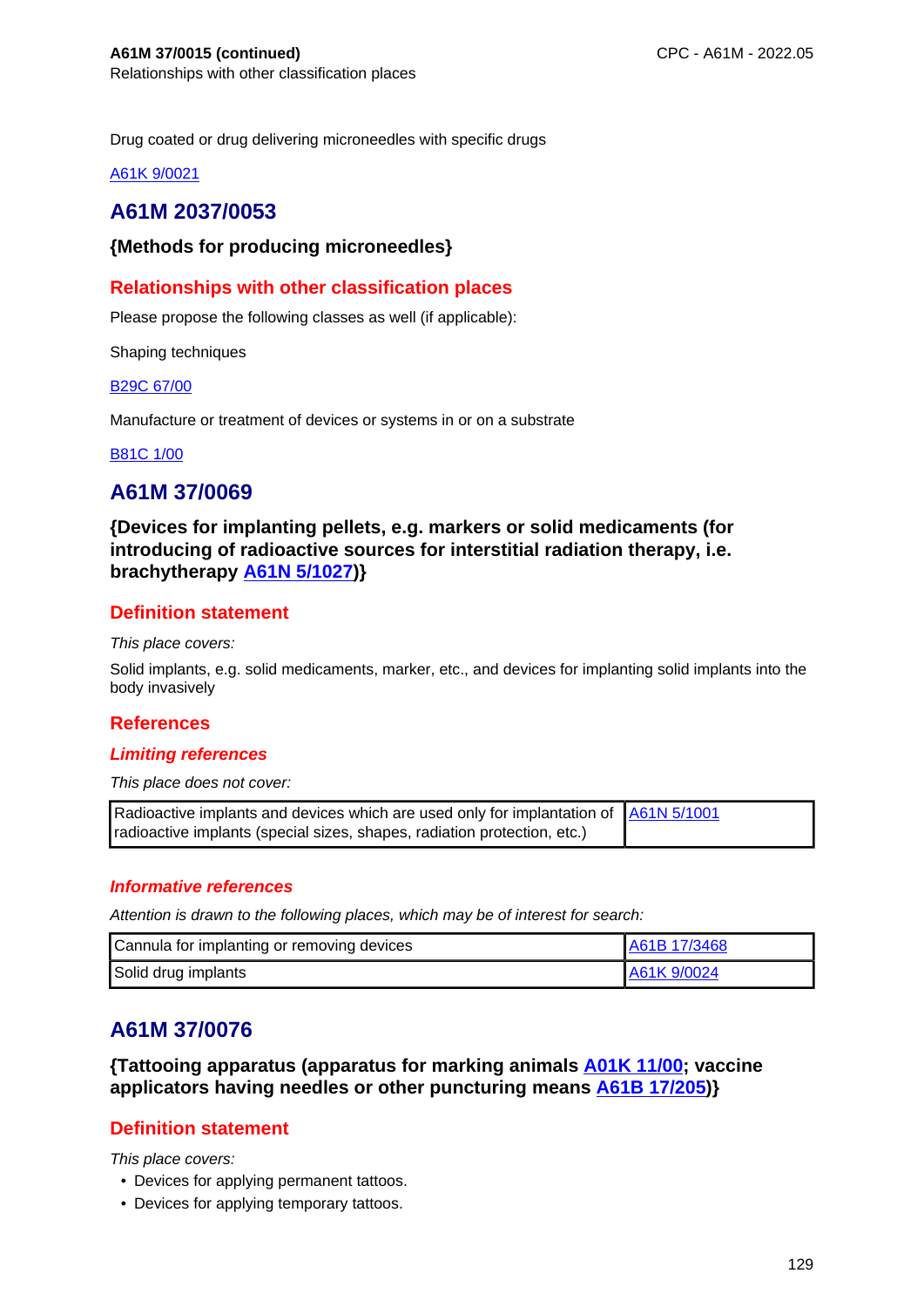Drug coated or drug delivering microneedles with specific drugs

A61K 9/0021

## A61M 2037/0053

### {Methods for producing microneedles}

#### Relationships with other classification places

Please propose the following classes as well (if applicable):

Shaping techniques

B29C 67/00

Manufacture or treatment of devices or systems in or on a substrate

B81C 1/00

## A61M 37/0069

### {Devices for implanting pellets, e.g. markers or solid medicaments (for introducing of radioactive sources for interstitial radiation therapy, i.e. brachytherapy A61N 5/1027)}

#### Definition statement

*This place covers:*

Solid implants, e.g. solid medicaments, marker, etc., and devices for implanting solid implants into the body invasively

#### References

##### *Limiting references*

*This place does not cover:*

| Radioactive implants and devices which are used only for implantation of radioactive implants (special sizes, shapes, radiation protection, etc.) | A61N 5/1001 |
|---|---|

##### *Informative references*

*Attention is drawn to the following places, which may be of interest for search:*

| Cannula for implanting or removing devices | A61B 17/3468 |
|---|---|
| Solid drug implants | A61K 9/0024 |

## A61M 37/0076

### {Tattooing apparatus (apparatus for marking animals A01K 11/00; vaccine applicators having needles or other puncturing means A61B 17/205)}

#### Definition statement

*This place covers:*

- Devices for applying permanent tattoos.
- Devices for applying temporary tattoos.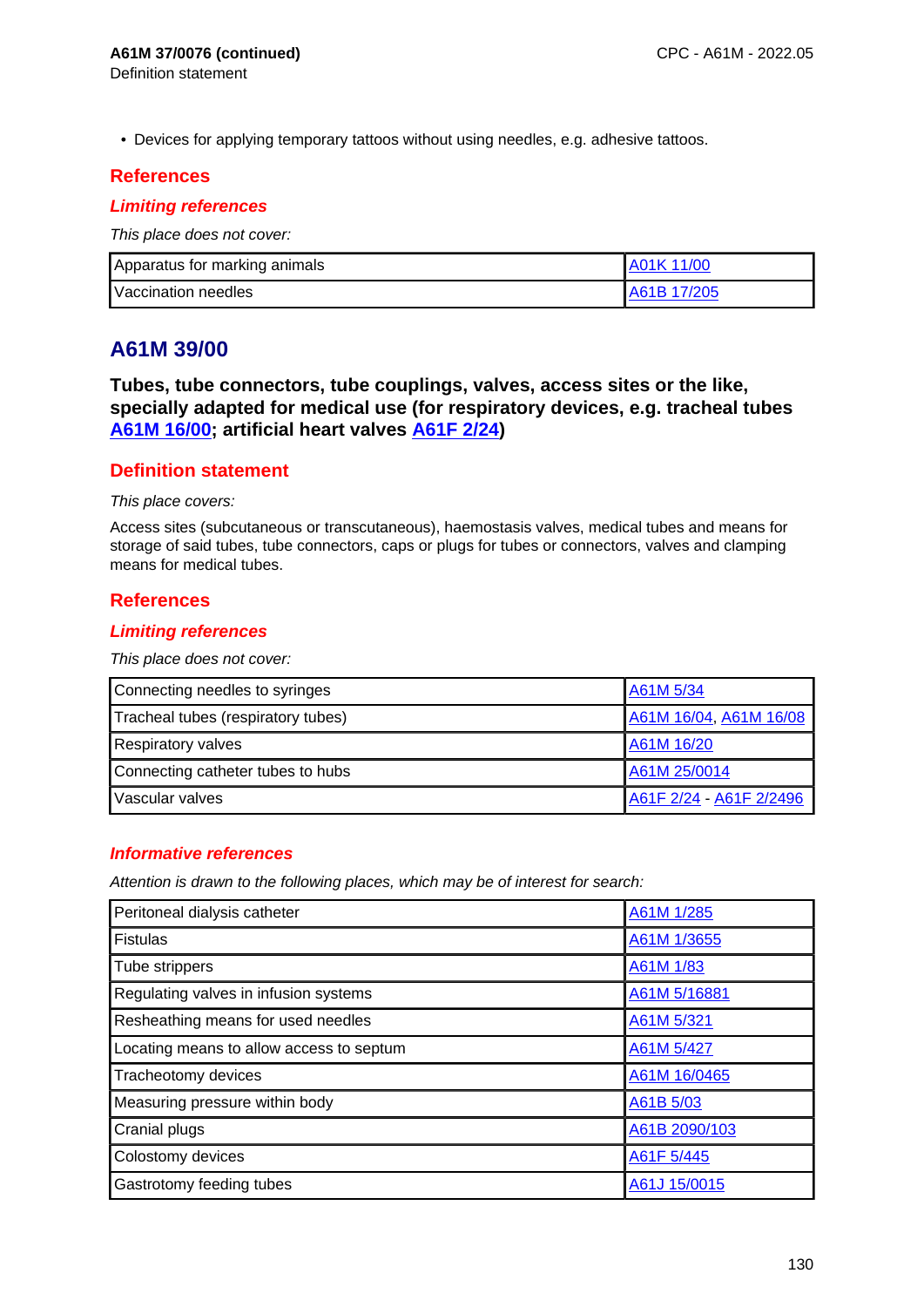- Devices for applying temporary tattoos without using needles, e.g. adhesive tattoos.

## References

### *Limiting references*

*This place does not cover:*

| | |
|---|---|
| Apparatus for marking animals | A01K 11/00 |
| Vaccination needles | A61B 17/205 |

# A61M 39/00

**Tubes, tube connectors, tube couplings, valves, access sites or the like, specially adapted for medical use (for respiratory devices, e.g. tracheal tubes A61M 16/00; artificial heart valves A61F 2/24)**

## Definition statement

*This place covers:*

Access sites (subcutaneous or transcutaneous), haemostasis valves, medical tubes and means for storage of said tubes, tube connectors, caps or plugs for tubes or connectors, valves and clamping means for medical tubes.

## References

### *Limiting references*

*This place does not cover:*

| | |
|---|---|
| Connecting needles to syringes | A61M 5/34 |
| Tracheal tubes (respiratory tubes) | A61M 16/04, A61M 16/08 |
| Respiratory valves | A61M 16/20 |
| Connecting catheter tubes to hubs | A61M 25/0014 |
| Vascular valves | A61F 2/24 - A61F 2/2496 |

### *Informative references*

*Attention is drawn to the following places, which may be of interest for search:*

| | |
|---|---|
| Peritoneal dialysis catheter | A61M 1/285 |
| Fistulas | A61M 1/3655 |
| Tube strippers | A61M 1/83 |
| Regulating valves in infusion systems | A61M 5/16881 |
| Resheathing means for used needles | A61M 5/321 |
| Locating means to allow access to septum | A61M 5/427 |
| Tracheotomy devices | A61M 16/0465 |
| Measuring pressure within body | A61B 5/03 |
| Cranial plugs | A61B 2090/103 |
| Colostomy devices | A61F 5/445 |
| Gastrotomy feeding tubes | A61J 15/0015 |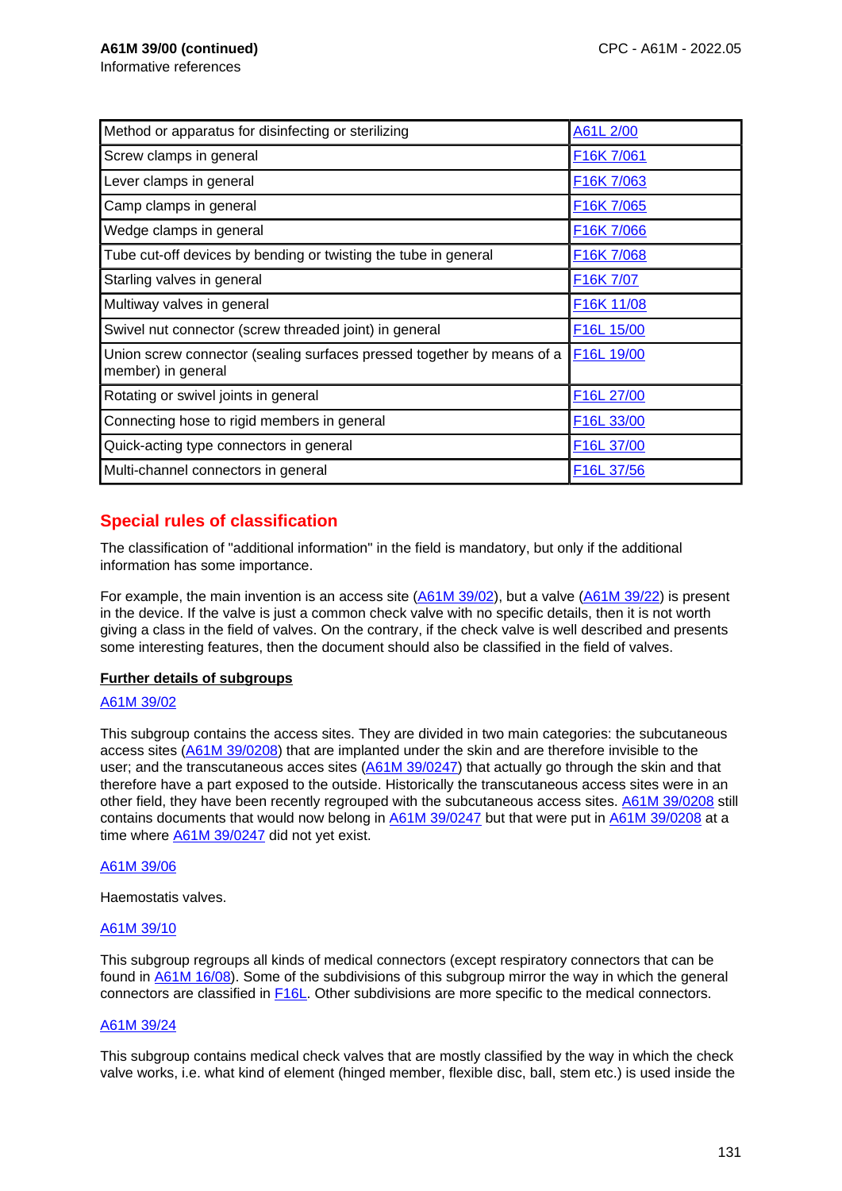**A61M 39/00 (continued)**

Informative references

| Method or apparatus for disinfecting or sterilizing | A61L 2/00 |
|---|---|
| Screw clamps in general | F16K 7/061 |
| Lever clamps in general | F16K 7/063 |
| Camp clamps in general | F16K 7/065 |
| Wedge clamps in general | F16K 7/066 |
| Tube cut-off devices by bending or twisting the tube in general | F16K 7/068 |
| Starling valves in general | F16K 7/07 |
| Multiway valves in general | F16K 11/08 |
| Swivel nut connector (screw threaded joint) in general | F16L 15/00 |
| Union screw connector (sealing surfaces pressed together by means of a member) in general | F16L 19/00 |
| Rotating or swivel joints in general | F16L 27/00 |
| Connecting hose to rigid members in general | F16L 33/00 |
| Quick-acting type connectors in general | F16L 37/00 |
| Multi-channel connectors in general | F16L 37/56 |

## Special rules of classification

The classification of "additional information" in the field is mandatory, but only if the additional information has some importance.

For example, the main invention is an access site (A61M 39/02), but a valve (A61M 39/22) is present in the device. If the valve is just a common check valve with no specific details, then it is not worth giving a class in the field of valves. On the contrary, if the check valve is well described and presents some interesting features, then the document should also be classified in the field of valves.

**Further details of subgroups**

A61M 39/02

This subgroup contains the access sites. They are divided in two main categories: the subcutaneous access sites (A61M 39/0208) that are implanted under the skin and are therefore invisible to the user; and the transcutaneous acces sites (A61M 39/0247) that actually go through the skin and that therefore have a part exposed to the outside. Historically the transcutaneous access sites were in an other field, they have been recently regrouped with the subcutaneous access sites. A61M 39/0208 still contains documents that would now belong in A61M 39/0247 but that were put in A61M 39/0208 at a time where A61M 39/0247 did not yet exist.

A61M 39/06

Haemostatis valves.

A61M 39/10

This subgroup regroups all kinds of medical connectors (except respiratory connectors that can be found in A61M 16/08). Some of the subdivisions of this subgroup mirror the way in which the general connectors are classified in F16L. Other subdivisions are more specific to the medical connectors.

A61M 39/24

This subgroup contains medical check valves that are mostly classified by the way in which the check valve works, i.e. what kind of element (hinged member, flexible disc, ball, stem etc.) is used inside the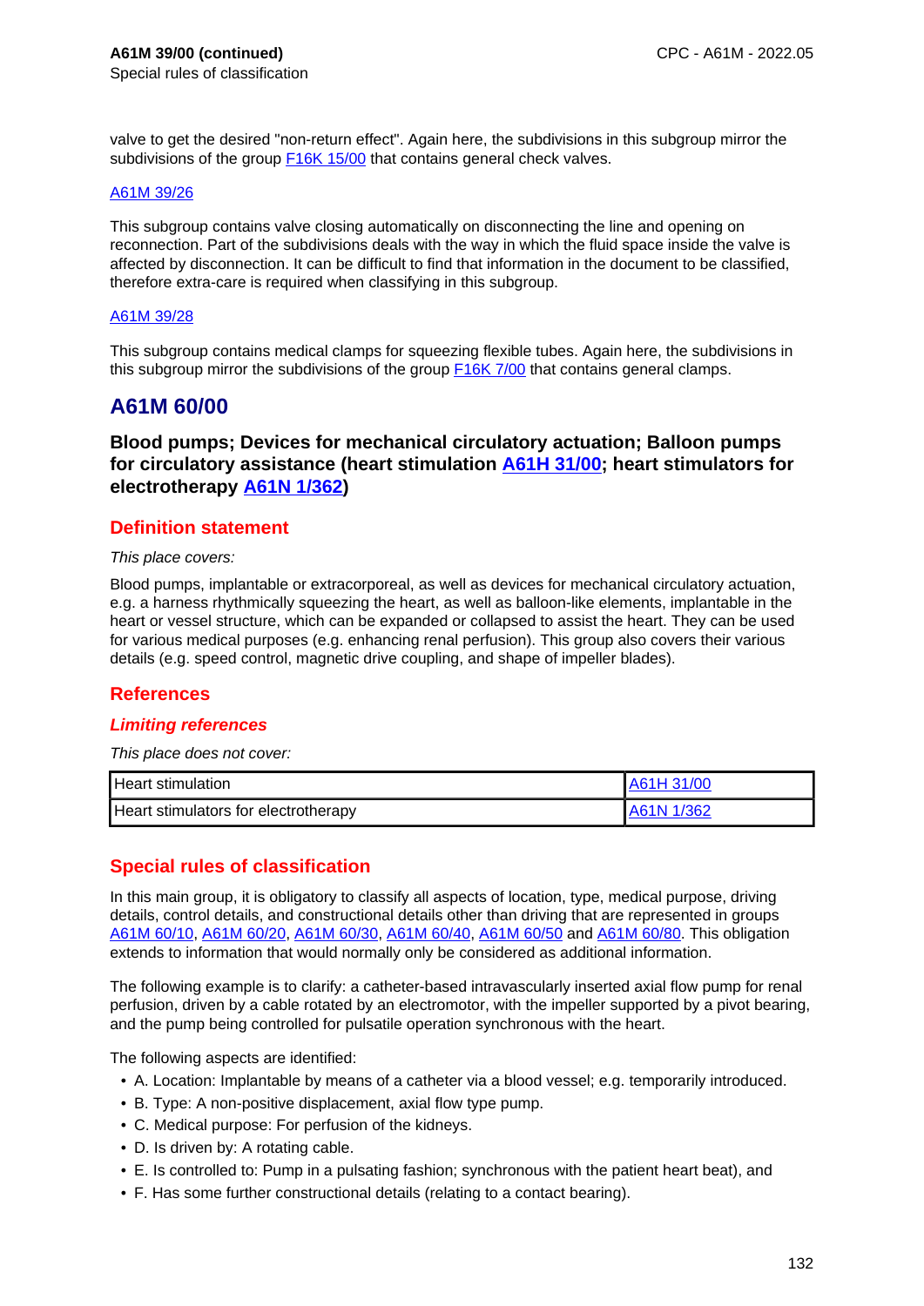valve to get the desired "non-return effect". Again here, the subdivisions in this subgroup mirror the subdivisions of the group F16K 15/00 that contains general check valves.

A61M 39/26

This subgroup contains valve closing automatically on disconnecting the line and opening on reconnection. Part of the subdivisions deals with the way in which the fluid space inside the valve is affected by disconnection. It can be difficult to find that information in the document to be classified, therefore extra-care is required when classifying in this subgroup.

A61M 39/28

This subgroup contains medical clamps for squeezing flexible tubes. Again here, the subdivisions in this subgroup mirror the subdivisions of the group F16K 7/00 that contains general clamps.

## A61M 60/00

**Blood pumps; Devices for mechanical circulatory actuation; Balloon pumps for circulatory assistance (heart stimulation A61H 31/00; heart stimulators for electrotherapy A61N 1/362)**

### Definition statement

*This place covers:*

Blood pumps, implantable or extracorporeal, as well as devices for mechanical circulatory actuation, e.g. a harness rhythmically squeezing the heart, as well as balloon-like elements, implantable in the heart or vessel structure, which can be expanded or collapsed to assist the heart. They can be used for various medical purposes (e.g. enhancing renal perfusion). This group also covers their various details (e.g. speed control, magnetic drive coupling, and shape of impeller blades).

### References

#### *Limiting references*

*This place does not cover:*

| | |
|---|---|
| Heart stimulation | A61H 31/00 |
| Heart stimulators for electrotherapy | A61N 1/362 |

### Special rules of classification

In this main group, it is obligatory to classify all aspects of location, type, medical purpose, driving details, control details, and constructional details other than driving that are represented in groups A61M 60/10, A61M 60/20, A61M 60/30, A61M 60/40, A61M 60/50 and A61M 60/80. This obligation extends to information that would normally only be considered as additional information.

The following example is to clarify: a catheter-based intravascularly inserted axial flow pump for renal perfusion, driven by a cable rotated by an electromotor, with the impeller supported by a pivot bearing, and the pump being controlled for pulsatile operation synchronous with the heart.

The following aspects are identified:

- A. Location: Implantable by means of a catheter via a blood vessel; e.g. temporarily introduced.
- B. Type: A non-positive displacement, axial flow type pump.
- C. Medical purpose: For perfusion of the kidneys.
- D. Is driven by: A rotating cable.
- E. Is controlled to: Pump in a pulsating fashion; synchronous with the patient heart beat), and
- F. Has some further constructional details (relating to a contact bearing).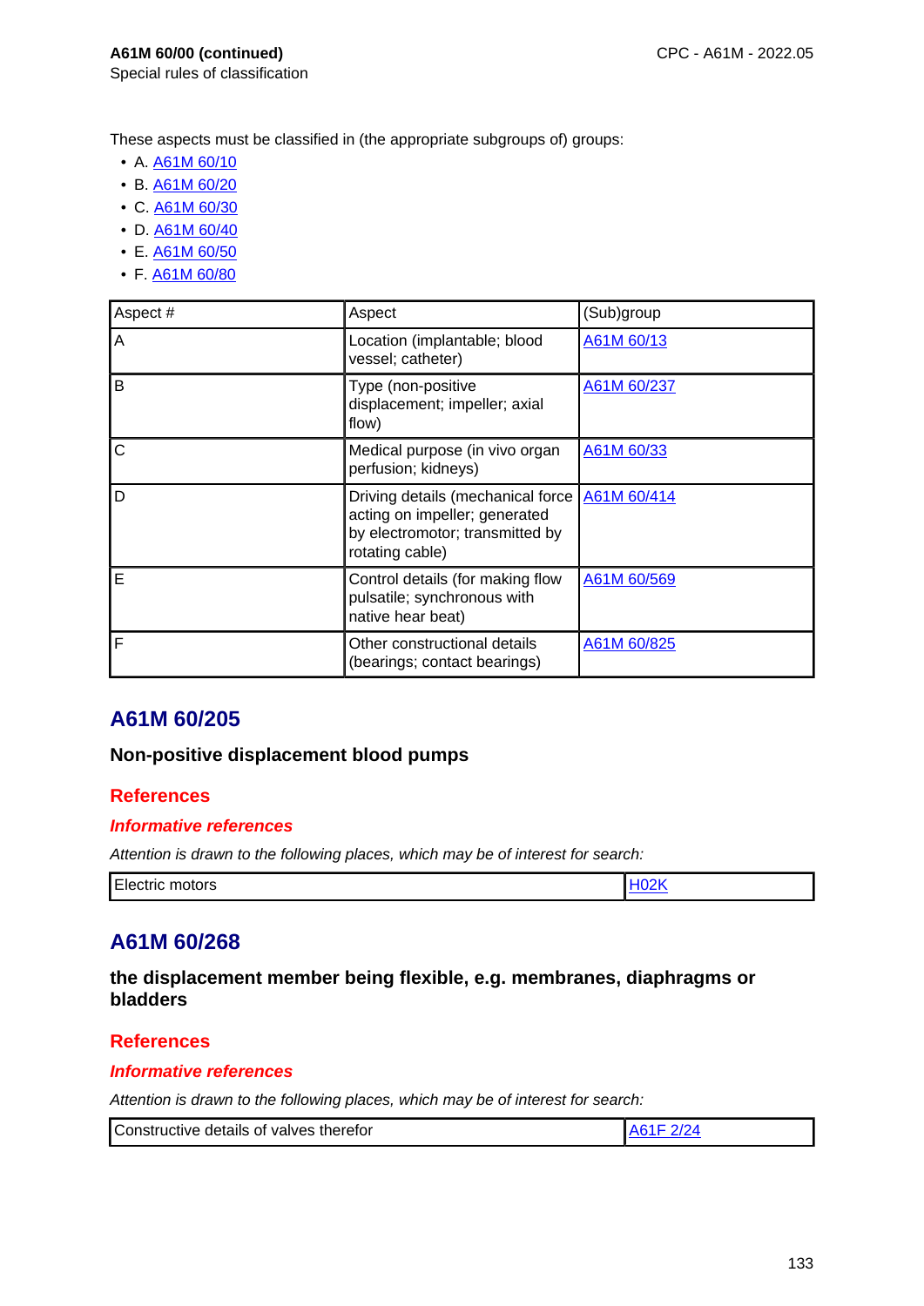**A61M 60/00 (continued)**
Special rules of classification

These aspects must be classified in (the appropriate subgroups of) groups:

- A. A61M 60/10
- B. A61M 60/20
- C. A61M 60/30
- D. A61M 60/40
- E. A61M 60/50
- F. A61M 60/80

| Aspect # | Aspect | (Sub)group |
|---|---|---|
| A | Location (implantable; blood vessel; catheter) | A61M 60/13 |
| B | Type (non-positive displacement; impeller; axial flow) | A61M 60/237 |
| C | Medical purpose (in vivo organ perfusion; kidneys) | A61M 60/33 |
| D | Driving details (mechanical force acting on impeller; generated by electromotor; transmitted by rotating cable) | A61M 60/414 |
| E | Control details (for making flow pulsatile; synchronous with native hear beat) | A61M 60/569 |
| F | Other constructional details (bearings; contact bearings) | A61M 60/825 |

## A61M 60/205

### Non-positive displacement blood pumps

#### References

##### *Informative references*

*Attention is drawn to the following places, which may be of interest for search:*

| | |
|---|---|
| Electric motors | H02K |

## A61M 60/268

### the displacement member being flexible, e.g. membranes, diaphragms or bladders

#### References

##### *Informative references*

*Attention is drawn to the following places, which may be of interest for search:*

| | |
|---|---|
| Constructive details of valves therefor | A61F 2/24 |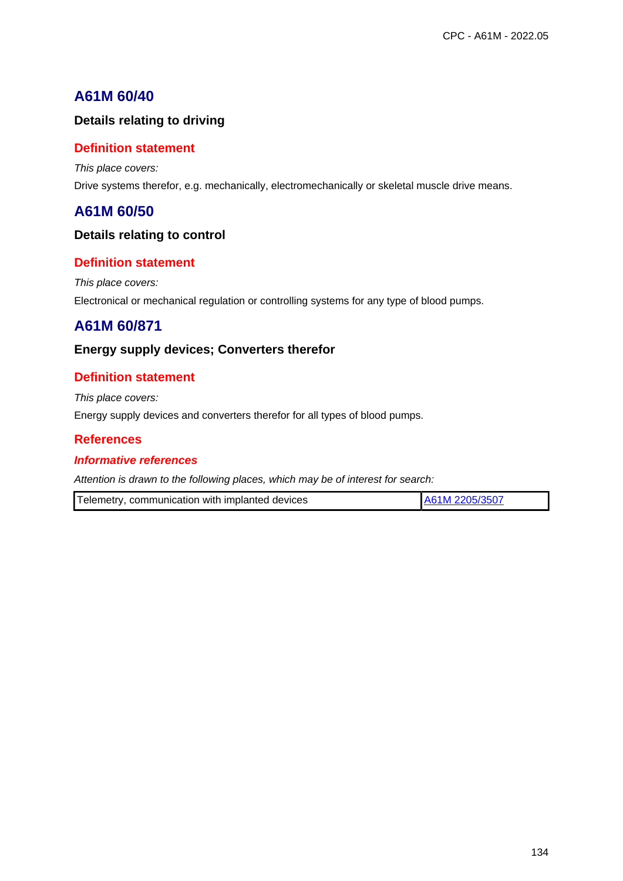## A61M 60/40

**Details relating to driving**

### Definition statement

*This place covers:*

Drive systems therefor, e.g. mechanically, electromechanically or skeletal muscle drive means.

## A61M 60/50

**Details relating to control**

### Definition statement

*This place covers:*

Electronical or mechanical regulation or controlling systems for any type of blood pumps.

## A61M 60/871

**Energy supply devices; Converters therefor**

### Definition statement

*This place covers:*

Energy supply devices and converters therefor for all types of blood pumps.

### References

#### *Informative references*

*Attention is drawn to the following places, which may be of interest for search:*

| | |
|---|---|
| Telemetry, communication with implanted devices | A61M 2205/3507 |